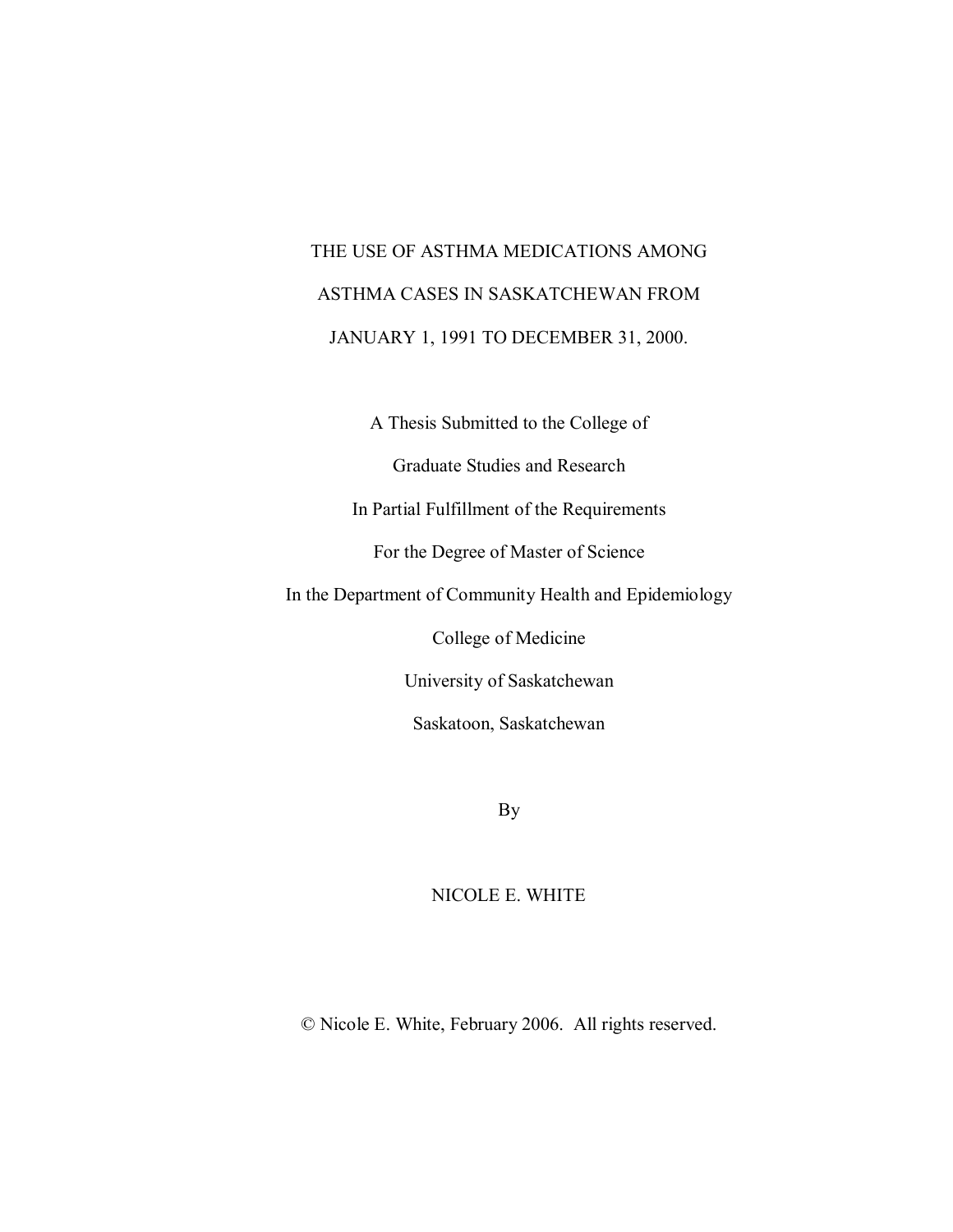# THE USE OF ASTHMA MEDICATIONS AMONG ASTHMA CASES IN SASKATCHEWAN FROM JANUARY 1, 1991 TO DECEMBER 31, 2000.

A Thesis Submitted to the College of

Graduate Studies and Research

In Partial Fulfillment of the Requirements

For the Degree of Master of Science

In the Department of Community Health and Epidemiology

College of Medicine

University of Saskatchewan

Saskatoon, Saskatchewan

By

NICOLE E. WHITE

© Nicole E. White, February 2006. All rights reserved.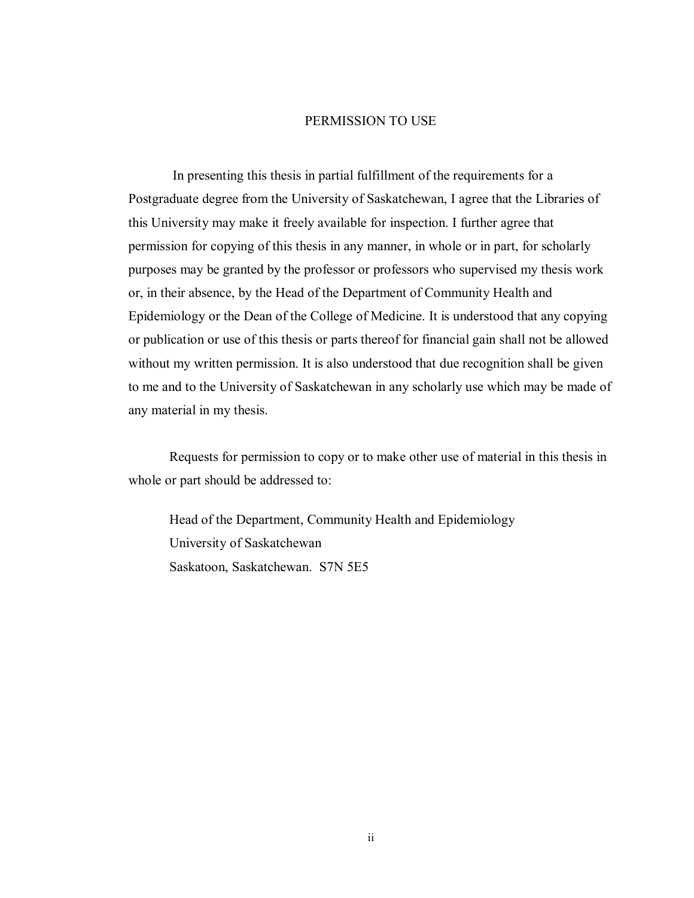# PERMISSION TO USE

In presenting this thesis in partial fulfillment of the requirements for a Postgraduate degree from the University of Saskatchewan, I agree that the Libraries of this University may make it freely available for inspection. I further agree that permission for copying of this thesis in any manner, in whole or in part, for scholarly purposes may be granted by the professor or professors who supervised my thesis work or, in their absence, by the Head of the Department of Community Health and Epidemiology or the Dean of the College of Medicine. It is understood that any copying or publication or use of this thesis or parts thereof for financial gain shall not be allowed without my written permission. It is also understood that due recognition shall be given to me and to the University of Saskatchewan in any scholarly use which may be made of any material in my thesis.

Requests for permission to copy or to make other use of material in this thesis in whole or part should be addressed to:

Head of the Department, Community Health and Epidemiology
University of Saskatchewan
Saskatoon, Saskatchewan. S7N 5E5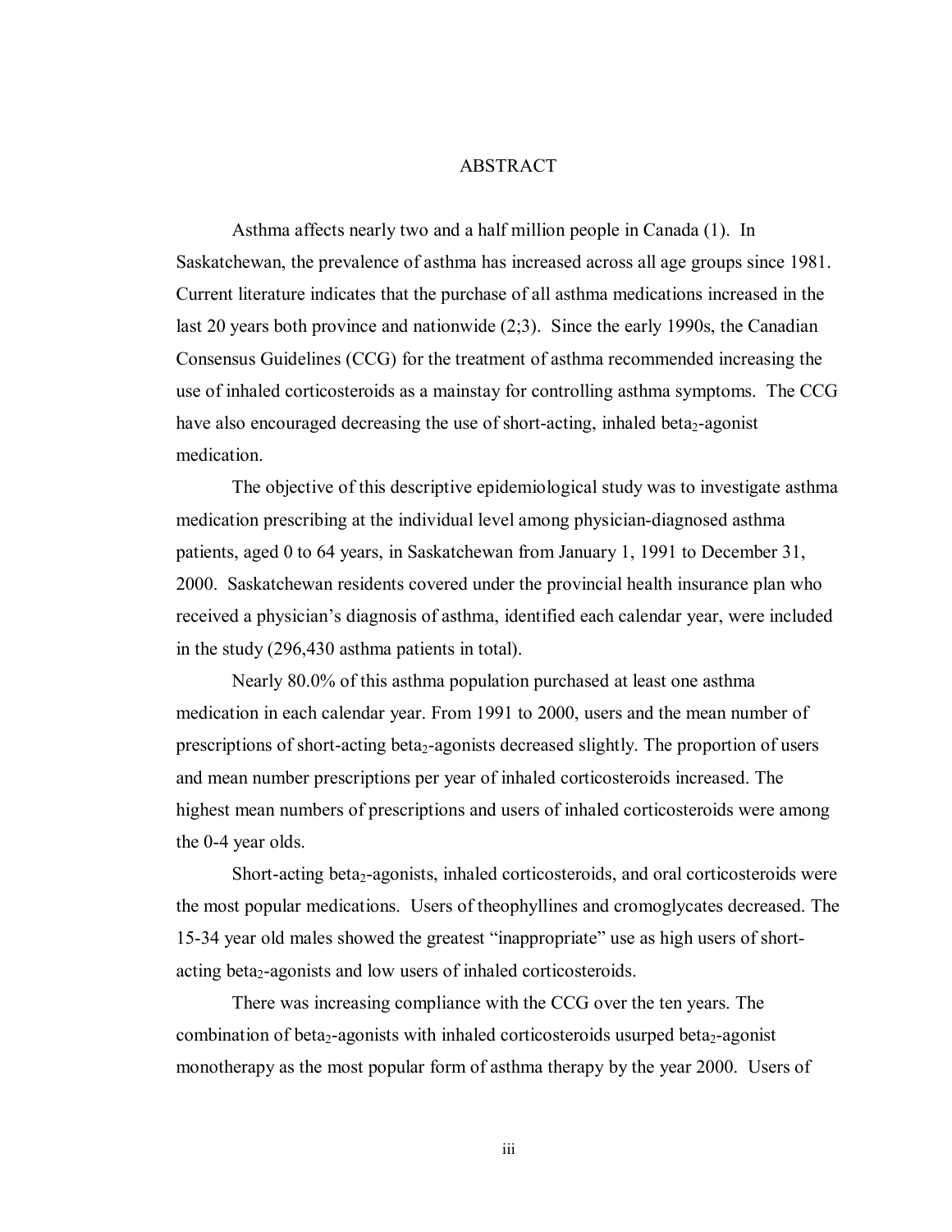# ABSTRACT

Asthma affects nearly two and a half million people in Canada (1). In Saskatchewan, the prevalence of asthma has increased across all age groups since 1981. Current literature indicates that the purchase of all asthma medications increased in the last 20 years both province and nationwide (2;3). Since the early 1990s, the Canadian Consensus Guidelines (CCG) for the treatment of asthma recommended increasing the use of inhaled corticosteroids as a mainstay for controlling asthma symptoms. The CCG have also encouraged decreasing the use of short-acting, inhaled $beta_2$-agonist medication.

The objective of this descriptive epidemiological study was to investigate asthma medication prescribing at the individual level among physician-diagnosed asthma patients, aged 0 to 64 years, in Saskatchewan from January 1, 1991 to December 31, 2000. Saskatchewan residents covered under the provincial health insurance plan who received a physician's diagnosis of asthma, identified each calendar year, were included in the study (296,430 asthma patients in total).

Nearly 80.0% of this asthma population purchased at least one asthma medication in each calendar year. From 1991 to 2000, users and the mean number of prescriptions of short-acting $beta_2$-agonists decreased slightly. The proportion of users and mean number prescriptions per year of inhaled corticosteroids increased. The highest mean numbers of prescriptions and users of inhaled corticosteroids were among the 0-4 year olds.

Short-acting $beta_2$-agonists, inhaled corticosteroids, and oral corticosteroids were the most popular medications. Users of theophyllines and cromoglycates decreased. The 15-34 year old males showed the greatest "inappropriate" use as high users of short-acting $beta_2$-agonists and low users of inhaled corticosteroids.

There was increasing compliance with the CCG over the ten years. The combination of $beta_2$-agonists with inhaled corticosteroids usurped $beta_2$-agonist monotherapy as the most popular form of asthma therapy by the year 2000. Users of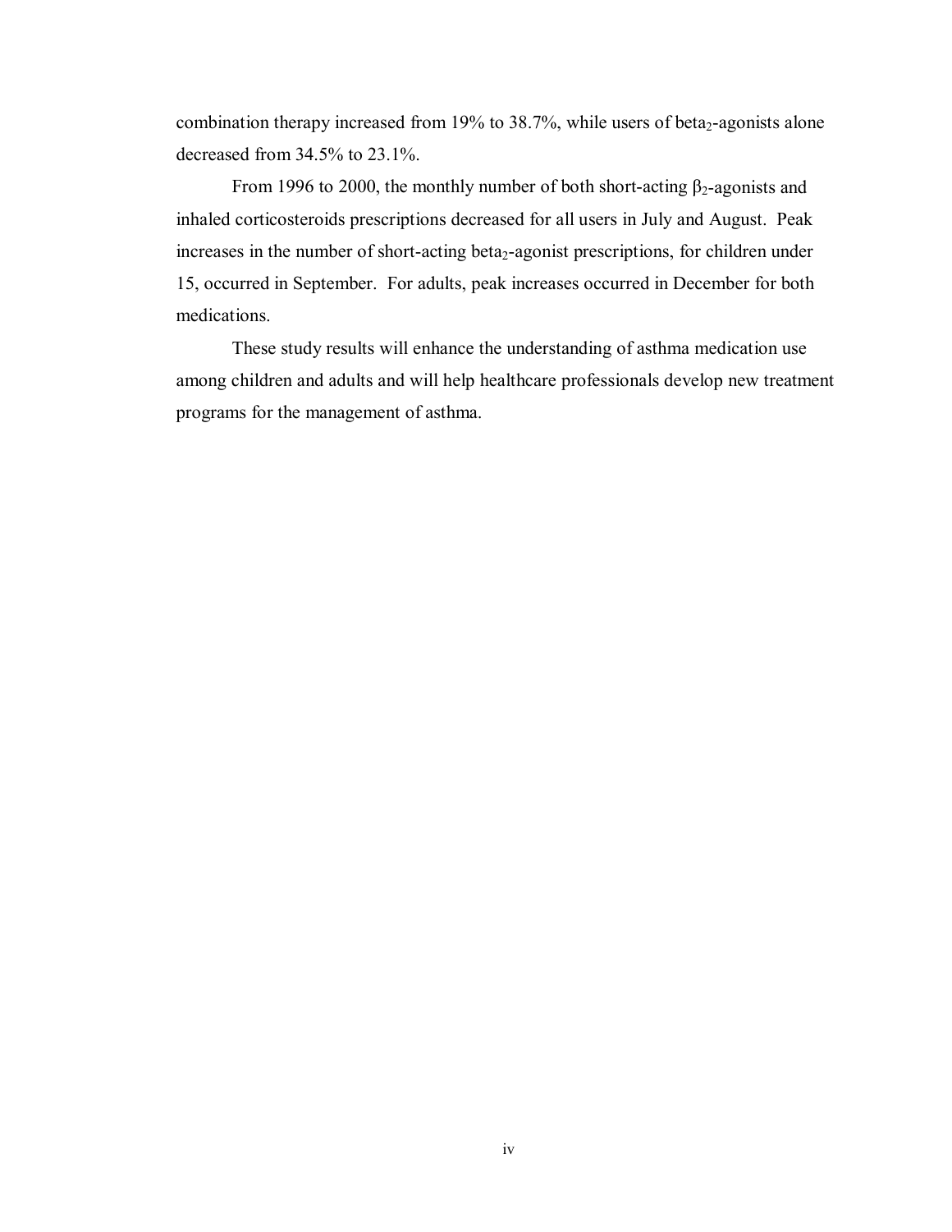combination therapy increased from 19% to 38.7%, while users of beta$_2$-agonists alone decreased from 34.5% to 23.1%.

From 1996 to 2000, the monthly number of both short-acting $\beta_2$-agonists and inhaled corticosteroids prescriptions decreased for all users in July and August. Peak increases in the number of short-acting beta$_2$-agonist prescriptions, for children under 15, occurred in September. For adults, peak increases occurred in December for both medications.

These study results will enhance the understanding of asthma medication use among children and adults and will help healthcare professionals develop new treatment programs for the management of asthma.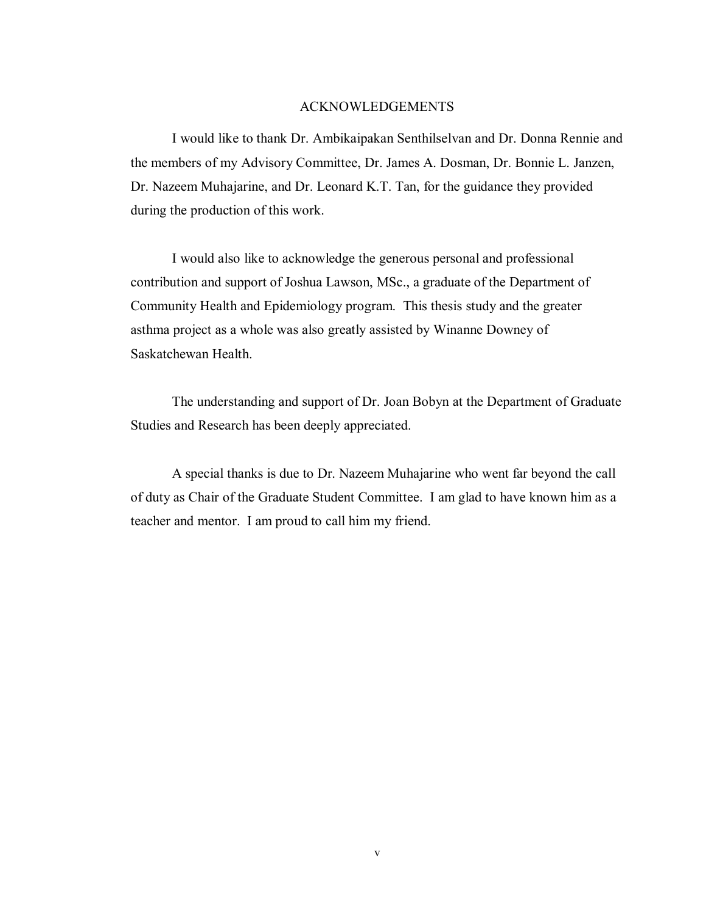# ACKNOWLEDGEMENTS

I would like to thank Dr. Ambikaipakan Senthilselvan and Dr. Donna Rennie and the members of my Advisory Committee, Dr. James A. Dosman, Dr. Bonnie L. Janzen, Dr. Nazeem Muhajarine, and Dr. Leonard K.T. Tan, for the guidance they provided during the production of this work.

I would also like to acknowledge the generous personal and professional contribution and support of Joshua Lawson, MSc., a graduate of the Department of Community Health and Epidemiology program. This thesis study and the greater asthma project as a whole was also greatly assisted by Winanne Downey of Saskatchewan Health.

The understanding and support of Dr. Joan Bobyn at the Department of Graduate Studies and Research has been deeply appreciated.

A special thanks is due to Dr. Nazeem Muhajarine who went far beyond the call of duty as Chair of the Graduate Student Committee. I am glad to have known him as a teacher and mentor. I am proud to call him my friend.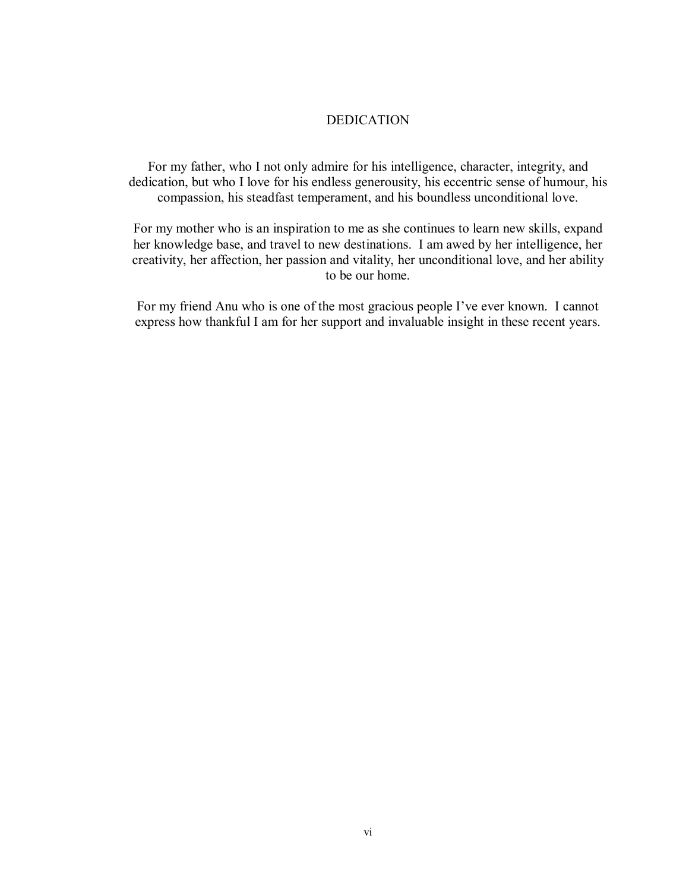# DEDICATION

For my father, who I not only admire for his intelligence, character, integrity, and dedication, but who I love for his endless generousity, his eccentric sense of humour, his compassion, his steadfast temperament, and his boundless unconditional love.

For my mother who is an inspiration to me as she continues to learn new skills, expand her knowledge base, and travel to new destinations. I am awed by her intelligence, her creativity, her affection, her passion and vitality, her unconditional love, and her ability to be our home.

For my friend Anu who is one of the most gracious people I've ever known. I cannot express how thankful I am for her support and invaluable insight in these recent years.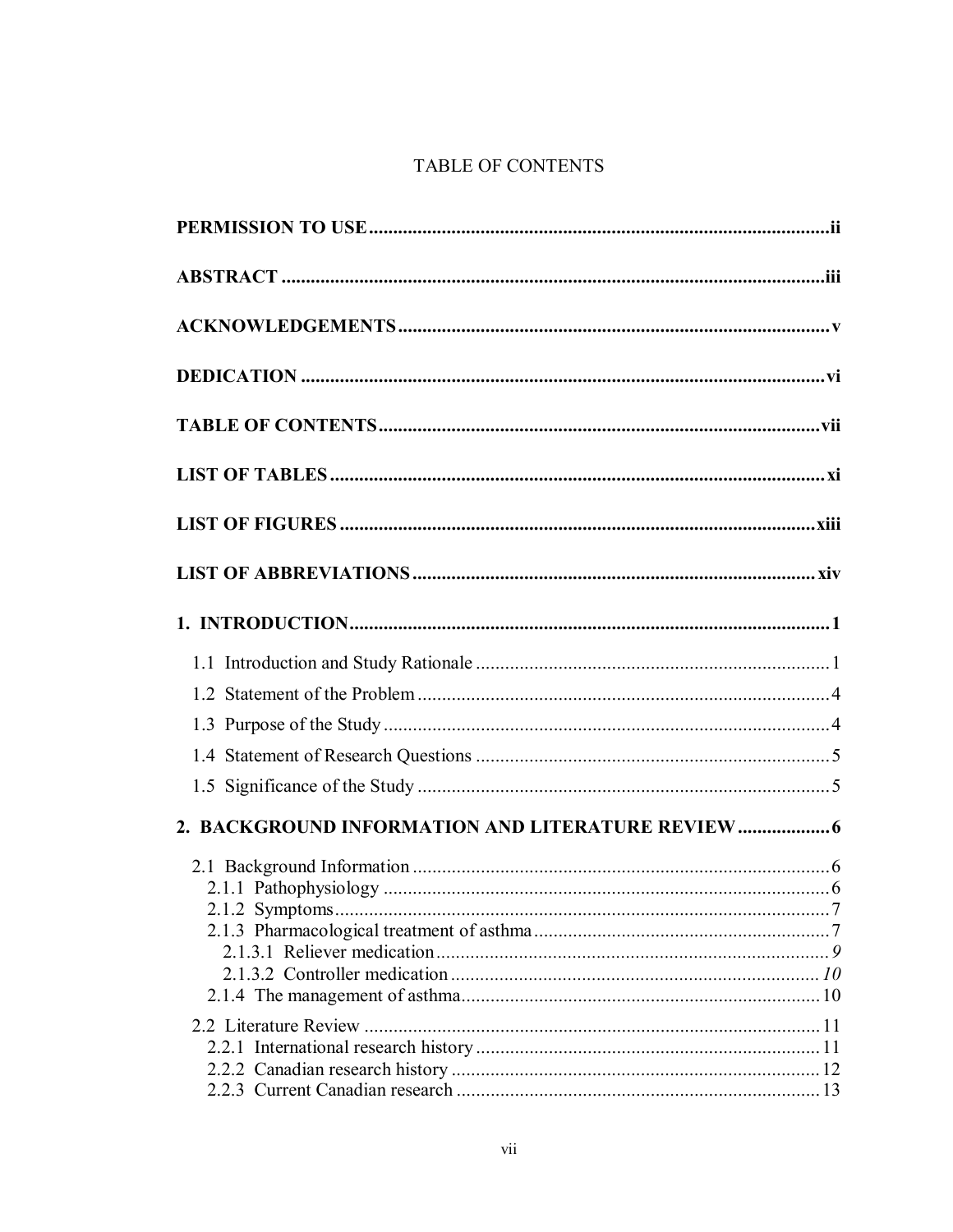TABLE OF CONTENTS

**PERMISSION TO USE** ii

**ABSTRACT** iii

**ACKNOWLEDGEMENTS** v

**DEDICATION** vi

**TABLE OF CONTENTS** vii

**LIST OF TABLES** xi

**LIST OF FIGURES** xiii

**LIST OF ABBREVIATIONS** xiv

**1. INTRODUCTION** 1

- 1.1 Introduction and Study Rationale 1
- 1.2 Statement of the Problem 4
- 1.3 Purpose of the Study 4
- 1.4 Statement of Research Questions 5
- 1.5 Significance of the Study 5

**2. BACKGROUND INFORMATION AND LITERATURE REVIEW** 6

- 2.1 Background Information 6
  - 2.1.1 Pathophysiology 6
  - 2.1.2 Symptoms 7
  - 2.1.3 Pharmacological treatment of asthma 7
    - 2.1.3.1 Reliever medication *9*
    - 2.1.3.2 Controller medication *10*
  - 2.1.4 The management of asthma 10
- 2.2 Literature Review 11
  - 2.2.1 International research history 11
  - 2.2.2 Canadian research history 12
  - 2.2.3 Current Canadian research 13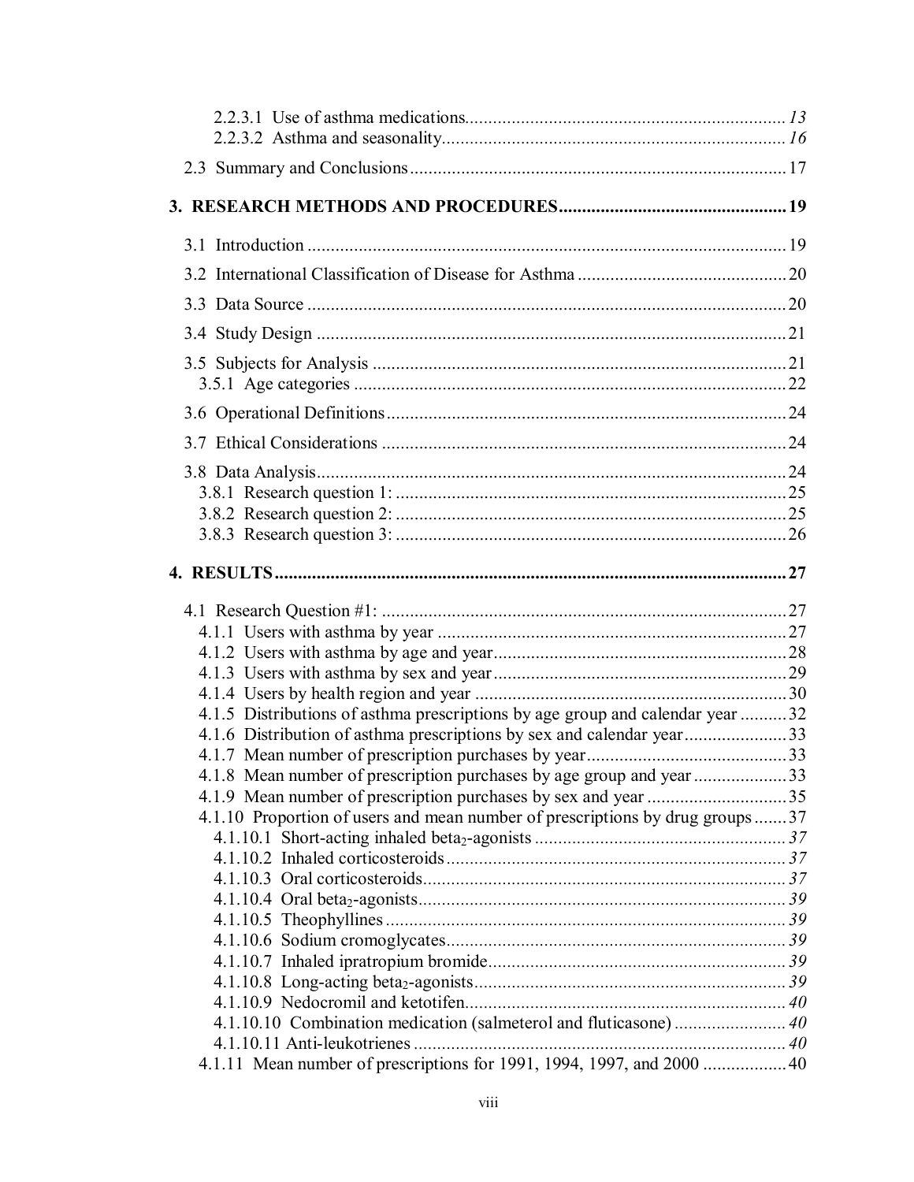2.2.3.1 Use of asthma medications ........................................................ *13*
2.2.3.2 Asthma and seasonality ........................................................ *16*

2.3 Summary and Conclusions ........................................................ 17

**3. RESEARCH METHODS AND PROCEDURES ........................................................ 19**

3.1 Introduction ........................................................ 19

3.2 International Classification of Disease for Asthma ........................................................ 20

3.3 Data Source ........................................................ 20

3.4 Study Design ........................................................ 21

3.5 Subjects for Analysis ........................................................ 21
3.5.1 Age categories ........................................................ 22

3.6 Operational Definitions ........................................................ 24

3.7 Ethical Considerations ........................................................ 24

3.8 Data Analysis ........................................................ 24
3.8.1 Research question 1: ........................................................ 25
3.8.2 Research question 2: ........................................................ 25
3.8.3 Research question 3: ........................................................ 26

**4. RESULTS ........................................................ 27**

4.1 Research Question #1: ........................................................ 27
4.1.1 Users with asthma by year ........................................................ 27
4.1.2 Users with asthma by age and year ........................................................ 28
4.1.3 Users with asthma by sex and year ........................................................ 29
4.1.4 Users by health region and year ........................................................ 30
4.1.5 Distributions of asthma prescriptions by age group and calendar year ........................................................ 32
4.1.6 Distribution of asthma prescriptions by sex and calendar year ........................................................ 33
4.1.7 Mean number of prescription purchases by year ........................................................ 33
4.1.8 Mean number of prescription purchases by age group and year ........................................................ 33
4.1.9 Mean number of prescription purchases by sex and year ........................................................ 35
4.1.10 Proportion of users and mean number of prescriptions by drug groups ........................................................ 37
4.1.10.1 Short-acting inhaled beta$_2$-agonists ........................................................ *37*
4.1.10.2 Inhaled corticosteroids ........................................................ *37*
4.1.10.3 Oral corticosteroids ........................................................ *37*
4.1.10.4 Oral beta$_2$-agonists ........................................................ *39*
4.1.10.5 Theophyllines ........................................................ *39*
4.1.10.6 Sodium cromoglycates ........................................................ *39*
4.1.10.7 Inhaled ipratropium bromide ........................................................ *39*
4.1.10.8 Long-acting beta$_2$-agonists ........................................................ *39*
4.1.10.9 Nedocromil and ketotifen ........................................................ *40*
4.1.10.10 Combination medication (salmeterol and fluticasone) ........................................................ *40*
4.1.10.11 Anti-leukotrienes ........................................................ *40*
4.1.11 Mean number of prescriptions for 1991, 1994, 1997, and 2000 ........................................................ 40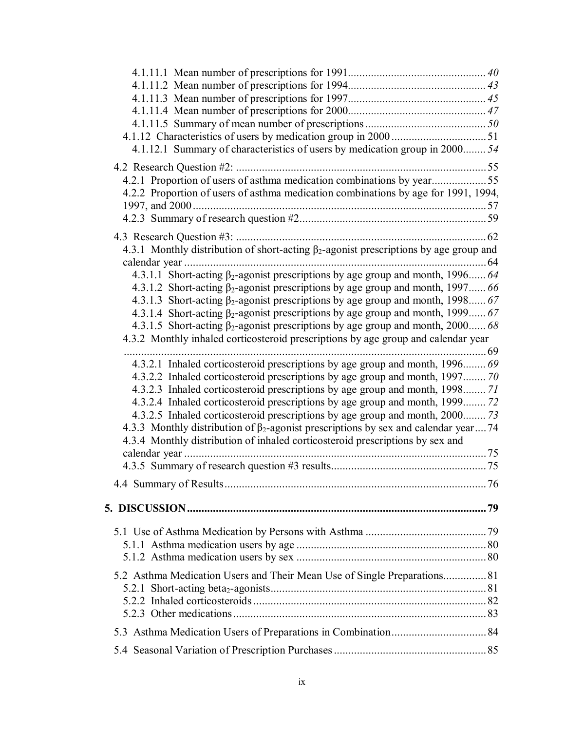4.1.11.1 Mean number of prescriptions for 1991 ........ *40*
4.1.11.2 Mean number of prescriptions for 1994 ........ *43*
4.1.11.3 Mean number of prescriptions for 1997 ........ *45*
4.1.11.4 Mean number of prescriptions for 2000 ........ *47*
4.1.11.5 Summary of mean number of prescriptions ........ *50*
4.1.12 Characteristics of users by medication group in 2000 ........ 51
4.1.12.1 Summary of characteristics of users by medication group in 2000 ........ *54*

4.2 Research Question #2: ........ 55
4.2.1 Proportion of users of asthma medication combinations by year ........ 55
4.2.2 Proportion of users of asthma medication combinations by age for 1991, 1994, 1997, and 2000 ........ 57
4.2.3 Summary of research question #2 ........ 59

4.3 Research Question #3: ........ 62
4.3.1 Monthly distribution of short-acting $\beta_2$-agonist prescriptions by age group and calendar year ........ 64
4.3.1.1 Short-acting $\beta_2$-agonist prescriptions by age group and month, 1996 ........ *64*
4.3.1.2 Short-acting $\beta_2$-agonist prescriptions by age group and month, 1997 ........ *66*
4.3.1.3 Short-acting $\beta_2$-agonist prescriptions by age group and month, 1998 ........ *67*
4.3.1.4 Short-acting $\beta_2$-agonist prescriptions by age group and month, 1999 ........ *67*
4.3.1.5 Short-acting $\beta_2$-agonist prescriptions by age group and month, 2000 ........ *68*
4.3.2 Monthly inhaled corticosteroid prescriptions by age group and calendar year ........ 69
4.3.2.1 Inhaled corticosteroid prescriptions by age group and month, 1996 ........ *69*
4.3.2.2 Inhaled corticosteroid prescriptions by age group and month, 1997 ........ *70*
4.3.2.3 Inhaled corticosteroid prescriptions by age group and month, 1998 ........ *71*
4.3.2.4 Inhaled corticosteroid prescriptions by age group and month, 1999 ........ *72*
4.3.2.5 Inhaled corticosteroid prescriptions by age group and month, 2000 ........ *73*
4.3.3 Monthly distribution of $\beta_2$-agonist prescriptions by sex and calendar year ........ 74
4.3.4 Monthly distribution of inhaled corticosteroid prescriptions by sex and calendar year ........ 75
4.3.5 Summary of research question #3 results ........ 75

4.4 Summary of Results ........ 76

**5. DISCUSSION ........ 79**

5.1 Use of Asthma Medication by Persons with Asthma ........ 79
5.1.1 Asthma medication users by age ........ 80
5.1.2 Asthma medication users by sex ........ 80

5.2 Asthma Medication Users and Their Mean Use of Single Preparations ........ 81
5.2.1 Short-acting beta$_2$-agonists ........ 81
5.2.2 Inhaled corticosteroids ........ 82
5.2.3 Other medications ........ 83

5.3 Asthma Medication Users of Preparations in Combination ........ 84

5.4 Seasonal Variation of Prescription Purchases ........ 85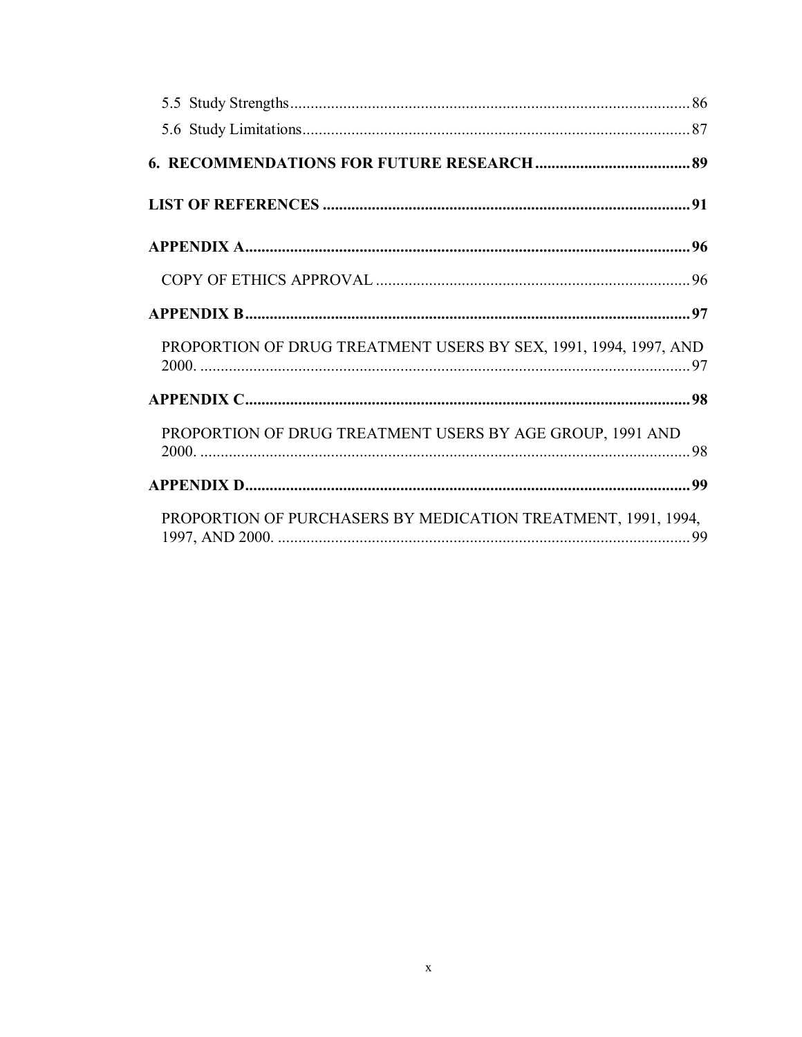5.5 Study Strengths .......... 86

5.6 Study Limitations .......... 87

**6. RECOMMENDATIONS FOR FUTURE RESEARCH .......... 89**

**LIST OF REFERENCES .......... 91**

**APPENDIX A .......... 96**

COPY OF ETHICS APPROVAL .......... 96

**APPENDIX B .......... 97**

PROPORTION OF DRUG TREATMENT USERS BY SEX, 1991, 1994, 1997, AND 2000. .......... 97

**APPENDIX C .......... 98**

PROPORTION OF DRUG TREATMENT USERS BY AGE GROUP, 1991 AND 2000. .......... 98

**APPENDIX D .......... 99**

PROPORTION OF PURCHASERS BY MEDICATION TREATMENT, 1991, 1994, 1997, AND 2000. .......... 99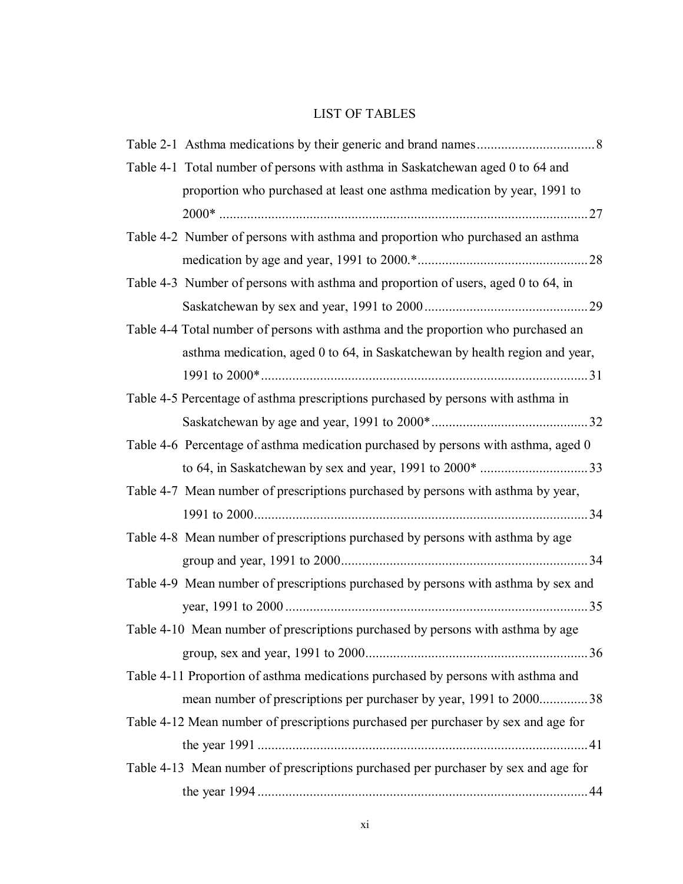# LIST OF TABLES

Table 2-1 Asthma medications by their generic and brand names .................................. 8

Table 4-1 Total number of persons with asthma in Saskatchewan aged 0 to 64 and proportion who purchased at least one asthma medication by year, 1991 to 2000* ........................................................................................................ 27

Table 4-2 Number of persons with asthma and proportion who purchased an asthma medication by age and year, 1991 to 2000.* ................................................ 28

Table 4-3 Number of persons with asthma and proportion of users, aged 0 to 64, in Saskatchewan by sex and year, 1991 to 2000 ............................................... 29

Table 4-4 Total number of persons with asthma and the proportion who purchased an asthma medication, aged 0 to 64, in Saskatchewan by health region and year, 1991 to 2000* ............................................................................................. 31

Table 4-5 Percentage of asthma prescriptions purchased by persons with asthma in Saskatchewan by age and year, 1991 to 2000* ............................................. 32

Table 4-6 Percentage of asthma medication purchased by persons with asthma, aged 0 to 64, in Saskatchewan by sex and year, 1991 to 2000* ............................... 33

Table 4-7 Mean number of prescriptions purchased by persons with asthma by year, 1991 to 2000 ................................................................................................ 34

Table 4-8 Mean number of prescriptions purchased by persons with asthma by age group and year, 1991 to 2000 ....................................................................... 34

Table 4-9 Mean number of prescriptions purchased by persons with asthma by sex and year, 1991 to 2000 ...................................................................................... 35

Table 4-10 Mean number of prescriptions purchased by persons with asthma by age group, sex and year, 1991 to 2000 ................................................................ 36

Table 4-11 Proportion of asthma medications purchased by persons with asthma and mean number of prescriptions per purchaser by year, 1991 to 2000.............. 38

Table 4-12 Mean number of prescriptions purchased per purchaser by sex and age for the year 1991 ............................................................................................... 41

Table 4-13 Mean number of prescriptions purchased per purchaser by sex and age for the year 1994 ............................................................................................... 44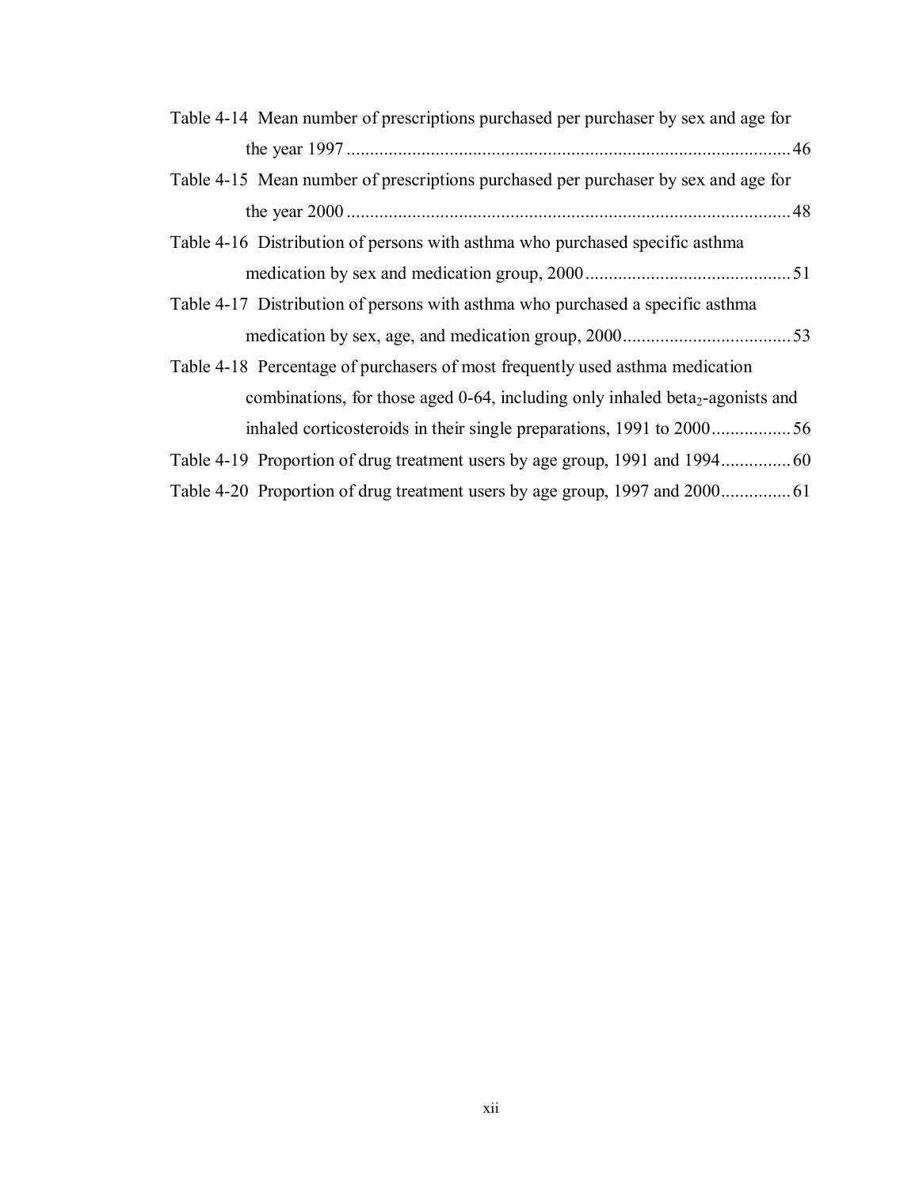Table 4-14 Mean number of prescriptions purchased per purchaser by sex and age for the year 1997 .......... 46

Table 4-15 Mean number of prescriptions purchased per purchaser by sex and age for the year 2000 .......... 48

Table 4-16 Distribution of persons with asthma who purchased specific asthma medication by sex and medication group, 2000 .......... 51

Table 4-17 Distribution of persons with asthma who purchased a specific asthma medication by sex, age, and medication group, 2000 .......... 53

Table 4-18 Percentage of purchasers of most frequently used asthma medication combinations, for those aged 0-64, including only inhaled beta$_2$-agonists and inhaled corticosteroids in their single preparations, 1991 to 2000 .......... 56

Table 4-19 Proportion of drug treatment users by age group, 1991 and 1994 .......... 60

Table 4-20 Proportion of drug treatment users by age group, 1997 and 2000 .......... 61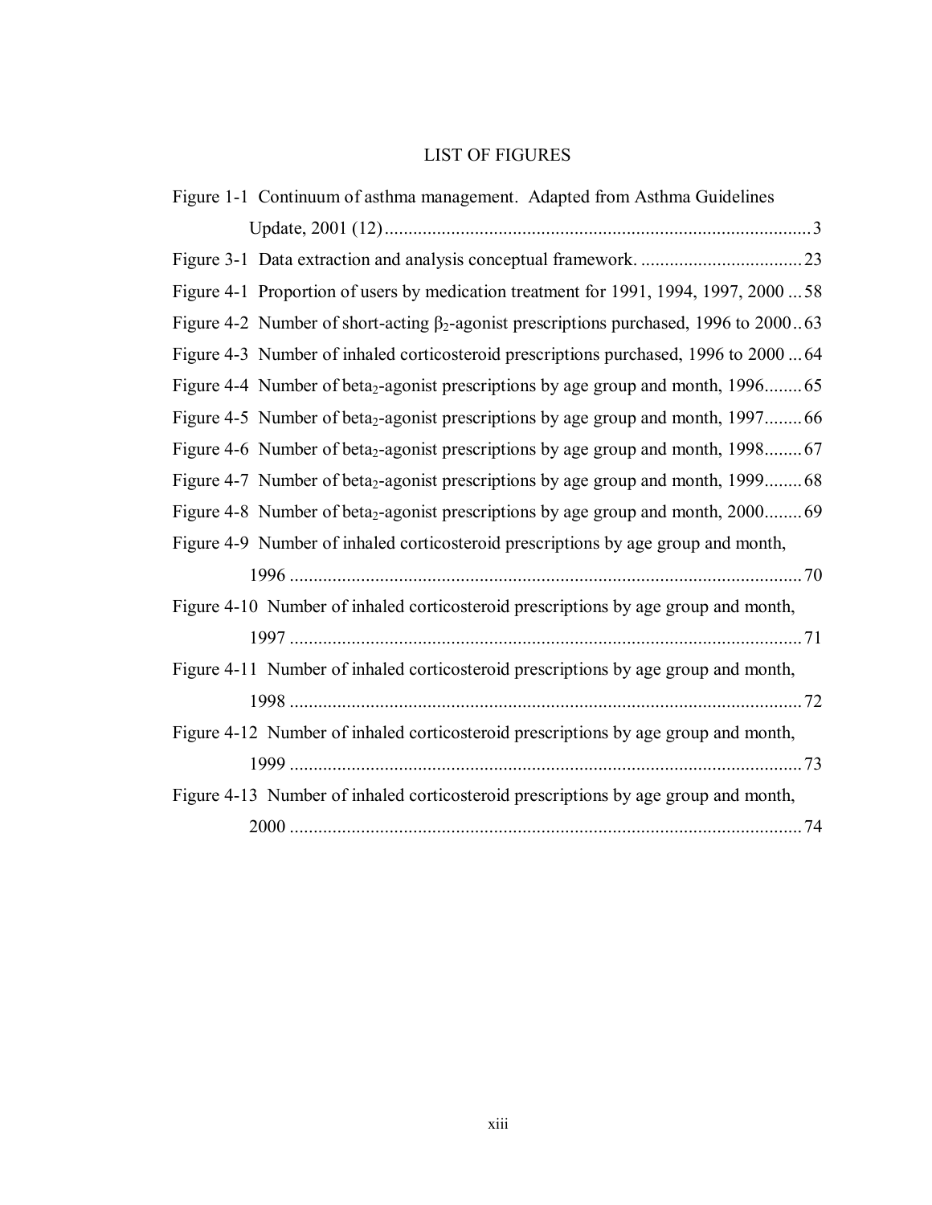# LIST OF FIGURES

Figure 1-1 Continuum of asthma management. Adapted from Asthma Guidelines Update, 2001 (12) ........................................................................................ 3

Figure 3-1 Data extraction and analysis conceptual framework. .................................. 23

Figure 4-1 Proportion of users by medication treatment for 1991, 1994, 1997, 2000 ... 58

Figure 4-2 Number of short-acting $\beta_2$-agonist prescriptions purchased, 1996 to 2000 .. 63

Figure 4-3 Number of inhaled corticosteroid prescriptions purchased, 1996 to 2000 ... 64

Figure 4-4 Number of beta$_2$-agonist prescriptions by age group and month, 1996........ 65

Figure 4-5 Number of beta$_2$-agonist prescriptions by age group and month, 1997........ 66

Figure 4-6 Number of beta$_2$-agonist prescriptions by age group and month, 1998........ 67

Figure 4-7 Number of beta$_2$-agonist prescriptions by age group and month, 1999........ 68

Figure 4-8 Number of beta$_2$-agonist prescriptions by age group and month, 2000........ 69

Figure 4-9 Number of inhaled corticosteroid prescriptions by age group and month, 1996 ........................................................................................................... 70

Figure 4-10 Number of inhaled corticosteroid prescriptions by age group and month, 1997 ........................................................................................................... 71

Figure 4-11 Number of inhaled corticosteroid prescriptions by age group and month, 1998 ........................................................................................................... 72

Figure 4-12 Number of inhaled corticosteroid prescriptions by age group and month, 1999 ........................................................................................................... 73

Figure 4-13 Number of inhaled corticosteroid prescriptions by age group and month, 2000 ........................................................................................................... 74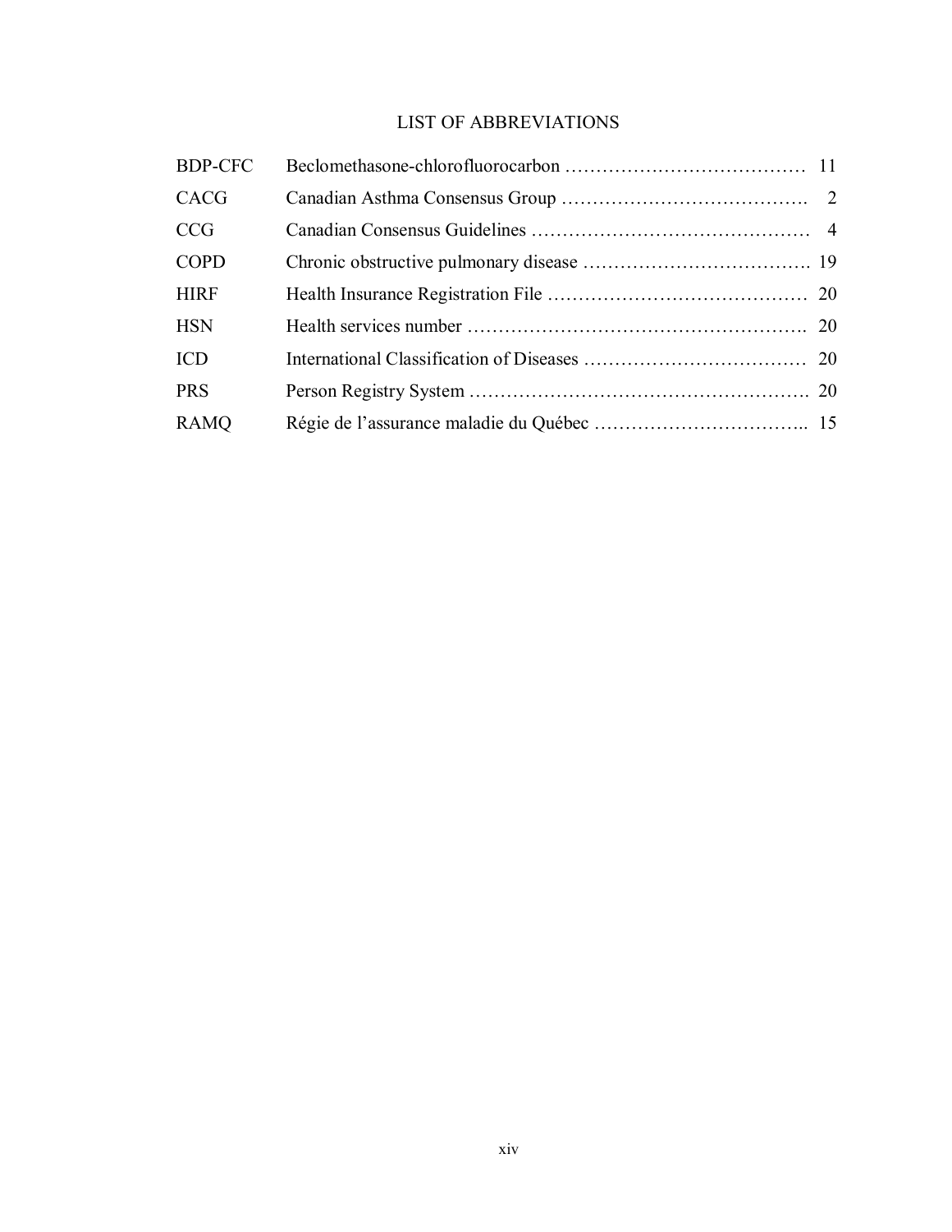# LIST OF ABBREVIATIONS

| | | |
|---|---|---|
| BDP-CFC | Beclomethasone-chlorofluorocarbon | 11 |
| CACG | Canadian Asthma Consensus Group | 2 |
| CCG | Canadian Consensus Guidelines | 4 |
| COPD | Chronic obstructive pulmonary disease | 19 |
| HIRF | Health Insurance Registration File | 20 |
| HSN | Health services number | 20 |
| ICD | International Classification of Diseases | 20 |
| PRS | Person Registry System | 20 |
| RAMQ | Régie de l'assurance maladie du Québec | 15 |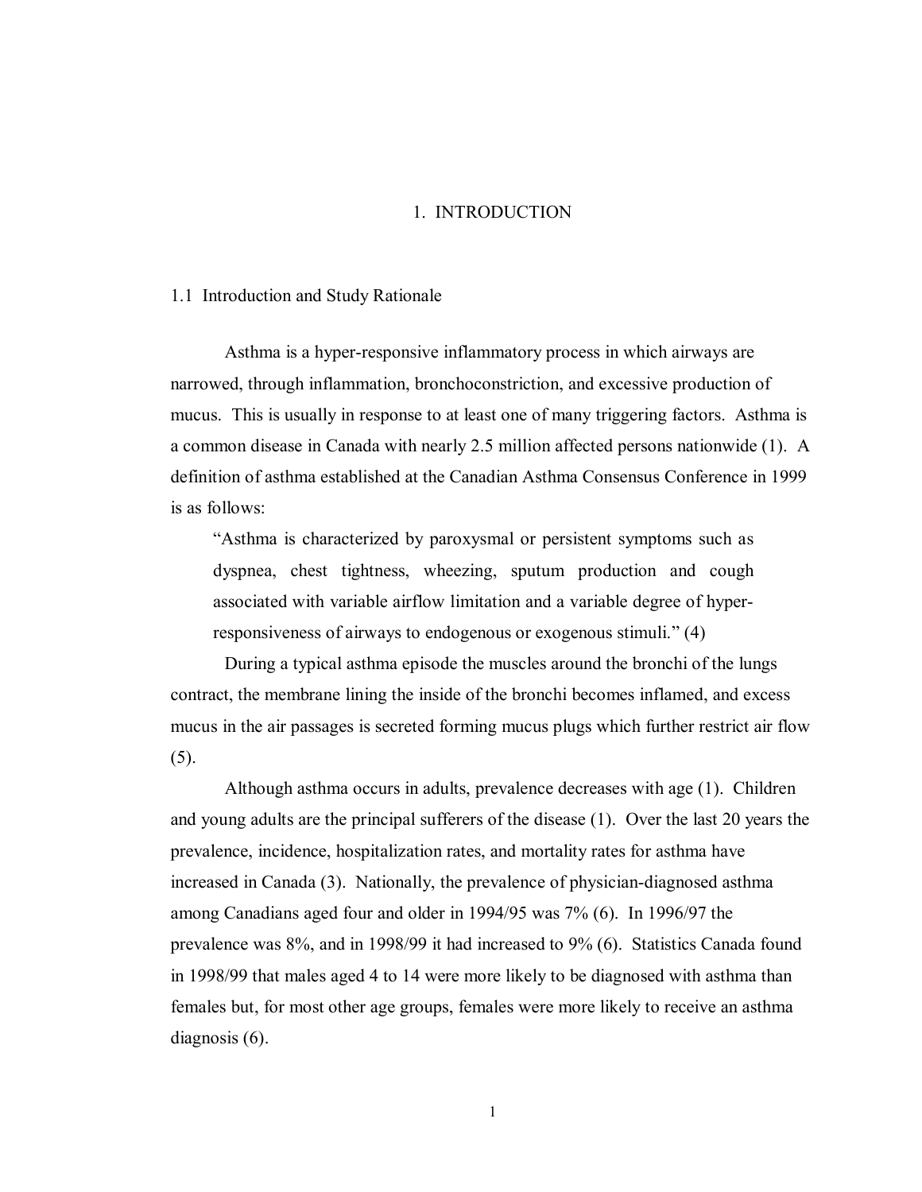# 1. INTRODUCTION

## 1.1 Introduction and Study Rationale

Asthma is a hyper-responsive inflammatory process in which airways are narrowed, through inflammation, bronchoconstriction, and excessive production of mucus. This is usually in response to at least one of many triggering factors. Asthma is a common disease in Canada with nearly 2.5 million affected persons nationwide (1). A definition of asthma established at the Canadian Asthma Consensus Conference in 1999 is as follows:

> "Asthma is characterized by paroxysmal or persistent symptoms such as dyspnea, chest tightness, wheezing, sputum production and cough associated with variable airflow limitation and a variable degree of hyper-responsiveness of airways to endogenous or exogenous stimuli." (4)

During a typical asthma episode the muscles around the bronchi of the lungs contract, the membrane lining the inside of the bronchi becomes inflamed, and excess mucus in the air passages is secreted forming mucus plugs which further restrict air flow (5).

Although asthma occurs in adults, prevalence decreases with age (1). Children and young adults are the principal sufferers of the disease (1). Over the last 20 years the prevalence, incidence, hospitalization rates, and mortality rates for asthma have increased in Canada (3). Nationally, the prevalence of physician-diagnosed asthma among Canadians aged four and older in 1994/95 was 7% (6). In 1996/97 the prevalence was 8%, and in 1998/99 it had increased to 9% (6). Statistics Canada found in 1998/99 that males aged 4 to 14 were more likely to be diagnosed with asthma than females but, for most other age groups, females were more likely to receive an asthma diagnosis (6).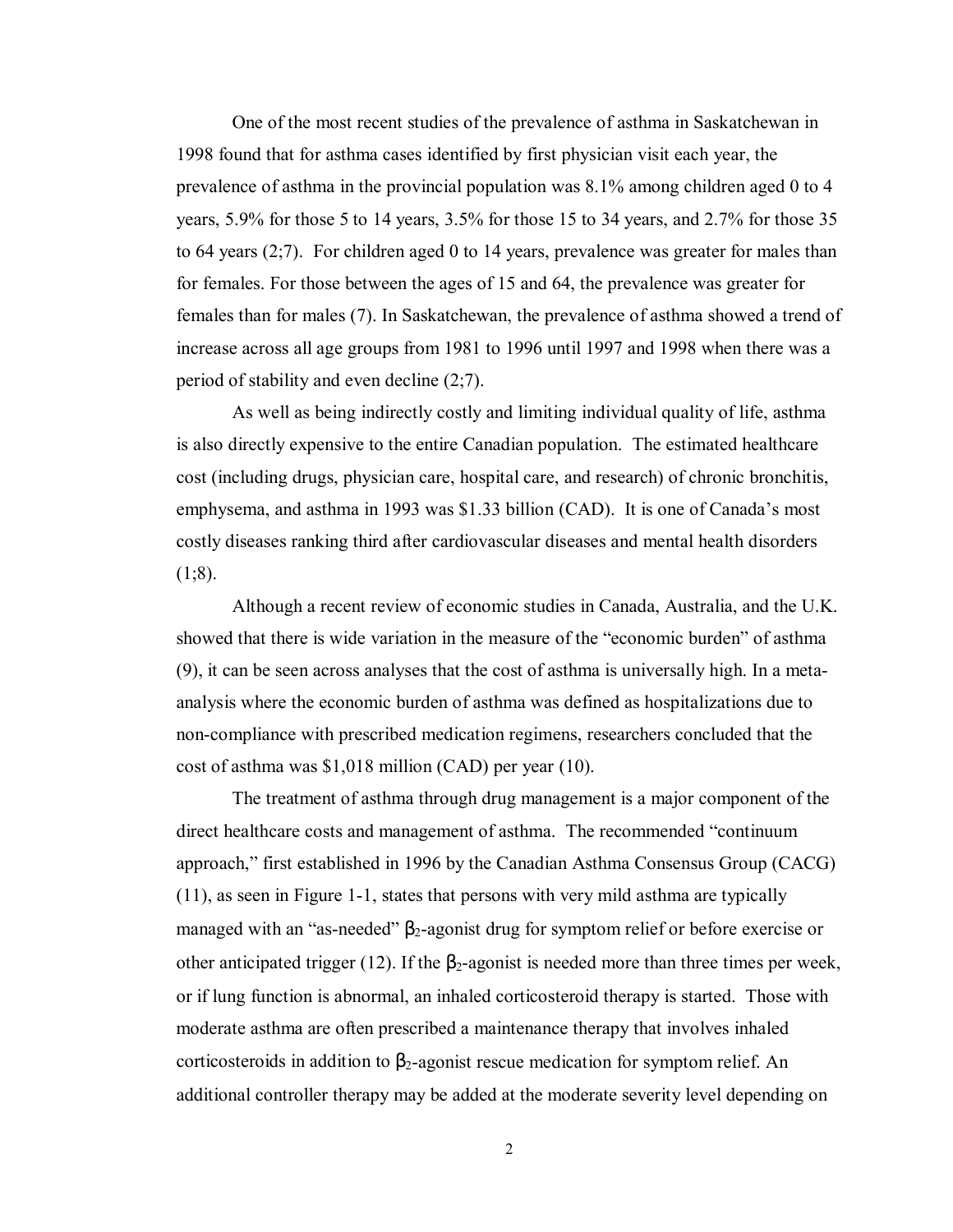One of the most recent studies of the prevalence of asthma in Saskatchewan in 1998 found that for asthma cases identified by first physician visit each year, the prevalence of asthma in the provincial population was 8.1% among children aged 0 to 4 years, 5.9% for those 5 to 14 years, 3.5% for those 15 to 34 years, and 2.7% for those 35 to 64 years (2;7). For children aged 0 to 14 years, prevalence was greater for males than for females. For those between the ages of 15 and 64, the prevalence was greater for females than for males (7). In Saskatchewan, the prevalence of asthma showed a trend of increase across all age groups from 1981 to 1996 until 1997 and 1998 when there was a period of stability and even decline (2;7).

As well as being indirectly costly and limiting individual quality of life, asthma is also directly expensive to the entire Canadian population. The estimated healthcare cost (including drugs, physician care, hospital care, and research) of chronic bronchitis, emphysema, and asthma in 1993 was $1.33 billion (CAD). It is one of Canada's most costly diseases ranking third after cardiovascular diseases and mental health disorders (1;8).

Although a recent review of economic studies in Canada, Australia, and the U.K. showed that there is wide variation in the measure of the "economic burden" of asthma (9), it can be seen across analyses that the cost of asthma is universally high. In a meta-analysis where the economic burden of asthma was defined as hospitalizations due to non-compliance with prescribed medication regimens, researchers concluded that the cost of asthma was $1,018 million (CAD) per year (10).

The treatment of asthma through drug management is a major component of the direct healthcare costs and management of asthma. The recommended "continuum approach," first established in 1996 by the Canadian Asthma Consensus Group (CACG) (11), as seen in Figure 1-1, states that persons with very mild asthma are typically managed with an "as-needed" $\beta_2$-agonist drug for symptom relief or before exercise or other anticipated trigger (12). If the $\beta_2$-agonist is needed more than three times per week, or if lung function is abnormal, an inhaled corticosteroid therapy is started. Those with moderate asthma are often prescribed a maintenance therapy that involves inhaled corticosteroids in addition to $\beta_2$-agonist rescue medication for symptom relief. An additional controller therapy may be added at the moderate severity level depending on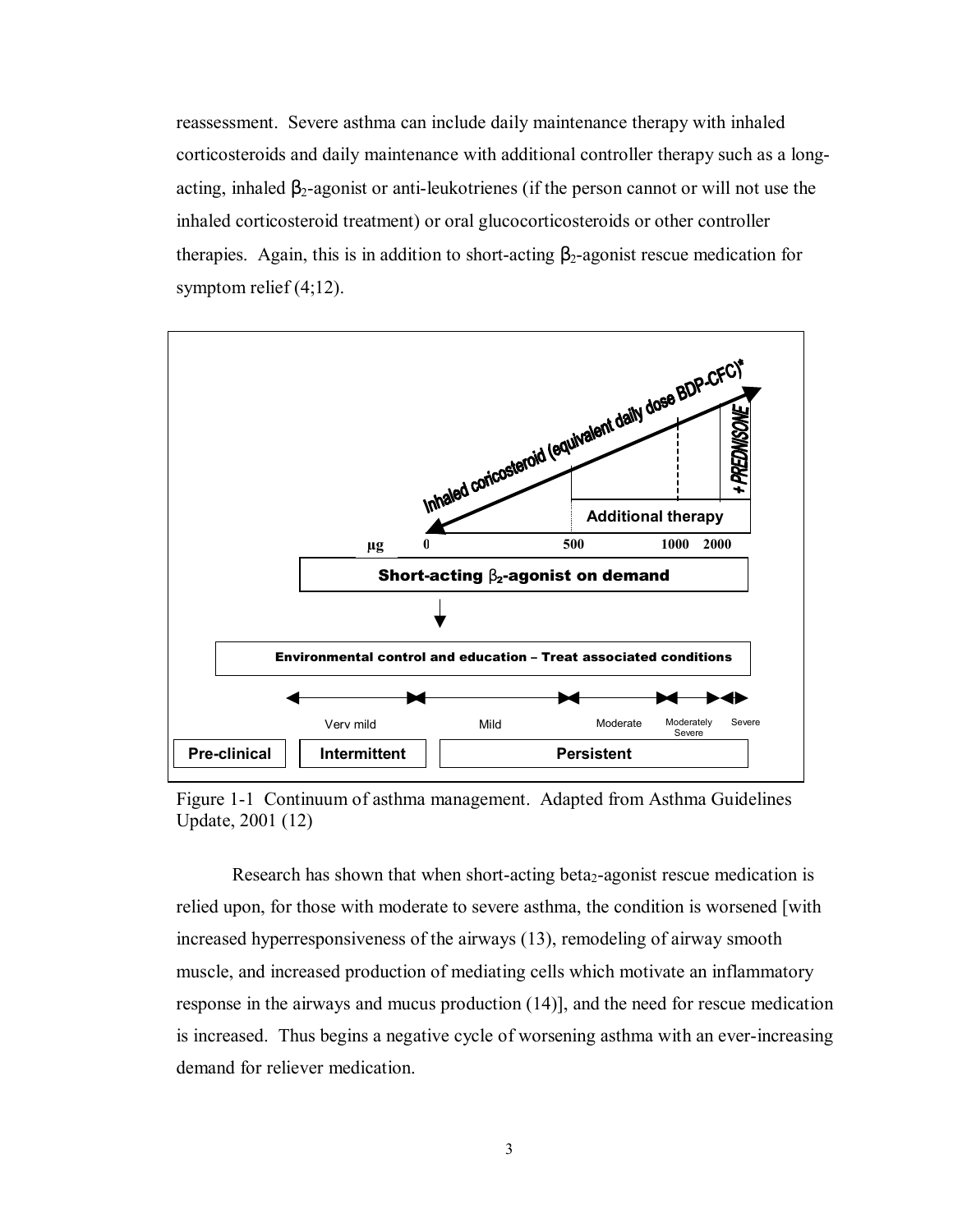reassessment. Severe asthma can include daily maintenance therapy with inhaled corticosteroids and daily maintenance with additional controller therapy such as a long-acting, inhaled $\beta_2$-agonist or anti-leukotrienes (if the person cannot or will not use the inhaled corticosteroid treatment) or oral glucocorticosteroids or other controller therapies. Again, this is in addition to short-acting $\beta_2$-agonist rescue medication for symptom relief (4;12).

Inhaled corticosteroid (equivalent daily dose BDP-CFC)*

+ PREDNISONE

Additional therapy

µg 0 500 1000 2000

Short-acting $\beta_2$-agonist on demand

Environmental control and education – Treat associated conditions

Very mild
Mild
Moderate
Moderately Severe
Severe

Pre-clinical
Intermittent
Persistent

Figure 1-1 Continuum of asthma management. Adapted from Asthma Guidelines Update, 2001 (12)

Research has shown that when short-acting beta$_2$-agonist rescue medication is relied upon, for those with moderate to severe asthma, the condition is worsened [with increased hyperresponsiveness of the airways (13), remodeling of airway smooth muscle, and increased production of mediating cells which motivate an inflammatory response in the airways and mucus production (14)], and the need for rescue medication is increased. Thus begins a negative cycle of worsening asthma with an ever-increasing demand for reliever medication.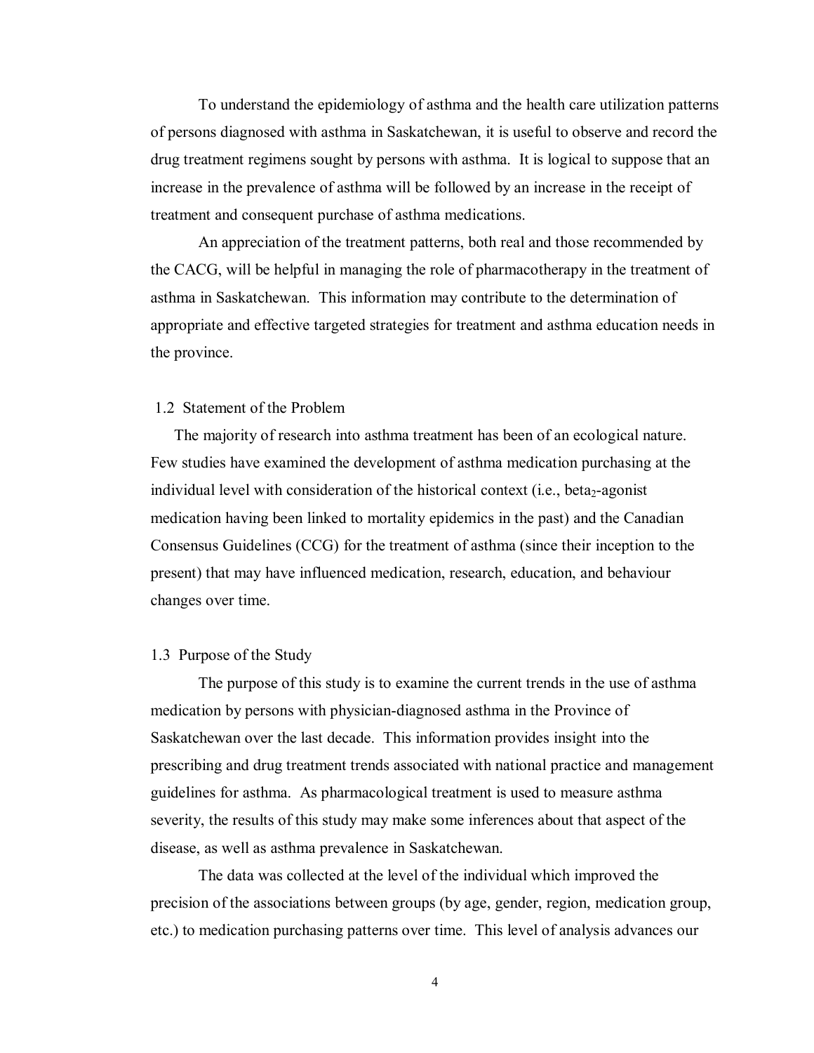To understand the epidemiology of asthma and the health care utilization patterns of persons diagnosed with asthma in Saskatchewan, it is useful to observe and record the drug treatment regimens sought by persons with asthma. It is logical to suppose that an increase in the prevalence of asthma will be followed by an increase in the receipt of treatment and consequent purchase of asthma medications.

An appreciation of the treatment patterns, both real and those recommended by the CACG, will be helpful in managing the role of pharmacotherapy in the treatment of asthma in Saskatchewan. This information may contribute to the determination of appropriate and effective targeted strategies for treatment and asthma education needs in the province.

## 1.2 Statement of the Problem

The majority of research into asthma treatment has been of an ecological nature. Few studies have examined the development of asthma medication purchasing at the individual level with consideration of the historical context (i.e., $beta_2$-agonist medication having been linked to mortality epidemics in the past) and the Canadian Consensus Guidelines (CCG) for the treatment of asthma (since their inception to the present) that may have influenced medication, research, education, and behaviour changes over time.

## 1.3 Purpose of the Study

The purpose of this study is to examine the current trends in the use of asthma medication by persons with physician-diagnosed asthma in the Province of Saskatchewan over the last decade. This information provides insight into the prescribing and drug treatment trends associated with national practice and management guidelines for asthma. As pharmacological treatment is used to measure asthma severity, the results of this study may make some inferences about that aspect of the disease, as well as asthma prevalence in Saskatchewan.

The data was collected at the level of the individual which improved the precision of the associations between groups (by age, gender, region, medication group, etc.) to medication purchasing patterns over time. This level of analysis advances our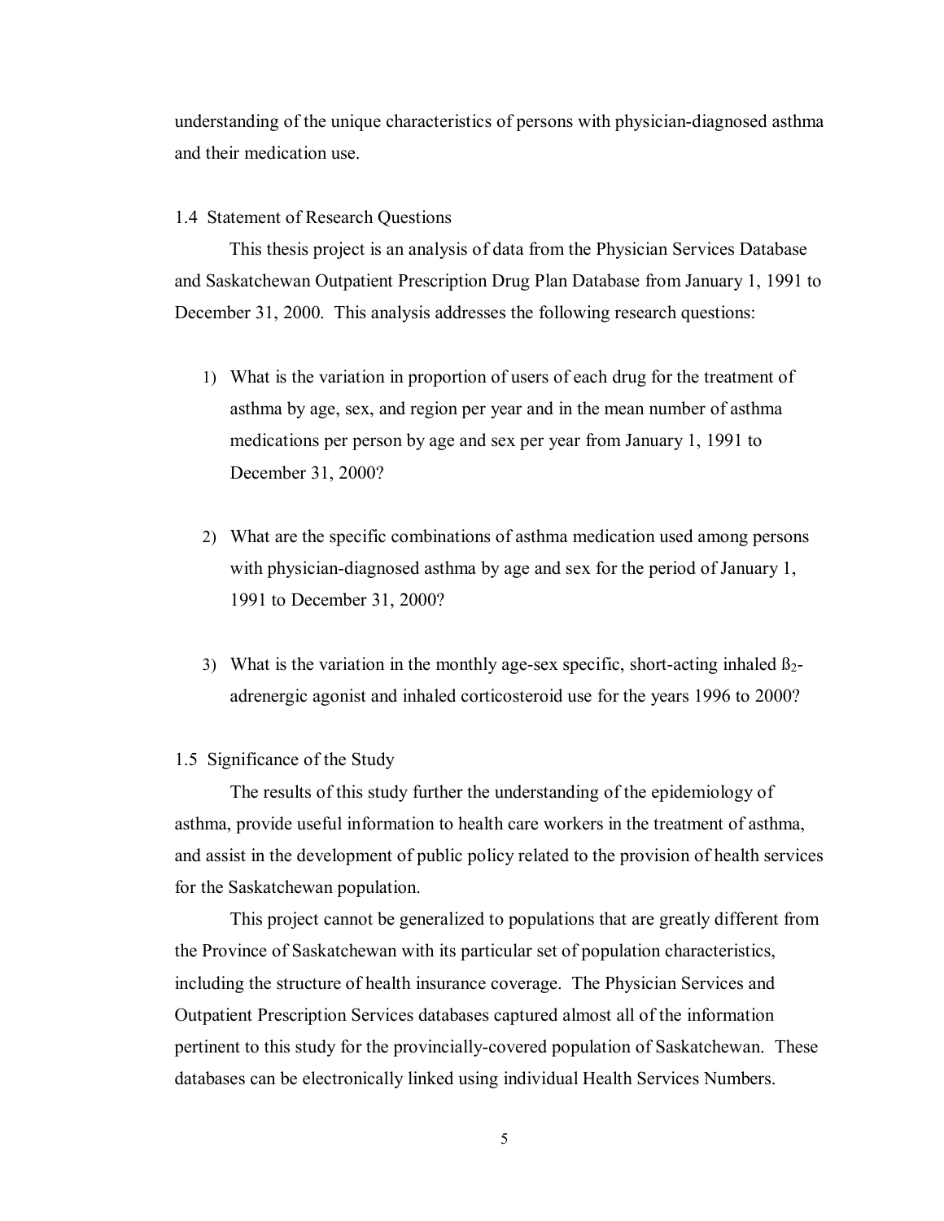understanding of the unique characteristics of persons with physician-diagnosed asthma and their medication use.

### 1.4 Statement of Research Questions

This thesis project is an analysis of data from the Physician Services Database and Saskatchewan Outpatient Prescription Drug Plan Database from January 1, 1991 to December 31, 2000. This analysis addresses the following research questions:

1) What is the variation in proportion of users of each drug for the treatment of asthma by age, sex, and region per year and in the mean number of asthma medications per person by age and sex per year from January 1, 1991 to December 31, 2000?

2) What are the specific combinations of asthma medication used among persons with physician-diagnosed asthma by age and sex for the period of January 1, 1991 to December 31, 2000?

3) What is the variation in the monthly age-sex specific, short-acting inhaled $ß_2$-adrenergic agonist and inhaled corticosteroid use for the years 1996 to 2000?

### 1.5 Significance of the Study

The results of this study further the understanding of the epidemiology of asthma, provide useful information to health care workers in the treatment of asthma, and assist in the development of public policy related to the provision of health services for the Saskatchewan population.

This project cannot be generalized to populations that are greatly different from the Province of Saskatchewan with its particular set of population characteristics, including the structure of health insurance coverage. The Physician Services and Outpatient Prescription Services databases captured almost all of the information pertinent to this study for the provincially-covered population of Saskatchewan. These databases can be electronically linked using individual Health Services Numbers.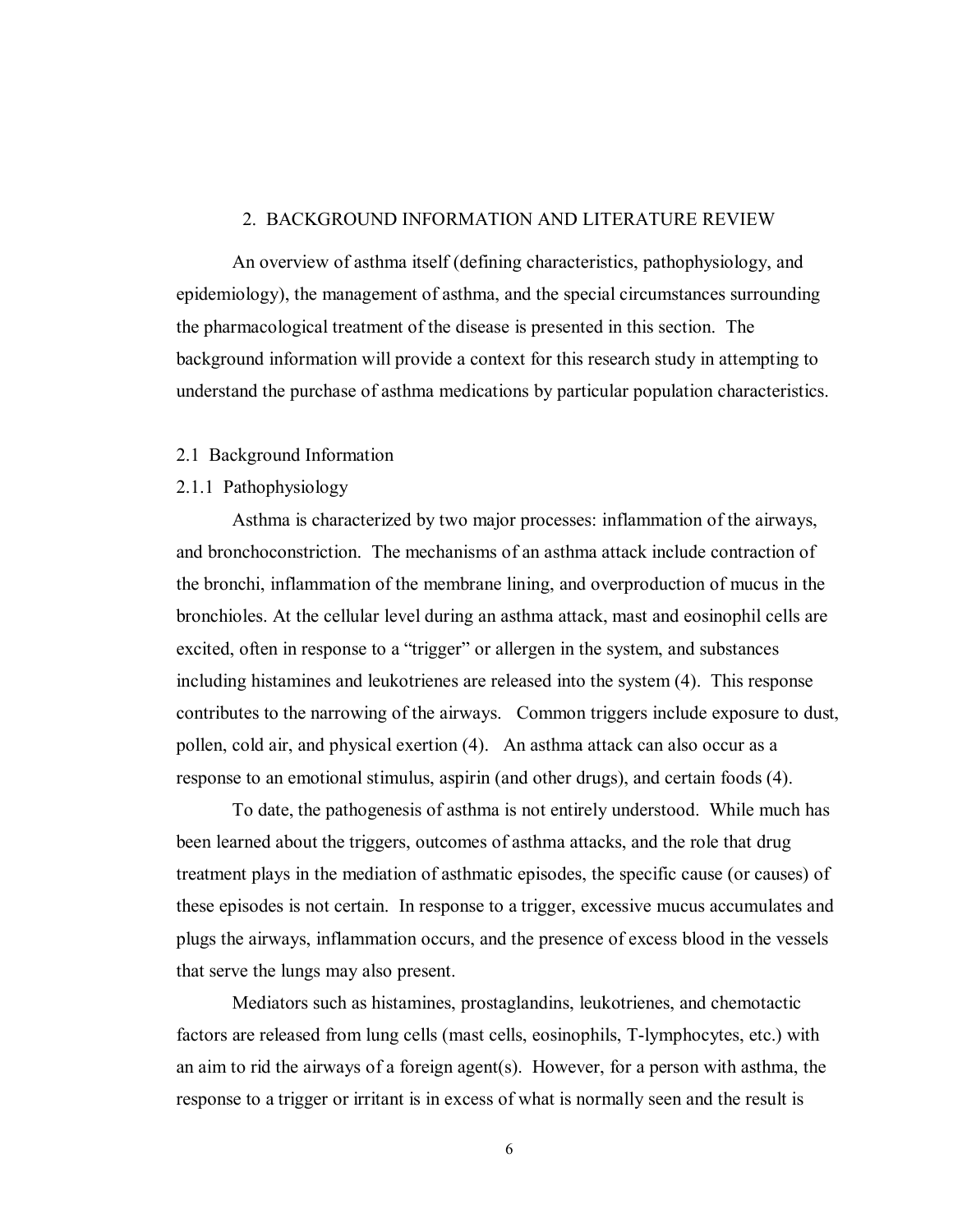# 2. BACKGROUND INFORMATION AND LITERATURE REVIEW

An overview of asthma itself (defining characteristics, pathophysiology, and epidemiology), the management of asthma, and the special circumstances surrounding the pharmacological treatment of the disease is presented in this section. The background information will provide a context for this research study in attempting to understand the purchase of asthma medications by particular population characteristics.

## 2.1 Background Information

### 2.1.1 Pathophysiology

Asthma is characterized by two major processes: inflammation of the airways, and bronchoconstriction. The mechanisms of an asthma attack include contraction of the bronchi, inflammation of the membrane lining, and overproduction of mucus in the bronchioles. At the cellular level during an asthma attack, mast and eosinophil cells are excited, often in response to a "trigger" or allergen in the system, and substances including histamines and leukotrienes are released into the system (4). This response contributes to the narrowing of the airways. Common triggers include exposure to dust, pollen, cold air, and physical exertion (4). An asthma attack can also occur as a response to an emotional stimulus, aspirin (and other drugs), and certain foods (4).

To date, the pathogenesis of asthma is not entirely understood. While much has been learned about the triggers, outcomes of asthma attacks, and the role that drug treatment plays in the mediation of asthmatic episodes, the specific cause (or causes) of these episodes is not certain. In response to a trigger, excessive mucus accumulates and plugs the airways, inflammation occurs, and the presence of excess blood in the vessels that serve the lungs may also present.

Mediators such as histamines, prostaglandins, leukotrienes, and chemotactic factors are released from lung cells (mast cells, eosinophils, T-lymphocytes, etc.) with an aim to rid the airways of a foreign agent(s). However, for a person with asthma, the response to a trigger or irritant is in excess of what is normally seen and the result is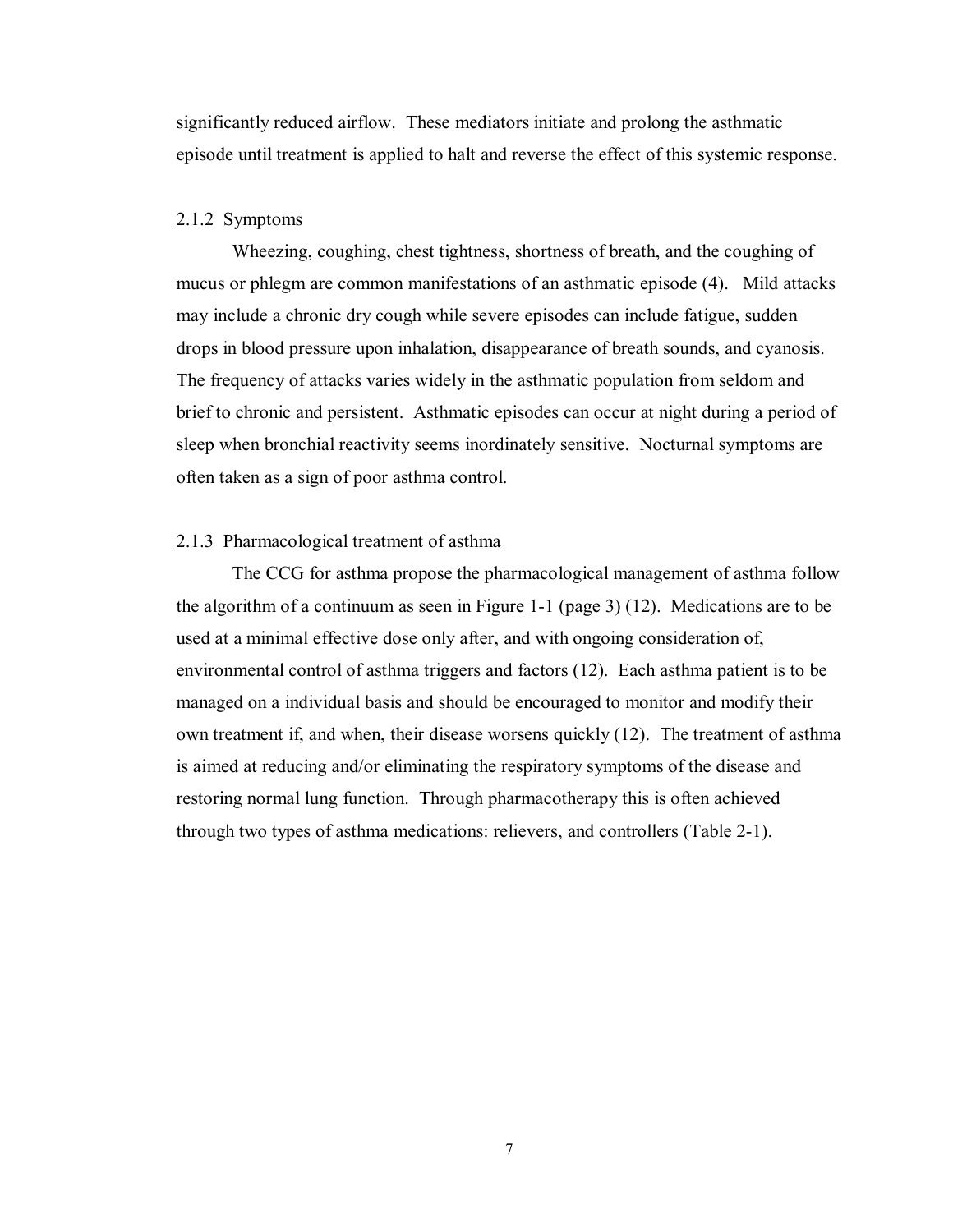significantly reduced airflow. These mediators initiate and prolong the asthmatic episode until treatment is applied to halt and reverse the effect of this systemic response.

### 2.1.2 Symptoms

Wheezing, coughing, chest tightness, shortness of breath, and the coughing of mucus or phlegm are common manifestations of an asthmatic episode (4). Mild attacks may include a chronic dry cough while severe episodes can include fatigue, sudden drops in blood pressure upon inhalation, disappearance of breath sounds, and cyanosis. The frequency of attacks varies widely in the asthmatic population from seldom and brief to chronic and persistent. Asthmatic episodes can occur at night during a period of sleep when bronchial reactivity seems inordinately sensitive. Nocturnal symptoms are often taken as a sign of poor asthma control.

### 2.1.3 Pharmacological treatment of asthma

The CCG for asthma propose the pharmacological management of asthma follow the algorithm of a continuum as seen in Figure 1-1 (page 3) (12). Medications are to be used at a minimal effective dose only after, and with ongoing consideration of, environmental control of asthma triggers and factors (12). Each asthma patient is to be managed on a individual basis and should be encouraged to monitor and modify their own treatment if, and when, their disease worsens quickly (12). The treatment of asthma is aimed at reducing and/or eliminating the respiratory symptoms of the disease and restoring normal lung function. Through pharmacotherapy this is often achieved through two types of asthma medications: relievers, and controllers (Table 2-1).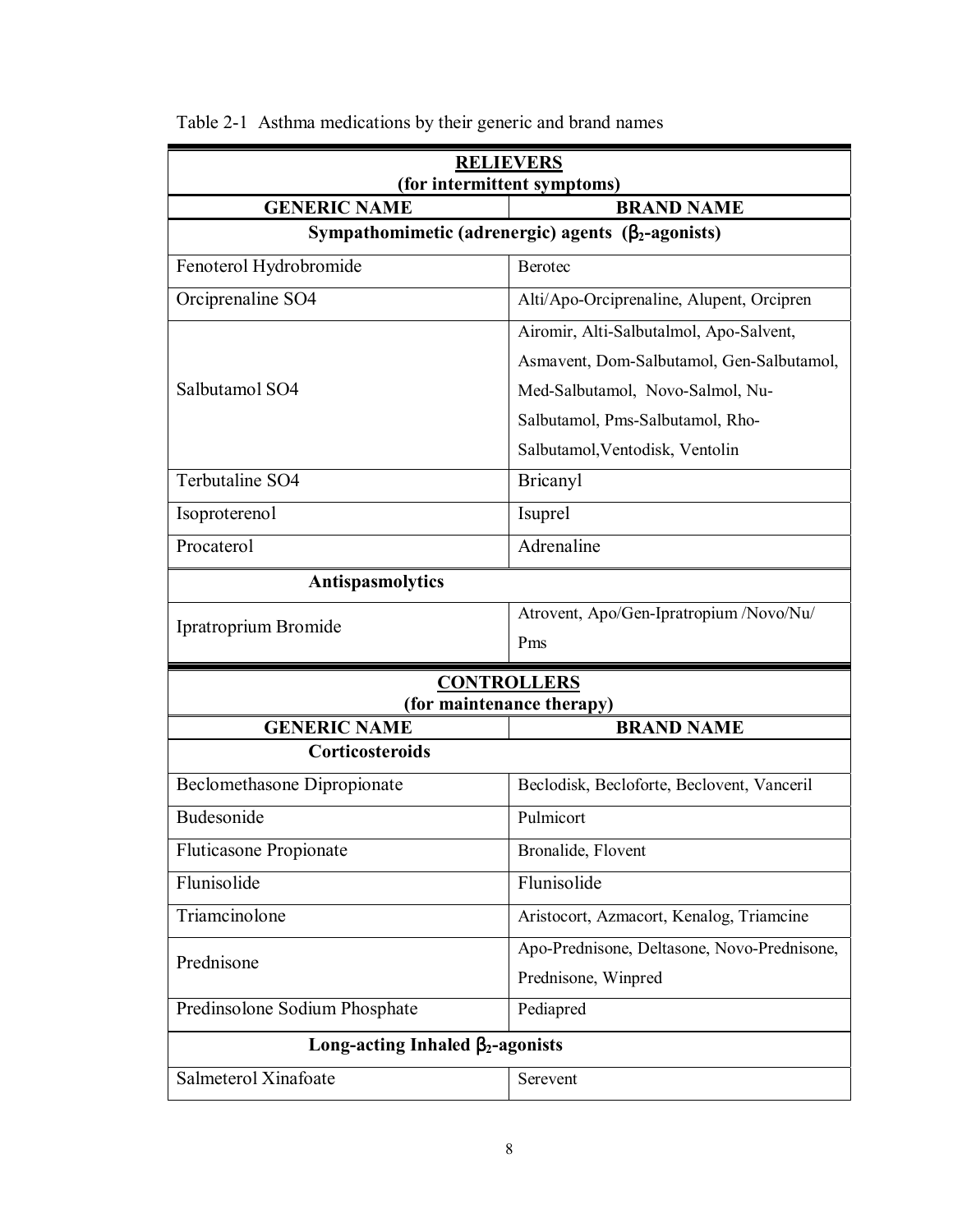Table 2-1 Asthma medications by their generic and brand names

| **RELIEVERS (for intermittent symptoms)** | |
|---|---|
| **GENERIC NAME** | **BRAND NAME** |
| **Sympathomimetic (adrenergic) agents ($\beta_2$-agonists)** | |
| Fenoterol Hydrobromide | Berotec |
| Orciprenaline SO4 | Alti/Apo-Orciprenaline, Alupent, Orcipren |
| Salbutamol SO4 | Airomir, Alti-Salbutalmol, Apo-Salvent, Asmavent, Dom-Salbutamol, Gen-Salbutamol, Med-Salbutamol, Novo-Salmol, Nu-Salbutamol, Pms-Salbutamol, Rho-Salbutamol,Ventodisk, Ventolin |
| Terbutaline SO4 | Bricanyl |
| Isoproterenol | Isuprel |
| Procaterol | Adrenaline |
| **Antispasmolytics** | |
| Ipratroprium Bromide | Atrovent, Apo/Gen-Ipratropium /Novo/Nu/Pms |

| **CONTROLLERS (for maintenance therapy)** | |
|---|---|
| **GENERIC NAME** | **BRAND NAME** |
| **Corticosteroids** | |
| Beclomethasone Dipropionate | Beclodisk, Becloforte, Beclovent, Vanceril |
| Budesonide | Pulmicort |
| Fluticasone Propionate | Bronalide, Flovent |
| Flunisolide | Flunisolide |
| Triamcinolone | Aristocort, Azmacort, Kenalog, Triamcine |
| Prednisone | Apo-Prednisone, Deltasone, Novo-Prednisone, Prednisone, Winpred |
| Predinsolone Sodium Phosphate | Pediapred |
| **Long-acting Inhaled $\beta_2$-agonists** | |
| Salmeterol Xinafoate | Serevent |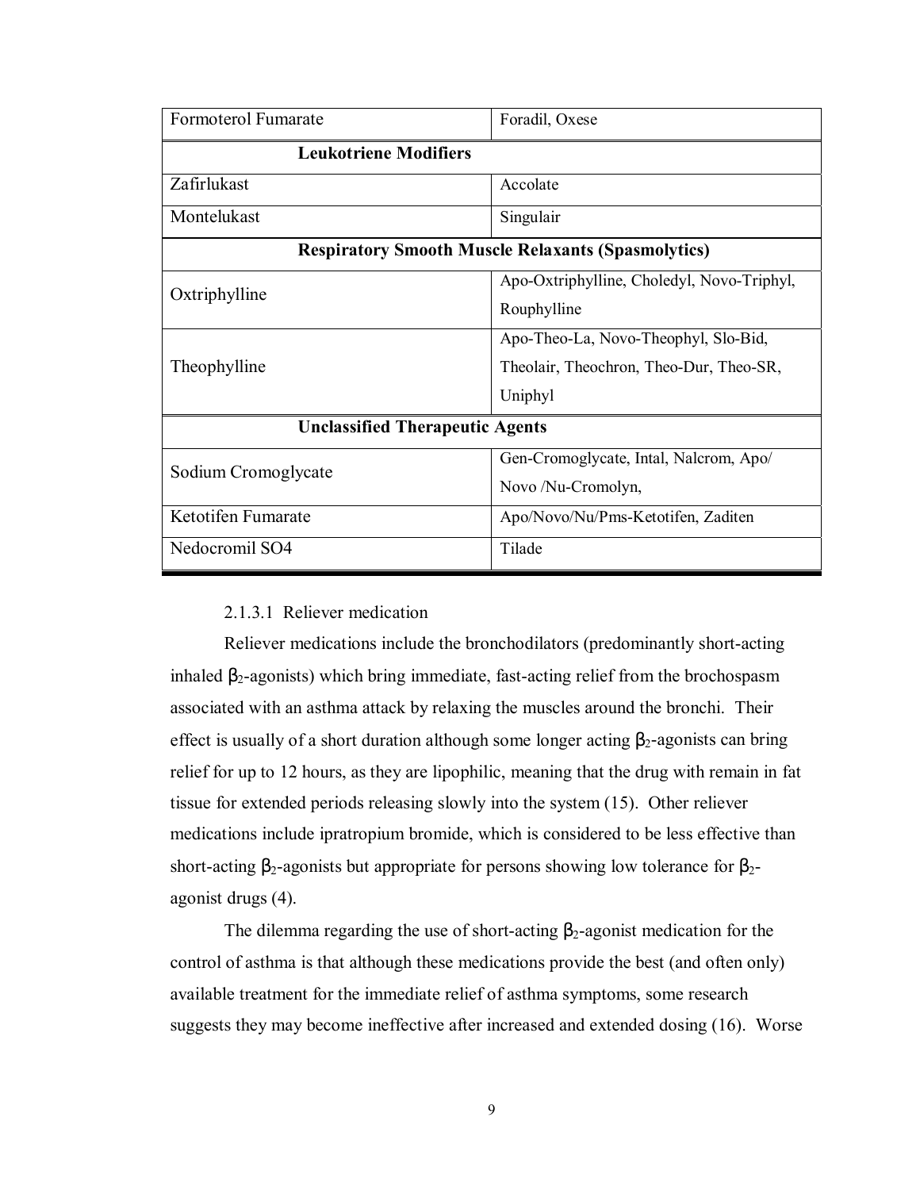| | |
|---|---|
| Formoterol Fumarate | Foradil, Oxese |
| **Leukotriene Modifiers** | |
| Zafirlukast | Accolate |
| Montelukast | Singulair |
| **Respiratory Smooth Muscle Relaxants (Spasmolytics)** | |
| Oxtriphylline | Apo-Oxtriphylline, Choledyl, Novo-Triphyl, Rouphylline |
| Theophylline | Apo-Theo-La, Novo-Theophyl, Slo-Bid, Theolair, Theochron, Theo-Dur, Theo-SR, Uniphyl |
| **Unclassified Therapeutic Agents** | |
| Sodium Cromoglycate | Gen-Cromoglycate, Intal, Nalcrom, Apo/ Novo /Nu-Cromolyn, |
| Ketotifen Fumarate | Apo/Novo/Nu/Pms-Ketotifen, Zaditen |
| Nedocromil SO4 | Tilade |

#### 2.1.3.1 Reliever medication

Reliever medications include the bronchodilators (predominantly short-acting inhaled $\beta_2$-agonists) which bring immediate, fast-acting relief from the brochospasm associated with an asthma attack by relaxing the muscles around the bronchi. Their effect is usually of a short duration although some longer acting $\beta_2$-agonists can bring relief for up to 12 hours, as they are lipophilic, meaning that the drug with remain in fat tissue for extended periods releasing slowly into the system (15). Other reliever medications include ipratropium bromide, which is considered to be less effective than short-acting $\beta_2$-agonists but appropriate for persons showing low tolerance for $\beta_2$-agonist drugs (4).

The dilemma regarding the use of short-acting $\beta_2$-agonist medication for the control of asthma is that although these medications provide the best (and often only) available treatment for the immediate relief of asthma symptoms, some research suggests they may become ineffective after increased and extended dosing (16). Worse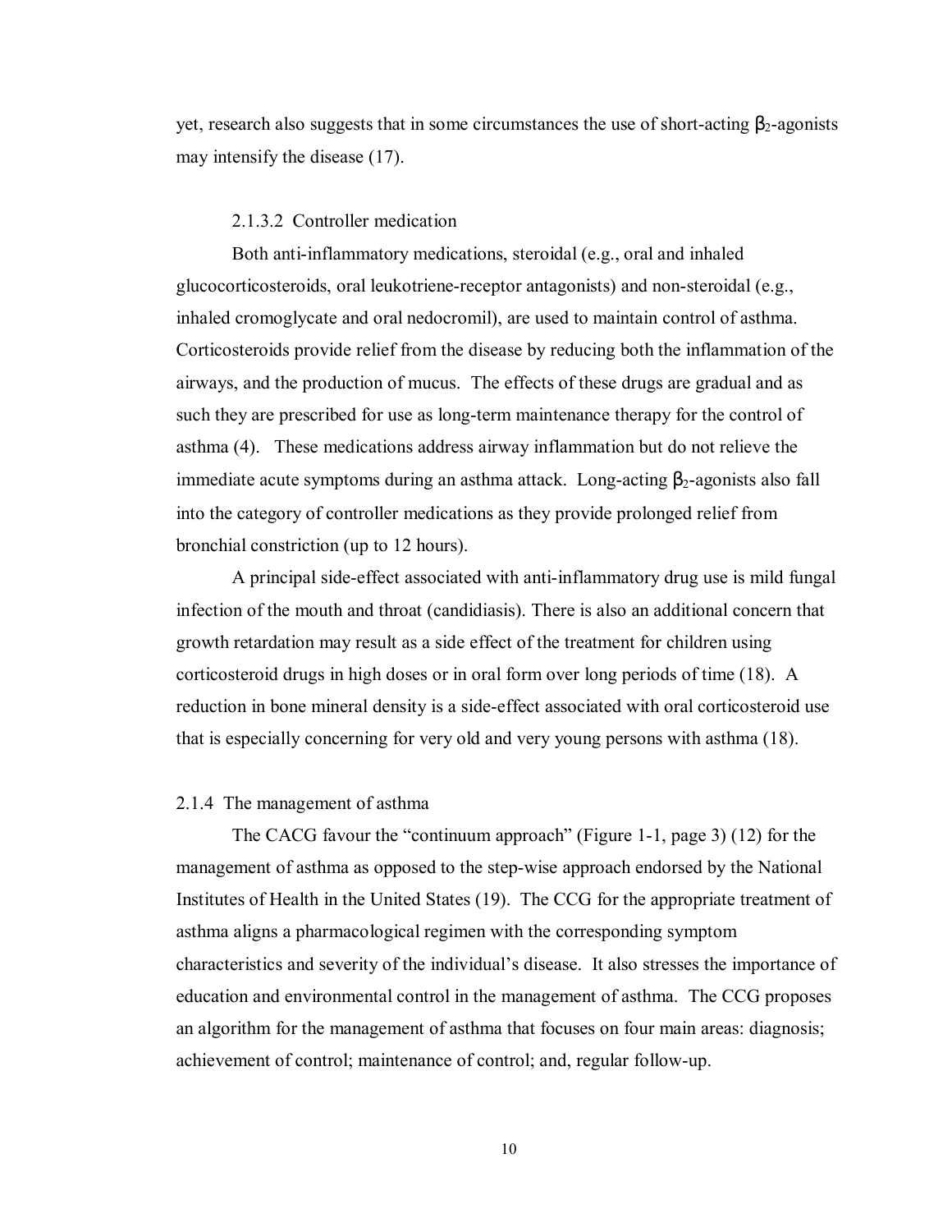yet, research also suggests that in some circumstances the use of short-acting $\beta_2$-agonists may intensify the disease (17).

#### 2.1.3.2 Controller medication

Both anti-inflammatory medications, steroidal (e.g., oral and inhaled glucocorticosteroids, oral leukotriene-receptor antagonists) and non-steroidal (e.g., inhaled cromoglycate and oral nedocromil), are used to maintain control of asthma. Corticosteroids provide relief from the disease by reducing both the inflammation of the airways, and the production of mucus. The effects of these drugs are gradual and as such they are prescribed for use as long-term maintenance therapy for the control of asthma (4). These medications address airway inflammation but do not relieve the immediate acute symptoms during an asthma attack. Long-acting $\beta_2$-agonists also fall into the category of controller medications as they provide prolonged relief from bronchial constriction (up to 12 hours).

A principal side-effect associated with anti-inflammatory drug use is mild fungal infection of the mouth and throat (candidiasis). There is also an additional concern that growth retardation may result as a side effect of the treatment for children using corticosteroid drugs in high doses or in oral form over long periods of time (18). A reduction in bone mineral density is a side-effect associated with oral corticosteroid use that is especially concerning for very old and very young persons with asthma (18).

### 2.1.4 The management of asthma

The CACG favour the "continuum approach" (Figure 1-1, page 3) (12) for the management of asthma as opposed to the step-wise approach endorsed by the National Institutes of Health in the United States (19). The CCG for the appropriate treatment of asthma aligns a pharmacological regimen with the corresponding symptom characteristics and severity of the individual's disease. It also stresses the importance of education and environmental control in the management of asthma. The CCG proposes an algorithm for the management of asthma that focuses on four main areas: diagnosis; achievement of control; maintenance of control; and, regular follow-up.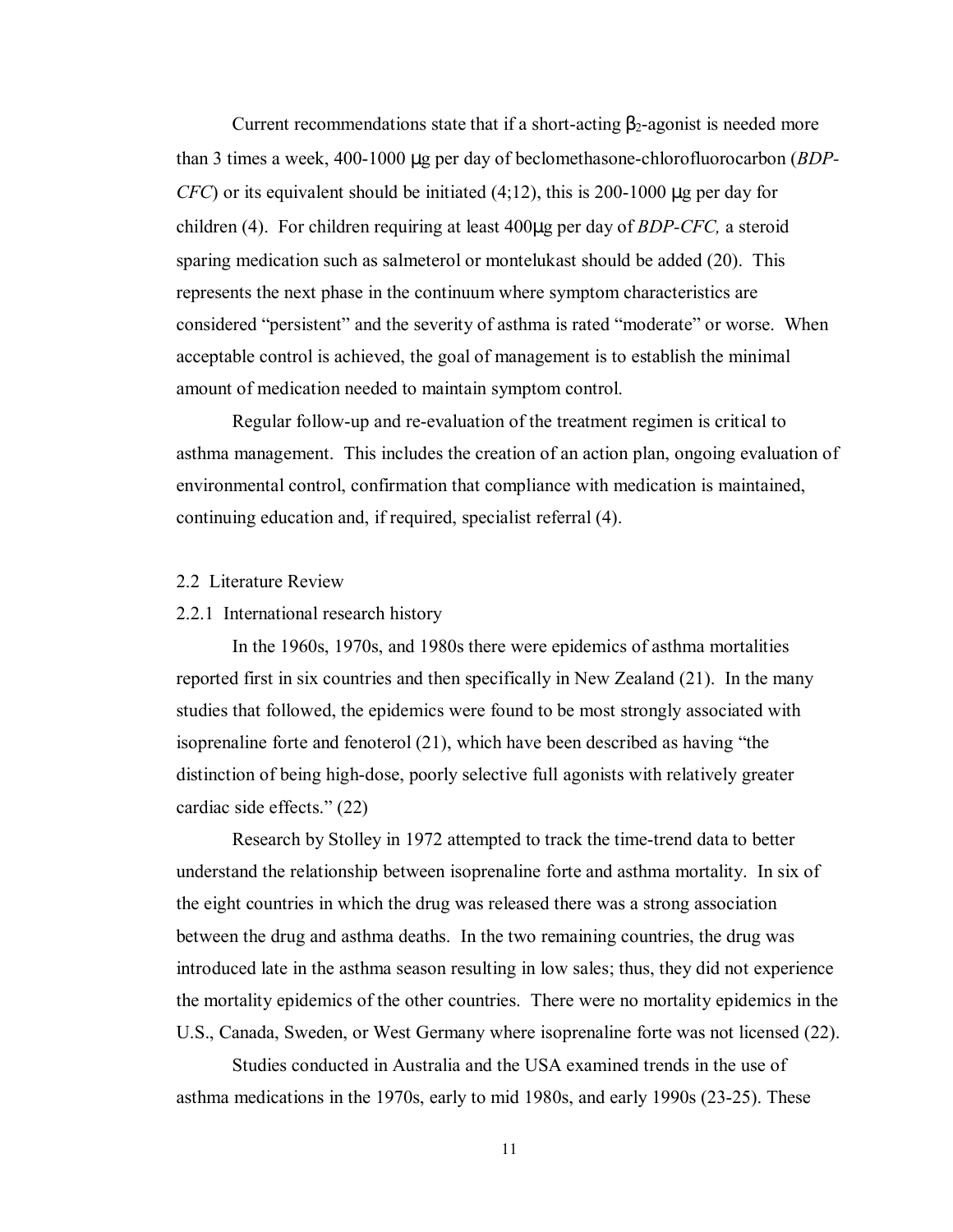Current recommendations state that if a short-acting $\beta_2$-agonist is needed more than 3 times a week, 400-1000 μg per day of beclomethasone-chlorofluorocarbon (*BDP-CFC*) or its equivalent should be initiated (4;12), this is 200-1000 μg per day for children (4). For children requiring at least 400μg per day of *BDP-CFC,* a steroid sparing medication such as salmeterol or montelukast should be added (20). This represents the next phase in the continuum where symptom characteristics are considered "persistent" and the severity of asthma is rated "moderate" or worse. When acceptable control is achieved, the goal of management is to establish the minimal amount of medication needed to maintain symptom control.

Regular follow-up and re-evaluation of the treatment regimen is critical to asthma management. This includes the creation of an action plan, ongoing evaluation of environmental control, confirmation that compliance with medication is maintained, continuing education and, if required, specialist referral (4).

## 2.2 Literature Review

### 2.2.1 International research history

In the 1960s, 1970s, and 1980s there were epidemics of asthma mortalities reported first in six countries and then specifically in New Zealand (21). In the many studies that followed, the epidemics were found to be most strongly associated with isoprenaline forte and fenoterol (21), which have been described as having "the distinction of being high-dose, poorly selective full agonists with relatively greater cardiac side effects." (22)

Research by Stolley in 1972 attempted to track the time-trend data to better understand the relationship between isoprenaline forte and asthma mortality. In six of the eight countries in which the drug was released there was a strong association between the drug and asthma deaths. In the two remaining countries, the drug was introduced late in the asthma season resulting in low sales; thus, they did not experience the mortality epidemics of the other countries. There were no mortality epidemics in the U.S., Canada, Sweden, or West Germany where isoprenaline forte was not licensed (22).

Studies conducted in Australia and the USA examined trends in the use of asthma medications in the 1970s, early to mid 1980s, and early 1990s (23-25). These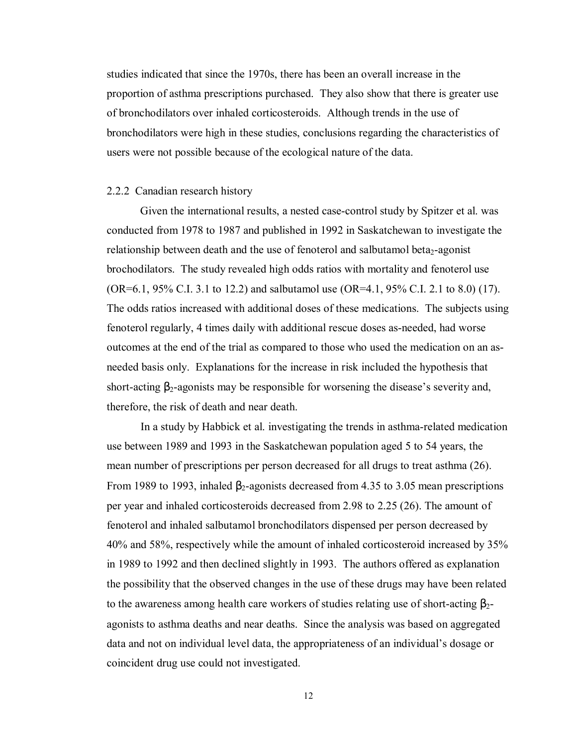studies indicated that since the 1970s, there has been an overall increase in the proportion of asthma prescriptions purchased. They also show that there is greater use of bronchodilators over inhaled corticosteroids. Although trends in the use of bronchodilators were high in these studies, conclusions regarding the characteristics of users were not possible because of the ecological nature of the data.

### 2.2.2 Canadian research history

Given the international results, a nested case-control study by Spitzer et al. was conducted from 1978 to 1987 and published in 1992 in Saskatchewan to investigate the relationship between death and the use of fenoterol and salbutamol beta$_2$-agonist brochodilators. The study revealed high odds ratios with mortality and fenoterol use (OR=6.1, 95% C.I. 3.1 to 12.2) and salbutamol use (OR=4.1, 95% C.I. 2.1 to 8.0) (17). The odds ratios increased with additional doses of these medications. The subjects using fenoterol regularly, 4 times daily with additional rescue doses as-needed, had worse outcomes at the end of the trial as compared to those who used the medication on an as-needed basis only. Explanations for the increase in risk included the hypothesis that short-acting $\beta_2$-agonists may be responsible for worsening the disease's severity and, therefore, the risk of death and near death.

In a study by Habbick et al. investigating the trends in asthma-related medication use between 1989 and 1993 in the Saskatchewan population aged 5 to 54 years, the mean number of prescriptions per person decreased for all drugs to treat asthma (26). From 1989 to 1993, inhaled $\beta_2$-agonists decreased from 4.35 to 3.05 mean prescriptions per year and inhaled corticosteroids decreased from 2.98 to 2.25 (26). The amount of fenoterol and inhaled salbutamol bronchodilators dispensed per person decreased by 40% and 58%, respectively while the amount of inhaled corticosteroid increased by 35% in 1989 to 1992 and then declined slightly in 1993. The authors offered as explanation the possibility that the observed changes in the use of these drugs may have been related to the awareness among health care workers of studies relating use of short-acting $\beta_2$-agonists to asthma deaths and near deaths. Since the analysis was based on aggregated data and not on individual level data, the appropriateness of an individual's dosage or coincident drug use could not investigated.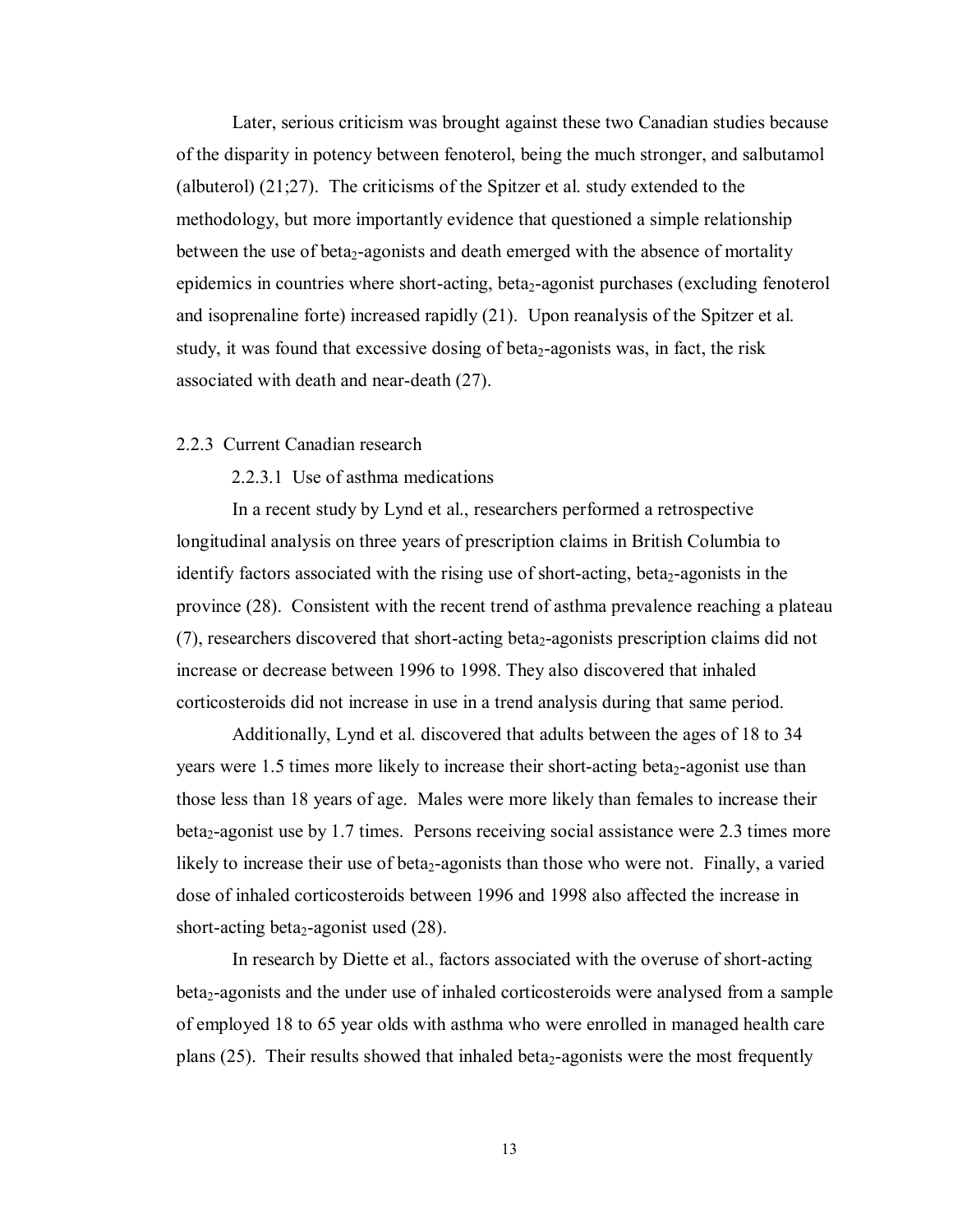Later, serious criticism was brought against these two Canadian studies because of the disparity in potency between fenoterol, being the much stronger, and salbutamol (albuterol) (21;27). The criticisms of the Spitzer et al. study extended to the methodology, but more importantly evidence that questioned a simple relationship between the use of beta$_2$-agonists and death emerged with the absence of mortality epidemics in countries where short-acting, beta$_2$-agonist purchases (excluding fenoterol and isoprenaline forte) increased rapidly (21). Upon reanalysis of the Spitzer et al. study, it was found that excessive dosing of beta$_2$-agonists was, in fact, the risk associated with death and near-death (27).

### 2.2.3 Current Canadian research

#### 2.2.3.1 Use of asthma medications

In a recent study by Lynd et al., researchers performed a retrospective longitudinal analysis on three years of prescription claims in British Columbia to identify factors associated with the rising use of short-acting, beta$_2$-agonists in the province (28). Consistent with the recent trend of asthma prevalence reaching a plateau (7), researchers discovered that short-acting beta$_2$-agonists prescription claims did not increase or decrease between 1996 to 1998. They also discovered that inhaled corticosteroids did not increase in use in a trend analysis during that same period.

Additionally, Lynd et al. discovered that adults between the ages of 18 to 34 years were 1.5 times more likely to increase their short-acting beta$_2$-agonist use than those less than 18 years of age. Males were more likely than females to increase their beta$_2$-agonist use by 1.7 times. Persons receiving social assistance were 2.3 times more likely to increase their use of beta$_2$-agonists than those who were not. Finally, a varied dose of inhaled corticosteroids between 1996 and 1998 also affected the increase in short-acting beta$_2$-agonist used (28).

In research by Diette et al., factors associated with the overuse of short-acting beta$_2$-agonists and the under use of inhaled corticosteroids were analysed from a sample of employed 18 to 65 year olds with asthma who were enrolled in managed health care plans (25). Their results showed that inhaled beta$_2$-agonists were the most frequently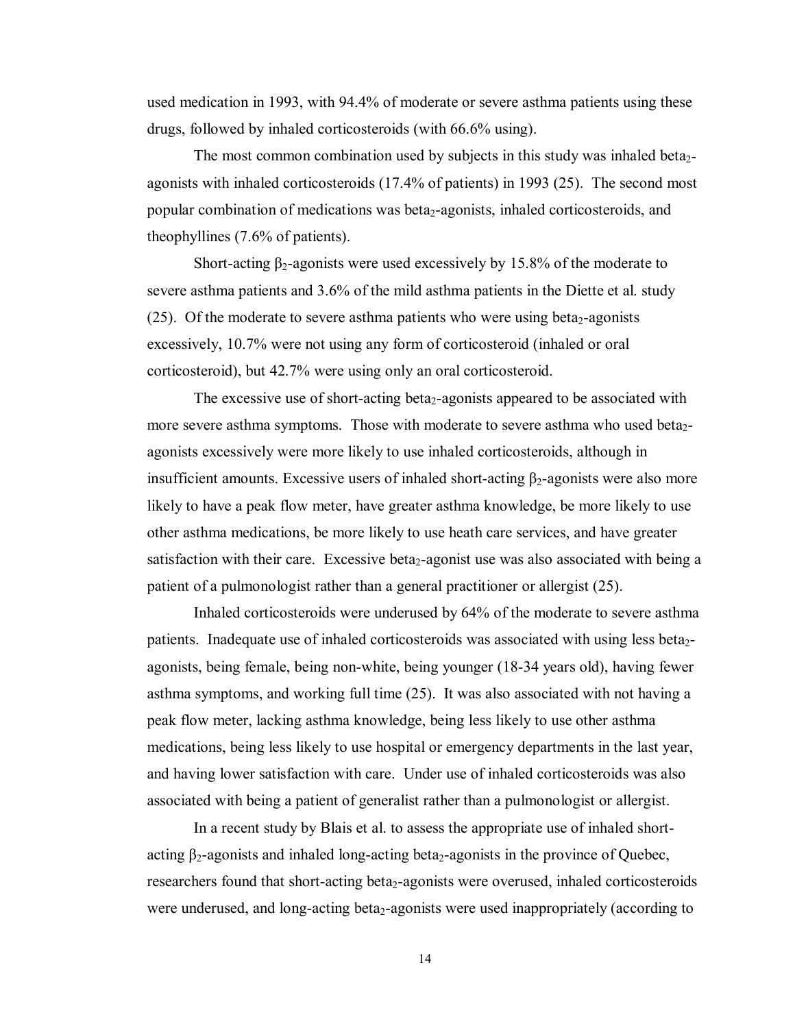used medication in 1993, with 94.4% of moderate or severe asthma patients using these drugs, followed by inhaled corticosteroids (with 66.6% using).

The most common combination used by subjects in this study was inhaled beta$_2$-agonists with inhaled corticosteroids (17.4% of patients) in 1993 (25). The second most popular combination of medications was beta$_2$-agonists, inhaled corticosteroids, and theophyllines (7.6% of patients).

Short-acting $\beta_2$-agonists were used excessively by 15.8% of the moderate to severe asthma patients and 3.6% of the mild asthma patients in the Diette et al. study (25). Of the moderate to severe asthma patients who were using beta$_2$-agonists excessively, 10.7% were not using any form of corticosteroid (inhaled or oral corticosteroid), but 42.7% were using only an oral corticosteroid.

The excessive use of short-acting beta$_2$-agonists appeared to be associated with more severe asthma symptoms. Those with moderate to severe asthma who used beta$_2$-agonists excessively were more likely to use inhaled corticosteroids, although in insufficient amounts. Excessive users of inhaled short-acting $\beta_2$-agonists were also more likely to have a peak flow meter, have greater asthma knowledge, be more likely to use other asthma medications, be more likely to use heath care services, and have greater satisfaction with their care. Excessive beta$_2$-agonist use was also associated with being a patient of a pulmonologist rather than a general practitioner or allergist (25).

Inhaled corticosteroids were underused by 64% of the moderate to severe asthma patients. Inadequate use of inhaled corticosteroids was associated with using less beta$_2$-agonists, being female, being non-white, being younger (18-34 years old), having fewer asthma symptoms, and working full time (25). It was also associated with not having a peak flow meter, lacking asthma knowledge, being less likely to use other asthma medications, being less likely to use hospital or emergency departments in the last year, and having lower satisfaction with care. Under use of inhaled corticosteroids was also associated with being a patient of generalist rather than a pulmonologist or allergist.

In a recent study by Blais et al. to assess the appropriate use of inhaled short-acting $\beta_2$-agonists and inhaled long-acting beta$_2$-agonists in the province of Quebec, researchers found that short-acting beta$_2$-agonists were overused, inhaled corticosteroids were underused, and long-acting beta$_2$-agonists were used inappropriately (according to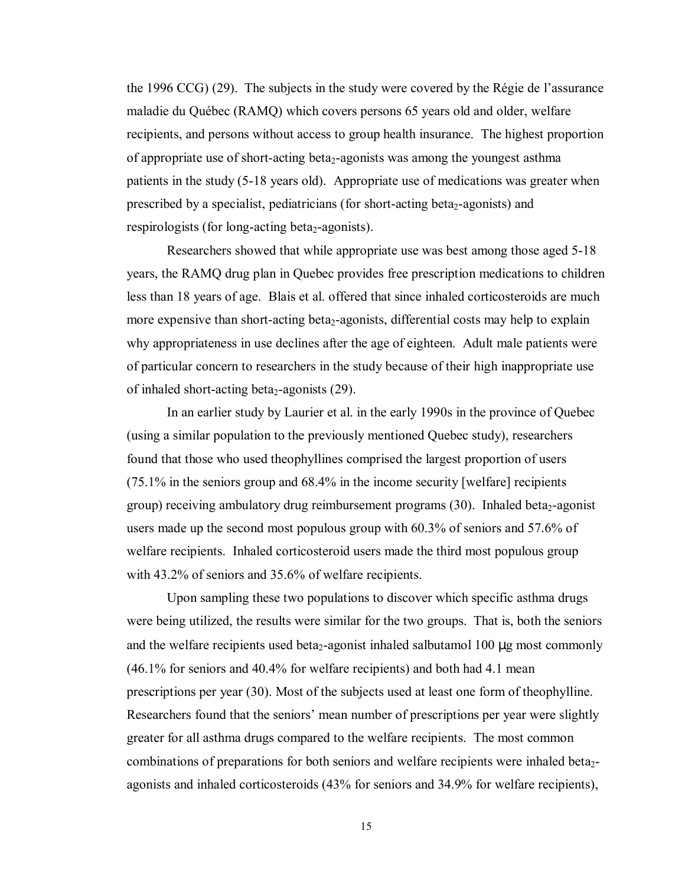the 1996 CCG) (29). The subjects in the study were covered by the Régie de l'assurance maladie du Québec (RAMQ) which covers persons 65 years old and older, welfare recipients, and persons without access to group health insurance. The highest proportion of appropriate use of short-acting beta$_2$-agonists was among the youngest asthma patients in the study (5-18 years old). Appropriate use of medications was greater when prescribed by a specialist, pediatricians (for short-acting beta$_2$-agonists) and respirologists (for long-acting beta$_2$-agonists).

Researchers showed that while appropriate use was best among those aged 5-18 years, the RAMQ drug plan in Quebec provides free prescription medications to children less than 18 years of age. Blais et al. offered that since inhaled corticosteroids are much more expensive than short-acting beta$_2$-agonists, differential costs may help to explain why appropriateness in use declines after the age of eighteen. Adult male patients were of particular concern to researchers in the study because of their high inappropriate use of inhaled short-acting beta$_2$-agonists (29).

In an earlier study by Laurier et al. in the early 1990s in the province of Quebec (using a similar population to the previously mentioned Quebec study), researchers found that those who used theophyllines comprised the largest proportion of users (75.1% in the seniors group and 68.4% in the income security [welfare] recipients group) receiving ambulatory drug reimbursement programs (30). Inhaled beta$_2$-agonist users made up the second most populous group with 60.3% of seniors and 57.6% of welfare recipients. Inhaled corticosteroid users made the third most populous group with 43.2% of seniors and 35.6% of welfare recipients.

Upon sampling these two populations to discover which specific asthma drugs were being utilized, the results were similar for the two groups. That is, both the seniors and the welfare recipients used beta$_2$-agonist inhaled salbutamol 100 µg most commonly (46.1% for seniors and 40.4% for welfare recipients) and both had 4.1 mean prescriptions per year (30). Most of the subjects used at least one form of theophylline. Researchers found that the seniors' mean number of prescriptions per year were slightly greater for all asthma drugs compared to the welfare recipients. The most common combinations of preparations for both seniors and welfare recipients were inhaled beta$_2$-agonists and inhaled corticosteroids (43% for seniors and 34.9% for welfare recipients),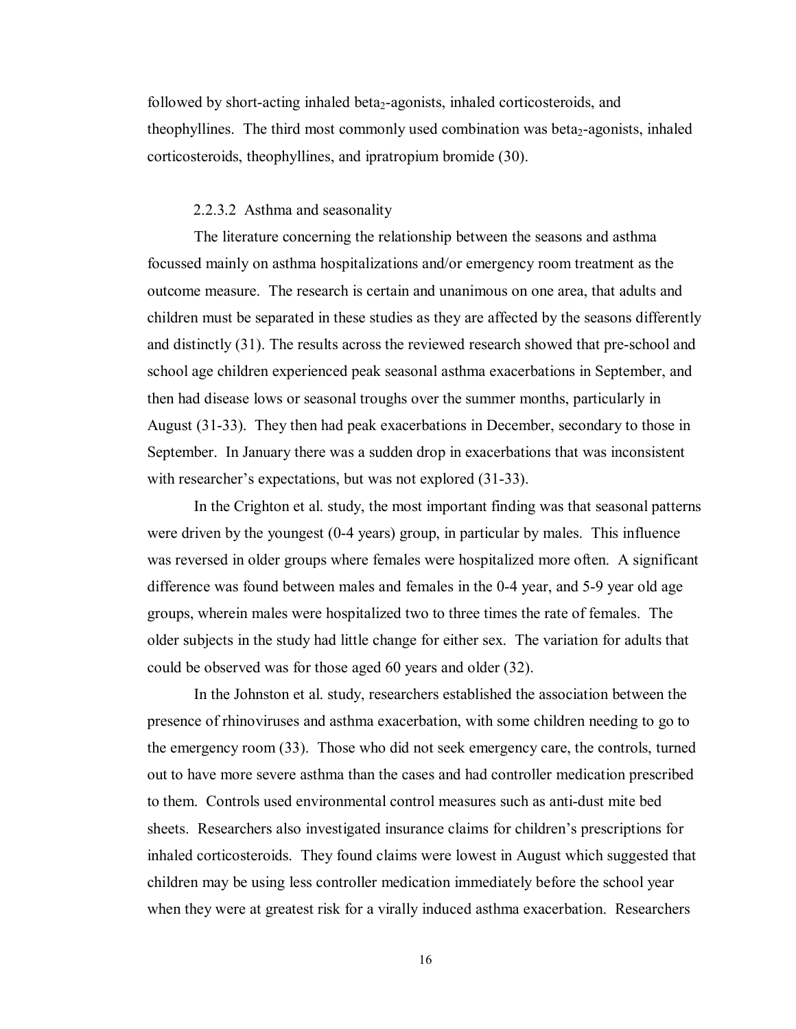followed by short-acting inhaled $beta_2$-agonists, inhaled corticosteroids, and theophyllines. The third most commonly used combination was $beta_2$-agonists, inhaled corticosteroids, theophyllines, and ipratropium bromide (30).

#### 2.2.3.2 Asthma and seasonality

The literature concerning the relationship between the seasons and asthma focussed mainly on asthma hospitalizations and/or emergency room treatment as the outcome measure. The research is certain and unanimous on one area, that adults and children must be separated in these studies as they are affected by the seasons differently and distinctly (31). The results across the reviewed research showed that pre-school and school age children experienced peak seasonal asthma exacerbations in September, and then had disease lows or seasonal troughs over the summer months, particularly in August (31-33). They then had peak exacerbations in December, secondary to those in September. In January there was a sudden drop in exacerbations that was inconsistent with researcher's expectations, but was not explored (31-33).

In the Crighton et al. study, the most important finding was that seasonal patterns were driven by the youngest (0-4 years) group, in particular by males. This influence was reversed in older groups where females were hospitalized more often. A significant difference was found between males and females in the 0-4 year, and 5-9 year old age groups, wherein males were hospitalized two to three times the rate of females. The older subjects in the study had little change for either sex. The variation for adults that could be observed was for those aged 60 years and older (32).

In the Johnston et al. study, researchers established the association between the presence of rhinoviruses and asthma exacerbation, with some children needing to go to the emergency room (33). Those who did not seek emergency care, the controls, turned out to have more severe asthma than the cases and had controller medication prescribed to them. Controls used environmental control measures such as anti-dust mite bed sheets. Researchers also investigated insurance claims for children's prescriptions for inhaled corticosteroids. They found claims were lowest in August which suggested that children may be using less controller medication immediately before the school year when they were at greatest risk for a virally induced asthma exacerbation. Researchers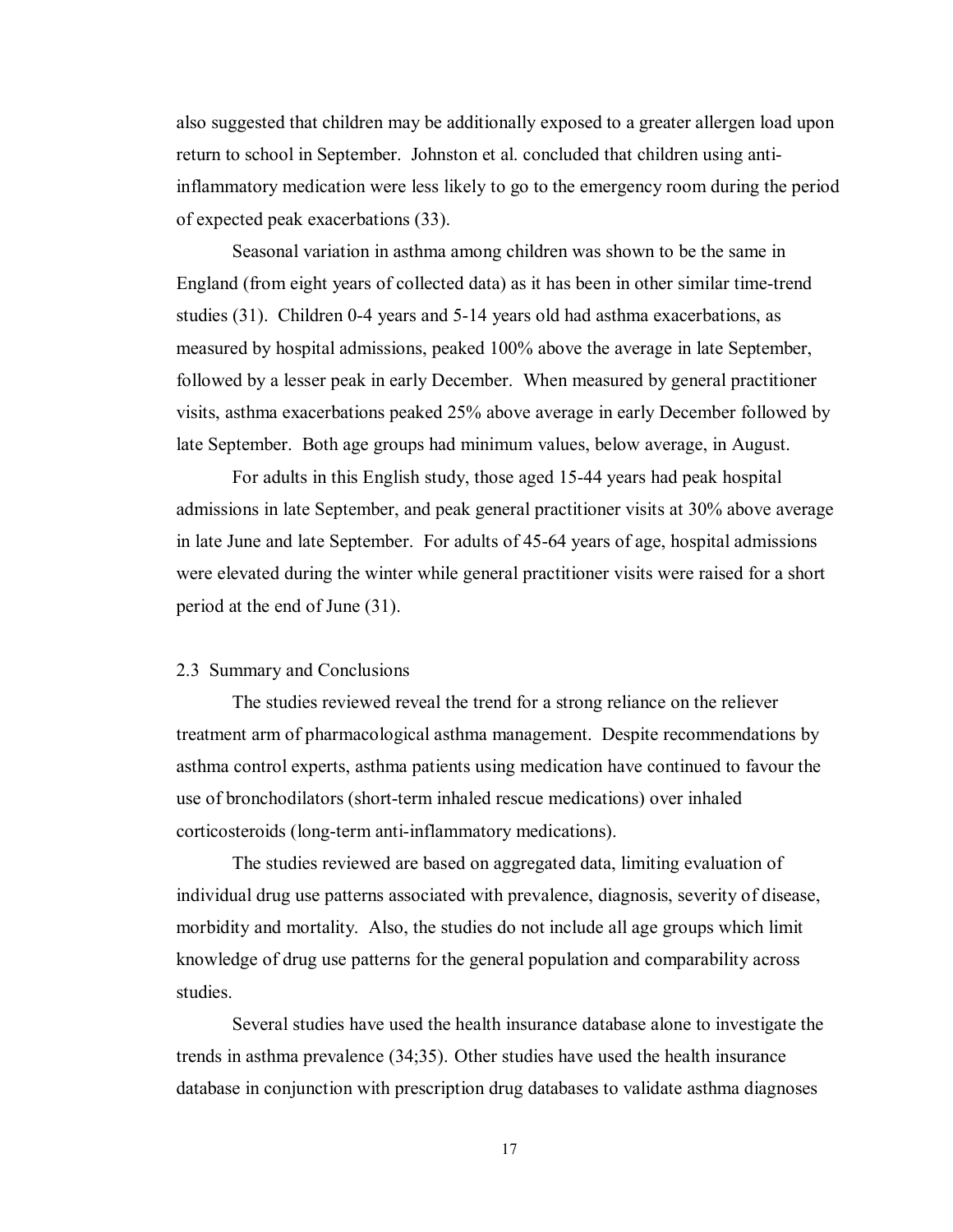also suggested that children may be additionally exposed to a greater allergen load upon return to school in September. Johnston et al. concluded that children using anti-inflammatory medication were less likely to go to the emergency room during the period of expected peak exacerbations (33).

Seasonal variation in asthma among children was shown to be the same in England (from eight years of collected data) as it has been in other similar time-trend studies (31). Children 0-4 years and 5-14 years old had asthma exacerbations, as measured by hospital admissions, peaked 100% above the average in late September, followed by a lesser peak in early December. When measured by general practitioner visits, asthma exacerbations peaked 25% above average in early December followed by late September. Both age groups had minimum values, below average, in August.

For adults in this English study, those aged 15-44 years had peak hospital admissions in late September, and peak general practitioner visits at 30% above average in late June and late September. For adults of 45-64 years of age, hospital admissions were elevated during the winter while general practitioner visits were raised for a short period at the end of June (31).

### 2.3 Summary and Conclusions

The studies reviewed reveal the trend for a strong reliance on the reliever treatment arm of pharmacological asthma management. Despite recommendations by asthma control experts, asthma patients using medication have continued to favour the use of bronchodilators (short-term inhaled rescue medications) over inhaled corticosteroids (long-term anti-inflammatory medications).

The studies reviewed are based on aggregated data, limiting evaluation of individual drug use patterns associated with prevalence, diagnosis, severity of disease, morbidity and mortality. Also, the studies do not include all age groups which limit knowledge of drug use patterns for the general population and comparability across studies.

Several studies have used the health insurance database alone to investigate the trends in asthma prevalence (34;35). Other studies have used the health insurance database in conjunction with prescription drug databases to validate asthma diagnoses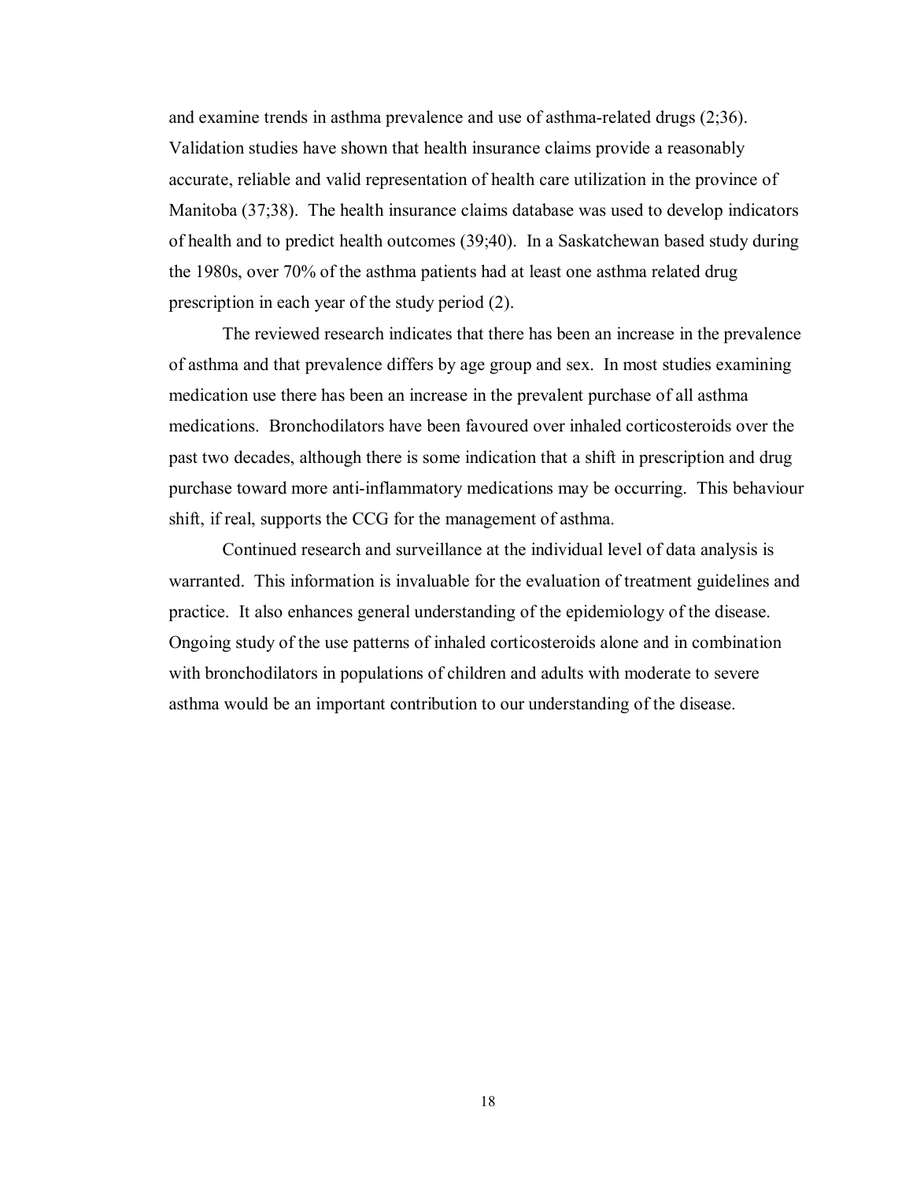and examine trends in asthma prevalence and use of asthma-related drugs (2;36). Validation studies have shown that health insurance claims provide a reasonably accurate, reliable and valid representation of health care utilization in the province of Manitoba (37;38). The health insurance claims database was used to develop indicators of health and to predict health outcomes (39;40). In a Saskatchewan based study during the 1980s, over 70% of the asthma patients had at least one asthma related drug prescription in each year of the study period (2).

The reviewed research indicates that there has been an increase in the prevalence of asthma and that prevalence differs by age group and sex. In most studies examining medication use there has been an increase in the prevalent purchase of all asthma medications. Bronchodilators have been favoured over inhaled corticosteroids over the past two decades, although there is some indication that a shift in prescription and drug purchase toward more anti-inflammatory medications may be occurring. This behaviour shift, if real, supports the CCG for the management of asthma.

Continued research and surveillance at the individual level of data analysis is warranted. This information is invaluable for the evaluation of treatment guidelines and practice. It also enhances general understanding of the epidemiology of the disease. Ongoing study of the use patterns of inhaled corticosteroids alone and in combination with bronchodilators in populations of children and adults with moderate to severe asthma would be an important contribution to our understanding of the disease.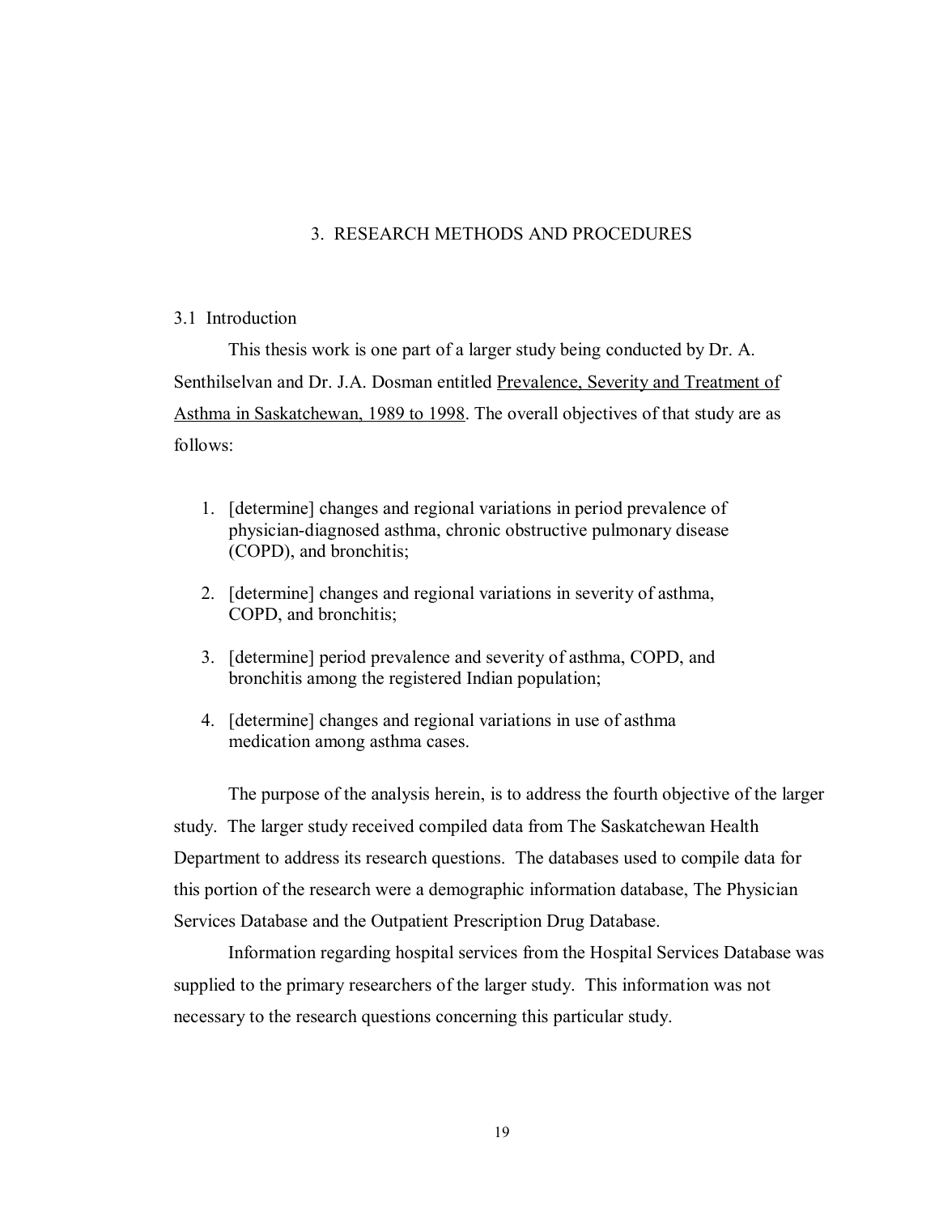# 3. RESEARCH METHODS AND PROCEDURES

## 3.1 Introduction

This thesis work is one part of a larger study being conducted by Dr. A. Senthilselvan and Dr. J.A. Dosman entitled Prevalence, Severity and Treatment of Asthma in Saskatchewan, 1989 to 1998. The overall objectives of that study are as follows:

1. [determine] changes and regional variations in period prevalence of physician-diagnosed asthma, chronic obstructive pulmonary disease (COPD), and bronchitis;
2. [determine] changes and regional variations in severity of asthma, COPD, and bronchitis;
3. [determine] period prevalence and severity of asthma, COPD, and bronchitis among the registered Indian population;
4. [determine] changes and regional variations in use of asthma medication among asthma cases.

The purpose of the analysis herein, is to address the fourth objective of the larger study. The larger study received compiled data from The Saskatchewan Health Department to address its research questions. The databases used to compile data for this portion of the research were a demographic information database, The Physician Services Database and the Outpatient Prescription Drug Database.

Information regarding hospital services from the Hospital Services Database was supplied to the primary researchers of the larger study. This information was not necessary to the research questions concerning this particular study.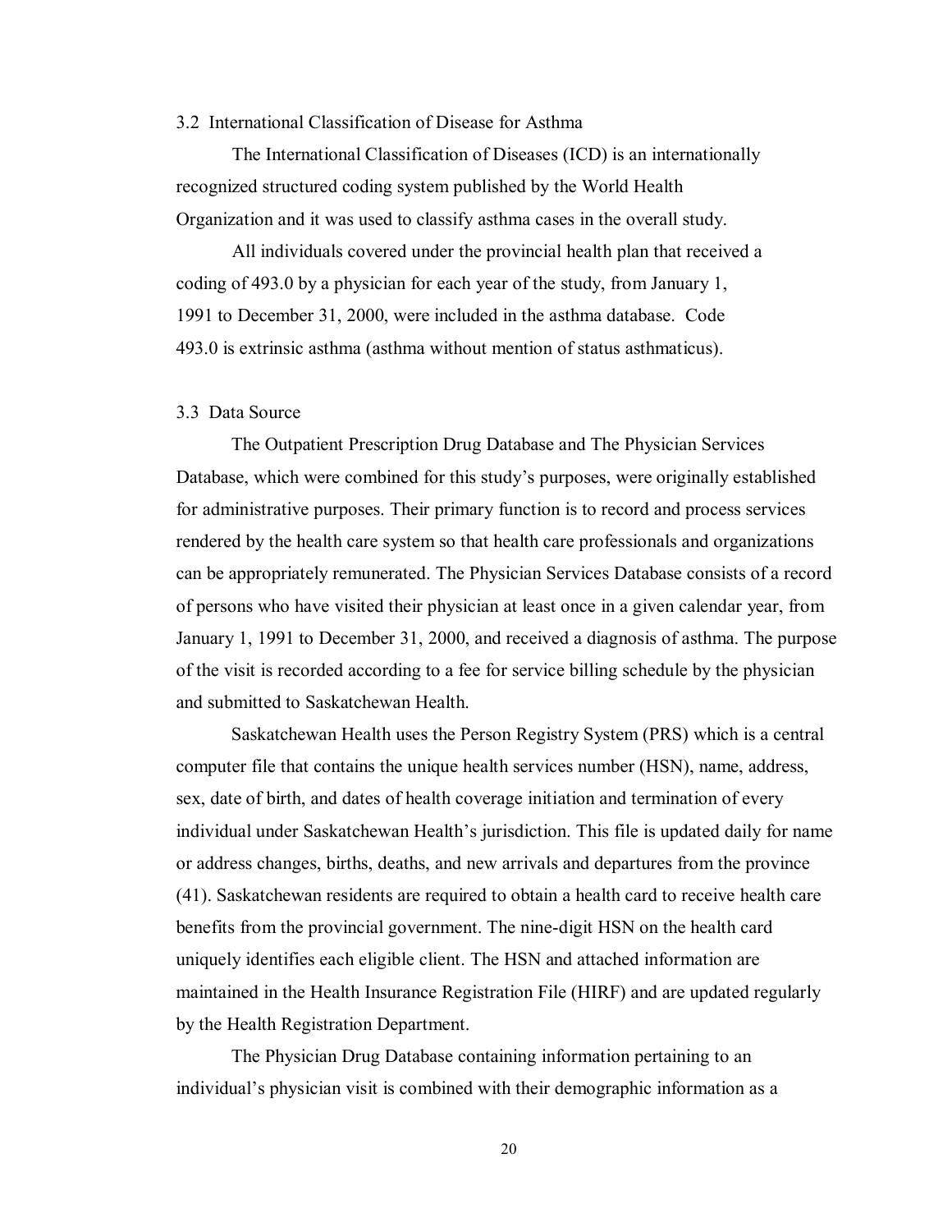### 3.2 International Classification of Disease for Asthma

The International Classification of Diseases (ICD) is an internationally recognized structured coding system published by the World Health Organization and it was used to classify asthma cases in the overall study.

All individuals covered under the provincial health plan that received a coding of 493.0 by a physician for each year of the study, from January 1, 1991 to December 31, 2000, were included in the asthma database. Code 493.0 is extrinsic asthma (asthma without mention of status asthmaticus).

### 3.3 Data Source

The Outpatient Prescription Drug Database and The Physician Services Database, which were combined for this study's purposes, were originally established for administrative purposes. Their primary function is to record and process services rendered by the health care system so that health care professionals and organizations can be appropriately remunerated. The Physician Services Database consists of a record of persons who have visited their physician at least once in a given calendar year, from January 1, 1991 to December 31, 2000, and received a diagnosis of asthma. The purpose of the visit is recorded according to a fee for service billing schedule by the physician and submitted to Saskatchewan Health.

Saskatchewan Health uses the Person Registry System (PRS) which is a central computer file that contains the unique health services number (HSN), name, address, sex, date of birth, and dates of health coverage initiation and termination of every individual under Saskatchewan Health's jurisdiction. This file is updated daily for name or address changes, births, deaths, and new arrivals and departures from the province (41). Saskatchewan residents are required to obtain a health card to receive health care benefits from the provincial government. The nine-digit HSN on the health card uniquely identifies each eligible client. The HSN and attached information are maintained in the Health Insurance Registration File (HIRF) and are updated regularly by the Health Registration Department.

The Physician Drug Database containing information pertaining to an individual's physician visit is combined with their demographic information as a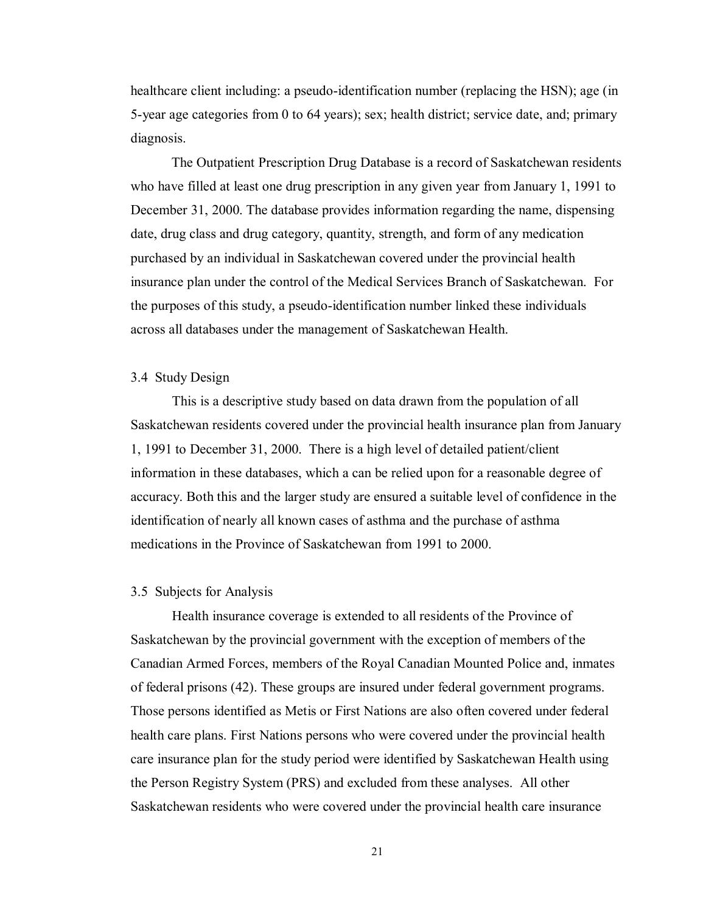healthcare client including: a pseudo-identification number (replacing the HSN); age (in 5-year age categories from 0 to 64 years); sex; health district; service date, and; primary diagnosis.

The Outpatient Prescription Drug Database is a record of Saskatchewan residents who have filled at least one drug prescription in any given year from January 1, 1991 to December 31, 2000. The database provides information regarding the name, dispensing date, drug class and drug category, quantity, strength, and form of any medication purchased by an individual in Saskatchewan covered under the provincial health insurance plan under the control of the Medical Services Branch of Saskatchewan. For the purposes of this study, a pseudo-identification number linked these individuals across all databases under the management of Saskatchewan Health.

### 3.4 Study Design

This is a descriptive study based on data drawn from the population of all Saskatchewan residents covered under the provincial health insurance plan from January 1, 1991 to December 31, 2000. There is a high level of detailed patient/client information in these databases, which a can be relied upon for a reasonable degree of accuracy. Both this and the larger study are ensured a suitable level of confidence in the identification of nearly all known cases of asthma and the purchase of asthma medications in the Province of Saskatchewan from 1991 to 2000.

### 3.5 Subjects for Analysis

Health insurance coverage is extended to all residents of the Province of Saskatchewan by the provincial government with the exception of members of the Canadian Armed Forces, members of the Royal Canadian Mounted Police and, inmates of federal prisons (42). These groups are insured under federal government programs. Those persons identified as Metis or First Nations are also often covered under federal health care plans. First Nations persons who were covered under the provincial health care insurance plan for the study period were identified by Saskatchewan Health using the Person Registry System (PRS) and excluded from these analyses. All other Saskatchewan residents who were covered under the provincial health care insurance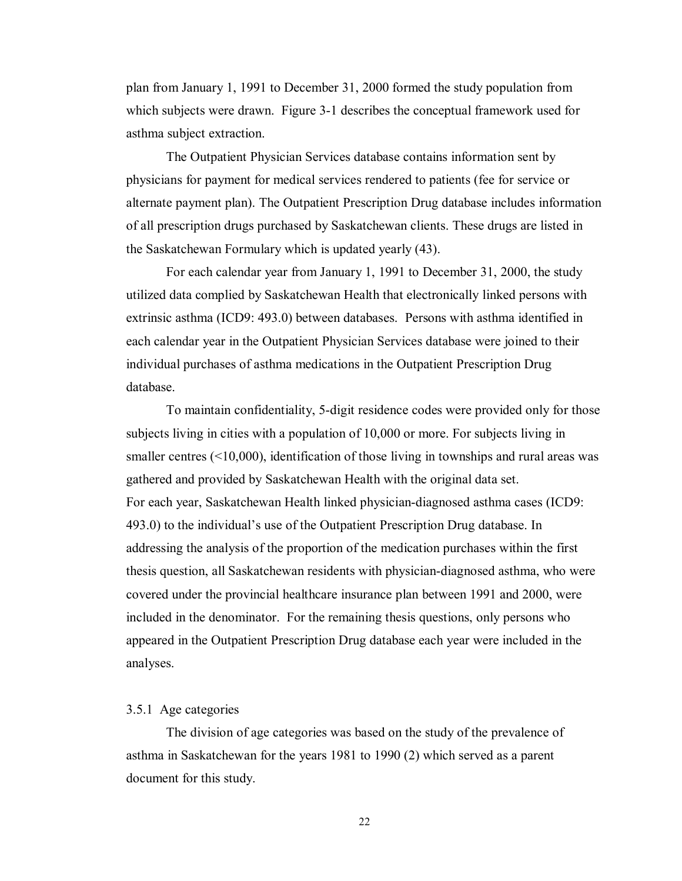plan from January 1, 1991 to December 31, 2000 formed the study population from which subjects were drawn. Figure 3-1 describes the conceptual framework used for asthma subject extraction.

The Outpatient Physician Services database contains information sent by physicians for payment for medical services rendered to patients (fee for service or alternate payment plan). The Outpatient Prescription Drug database includes information of all prescription drugs purchased by Saskatchewan clients. These drugs are listed in the Saskatchewan Formulary which is updated yearly (43).

For each calendar year from January 1, 1991 to December 31, 2000, the study utilized data complied by Saskatchewan Health that electronically linked persons with extrinsic asthma (ICD9: 493.0) between databases. Persons with asthma identified in each calendar year in the Outpatient Physician Services database were joined to their individual purchases of asthma medications in the Outpatient Prescription Drug database.

To maintain confidentiality, 5-digit residence codes were provided only for those subjects living in cities with a population of 10,000 or more. For subjects living in smaller centres (<10,000), identification of those living in townships and rural areas was gathered and provided by Saskatchewan Health with the original data set.
For each year, Saskatchewan Health linked physician-diagnosed asthma cases (ICD9: 493.0) to the individual's use of the Outpatient Prescription Drug database. In addressing the analysis of the proportion of the medication purchases within the first thesis question, all Saskatchewan residents with physician-diagnosed asthma, who were covered under the provincial healthcare insurance plan between 1991 and 2000, were included in the denominator. For the remaining thesis questions, only persons who appeared in the Outpatient Prescription Drug database each year were included in the analyses.

### 3.5.1 Age categories

The division of age categories was based on the study of the prevalence of asthma in Saskatchewan for the years 1981 to 1990 (2) which served as a parent document for this study.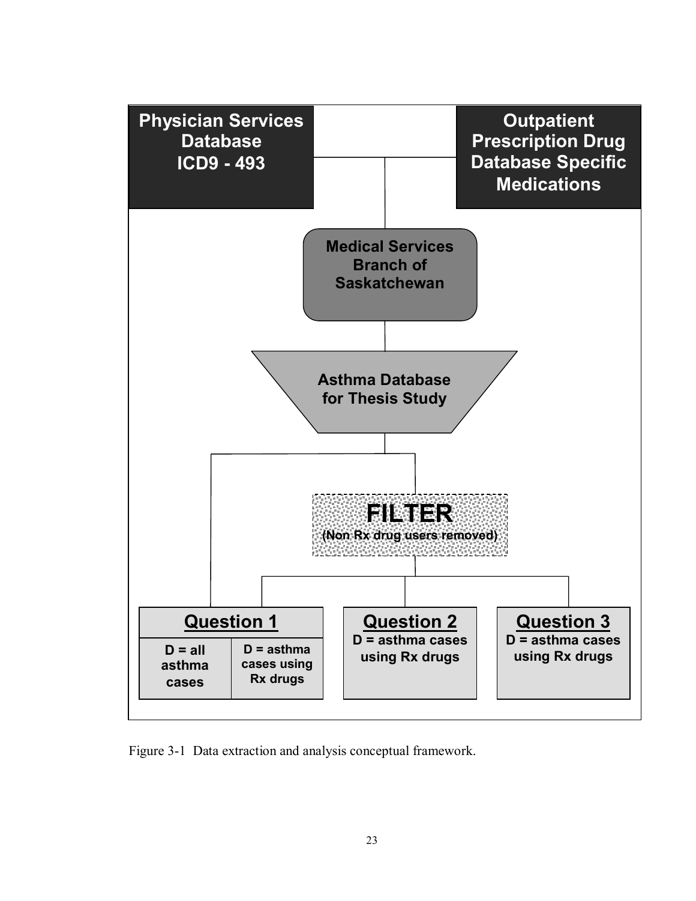Physician Services Database ICD9 - 493

Outpatient Prescription Drug Database Specific Medications

Medical Services Branch of Saskatchewan

Asthma Database for Thesis Study

FILTER
(Non Rx drug users removed)

Question 1
D = all asthma cases
D = asthma cases using Rx drugs

Question 2
D = asthma cases using Rx drugs

Question 3
D = asthma cases using Rx drugs

Figure 3-1 Data extraction and analysis conceptual framework.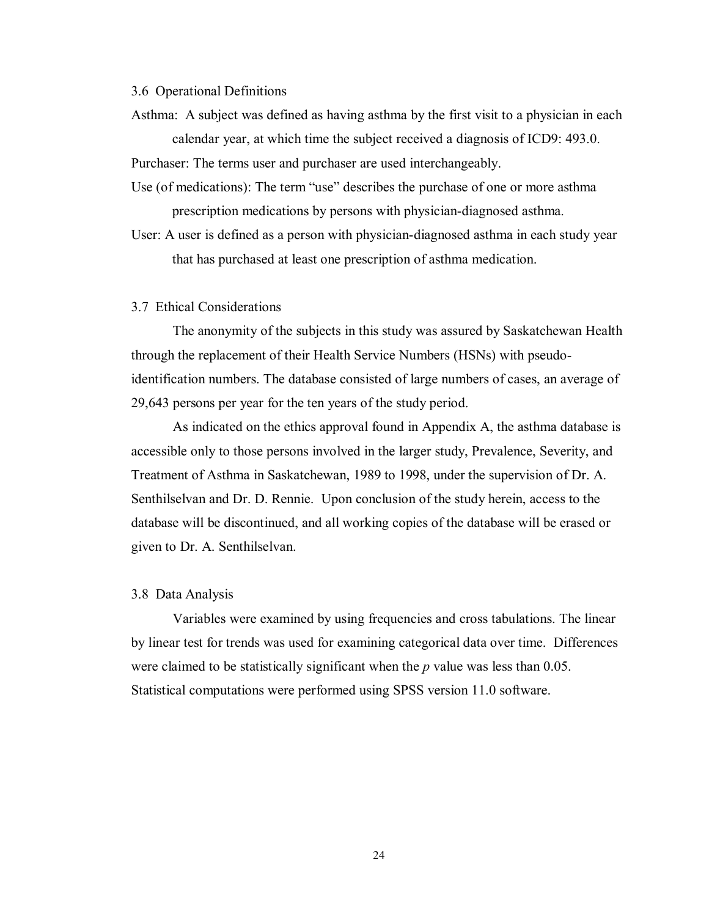### 3.6 Operational Definitions

Asthma: A subject was defined as having asthma by the first visit to a physician in each calendar year, at which time the subject received a diagnosis of ICD9: 493.0.

Purchaser: The terms user and purchaser are used interchangeably.

Use (of medications): The term "use" describes the purchase of one or more asthma prescription medications by persons with physician-diagnosed asthma.

User: A user is defined as a person with physician-diagnosed asthma in each study year that has purchased at least one prescription of asthma medication.

### 3.7 Ethical Considerations

The anonymity of the subjects in this study was assured by Saskatchewan Health through the replacement of their Health Service Numbers (HSNs) with pseudo-identification numbers. The database consisted of large numbers of cases, an average of 29,643 persons per year for the ten years of the study period.

As indicated on the ethics approval found in Appendix A, the asthma database is accessible only to those persons involved in the larger study, Prevalence, Severity, and Treatment of Asthma in Saskatchewan, 1989 to 1998, under the supervision of Dr. A. Senthilselvan and Dr. D. Rennie. Upon conclusion of the study herein, access to the database will be discontinued, and all working copies of the database will be erased or given to Dr. A. Senthilselvan.

### 3.8 Data Analysis

Variables were examined by using frequencies and cross tabulations. The linear by linear test for trends was used for examining categorical data over time. Differences were claimed to be statistically significant when the *p* value was less than 0.05. Statistical computations were performed using SPSS version 11.0 software.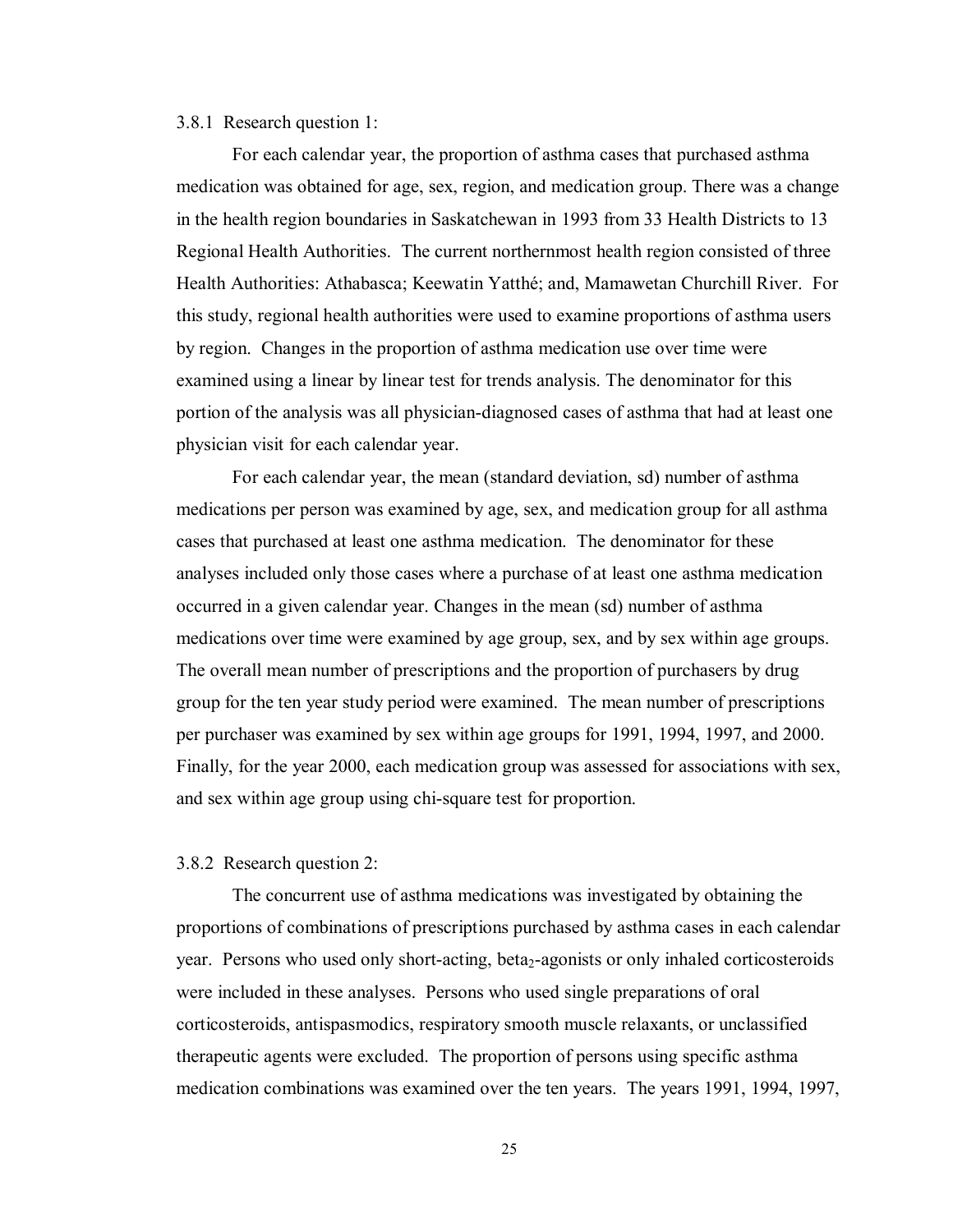### 3.8.1 Research question 1:

For each calendar year, the proportion of asthma cases that purchased asthma medication was obtained for age, sex, region, and medication group. There was a change in the health region boundaries in Saskatchewan in 1993 from 33 Health Districts to 13 Regional Health Authorities. The current northernmost health region consisted of three Health Authorities: Athabasca; Keewatin Yatthé; and, Mamawetan Churchill River. For this study, regional health authorities were used to examine proportions of asthma users by region. Changes in the proportion of asthma medication use over time were examined using a linear by linear test for trends analysis. The denominator for this portion of the analysis was all physician-diagnosed cases of asthma that had at least one physician visit for each calendar year.

For each calendar year, the mean (standard deviation, sd) number of asthma medications per person was examined by age, sex, and medication group for all asthma cases that purchased at least one asthma medication. The denominator for these analyses included only those cases where a purchase of at least one asthma medication occurred in a given calendar year. Changes in the mean (sd) number of asthma medications over time were examined by age group, sex, and by sex within age groups. The overall mean number of prescriptions and the proportion of purchasers by drug group for the ten year study period were examined. The mean number of prescriptions per purchaser was examined by sex within age groups for 1991, 1994, 1997, and 2000. Finally, for the year 2000, each medication group was assessed for associations with sex, and sex within age group using chi-square test for proportion.

### 3.8.2 Research question 2:

The concurrent use of asthma medications was investigated by obtaining the proportions of combinations of prescriptions purchased by asthma cases in each calendar year. Persons who used only short-acting, $beta_2$-agonists or only inhaled corticosteroids were included in these analyses. Persons who used single preparations of oral corticosteroids, antispasmodics, respiratory smooth muscle relaxants, or unclassified therapeutic agents were excluded. The proportion of persons using specific asthma medication combinations was examined over the ten years. The years 1991, 1994, 1997,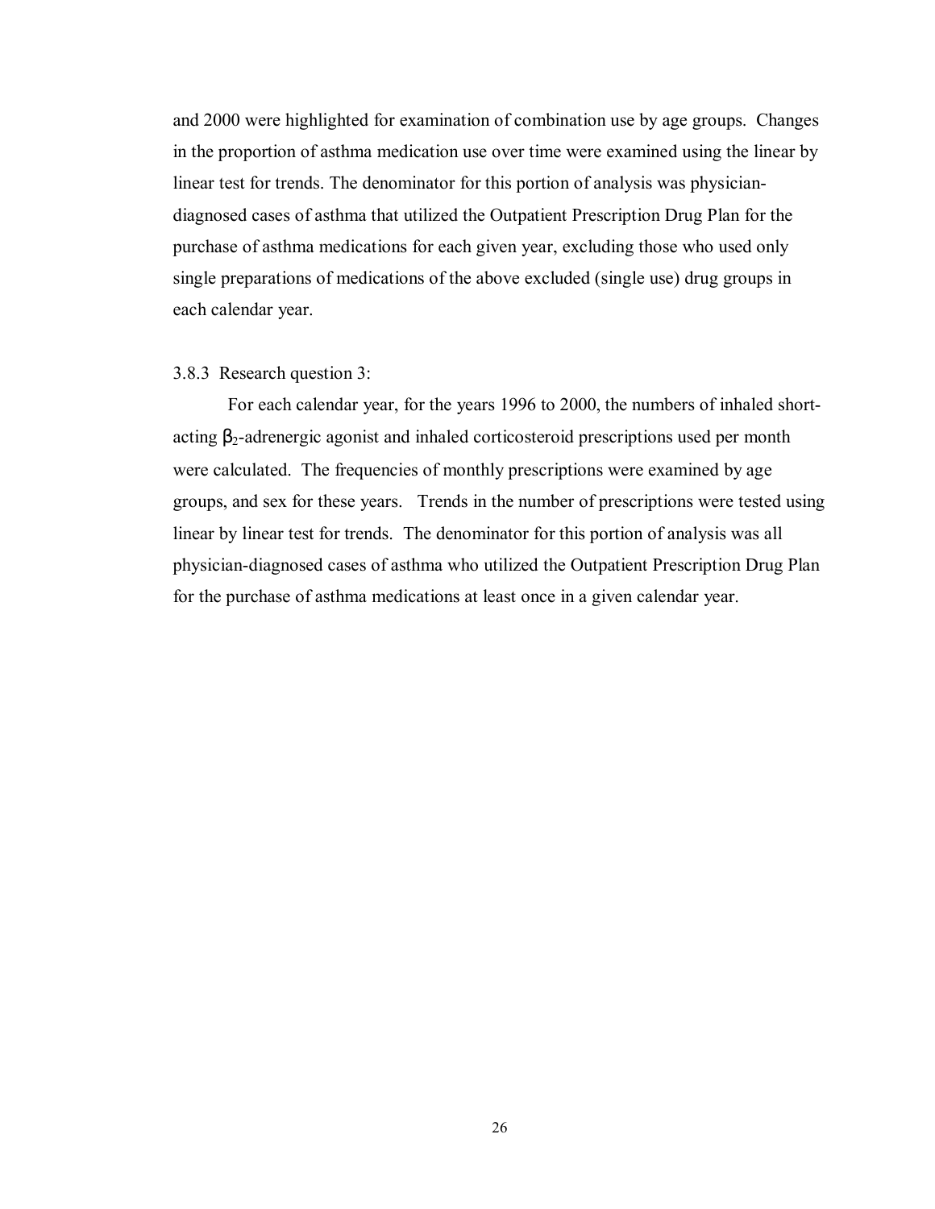and 2000 were highlighted for examination of combination use by age groups. Changes in the proportion of asthma medication use over time were examined using the linear by linear test for trends. The denominator for this portion of analysis was physician-diagnosed cases of asthma that utilized the Outpatient Prescription Drug Plan for the purchase of asthma medications for each given year, excluding those who used only single preparations of medications of the above excluded (single use) drug groups in each calendar year.

### 3.8.3 Research question 3:

For each calendar year, for the years 1996 to 2000, the numbers of inhaled short-acting $\beta_2$-adrenergic agonist and inhaled corticosteroid prescriptions used per month were calculated. The frequencies of monthly prescriptions were examined by age groups, and sex for these years. Trends in the number of prescriptions were tested using linear by linear test for trends. The denominator for this portion of analysis was all physician-diagnosed cases of asthma who utilized the Outpatient Prescription Drug Plan for the purchase of asthma medications at least once in a given calendar year.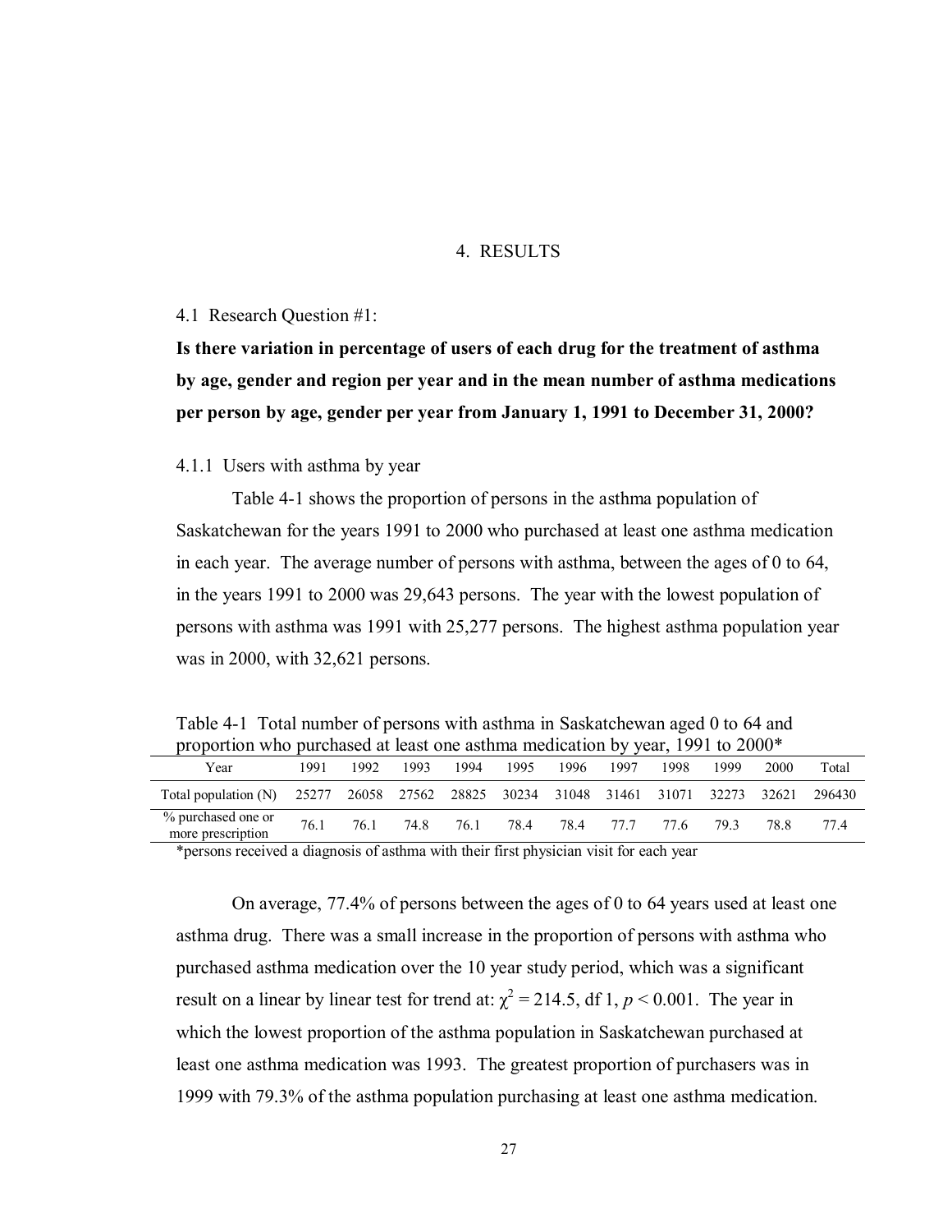# 4. RESULTS

## 4.1 Research Question #1:

**Is there variation in percentage of users of each drug for the treatment of asthma by age, gender and region per year and in the mean number of asthma medications per person by age, gender per year from January 1, 1991 to December 31, 2000?**

### 4.1.1 Users with asthma by year

Table 4-1 shows the proportion of persons in the asthma population of Saskatchewan for the years 1991 to 2000 who purchased at least one asthma medication in each year. The average number of persons with asthma, between the ages of 0 to 64, in the years 1991 to 2000 was 29,643 persons. The year with the lowest population of persons with asthma was 1991 with 25,277 persons. The highest asthma population year was in 2000, with 32,621 persons.

Table 4-1 Total number of persons with asthma in Saskatchewan aged 0 to 64 and proportion who purchased at least one asthma medication by year, 1991 to 2000*

| Year | 1991 | 1992 | 1993 | 1994 | 1995 | 1996 | 1997 | 1998 | 1999 | 2000 | Total |
|---|---|---|---|---|---|---|---|---|---|---|---|
| Total population (N) | 25277 | 26058 | 27562 | 28825 | 30234 | 31048 | 31461 | 31071 | 32273 | 32621 | 296430 |
| % purchased one or more prescription | 76.1 | 76.1 | 74.8 | 76.1 | 78.4 | 78.4 | 77.7 | 77.6 | 79.3 | 78.8 | 77.4 |

*persons received a diagnosis of asthma with their first physician visit for each year

On average, 77.4% of persons between the ages of 0 to 64 years used at least one asthma drug. There was a small increase in the proportion of persons with asthma who purchased asthma medication over the 10 year study period, which was a significant result on a linear by linear test for trend at: $\chi^2 = 214.5$, df 1, $p < 0.001$. The year in which the lowest proportion of the asthma population in Saskatchewan purchased at least one asthma medication was 1993. The greatest proportion of purchasers was in 1999 with 79.3% of the asthma population purchasing at least one asthma medication.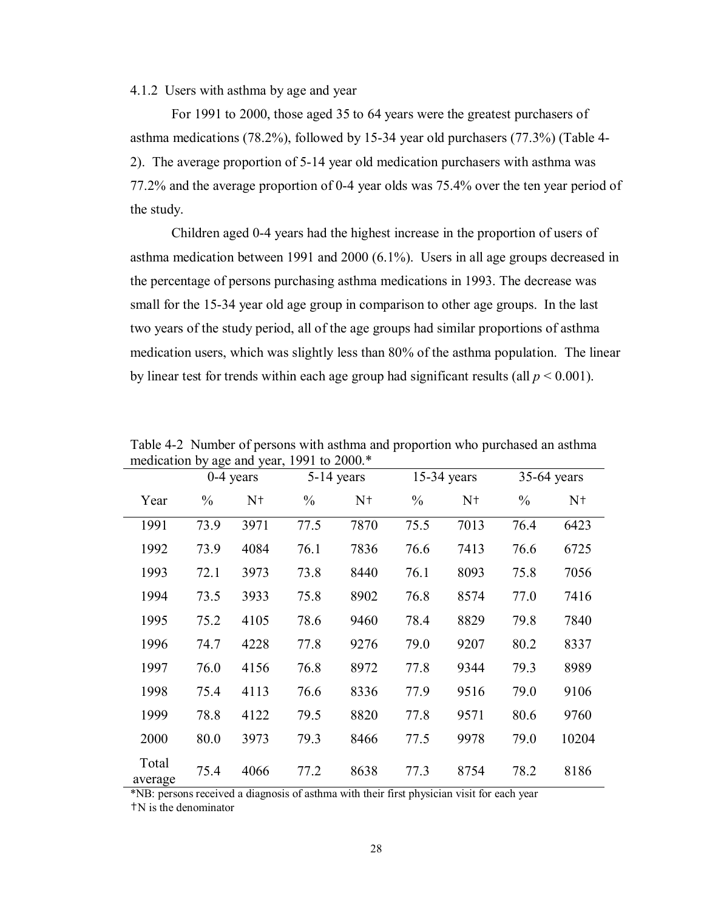#### 4.1.2 Users with asthma by age and year

For 1991 to 2000, those aged 35 to 64 years were the greatest purchasers of asthma medications (78.2%), followed by 15-34 year old purchasers (77.3%) (Table 4-2). The average proportion of 5-14 year old medication purchasers with asthma was 77.2% and the average proportion of 0-4 year olds was 75.4% over the ten year period of the study.

Children aged 0-4 years had the highest increase in the proportion of users of asthma medication between 1991 and 2000 (6.1%). Users in all age groups decreased in the percentage of persons purchasing asthma medications in 1993. The decrease was small for the 15-34 year old age group in comparison to other age groups. In the last two years of the study period, all of the age groups had similar proportions of asthma medication users, which was slightly less than 80% of the asthma population. The linear by linear test for trends within each age group had significant results (all $p < 0.001$).

Table 4-2 Number of persons with asthma and proportion who purchased an asthma medication by age and year, 1991 to 2000.*

| | 0-4 years | | 5-14 years | | 15-34 years | | 35-64 years | |
|---|---|---|---|---|---|---|---|---|
| Year | % | N† | % | N† | % | N† | % | N† |
| 1991 | 73.9 | 3971 | 77.5 | 7870 | 75.5 | 7013 | 76.4 | 6423 |
| 1992 | 73.9 | 4084 | 76.1 | 7836 | 76.6 | 7413 | 76.6 | 6725 |
| 1993 | 72.1 | 3973 | 73.8 | 8440 | 76.1 | 8093 | 75.8 | 7056 |
| 1994 | 73.5 | 3933 | 75.8 | 8902 | 76.8 | 8574 | 77.0 | 7416 |
| 1995 | 75.2 | 4105 | 78.6 | 9460 | 78.4 | 8829 | 79.8 | 7840 |
| 1996 | 74.7 | 4228 | 77.8 | 9276 | 79.0 | 9207 | 80.2 | 8337 |
| 1997 | 76.0 | 4156 | 76.8 | 8972 | 77.8 | 9344 | 79.3 | 8989 |
| 1998 | 75.4 | 4113 | 76.6 | 8336 | 77.9 | 9516 | 79.0 | 9106 |
| 1999 | 78.8 | 4122 | 79.5 | 8820 | 77.8 | 9571 | 80.6 | 9760 |
| 2000 | 80.0 | 3973 | 79.3 | 8466 | 77.5 | 9978 | 79.0 | 10204 |
| Total average | 75.4 | 4066 | 77.2 | 8638 | 77.3 | 8754 | 78.2 | 8186 |

*NB: persons received a diagnosis of asthma with their first physician visit for each year
†N is the denominator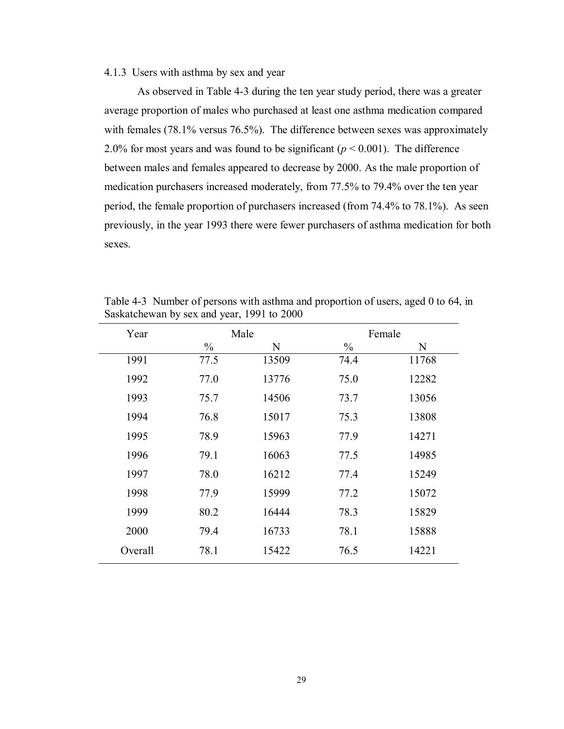### 4.1.3 Users with asthma by sex and year

As observed in Table 4-3 during the ten year study period, there was a greater average proportion of males who purchased at least one asthma medication compared with females (78.1% versus 76.5%). The difference between sexes was approximately 2.0% for most years and was found to be significant ($p < 0.001$). The difference between males and females appeared to decrease by 2000. As the male proportion of medication purchasers increased moderately, from 77.5% to 79.4% over the ten year period, the female proportion of purchasers increased (from 74.4% to 78.1%). As seen previously, in the year 1993 there were fewer purchasers of asthma medication for both sexes.

Table 4-3 Number of persons with asthma and proportion of users, aged 0 to 64, in Saskatchewan by sex and year, 1991 to 2000

| Year | Male | | Female | |
|---|---|---|---|---|
| | % | N | % | N |
| 1991 | 77.5 | 13509 | 74.4 | 11768 |
| 1992 | 77.0 | 13776 | 75.0 | 12282 |
| 1993 | 75.7 | 14506 | 73.7 | 13056 |
| 1994 | 76.8 | 15017 | 75.3 | 13808 |
| 1995 | 78.9 | 15963 | 77.9 | 14271 |
| 1996 | 79.1 | 16063 | 77.5 | 14985 |
| 1997 | 78.0 | 16212 | 77.4 | 15249 |
| 1998 | 77.9 | 15999 | 77.2 | 15072 |
| 1999 | 80.2 | 16444 | 78.3 | 15829 |
| 2000 | 79.4 | 16733 | 78.1 | 15888 |
| Overall | 78.1 | 15422 | 76.5 | 14221 |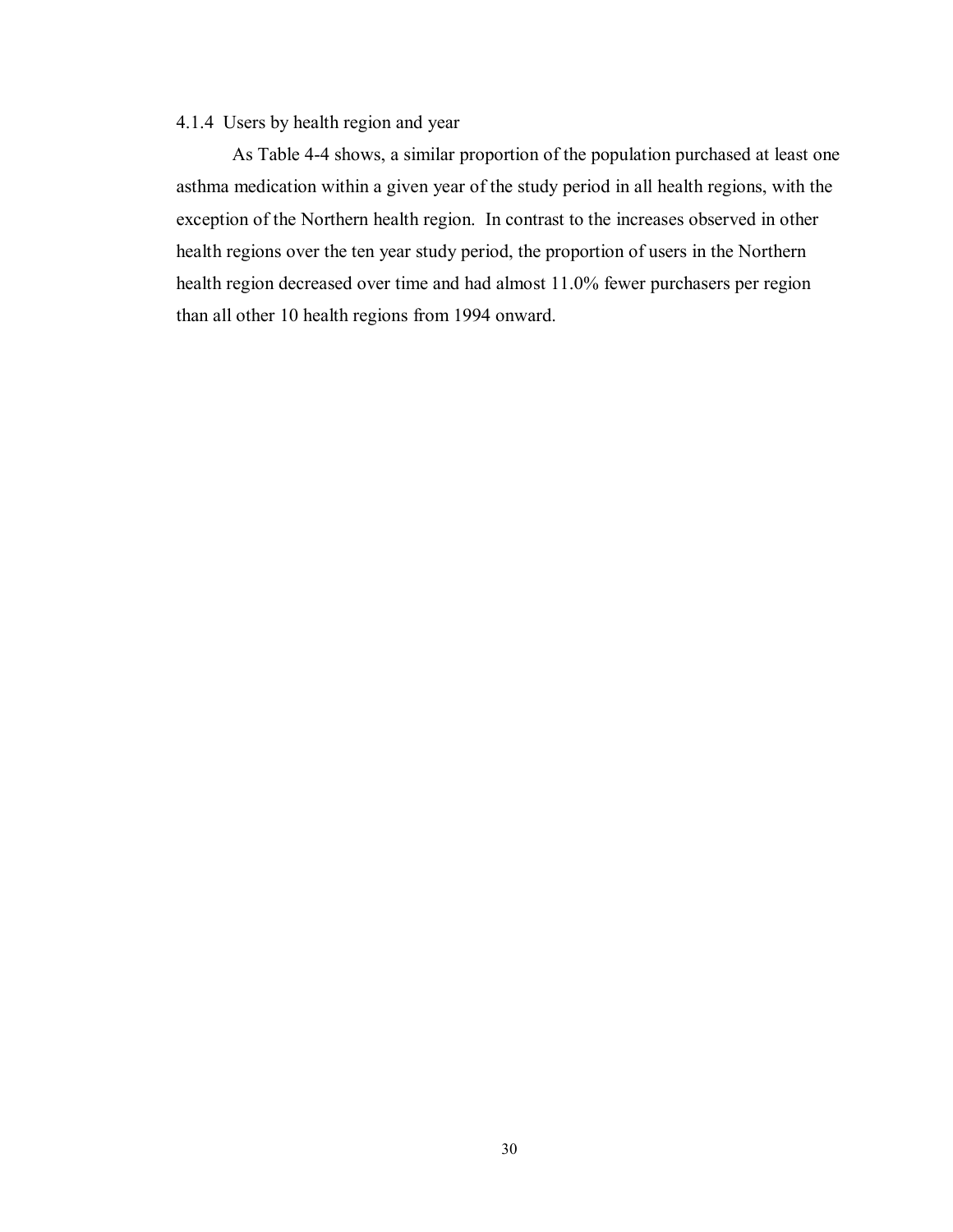#### 4.1.4 Users by health region and year

As Table 4-4 shows, a similar proportion of the population purchased at least one asthma medication within a given year of the study period in all health regions, with the exception of the Northern health region. In contrast to the increases observed in other health regions over the ten year study period, the proportion of users in the Northern health region decreased over time and had almost 11.0% fewer purchasers per region than all other 10 health regions from 1994 onward.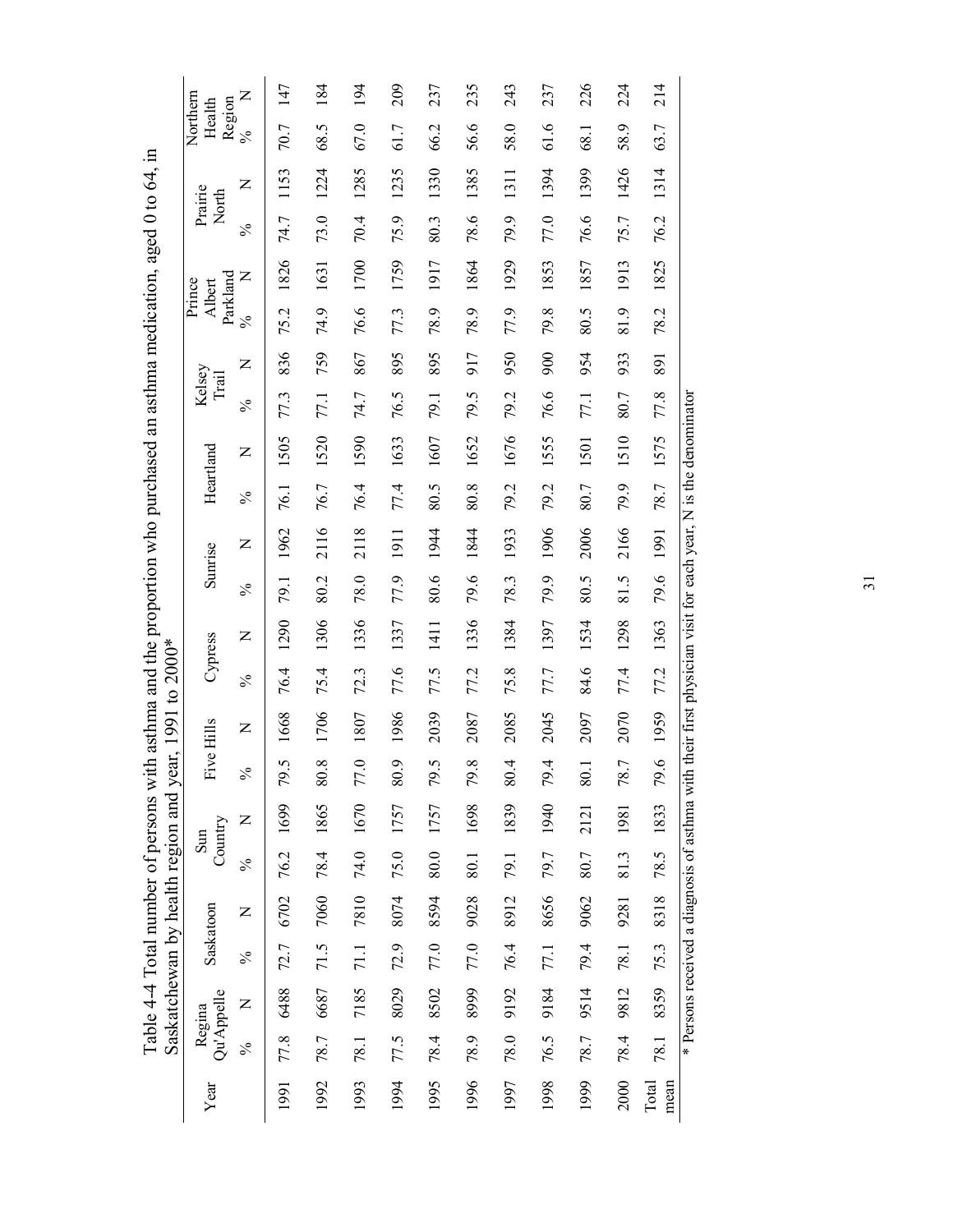Table 4-4 Total number of persons with asthma and the proportion who purchased an asthma medication, aged 0 to 64, in Saskatchewan by health region and year, 1991 to 2000*

| Year | Regina Qu'Appelle | | Saskatoon | | Sun Country | | Five Hills | | Cypress | | Sunrise | | Heartland | | Kelsey Trail | | Prince Albert Parkland | | Prairie North | | Northern Health Region | |
|---|---|---|---|---|---|---|---|---|---|---|---|---|---|---|---|---|---|---|---|---|---|---|
| | % | N | % | N | % | N | % | N | % | N | % | N | % | N | % | N | % | N | % | N | % | N |
| 1991 | 77.8 | 6488 | 72.7 | 6702 | 76.2 | 1699 | 79.5 | 1668 | 76.4 | 1290 | 79.1 | 1962 | 76.1 | 1505 | 77.3 | 836 | 75.2 | 1826 | 74.7 | 1153 | 70.7 | 147 |
| 1992 | 78.7 | 6687 | 71.5 | 7060 | 78.4 | 1865 | 80.8 | 1706 | 75.4 | 1306 | 80.2 | 2116 | 76.7 | 1520 | 77.1 | 759 | 74.9 | 1631 | 73.0 | 1224 | 68.5 | 184 |
| 1993 | 78.1 | 7185 | 71.1 | 7810 | 74.0 | 1670 | 77.0 | 1807 | 72.3 | 1336 | 78.0 | 2118 | 76.4 | 1590 | 74.7 | 867 | 76.6 | 1700 | 70.4 | 1285 | 67.0 | 194 |
| 1994 | 77.5 | 8029 | 72.9 | 8074 | 75.0 | 1757 | 80.9 | 1986 | 77.6 | 1337 | 77.9 | 1911 | 77.4 | 1633 | 76.5 | 895 | 77.3 | 1759 | 75.9 | 1235 | 61.7 | 209 |
| 1995 | 78.4 | 8502 | 77.0 | 8594 | 80.0 | 1757 | 79.5 | 2039 | 77.5 | 1411 | 80.6 | 1944 | 80.5 | 1607 | 79.1 | 895 | 78.9 | 1917 | 80.3 | 1330 | 66.2 | 237 |
| 1996 | 78.9 | 8999 | 77.0 | 9028 | 80.1 | 1698 | 79.8 | 2087 | 77.2 | 1336 | 79.6 | 1844 | 80.8 | 1652 | 79.5 | 917 | 78.9 | 1864 | 78.6 | 1385 | 56.6 | 235 |
| 1997 | 78.0 | 9192 | 76.4 | 8912 | 79.1 | 1839 | 80.4 | 2085 | 75.8 | 1384 | 78.3 | 1933 | 79.2 | 1676 | 79.2 | 950 | 77.9 | 1929 | 79.9 | 1311 | 58.0 | 243 |
| 1998 | 76.5 | 9184 | 77.1 | 8656 | 79.7 | 1940 | 79.4 | 2045 | 77.7 | 1397 | 79.9 | 1906 | 79.2 | 1555 | 76.6 | 900 | 79.8 | 1853 | 77.0 | 1394 | 61.6 | 237 |
| 1999 | 78.7 | 9514 | 79.4 | 9062 | 80.7 | 2121 | 80.1 | 2097 | 84.6 | 1534 | 80.5 | 2006 | 80.7 | 1501 | 77.1 | 954 | 80.5 | 1857 | 76.6 | 1399 | 68.1 | 226 |
| 2000 | 78.4 | 9812 | 78.1 | 9281 | 81.3 | 1981 | 78.7 | 2070 | 77.4 | 1298 | 81.5 | 2166 | 79.9 | 1510 | 80.7 | 933 | 81.9 | 1913 | 75.7 | 1426 | 58.9 | 224 |
| Total mean | 78.1 | 8359 | 75.3 | 8318 | 78.5 | 1833 | 79.6 | 1959 | 77.2 | 1363 | 79.6 | 1991 | 78.7 | 1575 | 77.8 | 891 | 78.2 | 1825 | 76.2 | 1314 | 63.7 | 214 |

* Persons received a diagnosis of asthma with their first physician visit for each year, N is the denominator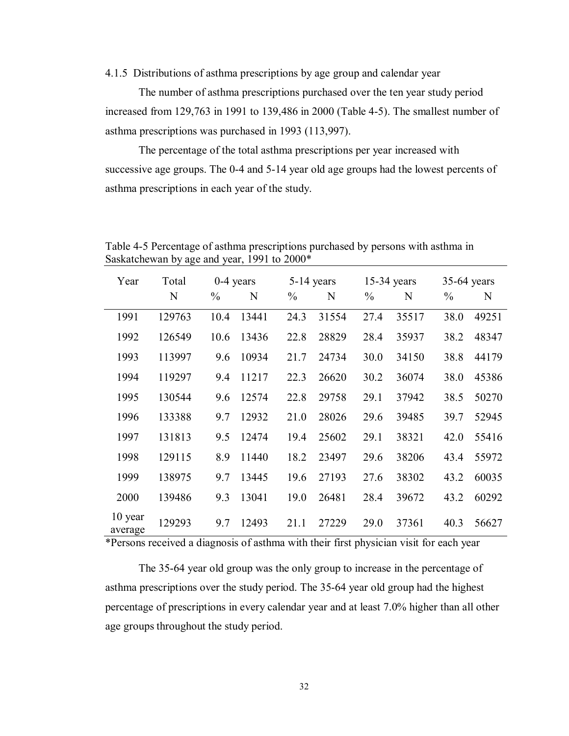### 4.1.5 Distributions of asthma prescriptions by age group and calendar year

The number of asthma prescriptions purchased over the ten year study period increased from 129,763 in 1991 to 139,486 in 2000 (Table 4-5). The smallest number of asthma prescriptions was purchased in 1993 (113,997).

The percentage of the total asthma prescriptions per year increased with successive age groups. The 0-4 and 5-14 year old age groups had the lowest percents of asthma prescriptions in each year of the study.

Table 4-5 Percentage of asthma prescriptions purchased by persons with asthma in Saskatchewan by age and year, 1991 to 2000*

| Year | Total | 0-4 years | | 5-14 years | | 15-34 years | | 35-64 years | |
|---|---|---|---|---|---|---|---|---|---|
| | N | % | N | % | N | % | N | % | N |
| 1991 | 129763 | 10.4 | 13441 | 24.3 | 31554 | 27.4 | 35517 | 38.0 | 49251 |
| 1992 | 126549 | 10.6 | 13436 | 22.8 | 28829 | 28.4 | 35937 | 38.2 | 48347 |
| 1993 | 113997 | 9.6 | 10934 | 21.7 | 24734 | 30.0 | 34150 | 38.8 | 44179 |
| 1994 | 119297 | 9.4 | 11217 | 22.3 | 26620 | 30.2 | 36074 | 38.0 | 45386 |
| 1995 | 130544 | 9.6 | 12574 | 22.8 | 29758 | 29.1 | 37942 | 38.5 | 50270 |
| 1996 | 133388 | 9.7 | 12932 | 21.0 | 28026 | 29.6 | 39485 | 39.7 | 52945 |
| 1997 | 131813 | 9.5 | 12474 | 19.4 | 25602 | 29.1 | 38321 | 42.0 | 55416 |
| 1998 | 129115 | 8.9 | 11440 | 18.2 | 23497 | 29.6 | 38206 | 43.4 | 55972 |
| 1999 | 138975 | 9.7 | 13445 | 19.6 | 27193 | 27.6 | 38302 | 43.2 | 60035 |
| 2000 | 139486 | 9.3 | 13041 | 19.0 | 26481 | 28.4 | 39672 | 43.2 | 60292 |
| 10 year average | 129293 | 9.7 | 12493 | 21.1 | 27229 | 29.0 | 37361 | 40.3 | 56627 |

*Persons received a diagnosis of asthma with their first physician visit for each year

The 35-64 year old group was the only group to increase in the percentage of asthma prescriptions over the study period. The 35-64 year old group had the highest percentage of prescriptions in every calendar year and at least 7.0% higher than all other age groups throughout the study period.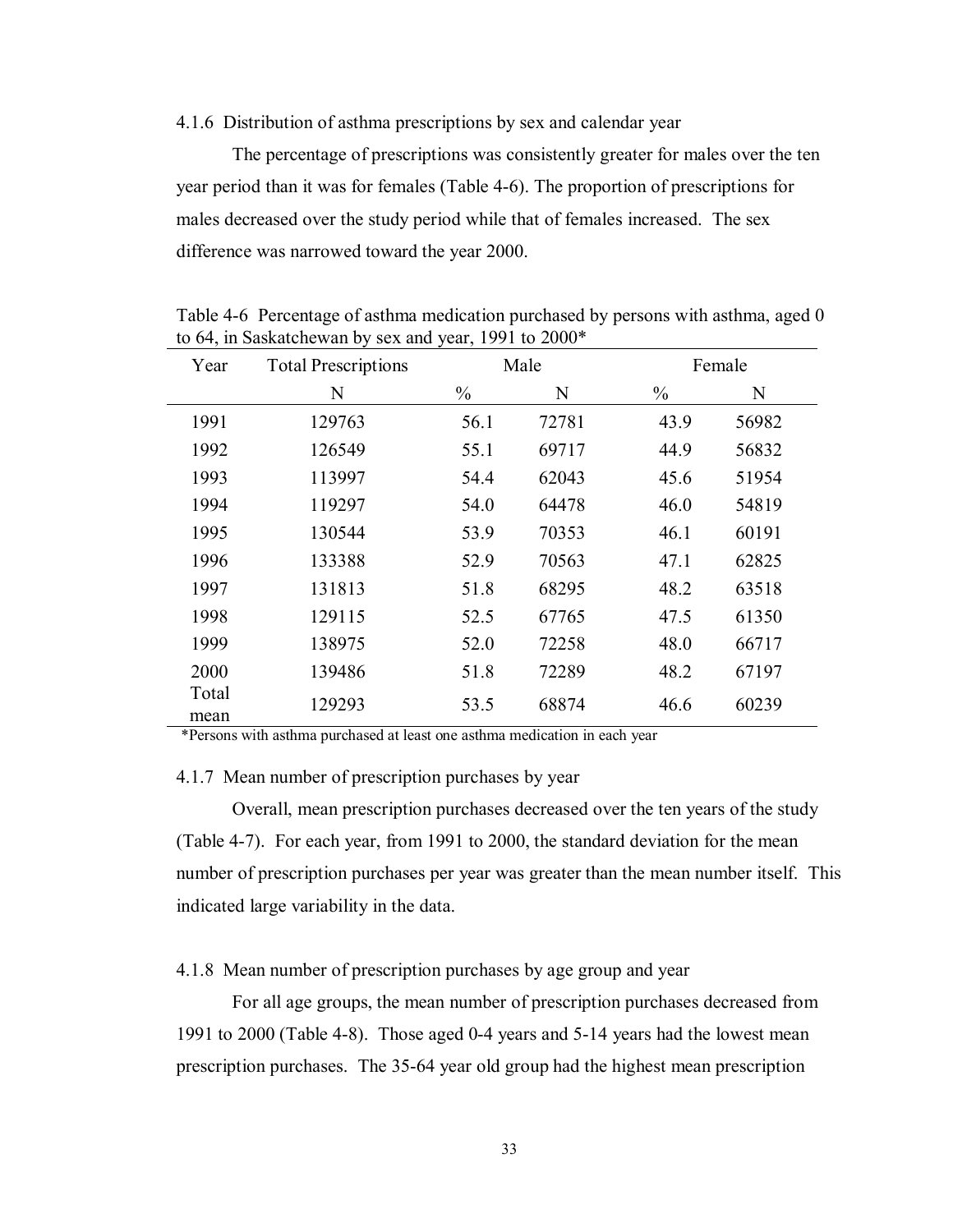4.1.6 Distribution of asthma prescriptions by sex and calendar year

The percentage of prescriptions was consistently greater for males over the ten year period than it was for females (Table 4-6). The proportion of prescriptions for males decreased over the study period while that of females increased. The sex difference was narrowed toward the year 2000.

Table 4-6 Percentage of asthma medication purchased by persons with asthma, aged 0 to 64, in Saskatchewan by sex and year, 1991 to 2000*

| Year | Total Prescriptions | Male | | Female | |
|---|---|---|---|---|---|
| | N | % | N | % | N |
| 1991 | 129763 | 56.1 | 72781 | 43.9 | 56982 |
| 1992 | 126549 | 55.1 | 69717 | 44.9 | 56832 |
| 1993 | 113997 | 54.4 | 62043 | 45.6 | 51954 |
| 1994 | 119297 | 54.0 | 64478 | 46.0 | 54819 |
| 1995 | 130544 | 53.9 | 70353 | 46.1 | 60191 |
| 1996 | 133388 | 52.9 | 70563 | 47.1 | 62825 |
| 1997 | 131813 | 51.8 | 68295 | 48.2 | 63518 |
| 1998 | 129115 | 52.5 | 67765 | 47.5 | 61350 |
| 1999 | 138975 | 52.0 | 72258 | 48.0 | 66717 |
| 2000 | 139486 | 51.8 | 72289 | 48.2 | 67197 |
| Total mean | 129293 | 53.5 | 68874 | 46.6 | 60239 |

*Persons with asthma purchased at least one asthma medication in each year

4.1.7 Mean number of prescription purchases by year

Overall, mean prescription purchases decreased over the ten years of the study (Table 4-7). For each year, from 1991 to 2000, the standard deviation for the mean number of prescription purchases per year was greater than the mean number itself. This indicated large variability in the data.

4.1.8 Mean number of prescription purchases by age group and year

For all age groups, the mean number of prescription purchases decreased from 1991 to 2000 (Table 4-8). Those aged 0-4 years and 5-14 years had the lowest mean prescription purchases. The 35-64 year old group had the highest mean prescription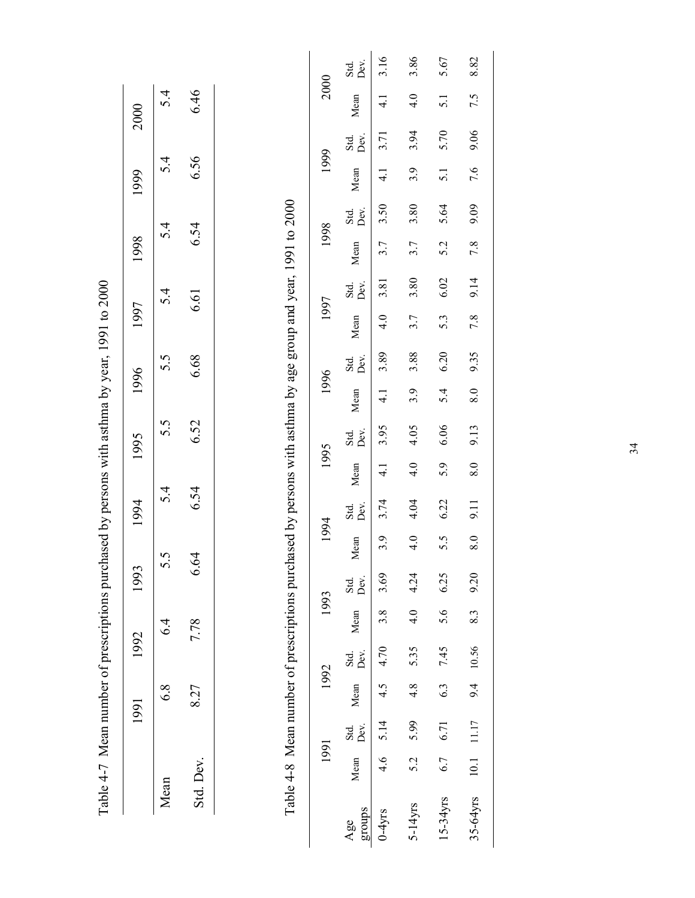Table 4-7 Mean number of prescriptions purchased by persons with asthma by year, 1991 to 2000

| | 1991 | 1992 | 1993 | 1994 | 1995 | 1996 | 1997 | 1998 | 1999 | 2000 |
|---|---|---|---|---|---|---|---|---|---|---|
| Mean | 6.8 | 6.4 | 5.5 | 5.4 | 5.5 | 5.5 | 5.4 | 5.4 | 5.4 | 5.4 |
| Std. Dev. | 8.27 | 7.78 | 6.64 | 6.54 | 6.52 | 6.68 | 6.61 | 6.54 | 6.56 | 6.46 |

Table 4-8 Mean number of prescriptions purchased by persons with asthma by age group and year, 1991 to 2000

| Age groups | 1991 | | 1992 | | 1993 | | 1994 | | 1995 | | 1996 | | 1997 | | 1998 | | 1999 | | 2000 | |
|---|---|---|---|---|---|---|---|---|---|---|---|---|---|---|---|---|---|---|---|---|
| | Mean | Std. Dev. | Mean | Std. Dev. | Mean | Std. Dev. | Mean | Std. Dev. | Mean | Std. Dev. | Mean | Std. Dev. | Mean | Std. Dev. | Mean | Std. Dev. | Mean | Std. Dev. | Mean | Std. Dev. |
| 0-4yrs | 4.6 | 5.14 | 4.5 | 4.70 | 3.8 | 3.69 | 3.9 | 3.74 | 4.1 | 3.95 | 4.1 | 3.89 | 4.0 | 3.81 | 3.7 | 3.50 | 4.1 | 3.71 | 4.1 | 3.16 |
| 5-14yrs | 5.2 | 5.99 | 4.8 | 5.35 | 4.0 | 4.24 | 4.0 | 4.04 | 4.0 | 4.05 | 3.9 | 3.88 | 3.7 | 3.80 | 3.7 | 3.80 | 3.9 | 3.94 | 4.0 | 3.86 |
| 15-34yrs | 6.7 | 6.71 | 6.3 | 7.45 | 5.6 | 6.25 | 5.5 | 6.22 | 5.9 | 6.06 | 5.4 | 6.20 | 5.3 | 6.02 | 5.2 | 5.64 | 5.1 | 5.70 | 5.1 | 5.67 |
| 35-64yrs | 10.1 | 11.17 | 9.4 | 10.56 | 8.3 | 9.20 | 8.0 | 9.11 | 8.0 | 9.13 | 8.0 | 9.35 | 7.8 | 9.14 | 7.8 | 9.09 | 7.6 | 9.06 | 7.5 | 8.82 |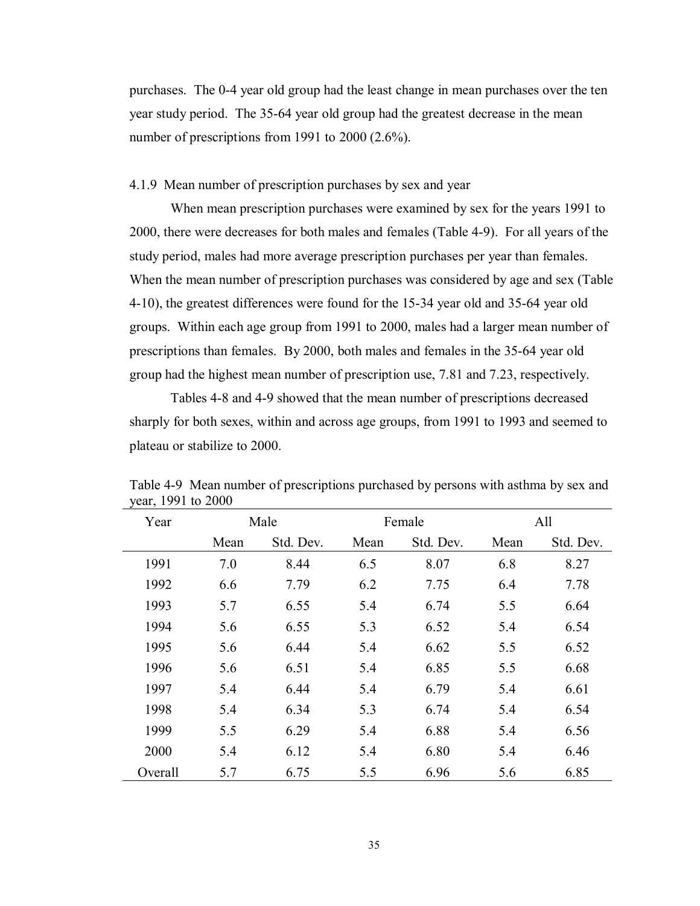purchases. The 0-4 year old group had the least change in mean purchases over the ten year study period. The 35-64 year old group had the greatest decrease in the mean number of prescriptions from 1991 to 2000 (2.6%).

### 4.1.9 Mean number of prescription purchases by sex and year

When mean prescription purchases were examined by sex for the years 1991 to 2000, there were decreases for both males and females (Table 4-9). For all years of the study period, males had more average prescription purchases per year than females. When the mean number of prescription purchases was considered by age and sex (Table 4-10), the greatest differences were found for the 15-34 year old and 35-64 year old groups. Within each age group from 1991 to 2000, males had a larger mean number of prescriptions than females. By 2000, both males and females in the 35-64 year old group had the highest mean number of prescription use, 7.81 and 7.23, respectively.

Tables 4-8 and 4-9 showed that the mean number of prescriptions decreased sharply for both sexes, within and across age groups, from 1991 to 1993 and seemed to plateau or stabilize to 2000.

Table 4-9 Mean number of prescriptions purchased by persons with asthma by sex and year, 1991 to 2000

| Year | Male | | Female | | All | |
|---|---|---|---|---|---|---|
| | Mean | Std. Dev. | Mean | Std. Dev. | Mean | Std. Dev. |
| 1991 | 7.0 | 8.44 | 6.5 | 8.07 | 6.8 | 8.27 |
| 1992 | 6.6 | 7.79 | 6.2 | 7.75 | 6.4 | 7.78 |
| 1993 | 5.7 | 6.55 | 5.4 | 6.74 | 5.5 | 6.64 |
| 1994 | 5.6 | 6.55 | 5.3 | 6.52 | 5.4 | 6.54 |
| 1995 | 5.6 | 6.44 | 5.4 | 6.62 | 5.5 | 6.52 |
| 1996 | 5.6 | 6.51 | 5.4 | 6.85 | 5.5 | 6.68 |
| 1997 | 5.4 | 6.44 | 5.4 | 6.79 | 5.4 | 6.61 |
| 1998 | 5.4 | 6.34 | 5.3 | 6.74 | 5.4 | 6.54 |
| 1999 | 5.5 | 6.29 | 5.4 | 6.88 | 5.4 | 6.56 |
| 2000 | 5.4 | 6.12 | 5.4 | 6.80 | 5.4 | 6.46 |
| Overall | 5.7 | 6.75 | 5.5 | 6.96 | 5.6 | 6.85 |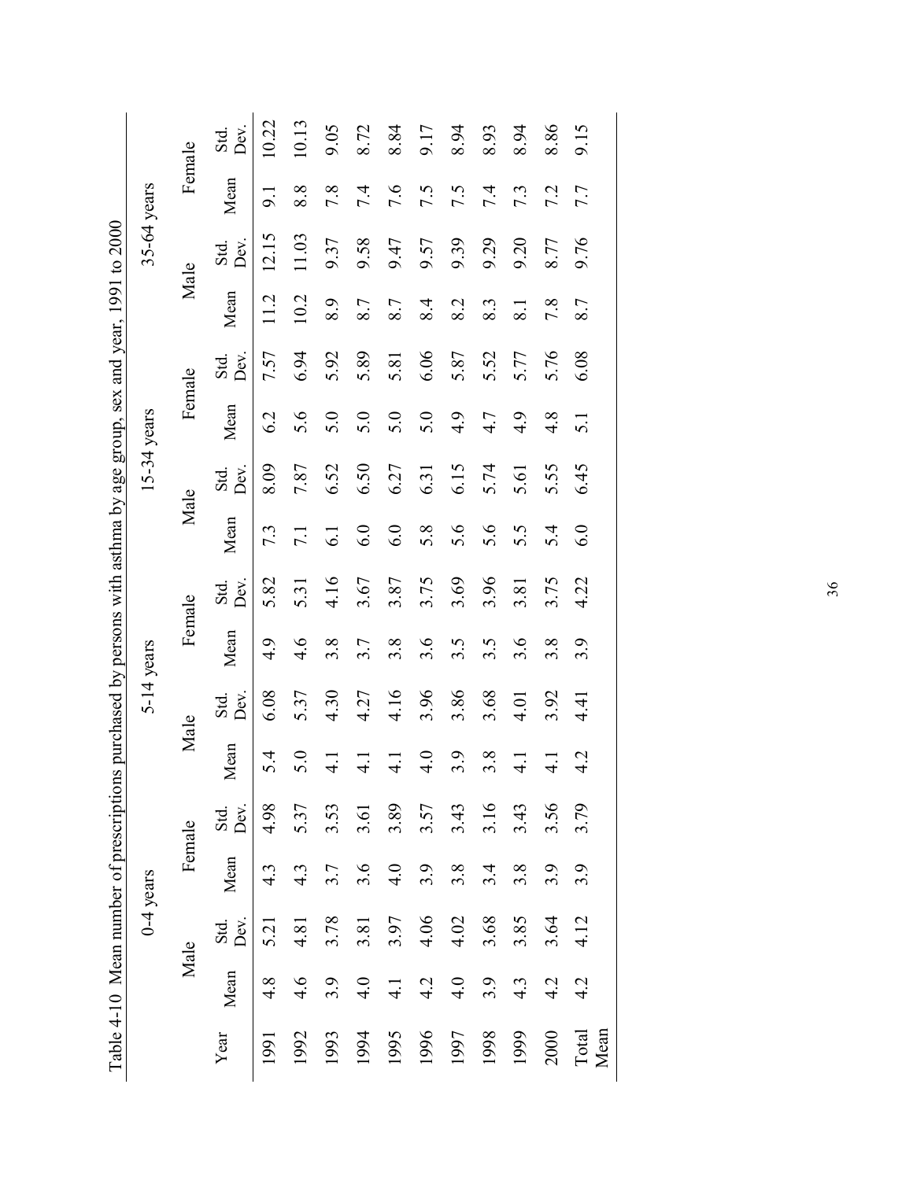Table 4-10 Mean number of prescriptions purchased by persons with asthma by age group, sex and year, 1991 to 2000

| Year | 0-4 years | | | | 5-14 years | | | | 15-34 years | | | | 35-64 years | | | |
|---|---|---|---|---|---|---|---|---|---|---|---|---|---|---|---|---|
| | Male | | Female | | Male | | Female | | Male | | Female | | Male | | Female | |
| | Mean | Std. Dev. | Mean | Std. Dev. | Mean | Std. Dev. | Mean | Std. Dev. | Mean | Std. Dev. | Mean | Std. Dev. | Mean | Std. Dev. | Mean | Std. Dev. |
| 1991 | 4.8 | 5.21 | 4.3 | 4.98 | 5.4 | 6.08 | 4.9 | 5.82 | 7.3 | 8.09 | 6.2 | 7.57 | 11.2 | 12.15 | 9.1 | 10.22 |
| 1992 | 4.6 | 4.81 | 4.3 | 5.37 | 5.0 | 5.37 | 4.6 | 5.31 | 7.1 | 7.87 | 5.6 | 6.94 | 10.2 | 11.03 | 8.8 | 10.13 |
| 1993 | 3.9 | 3.78 | 3.7 | 3.53 | 4.1 | 4.30 | 3.8 | 4.16 | 6.1 | 6.52 | 5.0 | 5.92 | 8.9 | 9.37 | 7.8 | 9.05 |
| 1994 | 4.0 | 3.81 | 3.6 | 3.61 | 4.1 | 4.27 | 3.7 | 3.67 | 6.0 | 6.50 | 5.0 | 5.89 | 8.7 | 9.58 | 7.4 | 8.72 |
| 1995 | 4.1 | 3.97 | 4.0 | 3.89 | 4.1 | 4.16 | 3.8 | 3.87 | 6.0 | 6.27 | 5.0 | 5.81 | 8.7 | 9.47 | 7.6 | 8.84 |
| 1996 | 4.2 | 4.06 | 3.9 | 3.57 | 4.0 | 3.96 | 3.6 | 3.75 | 5.8 | 6.31 | 5.0 | 6.06 | 8.4 | 9.57 | 7.5 | 9.17 |
| 1997 | 4.0 | 4.02 | 3.8 | 3.43 | 3.9 | 3.86 | 3.5 | 3.69 | 5.6 | 6.15 | 4.9 | 5.87 | 8.2 | 9.39 | 7.5 | 8.94 |
| 1998 | 3.9 | 3.68 | 3.4 | 3.16 | 3.8 | 3.68 | 3.5 | 3.96 | 5.6 | 5.74 | 4.7 | 5.52 | 8.3 | 9.29 | 7.4 | 8.93 |
| 1999 | 4.3 | 3.85 | 3.8 | 3.43 | 4.1 | 4.01 | 3.6 | 3.81 | 5.5 | 5.61 | 4.9 | 5.77 | 8.1 | 9.20 | 7.3 | 8.94 |
| 2000 | 4.2 | 3.64 | 3.9 | 3.56 | 4.1 | 3.92 | 3.8 | 3.75 | 5.4 | 5.55 | 4.8 | 5.76 | 7.8 | 8.77 | 7.2 | 8.86 |
| Total Mean | 4.2 | 4.12 | 3.9 | 3.79 | 4.2 | 4.41 | 3.9 | 4.22 | 6.0 | 6.45 | 5.1 | 6.08 | 8.7 | 9.76 | 7.7 | 9.15 |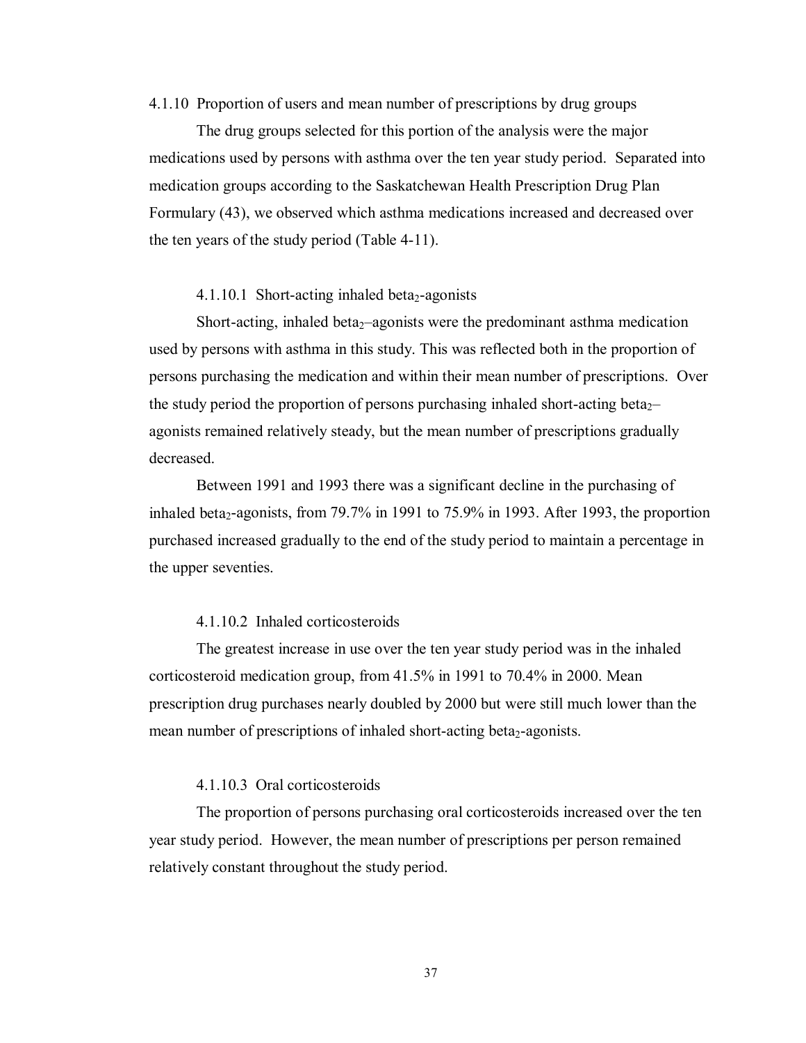4.1.10 Proportion of users and mean number of prescriptions by drug groups

The drug groups selected for this portion of the analysis were the major medications used by persons with asthma over the ten year study period. Separated into medication groups according to the Saskatchewan Health Prescription Drug Plan Formulary (43), we observed which asthma medications increased and decreased over the ten years of the study period (Table 4-11).

4.1.10.1 Short-acting inhaled $beta_2$-agonists

Short-acting, inhaled $beta_2$–agonists were the predominant asthma medication used by persons with asthma in this study. This was reflected both in the proportion of persons purchasing the medication and within their mean number of prescriptions. Over the study period the proportion of persons purchasing inhaled short-acting $beta_2$–agonists remained relatively steady, but the mean number of prescriptions gradually decreased.

Between 1991 and 1993 there was a significant decline in the purchasing of inhaled $beta_2$-agonists, from 79.7% in 1991 to 75.9% in 1993. After 1993, the proportion purchased increased gradually to the end of the study period to maintain a percentage in the upper seventies.

4.1.10.2 Inhaled corticosteroids

The greatest increase in use over the ten year study period was in the inhaled corticosteroid medication group, from 41.5% in 1991 to 70.4% in 2000. Mean prescription drug purchases nearly doubled by 2000 but were still much lower than the mean number of prescriptions of inhaled short-acting $beta_2$-agonists.

4.1.10.3 Oral corticosteroids

The proportion of persons purchasing oral corticosteroids increased over the ten year study period. However, the mean number of prescriptions per person remained relatively constant throughout the study period.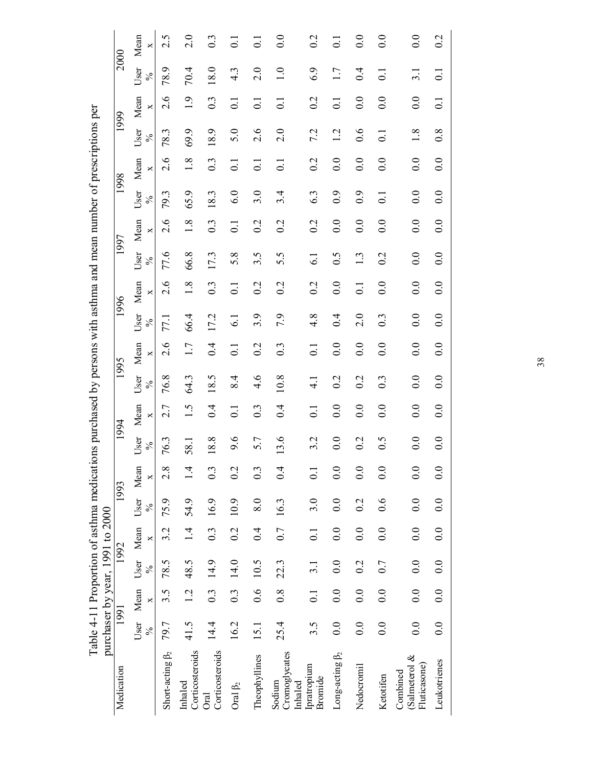Table 4-11 Proportion of asthma medications purchased by persons with asthma and mean number of prescriptions per purchaser by year, 1991 to 2000

| Medication | 1991 | | 1992 | | 1993 | | 1994 | | 1995 | | 1996 | | 1997 | | 1998 | | 1999 | | 2000 | |
|---|---|---|---|---|---|---|---|---|---|---|---|---|---|---|---|---|---|---|---|---|
| | User % | Mean x | User % | Mean x | User % | Mean x | User % | Mean x | User % | Mean x | User % | Mean x | User % | Mean x | User % | Mean x | User % | Mean x | User % | Mean x |
| Short-acting $\beta_2$ | 79.7 | 3.5 | 78.5 | 3.2 | 75.9 | 2.8 | 76.3 | 2.7 | 76.8 | 2.6 | 77.1 | 2.6 | 77.6 | 2.6 | 79.3 | 2.6 | 78.3 | 2.6 | 78.9 | 2.5 |
| Inhaled Corticosteroids | 41.5 | 1.2 | 48.5 | 1.4 | 54.9 | 1.4 | 58.1 | 1.5 | 64.3 | 1.7 | 66.4 | 1.8 | 66.8 | 1.8 | 65.9 | 1.8 | 69.9 | 1.9 | 70.4 | 2.0 |
| Oral Corticosteroids | 14.4 | 0.3 | 14.9 | 0.3 | 16.9 | 0.3 | 18.8 | 0.4 | 18.5 | 0.4 | 17.2 | 0.3 | 17.3 | 0.3 | 18.3 | 0.3 | 18.9 | 0.3 | 18.0 | 0.3 |
| Oral $\beta_2$ | 16.2 | 0.3 | 14.0 | 0.2 | 10.9 | 0.2 | 9.6 | 0.1 | 8.4 | 0.1 | 6.1 | 0.1 | 5.8 | 0.1 | 6.0 | 0.1 | 5.0 | 0.1 | 4.3 | 0.1 |
| Theophyllines | 15.1 | 0.6 | 10.5 | 0.4 | 8.0 | 0.3 | 5.7 | 0.3 | 4.6 | 0.2 | 3.9 | 0.2 | 3.5 | 0.2 | 3.0 | 0.1 | 2.6 | 0.1 | 2.0 | 0.1 |
| Sodium Cromoglycates | 25.4 | 0.8 | 22.3 | 0.7 | 16.3 | 0.4 | 13.6 | 0.4 | 10.8 | 0.3 | 7.9 | 0.2 | 5.5 | 0.2 | 3.4 | 0.1 | 2.0 | 0.1 | 1.0 | 0.0 |
| Inhaled Ipratropium Bromide | 3.5 | 0.1 | 3.1 | 0.1 | 3.0 | 0.1 | 3.2 | 0.1 | 4.1 | 0.1 | 4.8 | 0.2 | 6.1 | 0.2 | 6.3 | 0.2 | 7.2 | 0.2 | 6.9 | 0.2 |
| Long-acting $\beta_2$ | 0.0 | 0.0 | 0.0 | 0.0 | 0.0 | 0.0 | 0.0 | 0.0 | 0.2 | 0.0 | 0.4 | 0.0 | 0.5 | 0.0 | 0.9 | 0.0 | 1.2 | 0.1 | 1.7 | 0.1 |
| Nedocromil | 0.0 | 0.0 | 0.2 | 0.0 | 0.2 | 0.0 | 0.2 | 0.0 | 0.2 | 0.0 | 2.0 | 0.1 | 1.3 | 0.0 | 0.9 | 0.0 | 0.6 | 0.0 | 0.4 | 0.0 |
| Ketotifen | 0.0 | 0.0 | 0.7 | 0.0 | 0.6 | 0.0 | 0.5 | 0.0 | 0.3 | 0.0 | 0.3 | 0.0 | 0.2 | 0.0 | 0.1 | 0.0 | 0.1 | 0.0 | 0.1 | 0.0 |
| Combined (Salmeterol & Fluticasone) | 0.0 | 0.0 | 0.0 | 0.0 | 0.0 | 0.0 | 0.0 | 0.0 | 0.0 | 0.0 | 0.0 | 0.0 | 0.0 | 0.0 | 0.0 | 0.0 | 1.8 | 0.0 | 3.1 | 0.0 |
| Leukotrienes | 0.0 | 0.0 | 0.0 | 0.0 | 0.0 | 0.0 | 0.0 | 0.0 | 0.0 | 0.0 | 0.0 | 0.0 | 0.0 | 0.0 | 0.0 | 0.0 | 0.8 | 0.1 | 0.1 | 0.2 |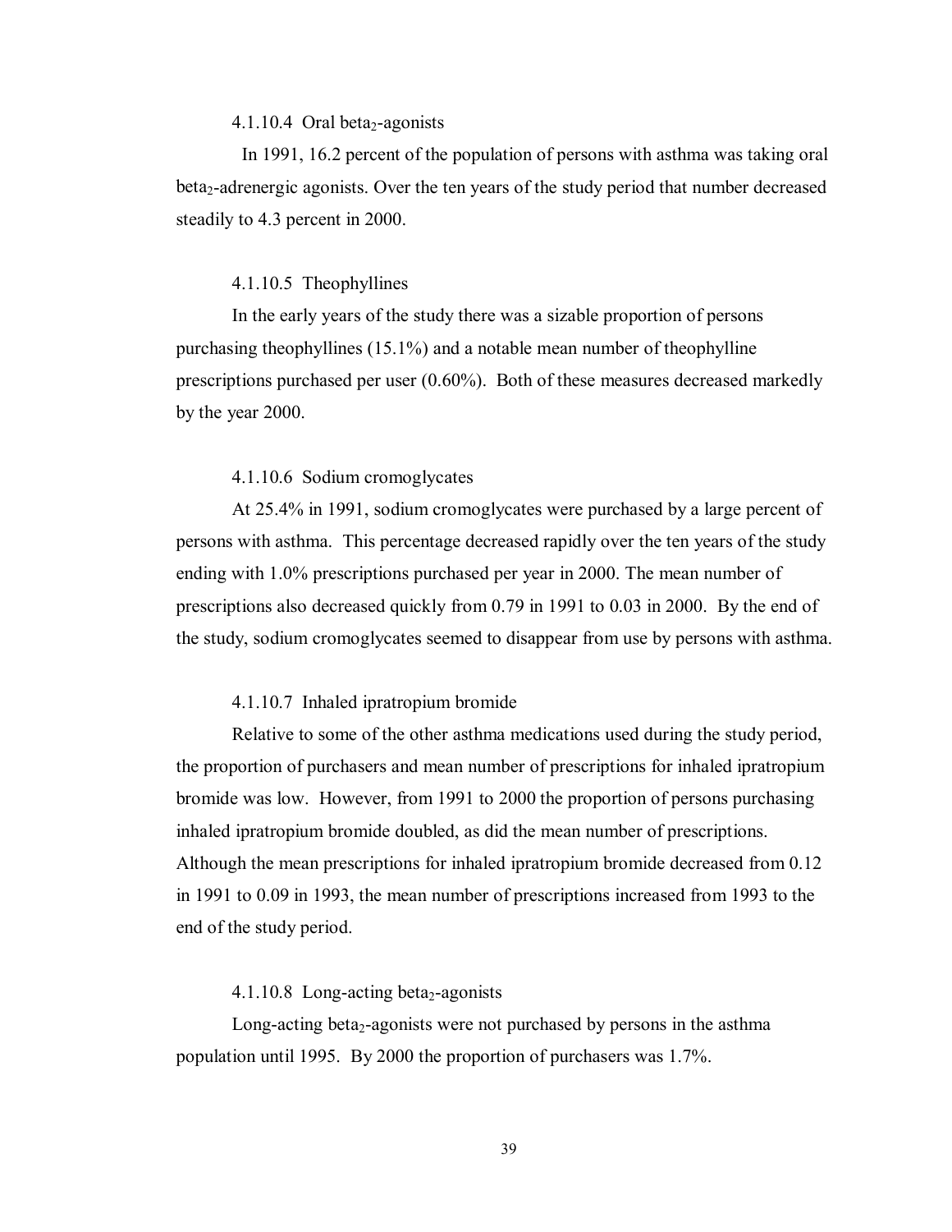#### 4.1.10.4 Oral $beta_2$-agonists

In 1991, 16.2 percent of the population of persons with asthma was taking oral $beta_2$-adrenergic agonists. Over the ten years of the study period that number decreased steadily to 4.3 percent in 2000.

#### 4.1.10.5 Theophyllines

In the early years of the study there was a sizable proportion of persons purchasing theophyllines (15.1%) and a notable mean number of theophylline prescriptions purchased per user (0.60%). Both of these measures decreased markedly by the year 2000.

#### 4.1.10.6 Sodium cromoglycates

At 25.4% in 1991, sodium cromoglycates were purchased by a large percent of persons with asthma. This percentage decreased rapidly over the ten years of the study ending with 1.0% prescriptions purchased per year in 2000. The mean number of prescriptions also decreased quickly from 0.79 in 1991 to 0.03 in 2000. By the end of the study, sodium cromoglycates seemed to disappear from use by persons with asthma.

#### 4.1.10.7 Inhaled ipratropium bromide

Relative to some of the other asthma medications used during the study period, the proportion of purchasers and mean number of prescriptions for inhaled ipratropium bromide was low. However, from 1991 to 2000 the proportion of persons purchasing inhaled ipratropium bromide doubled, as did the mean number of prescriptions. Although the mean prescriptions for inhaled ipratropium bromide decreased from 0.12 in 1991 to 0.09 in 1993, the mean number of prescriptions increased from 1993 to the end of the study period.

#### 4.1.10.8 Long-acting $beta_2$-agonists

Long-acting $beta_2$-agonists were not purchased by persons in the asthma population until 1995. By 2000 the proportion of purchasers was 1.7%.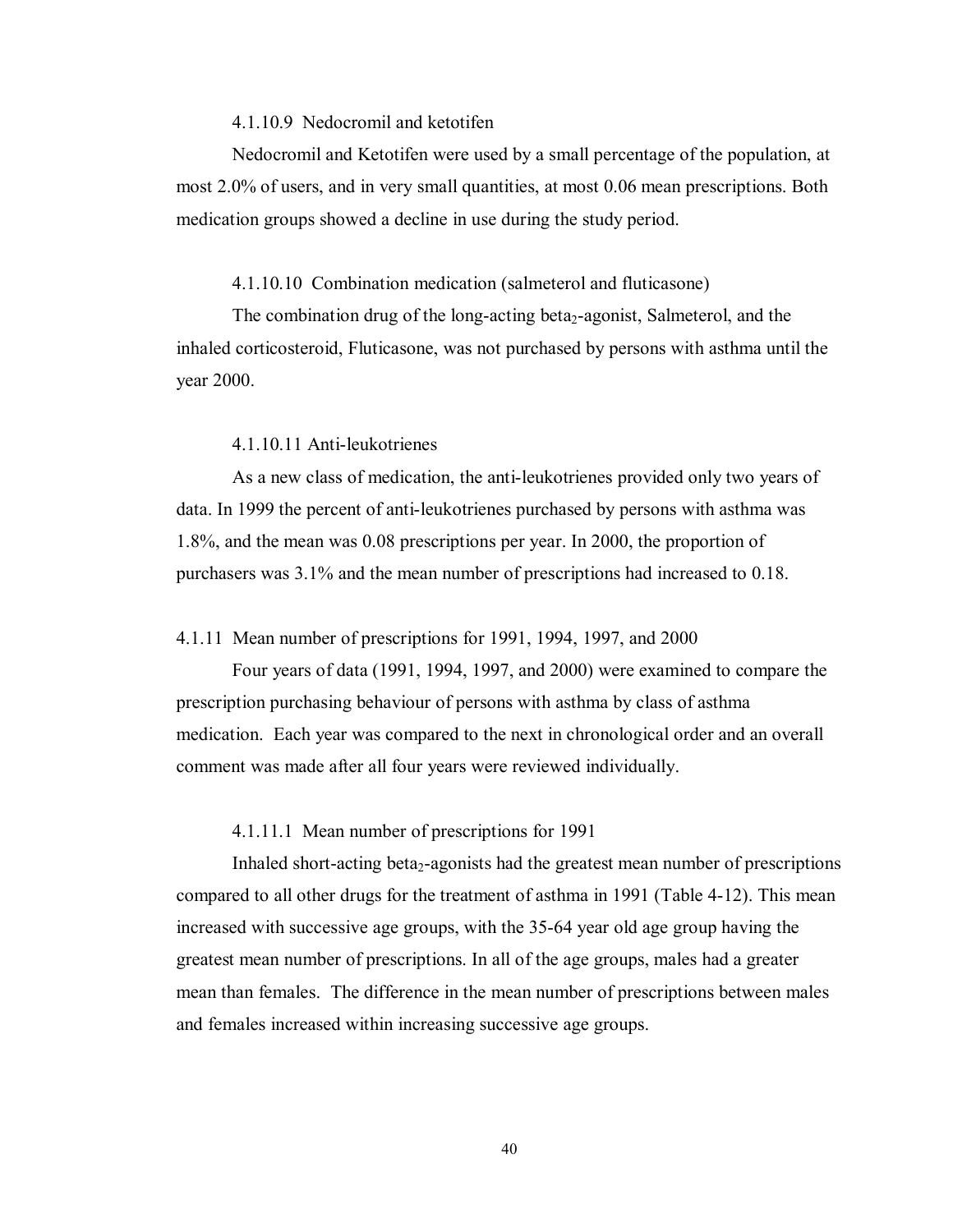#### 4.1.10.9 Nedocromil and ketotifen

Nedocromil and Ketotifen were used by a small percentage of the population, at most 2.0% of users, and in very small quantities, at most 0.06 mean prescriptions. Both medication groups showed a decline in use during the study period.

#### 4.1.10.10 Combination medication (salmeterol and fluticasone)

The combination drug of the long-acting beta$_2$-agonist, Salmeterol, and the inhaled corticosteroid, Fluticasone, was not purchased by persons with asthma until the year 2000.

#### 4.1.10.11 Anti-leukotrienes

As a new class of medication, the anti-leukotrienes provided only two years of data. In 1999 the percent of anti-leukotrienes purchased by persons with asthma was 1.8%, and the mean was 0.08 prescriptions per year. In 2000, the proportion of purchasers was 3.1% and the mean number of prescriptions had increased to 0.18.

### 4.1.11 Mean number of prescriptions for 1991, 1994, 1997, and 2000

Four years of data (1991, 1994, 1997, and 2000) were examined to compare the prescription purchasing behaviour of persons with asthma by class of asthma medication. Each year was compared to the next in chronological order and an overall comment was made after all four years were reviewed individually.

#### 4.1.11.1 Mean number of prescriptions for 1991

Inhaled short-acting beta$_2$-agonists had the greatest mean number of prescriptions compared to all other drugs for the treatment of asthma in 1991 (Table 4-12). This mean increased with successive age groups, with the 35-64 year old age group having the greatest mean number of prescriptions. In all of the age groups, males had a greater mean than females. The difference in the mean number of prescriptions between males and females increased within increasing successive age groups.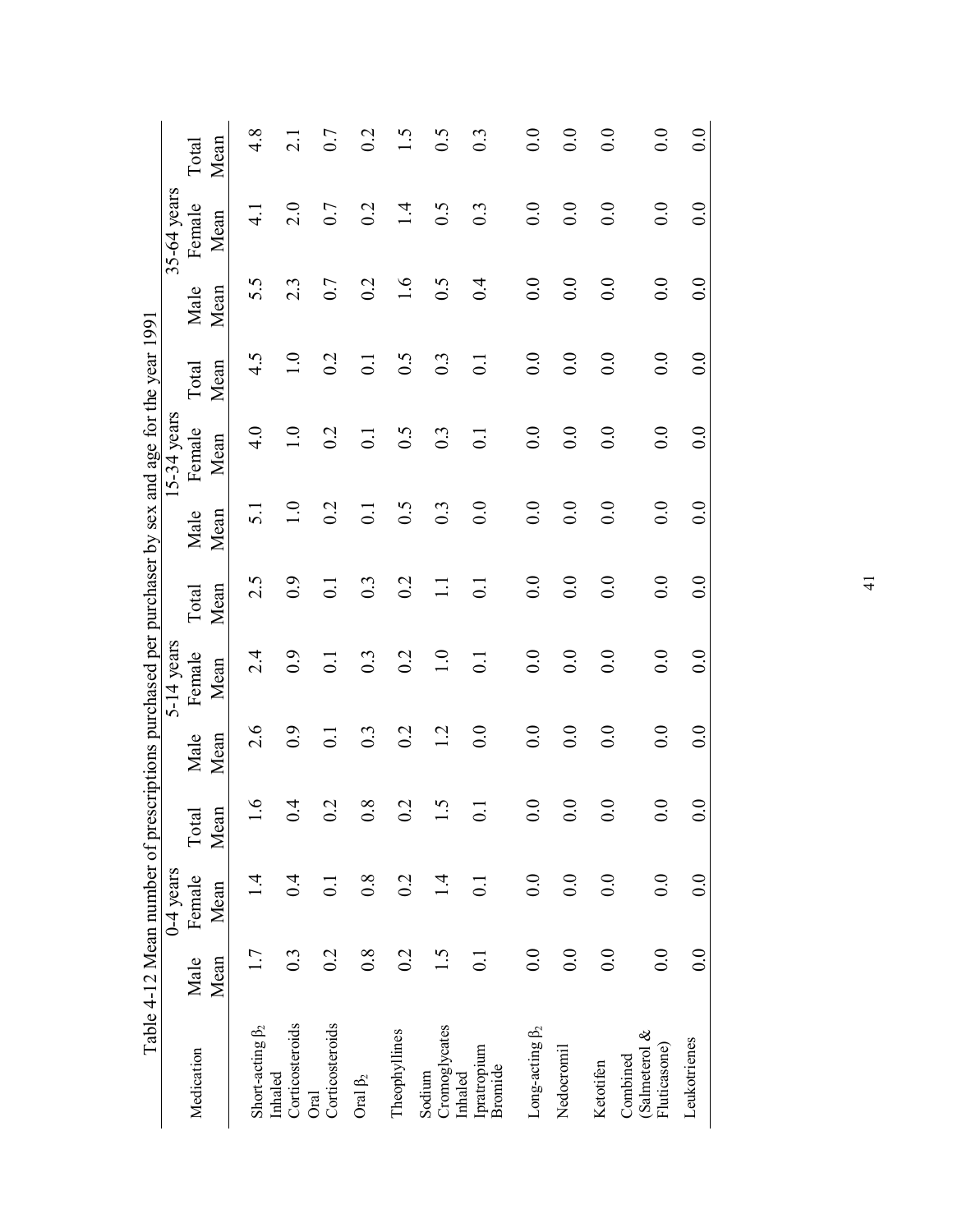Table 4-12 Mean number of prescriptions purchased per purchaser by sex and age for the year 1991

| Medication | 0-4 years | | | 5-14 years | | | 15-34 years | | | 35-64 years | | |
|---|---|---|---|---|---|---|---|---|---|---|---|---|
| | Male Mean | Female Mean | Total Mean | Male Mean | Female Mean | Total Mean | Male Mean | Female Mean | Total Mean | Male Mean | Female Mean | Total Mean |
| Short-acting $\beta_2$ | 1.7 | 1.4 | 1.6 | 2.6 | 2.4 | 2.5 | 5.1 | 4.0 | 4.5 | 5.5 | 4.1 | 4.8 |
| Inhaled Corticosteroids | 0.3 | 0.4 | 0.4 | 0.9 | 0.9 | 0.9 | 1.0 | 1.0 | 1.0 | 2.3 | 2.0 | 2.1 |
| Oral Corticosteroids | 0.2 | 0.1 | 0.2 | 0.1 | 0.1 | 0.1 | 0.2 | 0.2 | 0.2 | 0.7 | 0.7 | 0.7 |
| Oral $\beta_2$ | 0.8 | 0.8 | 0.8 | 0.3 | 0.3 | 0.3 | 0.1 | 0.1 | 0.1 | 0.2 | 0.2 | 0.2 |
| Theophyllines | 0.2 | 0.2 | 0.2 | 0.2 | 0.2 | 0.2 | 0.5 | 0.5 | 0.5 | 1.6 | 1.4 | 1.5 |
| Sodium Cromoglycates | 1.5 | 1.4 | 1.5 | 1.2 | 1.0 | 1.1 | 0.3 | 0.3 | 0.3 | 0.5 | 0.5 | 0.5 |
| Inhaled Ipratropium Bromide | 0.1 | 0.1 | 0.1 | 0.0 | 0.1 | 0.1 | 0.0 | 0.1 | 0.1 | 0.4 | 0.3 | 0.3 |
| Long-acting $\beta_2$ | 0.0 | 0.0 | 0.0 | 0.0 | 0.0 | 0.0 | 0.0 | 0.0 | 0.0 | 0.0 | 0.0 | 0.0 |
| Nedocromil | 0.0 | 0.0 | 0.0 | 0.0 | 0.0 | 0.0 | 0.0 | 0.0 | 0.0 | 0.0 | 0.0 | 0.0 |
| Ketotifen | 0.0 | 0.0 | 0.0 | 0.0 | 0.0 | 0.0 | 0.0 | 0.0 | 0.0 | 0.0 | 0.0 | 0.0 |
| Combined (Salmeterol & Fluticasone) | 0.0 | 0.0 | 0.0 | 0.0 | 0.0 | 0.0 | 0.0 | 0.0 | 0.0 | 0.0 | 0.0 | 0.0 |
| Leukotrienes | 0.0 | 0.0 | 0.0 | 0.0 | 0.0 | 0.0 | 0.0 | 0.0 | 0.0 | 0.0 | 0.0 | 0.0 |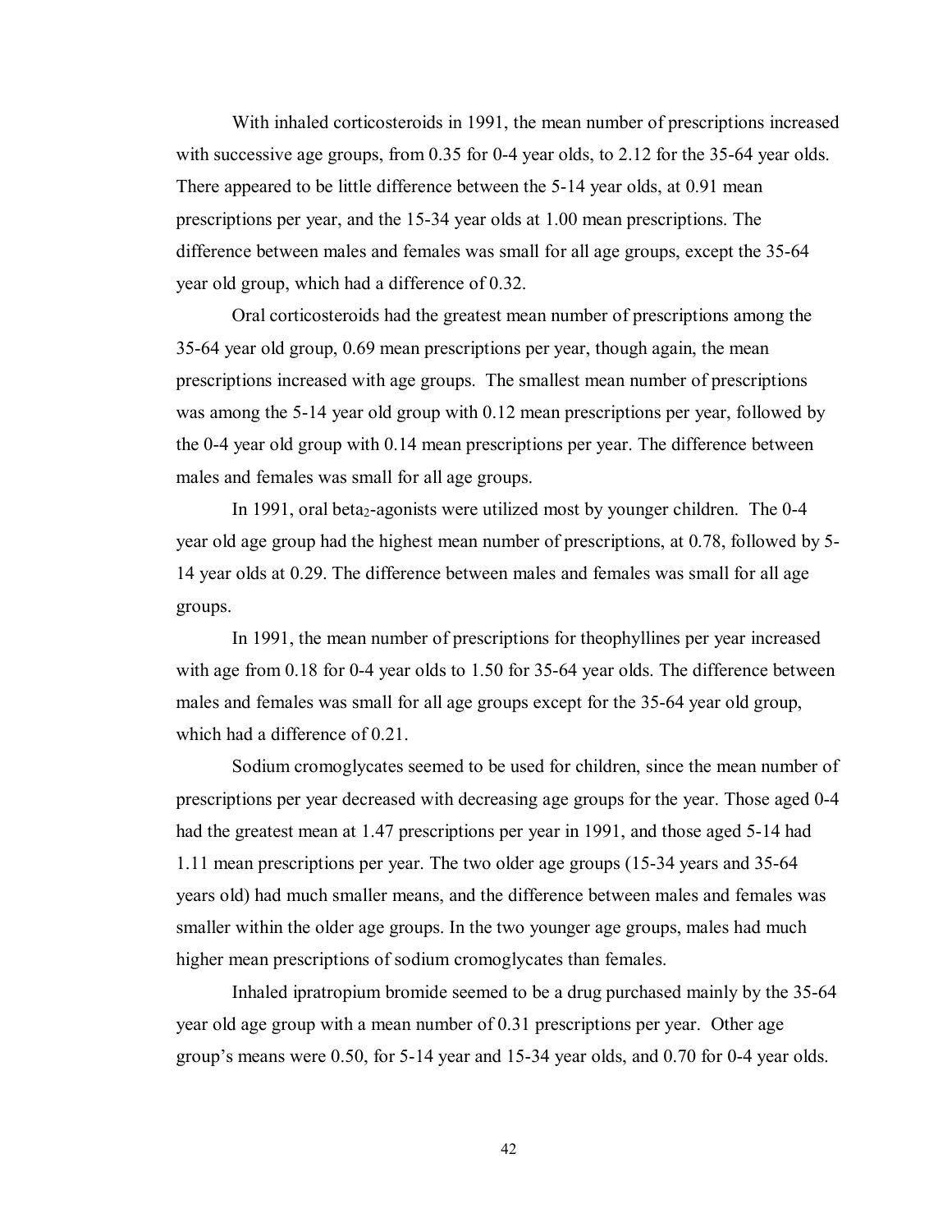With inhaled corticosteroids in 1991, the mean number of prescriptions increased with successive age groups, from 0.35 for 0-4 year olds, to 2.12 for the 35-64 year olds. There appeared to be little difference between the 5-14 year olds, at 0.91 mean prescriptions per year, and the 15-34 year olds at 1.00 mean prescriptions. The difference between males and females was small for all age groups, except the 35-64 year old group, which had a difference of 0.32.

Oral corticosteroids had the greatest mean number of prescriptions among the 35-64 year old group, 0.69 mean prescriptions per year, though again, the mean prescriptions increased with age groups. The smallest mean number of prescriptions was among the 5-14 year old group with 0.12 mean prescriptions per year, followed by the 0-4 year old group with 0.14 mean prescriptions per year. The difference between males and females was small for all age groups.

In 1991, oral beta$_2$-agonists were utilized most by younger children. The 0-4 year old age group had the highest mean number of prescriptions, at 0.78, followed by 5-14 year olds at 0.29. The difference between males and females was small for all age groups.

In 1991, the mean number of prescriptions for theophyllines per year increased with age from 0.18 for 0-4 year olds to 1.50 for 35-64 year olds. The difference between males and females was small for all age groups except for the 35-64 year old group, which had a difference of 0.21.

Sodium cromoglycates seemed to be used for children, since the mean number of prescriptions per year decreased with decreasing age groups for the year. Those aged 0-4 had the greatest mean at 1.47 prescriptions per year in 1991, and those aged 5-14 had 1.11 mean prescriptions per year. The two older age groups (15-34 years and 35-64 years old) had much smaller means, and the difference between males and females was smaller within the older age groups. In the two younger age groups, males had much higher mean prescriptions of sodium cromoglycates than females.

Inhaled ipratropium bromide seemed to be a drug purchased mainly by the 35-64 year old age group with a mean number of 0.31 prescriptions per year. Other age group's means were 0.50, for 5-14 year and 15-34 year olds, and 0.70 for 0-4 year olds.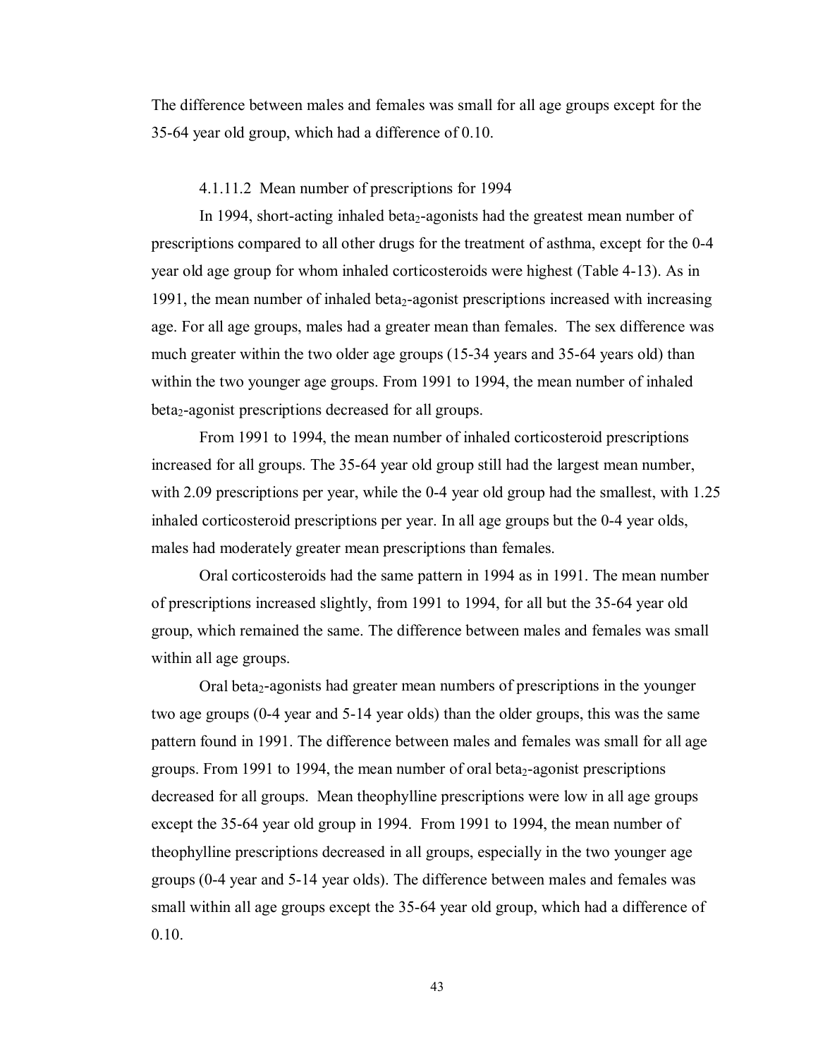The difference between males and females was small for all age groups except for the 35-64 year old group, which had a difference of 0.10.

#### 4.1.11.2 Mean number of prescriptions for 1994

In 1994, short-acting inhaled $beta_2$-agonists had the greatest mean number of prescriptions compared to all other drugs for the treatment of asthma, except for the 0-4 year old age group for whom inhaled corticosteroids were highest (Table 4-13). As in 1991, the mean number of inhaled $beta_2$-agonist prescriptions increased with increasing age. For all age groups, males had a greater mean than females. The sex difference was much greater within the two older age groups (15-34 years and 35-64 years old) than within the two younger age groups. From 1991 to 1994, the mean number of inhaled $beta_2$-agonist prescriptions decreased for all groups.

From 1991 to 1994, the mean number of inhaled corticosteroid prescriptions increased for all groups. The 35-64 year old group still had the largest mean number, with 2.09 prescriptions per year, while the 0-4 year old group had the smallest, with 1.25 inhaled corticosteroid prescriptions per year. In all age groups but the 0-4 year olds, males had moderately greater mean prescriptions than females.

Oral corticosteroids had the same pattern in 1994 as in 1991. The mean number of prescriptions increased slightly, from 1991 to 1994, for all but the 35-64 year old group, which remained the same. The difference between males and females was small within all age groups.

Oral $beta_2$-agonists had greater mean numbers of prescriptions in the younger two age groups (0-4 year and 5-14 year olds) than the older groups, this was the same pattern found in 1991. The difference between males and females was small for all age groups. From 1991 to 1994, the mean number of oral $beta_2$-agonist prescriptions decreased for all groups. Mean theophylline prescriptions were low in all age groups except the 35-64 year old group in 1994. From 1991 to 1994, the mean number of theophylline prescriptions decreased in all groups, especially in the two younger age groups (0-4 year and 5-14 year olds). The difference between males and females was small within all age groups except the 35-64 year old group, which had a difference of 0.10.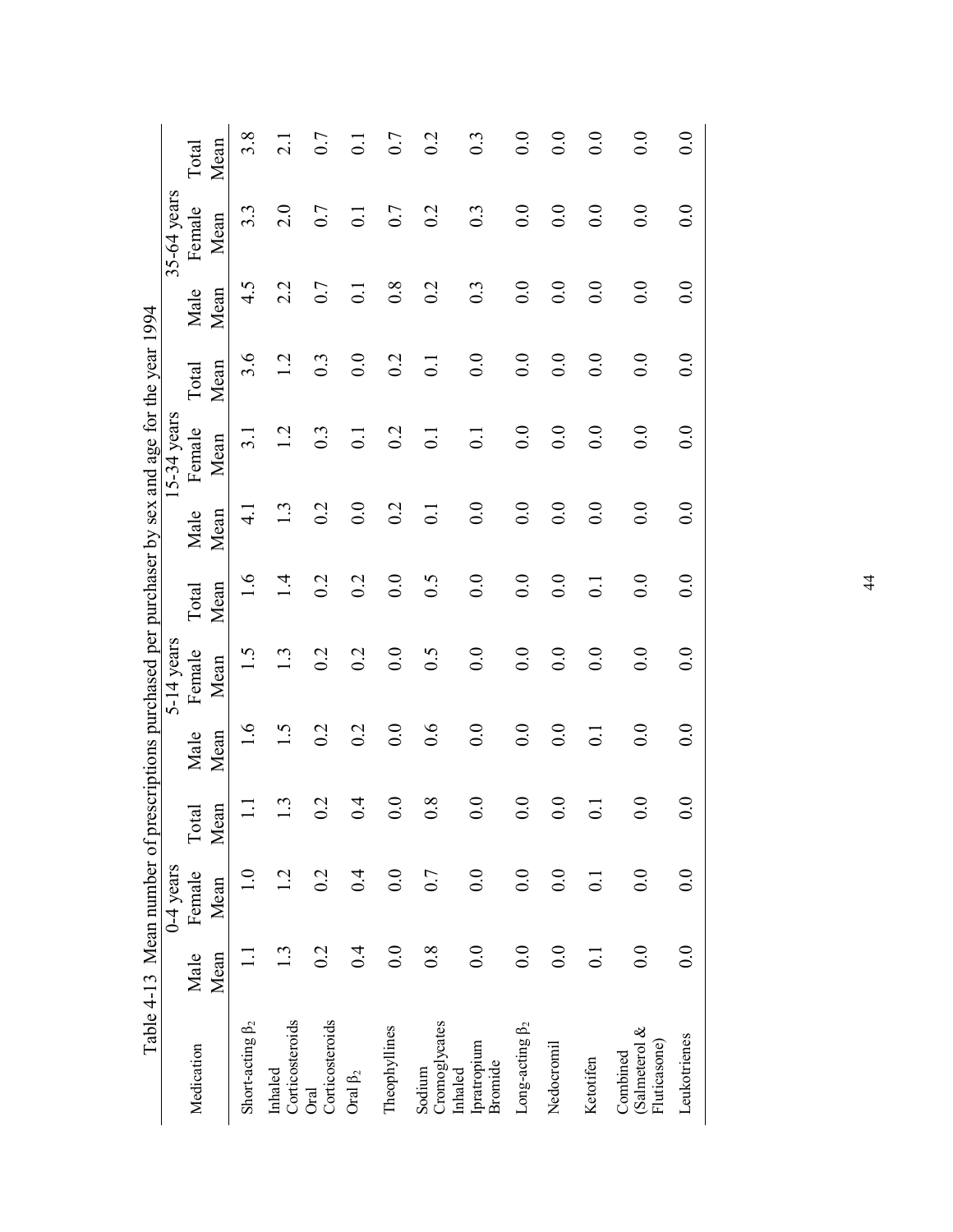Table 4-13 Mean number of prescriptions purchased per purchaser by sex and age for the year 1994

| Medication | 0-4 years | | | 5-14 years | | | 15-34 years | | | 35-64 years | | |
|---|---|---|---|---|---|---|---|---|---|---|---|---|
| | Male Mean | Female Mean | Total Mean | Male Mean | Female Mean | Total Mean | Male Mean | Female Mean | Total Mean | Male Mean | Female Mean | Total Mean |
| Short-acting $\beta_2$ | 1.1 | 1.0 | 1.1 | 1.6 | 1.5 | 1.6 | 4.1 | 3.1 | 3.6 | 4.5 | 3.3 | 3.8 |
| Inhaled Corticosteroids | 1.3 | 1.2 | 1.3 | 1.5 | 1.3 | 1.4 | 1.3 | 1.2 | 1.2 | 2.2 | 2.0 | 2.1 |
| Oral Corticosteroids | 0.2 | 0.2 | 0.2 | 0.2 | 0.2 | 0.2 | 0.2 | 0.3 | 0.3 | 0.7 | 0.7 | 0.7 |
| Oral $\beta_2$ | 0.4 | 0.4 | 0.4 | 0.2 | 0.2 | 0.2 | 0.0 | 0.1 | 0.0 | 0.1 | 0.1 | 0.1 |
| Theophyllines | 0.0 | 0.0 | 0.0 | 0.0 | 0.0 | 0.0 | 0.2 | 0.2 | 0.2 | 0.8 | 0.7 | 0.7 |
| Sodium Cromoglycates | 0.8 | 0.7 | 0.8 | 0.6 | 0.5 | 0.5 | 0.1 | 0.1 | 0.1 | 0.2 | 0.2 | 0.2 |
| Inhaled Ipratropium Bromide | 0.0 | 0.0 | 0.0 | 0.0 | 0.0 | 0.0 | 0.0 | 0.1 | 0.0 | 0.3 | 0.3 | 0.3 |
| Long-acting $\beta_2$ | 0.0 | 0.0 | 0.0 | 0.0 | 0.0 | 0.0 | 0.0 | 0.0 | 0.0 | 0.0 | 0.0 | 0.0 |
| Nedocromil | 0.0 | 0.0 | 0.0 | 0.0 | 0.0 | 0.0 | 0.0 | 0.0 | 0.0 | 0.0 | 0.0 | 0.0 |
| Ketotifen | 0.1 | 0.1 | 0.1 | 0.1 | 0.0 | 0.1 | 0.0 | 0.0 | 0.0 | 0.0 | 0.0 | 0.0 |
| Combined (Salmeterol & Fluticasone) | 0.0 | 0.0 | 0.0 | 0.0 | 0.0 | 0.0 | 0.0 | 0.0 | 0.0 | 0.0 | 0.0 | 0.0 |
| Leukotrienes | 0.0 | 0.0 | 0.0 | 0.0 | 0.0 | 0.0 | 0.0 | 0.0 | 0.0 | 0.0 | 0.0 | 0.0 |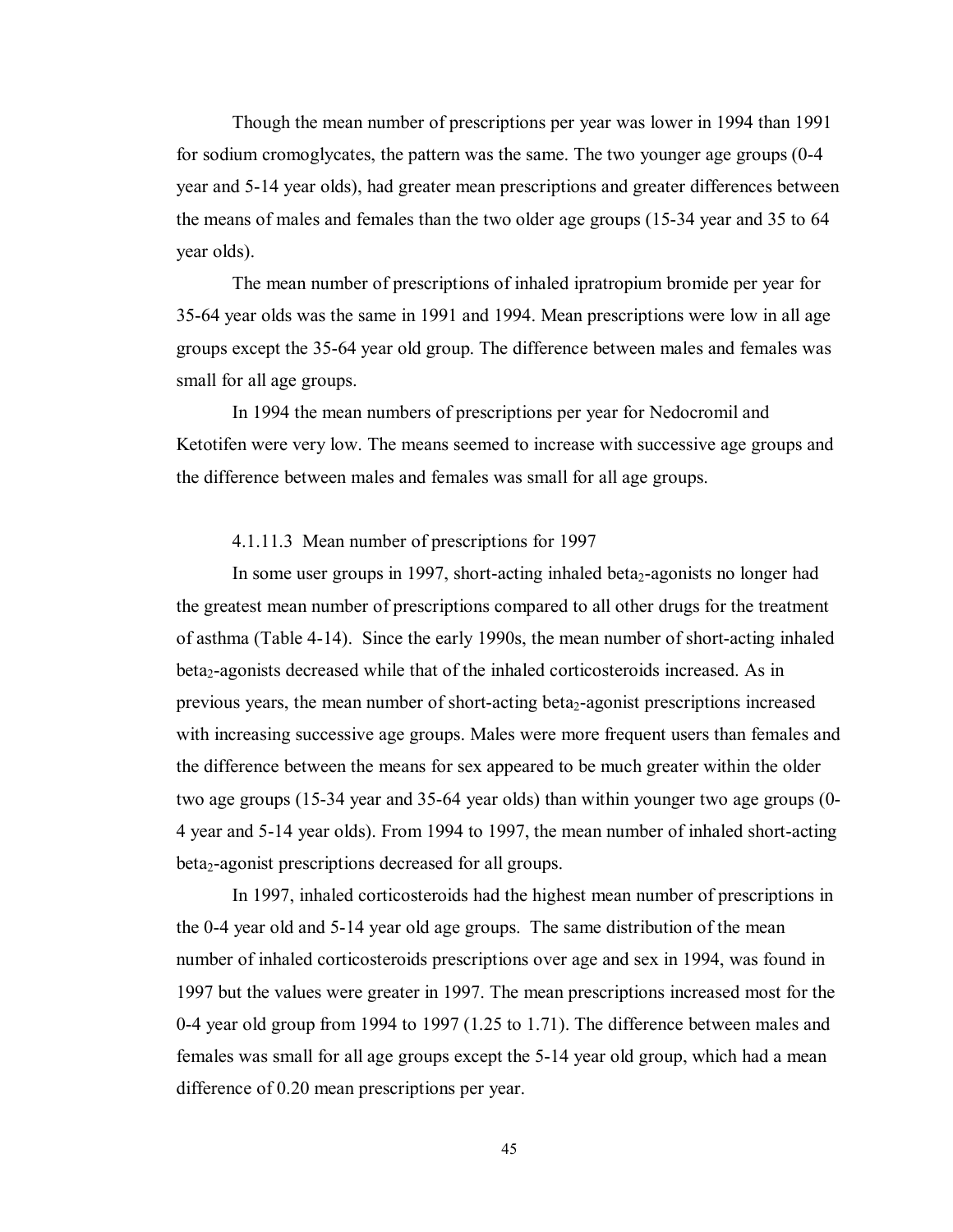Though the mean number of prescriptions per year was lower in 1994 than 1991 for sodium cromoglycates, the pattern was the same. The two younger age groups (0-4 year and 5-14 year olds), had greater mean prescriptions and greater differences between the means of males and females than the two older age groups (15-34 year and 35 to 64 year olds).

The mean number of prescriptions of inhaled ipratropium bromide per year for 35-64 year olds was the same in 1991 and 1994. Mean prescriptions were low in all age groups except the 35-64 year old group. The difference between males and females was small for all age groups.

In 1994 the mean numbers of prescriptions per year for Nedocromil and Ketotifen were very low. The means seemed to increase with successive age groups and the difference between males and females was small for all age groups.

#### 4.1.11.3 Mean number of prescriptions for 1997

In some user groups in 1997, short-acting inhaled $beta_2$-agonists no longer had the greatest mean number of prescriptions compared to all other drugs for the treatment of asthma (Table 4-14). Since the early 1990s, the mean number of short-acting inhaled $beta_2$-agonists decreased while that of the inhaled corticosteroids increased. As in previous years, the mean number of short-acting $beta_2$-agonist prescriptions increased with increasing successive age groups. Males were more frequent users than females and the difference between the means for sex appeared to be much greater within the older two age groups (15-34 year and 35-64 year olds) than within younger two age groups (0-4 year and 5-14 year olds). From 1994 to 1997, the mean number of inhaled short-acting $beta_2$-agonist prescriptions decreased for all groups.

In 1997, inhaled corticosteroids had the highest mean number of prescriptions in the 0-4 year old and 5-14 year old age groups. The same distribution of the mean number of inhaled corticosteroids prescriptions over age and sex in 1994, was found in 1997 but the values were greater in 1997. The mean prescriptions increased most for the 0-4 year old group from 1994 to 1997 (1.25 to 1.71). The difference between males and females was small for all age groups except the 5-14 year old group, which had a mean difference of 0.20 mean prescriptions per year.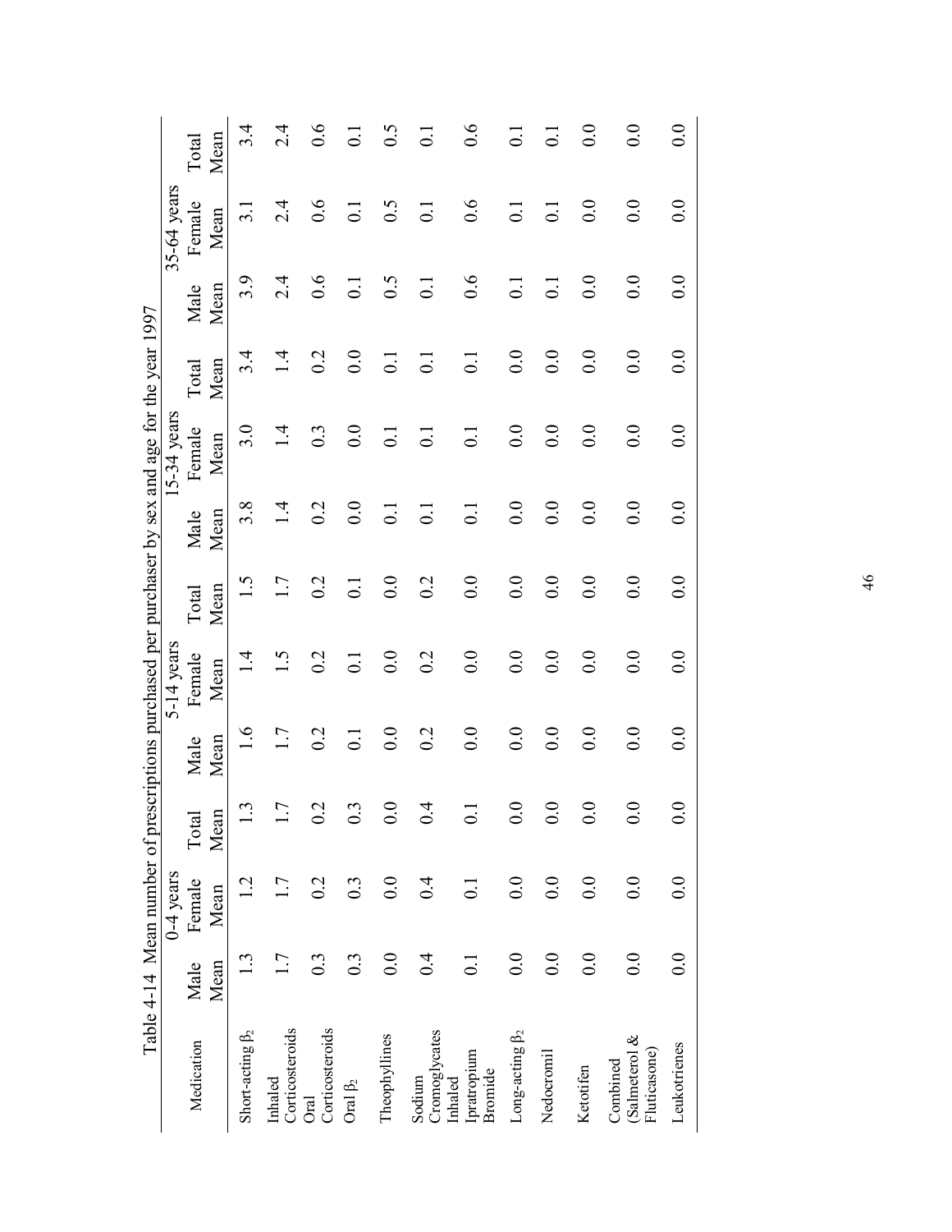Table 4-14 Mean number of prescriptions purchased per purchaser by sex and age for the year 1997

| Medication | 0-4 years | | | 5-14 years | | | 15-34 years | | | 35-64 years | | |
|---|---|---|---|---|---|---|---|---|---|---|---|---|
| | Male Mean | Female Mean | Total Mean | Male Mean | Female Mean | Total Mean | Male Mean | Female Mean | Total Mean | Male Mean | Female Mean | Total Mean |
| Short-acting $\beta_2$ | 1.3 | 1.2 | 1.3 | 1.6 | 1.4 | 1.5 | 3.8 | 3.0 | 3.4 | 3.9 | 3.1 | 3.4 |
| Inhaled Corticosteroids | 1.7 | 1.7 | 1.7 | 1.7 | 1.5 | 1.7 | 1.4 | 1.4 | 1.4 | 2.4 | 2.4 | 2.4 |
| Oral Corticosteroids | 0.3 | 0.2 | 0.2 | 0.2 | 0.2 | 0.2 | 0.2 | 0.3 | 0.2 | 0.6 | 0.6 | 0.6 |
| Oral $\beta_2$ | 0.3 | 0.3 | 0.3 | 0.1 | 0.1 | 0.1 | 0.0 | 0.0 | 0.0 | 0.1 | 0.1 | 0.1 |
| Theophyllines | 0.0 | 0.0 | 0.0 | 0.0 | 0.0 | 0.0 | 0.1 | 0.1 | 0.1 | 0.5 | 0.5 | 0.5 |
| Sodium Cromoglycates | 0.4 | 0.4 | 0.4 | 0.2 | 0.2 | 0.2 | 0.1 | 0.1 | 0.1 | 0.1 | 0.1 | 0.1 |
| Inhaled Ipratropium Bromide | 0.1 | 0.1 | 0.1 | 0.0 | 0.0 | 0.0 | 0.1 | 0.1 | 0.1 | 0.6 | 0.6 | 0.6 |
| Long-acting $\beta_2$ | 0.0 | 0.0 | 0.0 | 0.0 | 0.0 | 0.0 | 0.0 | 0.0 | 0.0 | 0.1 | 0.1 | 0.1 |
| Nedocromil | 0.0 | 0.0 | 0.0 | 0.0 | 0.0 | 0.0 | 0.0 | 0.0 | 0.0 | 0.1 | 0.1 | 0.1 |
| Ketotifen | 0.0 | 0.0 | 0.0 | 0.0 | 0.0 | 0.0 | 0.0 | 0.0 | 0.0 | 0.0 | 0.0 | 0.0 |
| Combined (Salmeterol & Fluticasone) | 0.0 | 0.0 | 0.0 | 0.0 | 0.0 | 0.0 | 0.0 | 0.0 | 0.0 | 0.0 | 0.0 | 0.0 |
| Leukotrienes | 0.0 | 0.0 | 0.0 | 0.0 | 0.0 | 0.0 | 0.0 | 0.0 | 0.0 | 0.0 | 0.0 | 0.0 |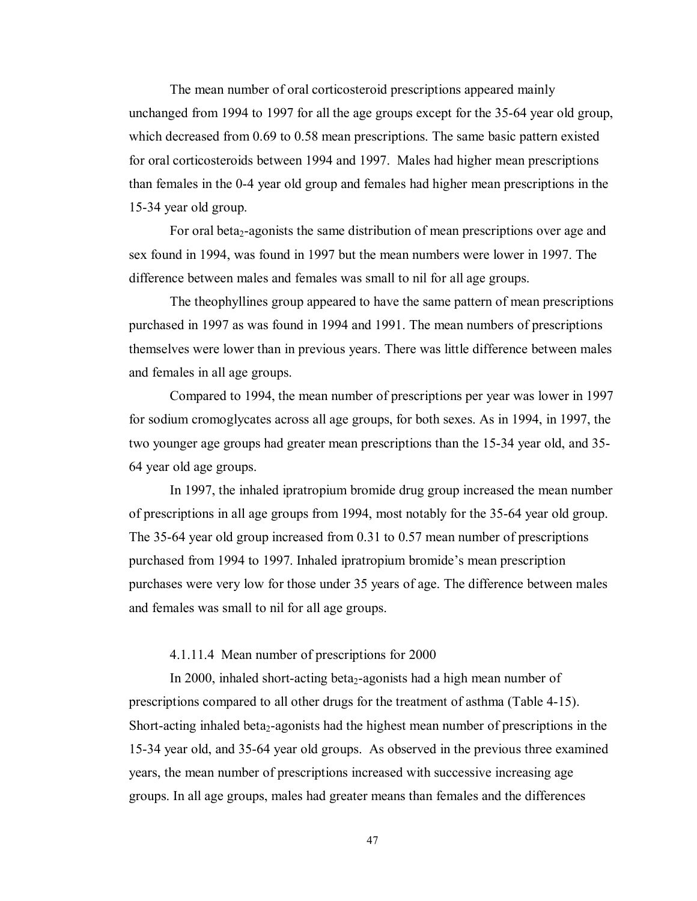The mean number of oral corticosteroid prescriptions appeared mainly unchanged from 1994 to 1997 for all the age groups except for the 35-64 year old group, which decreased from 0.69 to 0.58 mean prescriptions. The same basic pattern existed for oral corticosteroids between 1994 and 1997. Males had higher mean prescriptions than females in the 0-4 year old group and females had higher mean prescriptions in the 15-34 year old group.

For oral beta$_2$-agonists the same distribution of mean prescriptions over age and sex found in 1994, was found in 1997 but the mean numbers were lower in 1997. The difference between males and females was small to nil for all age groups.

The theophyllines group appeared to have the same pattern of mean prescriptions purchased in 1997 as was found in 1994 and 1991. The mean numbers of prescriptions themselves were lower than in previous years. There was little difference between males and females in all age groups.

Compared to 1994, the mean number of prescriptions per year was lower in 1997 for sodium cromoglycates across all age groups, for both sexes. As in 1994, in 1997, the two younger age groups had greater mean prescriptions than the 15-34 year old, and 35-64 year old age groups.

In 1997, the inhaled ipratropium bromide drug group increased the mean number of prescriptions in all age groups from 1994, most notably for the 35-64 year old group. The 35-64 year old group increased from 0.31 to 0.57 mean number of prescriptions purchased from 1994 to 1997. Inhaled ipratropium bromide's mean prescription purchases were very low for those under 35 years of age. The difference between males and females was small to nil for all age groups.

#### 4.1.11.4 Mean number of prescriptions for 2000

In 2000, inhaled short-acting beta$_2$-agonists had a high mean number of prescriptions compared to all other drugs for the treatment of asthma (Table 4-15). Short-acting inhaled beta$_2$-agonists had the highest mean number of prescriptions in the 15-34 year old, and 35-64 year old groups. As observed in the previous three examined years, the mean number of prescriptions increased with successive increasing age groups. In all age groups, males had greater means than females and the differences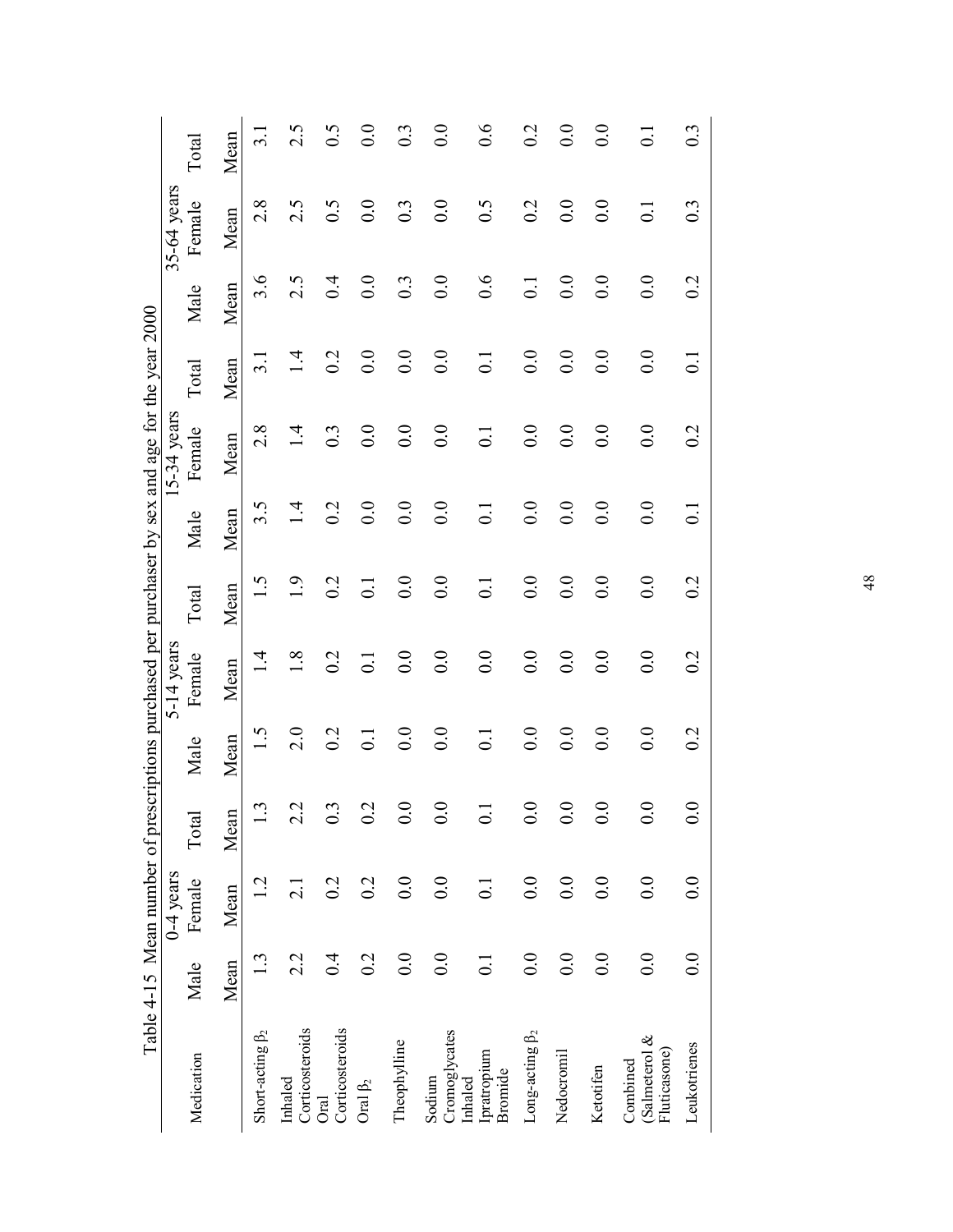Table 4-15 Mean number of prescriptions purchased per purchaser by sex and age for the year 2000

| Medication | 0-4 years | | | 5-14 years | | | 15-34 years | | | 35-64 years | | |
|---|---|---|---|---|---|---|---|---|---|---|---|---|
| | Male | Female | Total | Male | Female | Total | Male | Female | Total | Male | Female | Total |
| | Mean | Mean | Mean | Mean | Mean | Mean | Mean | Mean | Mean | Mean | Mean | Mean |
| Short-acting $\beta_2$ | 1.3 | 1.2 | 1.3 | 1.5 | 1.4 | 1.5 | 3.5 | 2.8 | 3.1 | 3.6 | 2.8 | 3.1 |
| Inhaled Corticosteroids | 2.2 | 2.1 | 2.2 | 2.0 | 1.8 | 1.9 | 1.4 | 1.4 | 1.4 | 2.5 | 2.5 | 2.5 |
| Oral Corticosteroids | 0.4 | 0.2 | 0.3 | 0.2 | 0.2 | 0.2 | 0.2 | 0.3 | 0.2 | 0.4 | 0.5 | 0.5 |
| Oral $\beta_2$ | 0.2 | 0.2 | 0.2 | 0.1 | 0.1 | 0.1 | 0.0 | 0.0 | 0.0 | 0.0 | 0.0 | 0.0 |
| Theophylline | 0.0 | 0.0 | 0.0 | 0.0 | 0.0 | 0.0 | 0.0 | 0.0 | 0.0 | 0.3 | 0.3 | 0.3 |
| Sodium Cromoglycates | 0.0 | 0.0 | 0.0 | 0.0 | 0.0 | 0.0 | 0.0 | 0.0 | 0.0 | 0.0 | 0.0 | 0.0 |
| Inhaled Ipratropium Bromide | 0.1 | 0.1 | 0.1 | 0.1 | 0.0 | 0.1 | 0.1 | 0.1 | 0.1 | 0.6 | 0.5 | 0.6 |
| Long-acting $\beta_2$ | 0.0 | 0.0 | 0.0 | 0.0 | 0.0 | 0.0 | 0.0 | 0.0 | 0.0 | 0.1 | 0.2 | 0.2 |
| Nedocromil | 0.0 | 0.0 | 0.0 | 0.0 | 0.0 | 0.0 | 0.0 | 0.0 | 0.0 | 0.0 | 0.0 | 0.0 |
| Ketotifen | 0.0 | 0.0 | 0.0 | 0.0 | 0.0 | 0.0 | 0.0 | 0.0 | 0.0 | 0.0 | 0.0 | 0.0 |
| Combined (Salmeterol & Fluticasone) | 0.0 | 0.0 | 0.0 | 0.0 | 0.0 | 0.0 | 0.0 | 0.0 | 0.0 | 0.0 | 0.1 | 0.1 |
| Leukotrienes | 0.0 | 0.0 | 0.0 | 0.2 | 0.2 | 0.2 | 0.1 | 0.2 | 0.1 | 0.2 | 0.3 | 0.3 |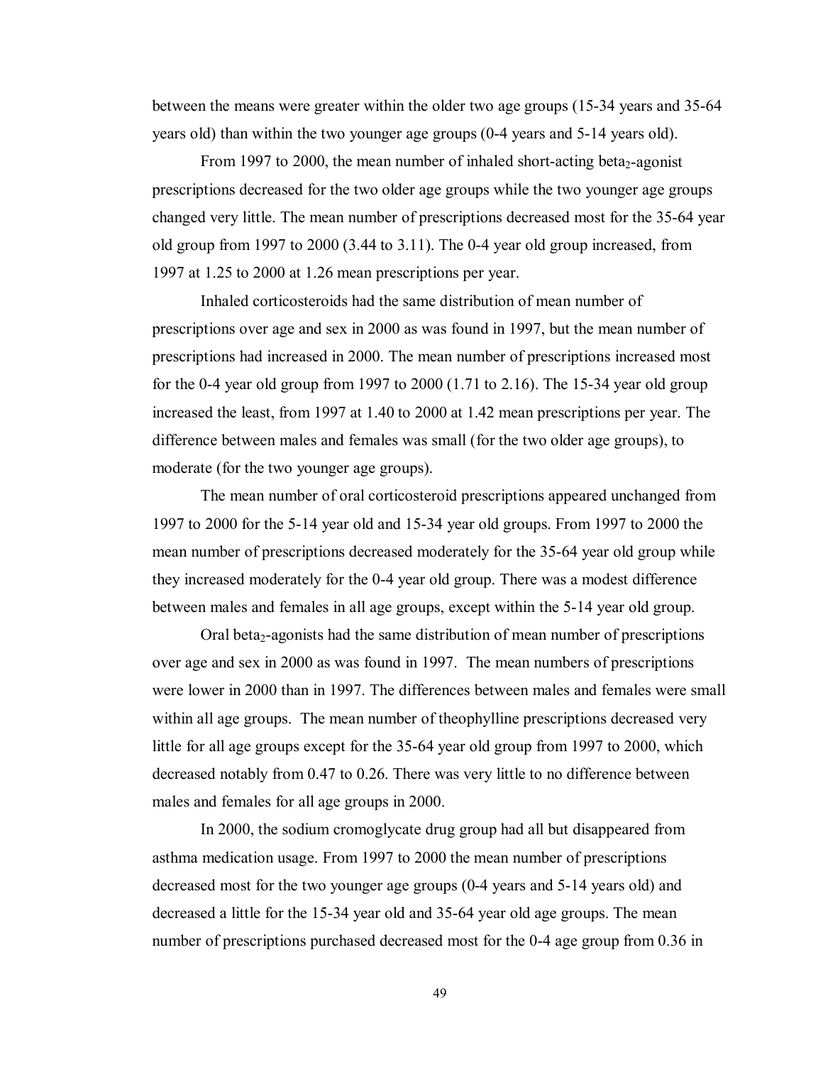between the means were greater within the older two age groups (15-34 years and 35-64 years old) than within the two younger age groups (0-4 years and 5-14 years old).

From 1997 to 2000, the mean number of inhaled short-acting $beta_2$-agonist prescriptions decreased for the two older age groups while the two younger age groups changed very little. The mean number of prescriptions decreased most for the 35-64 year old group from 1997 to 2000 (3.44 to 3.11). The 0-4 year old group increased, from 1997 at 1.25 to 2000 at 1.26 mean prescriptions per year.

Inhaled corticosteroids had the same distribution of mean number of prescriptions over age and sex in 2000 as was found in 1997, but the mean number of prescriptions had increased in 2000. The mean number of prescriptions increased most for the 0-4 year old group from 1997 to 2000 (1.71 to 2.16). The 15-34 year old group increased the least, from 1997 at 1.40 to 2000 at 1.42 mean prescriptions per year. The difference between males and females was small (for the two older age groups), to moderate (for the two younger age groups).

The mean number of oral corticosteroid prescriptions appeared unchanged from 1997 to 2000 for the 5-14 year old and 15-34 year old groups. From 1997 to 2000 the mean number of prescriptions decreased moderately for the 35-64 year old group while they increased moderately for the 0-4 year old group. There was a modest difference between males and females in all age groups, except within the 5-14 year old group.

Oral $beta_2$-agonists had the same distribution of mean number of prescriptions over age and sex in 2000 as was found in 1997. The mean numbers of prescriptions were lower in 2000 than in 1997. The differences between males and females were small within all age groups. The mean number of theophylline prescriptions decreased very little for all age groups except for the 35-64 year old group from 1997 to 2000, which decreased notably from 0.47 to 0.26. There was very little to no difference between males and females for all age groups in 2000.

In 2000, the sodium cromoglycate drug group had all but disappeared from asthma medication usage. From 1997 to 2000 the mean number of prescriptions decreased most for the two younger age groups (0-4 years and 5-14 years old) and decreased a little for the 15-34 year old and 35-64 year old age groups. The mean number of prescriptions purchased decreased most for the 0-4 age group from 0.36 in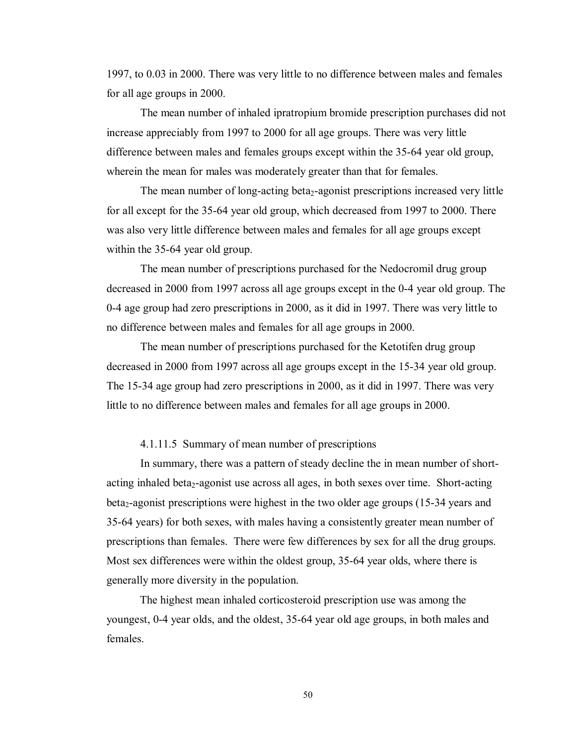1997, to 0.03 in 2000. There was very little to no difference between males and females for all age groups in 2000.

The mean number of inhaled ipratropium bromide prescription purchases did not increase appreciably from 1997 to 2000 for all age groups. There was very little difference between males and females groups except within the 35-64 year old group, wherein the mean for males was moderately greater than that for females.

The mean number of long-acting beta$_2$-agonist prescriptions increased very little for all except for the 35-64 year old group, which decreased from 1997 to 2000. There was also very little difference between males and females for all age groups except within the 35-64 year old group.

The mean number of prescriptions purchased for the Nedocromil drug group decreased in 2000 from 1997 across all age groups except in the 0-4 year old group. The 0-4 age group had zero prescriptions in 2000, as it did in 1997. There was very little to no difference between males and females for all age groups in 2000.

The mean number of prescriptions purchased for the Ketotifen drug group decreased in 2000 from 1997 across all age groups except in the 15-34 year old group. The 15-34 age group had zero prescriptions in 2000, as it did in 1997. There was very little to no difference between males and females for all age groups in 2000.

#### 4.1.11.5 Summary of mean number of prescriptions

In summary, there was a pattern of steady decline the in mean number of short-acting inhaled beta$_2$-agonist use across all ages, in both sexes over time. Short-acting beta$_2$-agonist prescriptions were highest in the two older age groups (15-34 years and 35-64 years) for both sexes, with males having a consistently greater mean number of prescriptions than females. There were few differences by sex for all the drug groups. Most sex differences were within the oldest group, 35-64 year olds, where there is generally more diversity in the population.

The highest mean inhaled corticosteroid prescription use was among the youngest, 0-4 year olds, and the oldest, 35-64 year old age groups, in both males and females.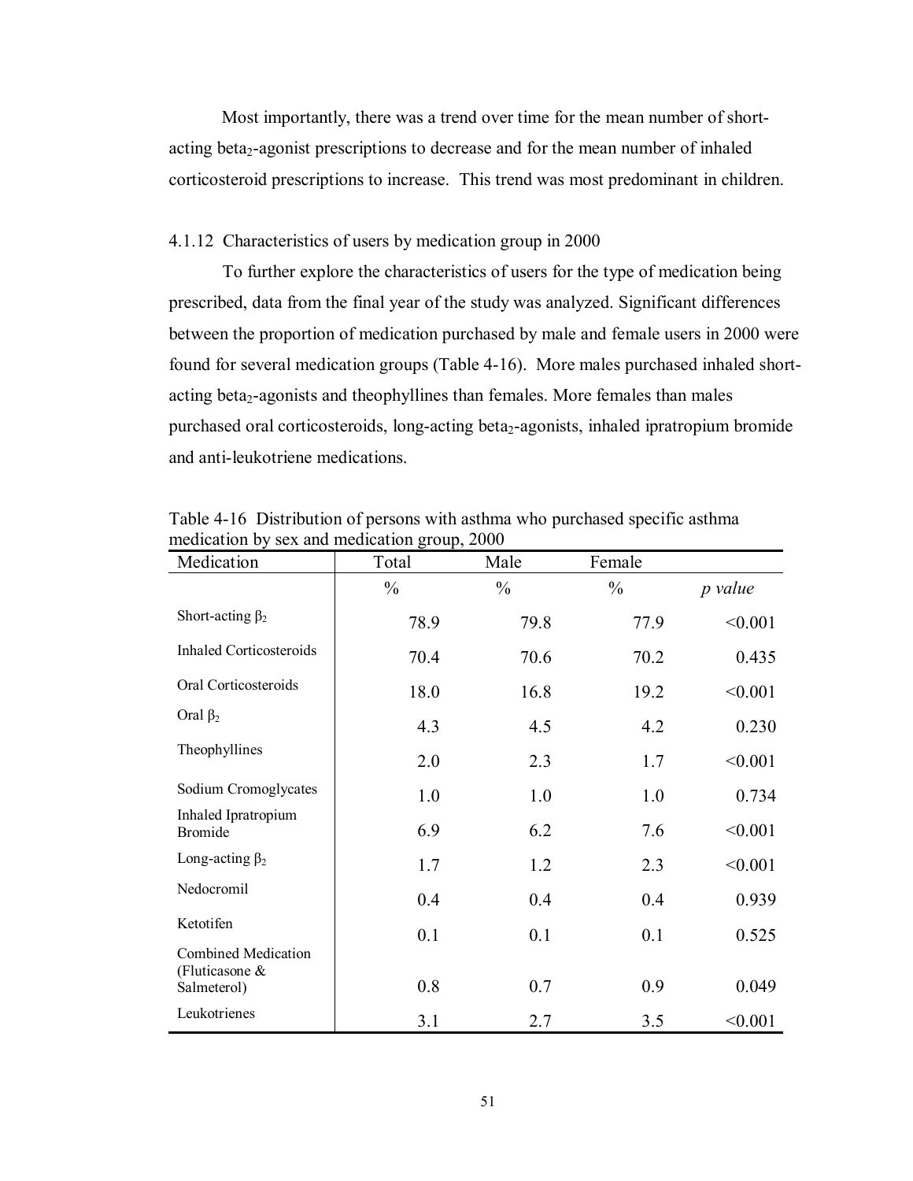Most importantly, there was a trend over time for the mean number of short-acting beta$_2$-agonist prescriptions to decrease and for the mean number of inhaled corticosteroid prescriptions to increase. This trend was most predominant in children.

4.1.12 Characteristics of users by medication group in 2000

To further explore the characteristics of users for the type of medication being prescribed, data from the final year of the study was analyzed. Significant differences between the proportion of medication purchased by male and female users in 2000 were found for several medication groups (Table 4-16). More males purchased inhaled short-acting beta$_2$-agonists and theophyllines than females. More females than males purchased oral corticosteroids, long-acting beta$_2$-agonists, inhaled ipratropium bromide and anti-leukotriene medications.

Table 4-16 Distribution of persons with asthma who purchased specific asthma medication by sex and medication group, 2000

| Medication | Total | Male | Female | |
|---|---|---|---|---|
| | % | % | % | *p value* |
| Short-acting $\beta_2$ | 78.9 | 79.8 | 77.9 | <0.001 |
| Inhaled Corticosteroids | 70.4 | 70.6 | 70.2 | 0.435 |
| Oral Corticosteroids | 18.0 | 16.8 | 19.2 | <0.001 |
| Oral $\beta_2$ | 4.3 | 4.5 | 4.2 | 0.230 |
| Theophyllines | 2.0 | 2.3 | 1.7 | <0.001 |
| Sodium Cromoglycates | 1.0 | 1.0 | 1.0 | 0.734 |
| Inhaled Ipratropium Bromide | 6.9 | 6.2 | 7.6 | <0.001 |
| Long-acting $\beta_2$ | 1.7 | 1.2 | 2.3 | <0.001 |
| Nedocromil | 0.4 | 0.4 | 0.4 | 0.939 |
| Ketotifen | 0.1 | 0.1 | 0.1 | 0.525 |
| Combined Medication (Fluticasone & Salmeterol) | 0.8 | 0.7 | 0.9 | 0.049 |
| Leukotrienes | 3.1 | 2.7 | 3.5 | <0.001 |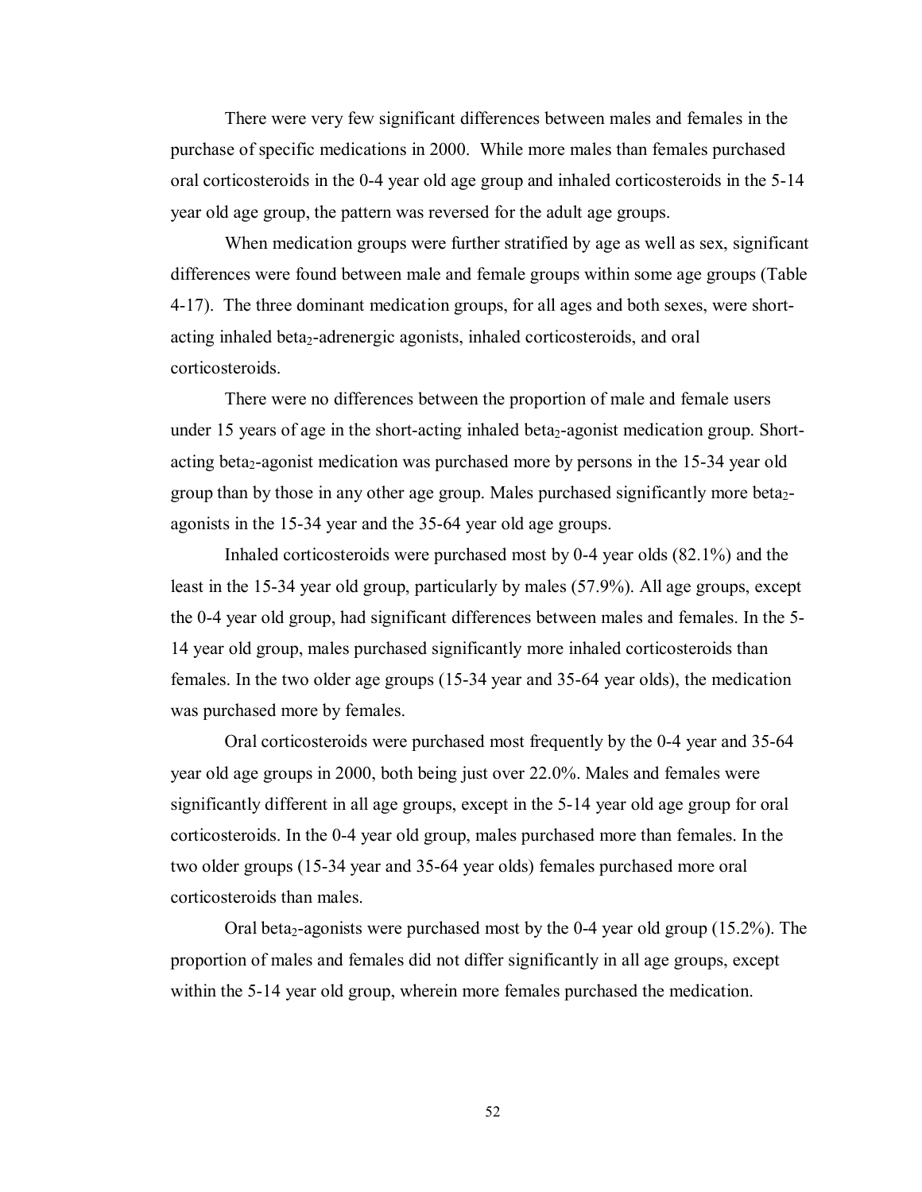There were very few significant differences between males and females in the purchase of specific medications in 2000. While more males than females purchased oral corticosteroids in the 0-4 year old age group and inhaled corticosteroids in the 5-14 year old age group, the pattern was reversed for the adult age groups.

When medication groups were further stratified by age as well as sex, significant differences were found between male and female groups within some age groups (Table 4-17). The three dominant medication groups, for all ages and both sexes, were short-acting inhaled $beta_2$-adrenergic agonists, inhaled corticosteroids, and oral corticosteroids.

There were no differences between the proportion of male and female users under 15 years of age in the short-acting inhaled $beta_2$-agonist medication group. Short-acting $beta_2$-agonist medication was purchased more by persons in the 15-34 year old group than by those in any other age group. Males purchased significantly more $beta_2$-agonists in the 15-34 year and the 35-64 year old age groups.

Inhaled corticosteroids were purchased most by 0-4 year olds (82.1%) and the least in the 15-34 year old group, particularly by males (57.9%). All age groups, except the 0-4 year old group, had significant differences between males and females. In the 5-14 year old group, males purchased significantly more inhaled corticosteroids than females. In the two older age groups (15-34 year and 35-64 year olds), the medication was purchased more by females.

Oral corticosteroids were purchased most frequently by the 0-4 year and 35-64 year old age groups in 2000, both being just over 22.0%. Males and females were significantly different in all age groups, except in the 5-14 year old age group for oral corticosteroids. In the 0-4 year old group, males purchased more than females. In the two older groups (15-34 year and 35-64 year olds) females purchased more oral corticosteroids than males.

Oral $beta_2$-agonists were purchased most by the 0-4 year old group (15.2%). The proportion of males and females did not differ significantly in all age groups, except within the 5-14 year old group, wherein more females purchased the medication.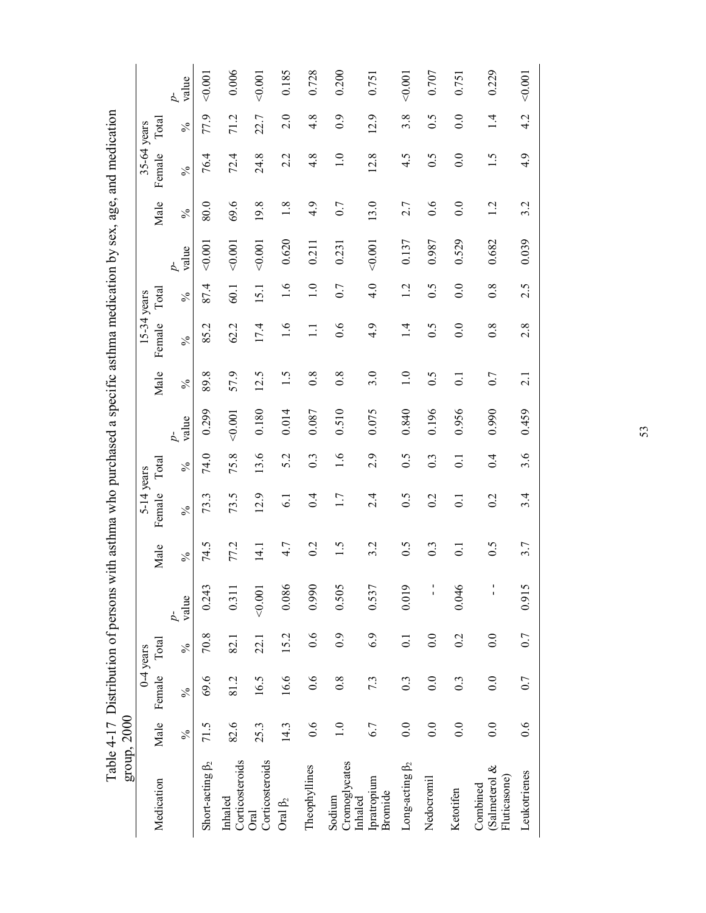Table 4-17 Distribution of persons with asthma who purchased a specific asthma medication by sex, age, and medication group, 2000

| Medication | 0-4 years | | | | 5-14 years | | | | 15-34 years | | | | 35-64 years | | | |
|---|---|---|---|---|---|---|---|---|---|---|---|---|---|---|---|---|
| | Male | Female | Total | | Male | Female | Total | | Male | Female | Total | | Male | Female | Total | |
| | % | % | % | *p*-value | % | % | % | *p*-value | % | % | % | *p*-value | % | % | % | *p*-value |
| Short-acting $\beta_2$ | 71.5 | 69.6 | 70.8 | 0.243 | 74.5 | 73.3 | 74.0 | 0.299 | 89.8 | 85.2 | 87.4 | <0.001 | 80.0 | 76.4 | 77.9 | <0.001 |
| Inhaled Corticosteroids | 82.6 | 81.2 | 82.1 | 0.311 | 77.2 | 73.5 | 75.8 | <0.001 | 57.9 | 62.2 | 60.1 | <0.001 | 69.6 | 72.4 | 71.2 | 0.006 |
| Oral Corticosteroids | 25.3 | 16.5 | 22.1 | <0.001 | 14.1 | 12.9 | 13.6 | 0.180 | 12.5 | 17.4 | 15.1 | <0.001 | 19.8 | 24.8 | 22.7 | <0.001 |
| Oral $\beta_2$ | 14.3 | 16.6 | 15.2 | 0.086 | 4.7 | 6.1 | 5.2 | 0.014 | 1.5 | 1.6 | 1.6 | 0.620 | 1.8 | 2.2 | 2.0 | 0.185 |
| Theophyllines | 0.6 | 0.6 | 0.6 | 0.990 | 0.2 | 0.4 | 0.3 | 0.087 | 0.8 | 1.1 | 1.0 | 0.211 | 4.9 | 4.8 | 4.8 | 0.728 |
| Sodium Cromoglycates | 1.0 | 0.8 | 0.9 | 0.505 | 1.5 | 1.7 | 1.6 | 0.510 | 0.8 | 0.6 | 0.7 | 0.231 | 0.7 | 1.0 | 0.9 | 0.200 |
| Inhaled Ipratropium Bromide | 6.7 | 7.3 | 6.9 | 0.537 | 3.2 | 2.4 | 2.9 | 0.075 | 3.0 | 4.9 | 4.0 | <0.001 | 13.0 | 12.8 | 12.9 | 0.751 |
| Long-acting $\beta_2$ | 0.0 | 0.3 | 0.1 | 0.019 | 0.5 | 0.5 | 0.5 | 0.840 | 1.0 | 1.4 | 1.2 | 0.137 | 2.7 | 4.5 | 3.8 | <0.001 |
| Nedocromil | 0.0 | 0.0 | 0.0 | - - | 0.3 | 0.2 | 0.3 | 0.196 | 0.5 | 0.5 | 0.5 | 0.987 | 0.6 | 0.5 | 0.5 | 0.707 |
| Ketotifen | 0.0 | 0.3 | 0.2 | 0.046 | 0.1 | 0.1 | 0.1 | 0.956 | 0.1 | 0.0 | 0.0 | 0.529 | 0.0 | 0.0 | 0.0 | 0.751 |
| Combined (Salmeterol & Fluticasone) | 0.0 | 0.0 | 0.0 | - - | 0.5 | 0.2 | 0.4 | 0.990 | 0.7 | 0.8 | 0.8 | 0.682 | 1.2 | 1.5 | 1.4 | 0.229 |
| Leukotrienes | 0.6 | 0.7 | 0.7 | 0.915 | 3.7 | 3.4 | 3.6 | 0.459 | 2.1 | 2.8 | 2.5 | 0.039 | 3.2 | 4.9 | 4.2 | <0.001 |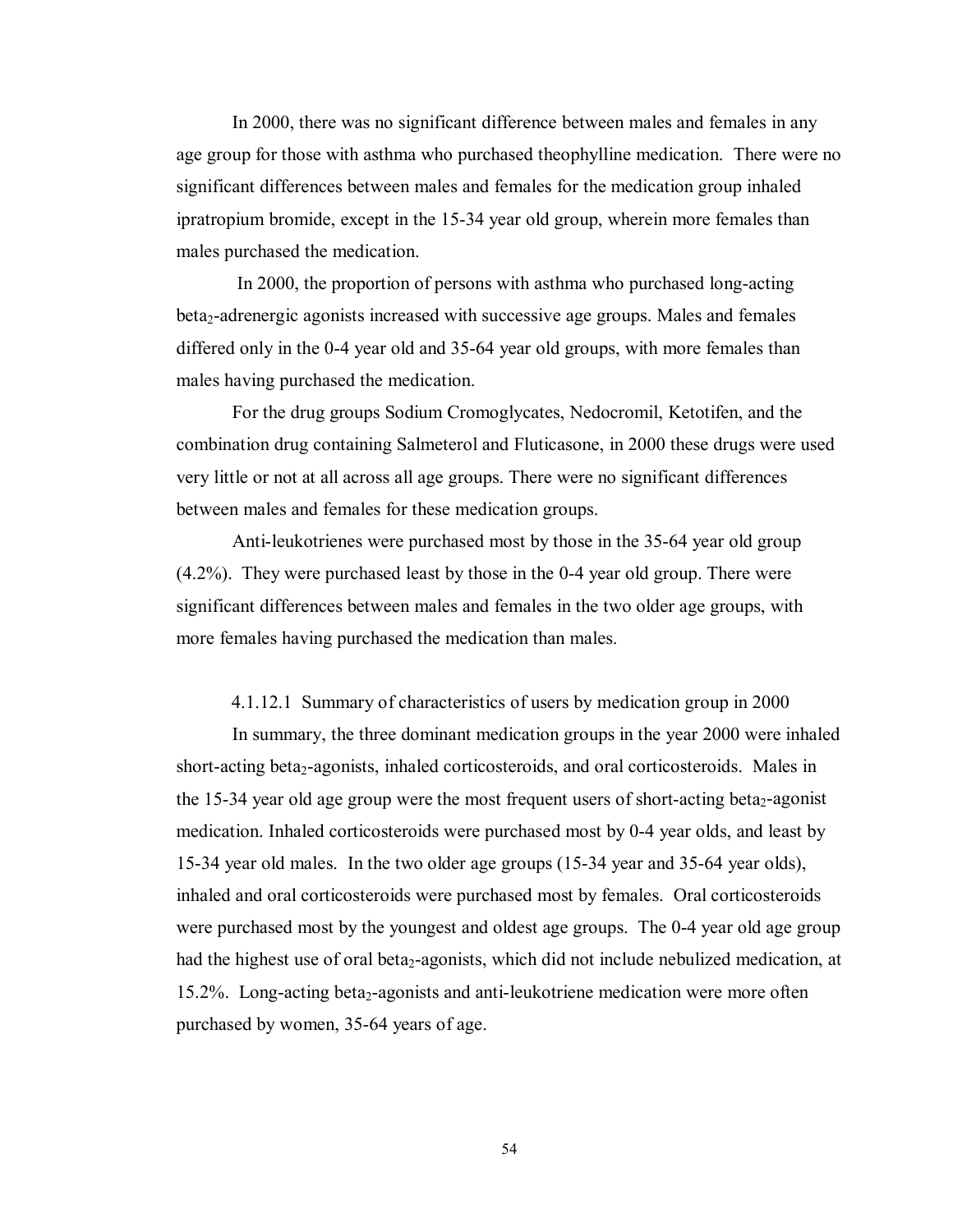In 2000, there was no significant difference between males and females in any age group for those with asthma who purchased theophylline medication. There were no significant differences between males and females for the medication group inhaled ipratropium bromide, except in the 15-34 year old group, wherein more females than males purchased the medication.

In 2000, the proportion of persons with asthma who purchased long-acting beta$_2$-adrenergic agonists increased with successive age groups. Males and females differed only in the 0-4 year old and 35-64 year old groups, with more females than males having purchased the medication.

For the drug groups Sodium Cromoglycates, Nedocromil, Ketotifen, and the combination drug containing Salmeterol and Fluticasone, in 2000 these drugs were used very little or not at all across all age groups. There were no significant differences between males and females for these medication groups.

Anti-leukotrienes were purchased most by those in the 35-64 year old group (4.2%). They were purchased least by those in the 0-4 year old group. There were significant differences between males and females in the two older age groups, with more females having purchased the medication than males.

#### 4.1.12.1 Summary of characteristics of users by medication group in 2000

In summary, the three dominant medication groups in the year 2000 were inhaled short-acting beta$_2$-agonists, inhaled corticosteroids, and oral corticosteroids. Males in the 15-34 year old age group were the most frequent users of short-acting beta$_2$-agonist medication. Inhaled corticosteroids were purchased most by 0-4 year olds, and least by 15-34 year old males. In the two older age groups (15-34 year and 35-64 year olds), inhaled and oral corticosteroids were purchased most by females. Oral corticosteroids were purchased most by the youngest and oldest age groups. The 0-4 year old age group had the highest use of oral beta$_2$-agonists, which did not include nebulized medication, at 15.2%. Long-acting beta$_2$-agonists and anti-leukotriene medication were more often purchased by women, 35-64 years of age.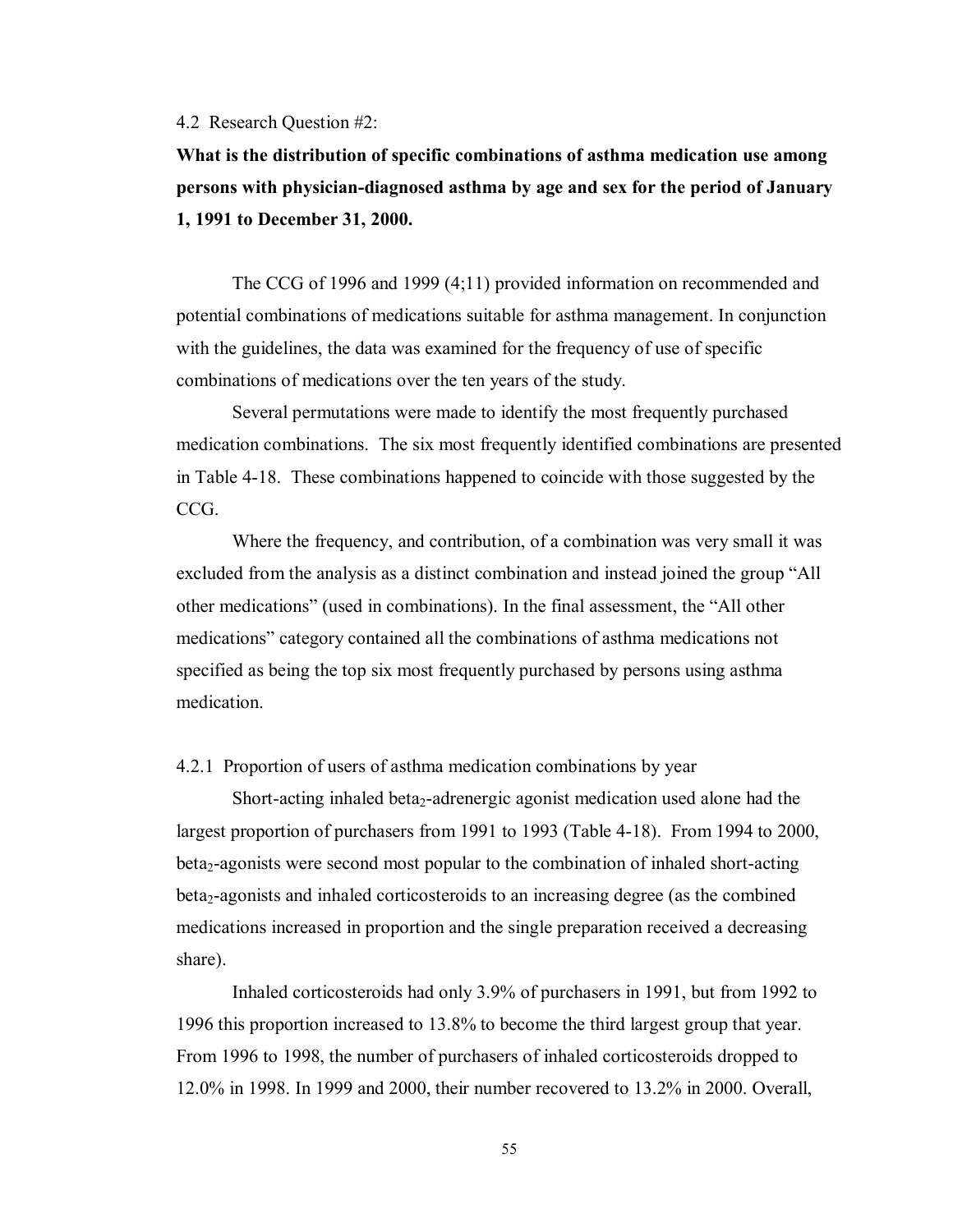4.2 Research Question #2:

**What is the distribution of specific combinations of asthma medication use among persons with physician-diagnosed asthma by age and sex for the period of January 1, 1991 to December 31, 2000.**

The CCG of 1996 and 1999 (4;11) provided information on recommended and potential combinations of medications suitable for asthma management. In conjunction with the guidelines, the data was examined for the frequency of use of specific combinations of medications over the ten years of the study.

Several permutations were made to identify the most frequently purchased medication combinations. The six most frequently identified combinations are presented in Table 4-18. These combinations happened to coincide with those suggested by the CCG.

Where the frequency, and contribution, of a combination was very small it was excluded from the analysis as a distinct combination and instead joined the group "All other medications" (used in combinations). In the final assessment, the "All other medications" category contained all the combinations of asthma medications not specified as being the top six most frequently purchased by persons using asthma medication.

4.2.1 Proportion of users of asthma medication combinations by year

Short-acting inhaled beta$_2$-adrenergic agonist medication used alone had the largest proportion of purchasers from 1991 to 1993 (Table 4-18). From 1994 to 2000, beta$_2$-agonists were second most popular to the combination of inhaled short-acting beta$_2$-agonists and inhaled corticosteroids to an increasing degree (as the combined medications increased in proportion and the single preparation received a decreasing share).

Inhaled corticosteroids had only 3.9% of purchasers in 1991, but from 1992 to 1996 this proportion increased to 13.8% to become the third largest group that year. From 1996 to 1998, the number of purchasers of inhaled corticosteroids dropped to 12.0% in 1998. In 1999 and 2000, their number recovered to 13.2% in 2000. Overall,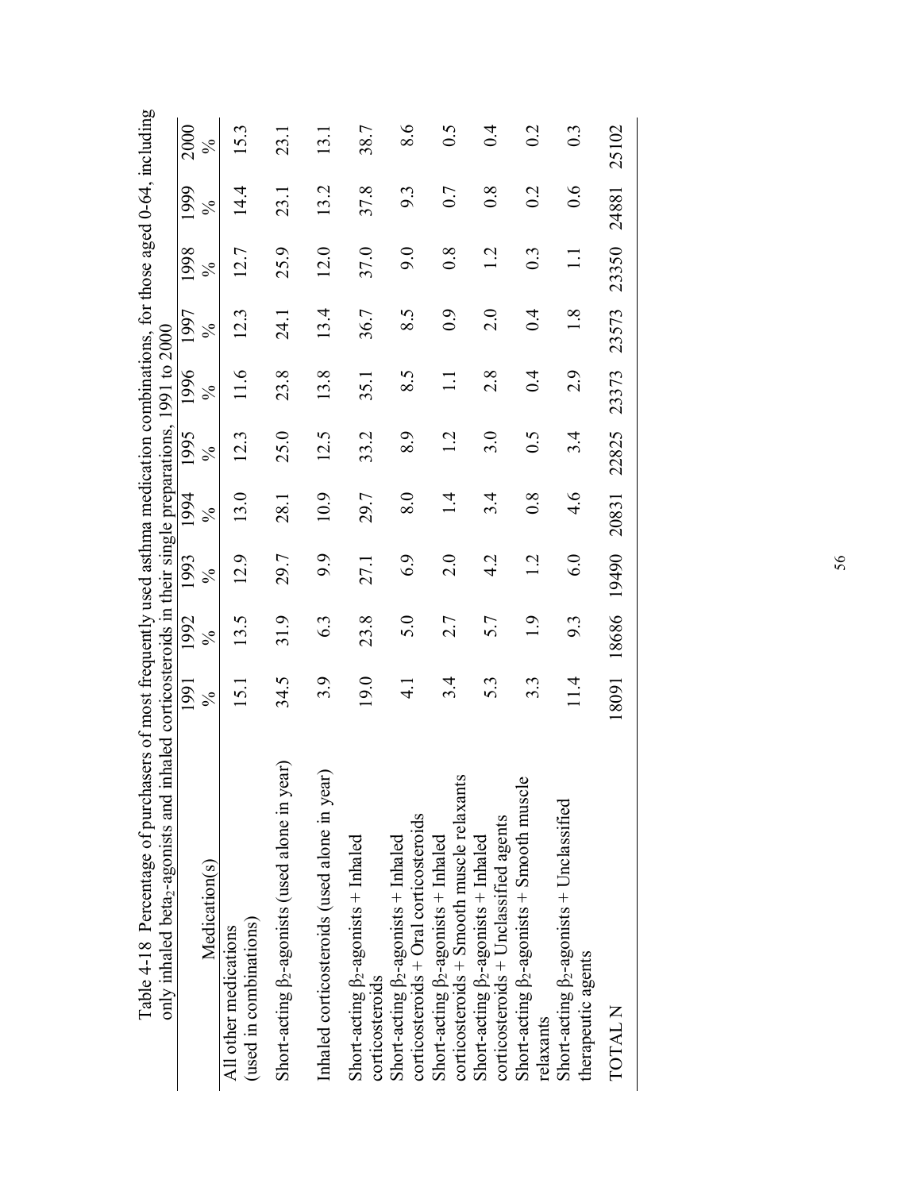Table 4-18 Percentage of purchasers of most frequently used asthma medication combinations, for those aged 0-64, including only inhaled beta$_2$-agonists and inhaled corticosteroids in their single preparations, 1991 to 2000

| Medication(s) | 1991 % | 1992 % | 1993 % | 1994 % | 1995 % | 1996 % | 1997 % | 1998 % | 1999 % | 2000 % |
|---|---|---|---|---|---|---|---|---|---|---|
| All other medications (used in combinations) | 15.1 | 13.5 | 12.9 | 13.0 | 12.3 | 11.6 | 12.3 | 12.7 | 14.4 | 15.3 |
| Short-acting $\beta_2$-agonists (used alone in year) | 34.5 | 31.9 | 29.7 | 28.1 | 25.0 | 23.8 | 24.1 | 25.9 | 23.1 | 23.1 |
| Inhaled corticosteroids (used alone in year) | 3.9 | 6.3 | 9.9 | 10.9 | 12.5 | 13.8 | 13.4 | 12.0 | 13.2 | 13.1 |
| Short-acting $\beta_2$-agonists + Inhaled corticosteroids | 19.0 | 23.8 | 27.1 | 29.7 | 33.2 | 35.1 | 36.7 | 37.0 | 37.8 | 38.7 |
| Short-acting $\beta_2$-agonists + Inhaled corticosteroids + Oral corticosteroids | 4.1 | 5.0 | 6.9 | 8.0 | 8.9 | 8.5 | 8.5 | 9.0 | 9.3 | 8.6 |
| Short-acting $\beta_2$-agonists + Inhaled corticosteroids + Smooth muscle relaxants | 3.4 | 2.7 | 2.0 | 1.4 | 1.2 | 1.1 | 0.9 | 0.8 | 0.7 | 0.5 |
| Short-acting $\beta_2$-agonists + Inhaled corticosteroids + Unclassified agents | 5.3 | 5.7 | 4.2 | 3.4 | 3.0 | 2.8 | 2.0 | 1.2 | 0.8 | 0.4 |
| Short-acting $\beta_2$-agonists + Smooth muscle relaxants | 3.3 | 1.9 | 1.2 | 0.8 | 0.5 | 0.4 | 0.4 | 0.3 | 0.2 | 0.2 |
| Short-acting $\beta_2$-agonists + Unclassified therapeutic agents | 11.4 | 9.3 | 6.0 | 4.6 | 3.4 | 2.9 | 1.8 | 1.1 | 0.6 | 0.3 |
| TOTAL N | 18091 | 18686 | 19490 | 20831 | 22825 | 23373 | 23573 | 23350 | 24881 | 25102 |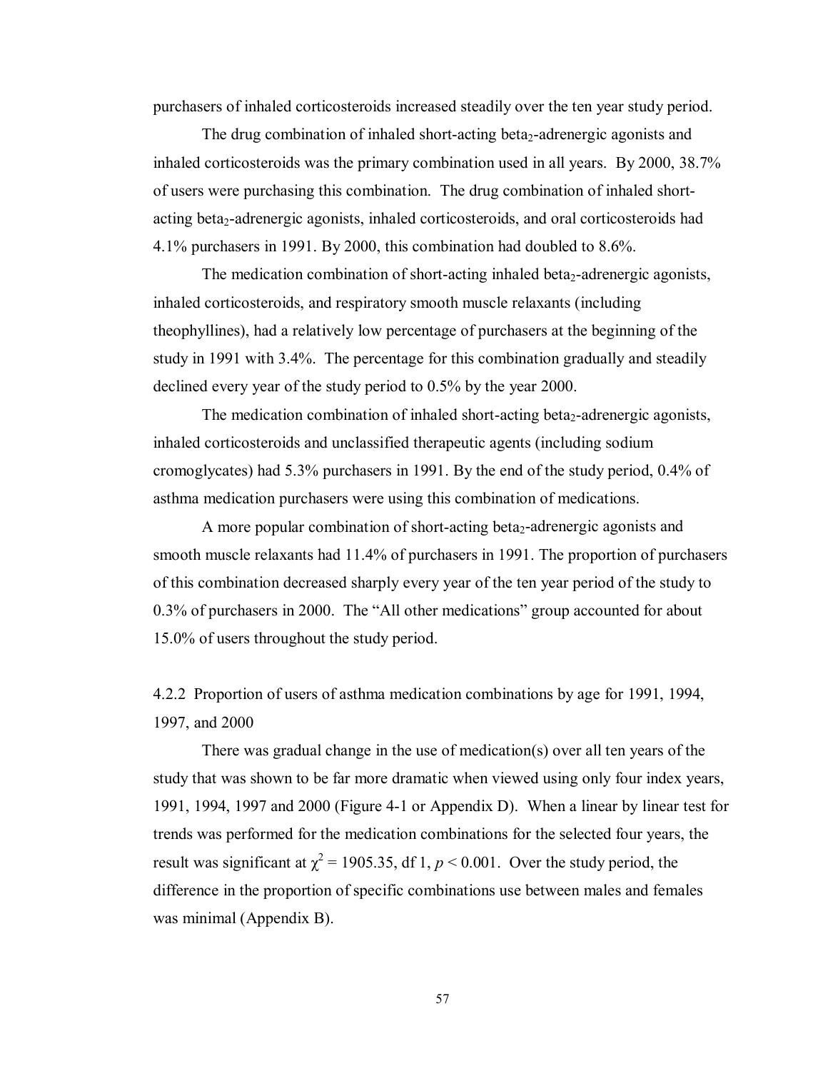purchasers of inhaled corticosteroids increased steadily over the ten year study period.

The drug combination of inhaled short-acting $beta_2$-adrenergic agonists and inhaled corticosteroids was the primary combination used in all years. By 2000, 38.7% of users were purchasing this combination. The drug combination of inhaled short-acting $beta_2$-adrenergic agonists, inhaled corticosteroids, and oral corticosteroids had 4.1% purchasers in 1991. By 2000, this combination had doubled to 8.6%.

The medication combination of short-acting inhaled $beta_2$-adrenergic agonists, inhaled corticosteroids, and respiratory smooth muscle relaxants (including theophyllines), had a relatively low percentage of purchasers at the beginning of the study in 1991 with 3.4%. The percentage for this combination gradually and steadily declined every year of the study period to 0.5% by the year 2000.

The medication combination of inhaled short-acting $beta_2$-adrenergic agonists, inhaled corticosteroids and unclassified therapeutic agents (including sodium cromoglycates) had 5.3% purchasers in 1991. By the end of the study period, 0.4% of asthma medication purchasers were using this combination of medications.

A more popular combination of short-acting $beta_2$-adrenergic agonists and smooth muscle relaxants had 11.4% of purchasers in 1991. The proportion of purchasers of this combination decreased sharply every year of the ten year period of the study to 0.3% of purchasers in 2000. The "All other medications" group accounted for about 15.0% of users throughout the study period.

### 4.2.2 Proportion of users of asthma medication combinations by age for 1991, 1994, 1997, and 2000

There was gradual change in the use of medication(s) over all ten years of the study that was shown to be far more dramatic when viewed using only four index years, 1991, 1994, 1997 and 2000 (Figure 4-1 or Appendix D). When a linear by linear test for trends was performed for the medication combinations for the selected four years, the result was significant at $\chi^2 = 1905.35$, df 1, $p < 0.001$. Over the study period, the difference in the proportion of specific combinations use between males and females was minimal (Appendix B).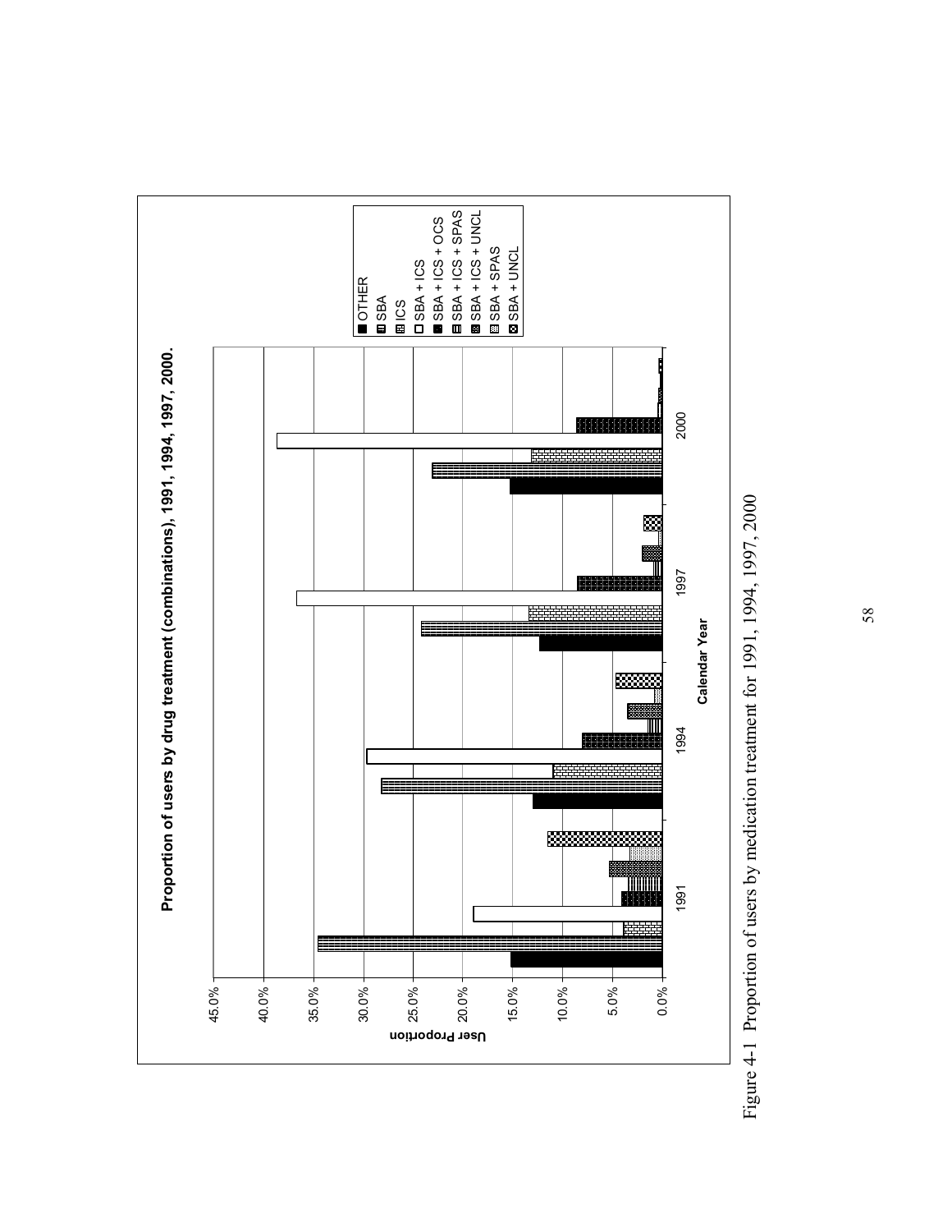Proportion of users by drug treatment (combinations), 1991, 1994, 1997, 2000.

User Proportion

45.0%
40.0%
35.0%
30.0%
25.0%
20.0%
15.0%
10.0%
5.0%
0.0%

1991
1994
1997
2000

Calendar Year

OTHER
SBA
ICS
SBA + ICS
SBA + ICS + OCS
SBA + ICS + SPAS
SBA + ICS + UNCL
SBA + SPAS
SBA + UNCL

Figure 4-1 Proportion of users by medication treatment for 1991, 1994, 1997, 2000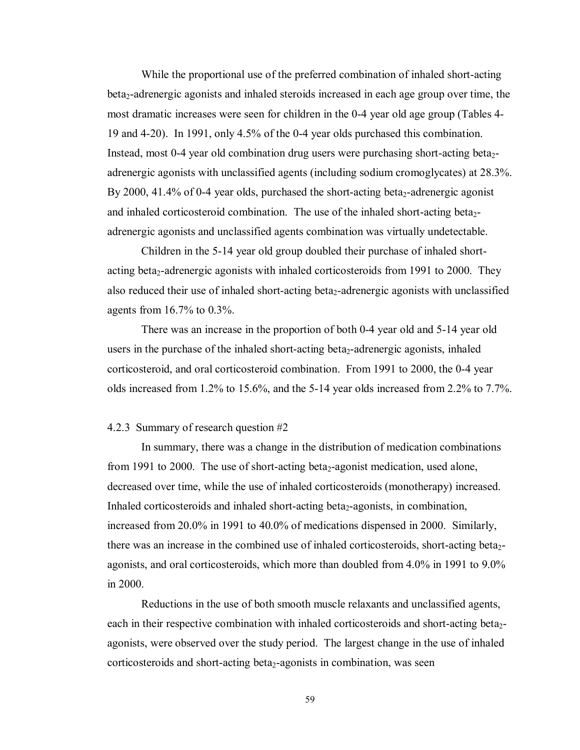While the proportional use of the preferred combination of inhaled short-acting beta$_2$-adrenergic agonists and inhaled steroids increased in each age group over time, the most dramatic increases were seen for children in the 0-4 year old age group (Tables 4-19 and 4-20). In 1991, only 4.5% of the 0-4 year olds purchased this combination. Instead, most 0-4 year old combination drug users were purchasing short-acting beta$_2$-adrenergic agonists with unclassified agents (including sodium cromoglycates) at 28.3%. By 2000, 41.4% of 0-4 year olds, purchased the short-acting beta$_2$-adrenergic agonist and inhaled corticosteroid combination. The use of the inhaled short-acting beta$_2$-adrenergic agonists and unclassified agents combination was virtually undetectable.

Children in the 5-14 year old group doubled their purchase of inhaled short-acting beta$_2$-adrenergic agonists with inhaled corticosteroids from 1991 to 2000. They also reduced their use of inhaled short-acting beta$_2$-adrenergic agonists with unclassified agents from 16.7% to 0.3%.

There was an increase in the proportion of both 0-4 year old and 5-14 year old users in the purchase of the inhaled short-acting beta$_2$-adrenergic agonists, inhaled corticosteroid, and oral corticosteroid combination. From 1991 to 2000, the 0-4 year olds increased from 1.2% to 15.6%, and the 5-14 year olds increased from 2.2% to 7.7%.

### 4.2.3 Summary of research question #2

In summary, there was a change in the distribution of medication combinations from 1991 to 2000. The use of short-acting beta$_2$-agonist medication, used alone, decreased over time, while the use of inhaled corticosteroids (monotherapy) increased. Inhaled corticosteroids and inhaled short-acting beta$_2$-agonists, in combination, increased from 20.0% in 1991 to 40.0% of medications dispensed in 2000. Similarly, there was an increase in the combined use of inhaled corticosteroids, short-acting beta$_2$-agonists, and oral corticosteroids, which more than doubled from 4.0% in 1991 to 9.0% in 2000.

Reductions in the use of both smooth muscle relaxants and unclassified agents, each in their respective combination with inhaled corticosteroids and short-acting beta$_2$-agonists, were observed over the study period. The largest change in the use of inhaled corticosteroids and short-acting beta$_2$-agonists in combination, was seen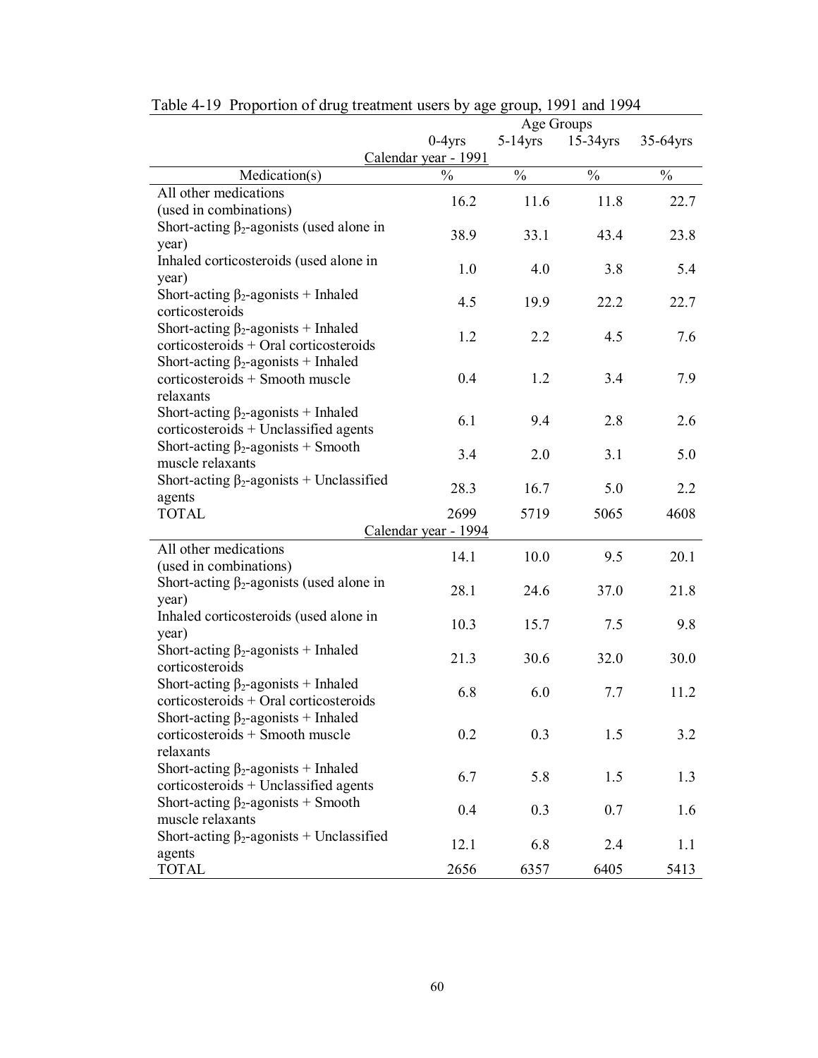Table 4-19 Proportion of drug treatment users by age group, 1991 and 1994

| | Age Groups | | | |
|---|---|---|---|---|
| | 0-4yrs | 5-14yrs | 15-34yrs | 35-64yrs |
| **Calendar year - 1991** | | | | |
| Medication(s) | % | % | % | % |
| All other medications (used in combinations) | 16.2 | 11.6 | 11.8 | 22.7 |
| Short-acting $\beta_2$-agonists (used alone in year) | 38.9 | 33.1 | 43.4 | 23.8 |
| Inhaled corticosteroids (used alone in year) | 1.0 | 4.0 | 3.8 | 5.4 |
| Short-acting $\beta_2$-agonists + Inhaled corticosteroids | 4.5 | 19.9 | 22.2 | 22.7 |
| Short-acting $\beta_2$-agonists + Inhaled corticosteroids + Oral corticosteroids | 1.2 | 2.2 | 4.5 | 7.6 |
| Short-acting $\beta_2$-agonists + Inhaled corticosteroids + Smooth muscle relaxants | 0.4 | 1.2 | 3.4 | 7.9 |
| Short-acting $\beta_2$-agonists + Inhaled corticosteroids + Unclassified agents | 6.1 | 9.4 | 2.8 | 2.6 |
| Short-acting $\beta_2$-agonists + Smooth muscle relaxants | 3.4 | 2.0 | 3.1 | 5.0 |
| Short-acting $\beta_2$-agonists + Unclassified agents | 28.3 | 16.7 | 5.0 | 2.2 |
| TOTAL | 2699 | 5719 | 5065 | 4608 |
| **Calendar year - 1994** | | | | |
| All other medications (used in combinations) | 14.1 | 10.0 | 9.5 | 20.1 |
| Short-acting $\beta_2$-agonists (used alone in year) | 28.1 | 24.6 | 37.0 | 21.8 |
| Inhaled corticosteroids (used alone in year) | 10.3 | 15.7 | 7.5 | 9.8 |
| Short-acting $\beta_2$-agonists + Inhaled corticosteroids | 21.3 | 30.6 | 32.0 | 30.0 |
| Short-acting $\beta_2$-agonists + Inhaled corticosteroids + Oral corticosteroids | 6.8 | 6.0 | 7.7 | 11.2 |
| Short-acting $\beta_2$-agonists + Inhaled corticosteroids + Smooth muscle relaxants | 0.2 | 0.3 | 1.5 | 3.2 |
| Short-acting $\beta_2$-agonists + Inhaled corticosteroids + Unclassified agents | 6.7 | 5.8 | 1.5 | 1.3 |
| Short-acting $\beta_2$-agonists + Smooth muscle relaxants | 0.4 | 0.3 | 0.7 | 1.6 |
| Short-acting $\beta_2$-agonists + Unclassified agents | 12.1 | 6.8 | 2.4 | 1.1 |
| TOTAL | 2656 | 6357 | 6405 | 5413 |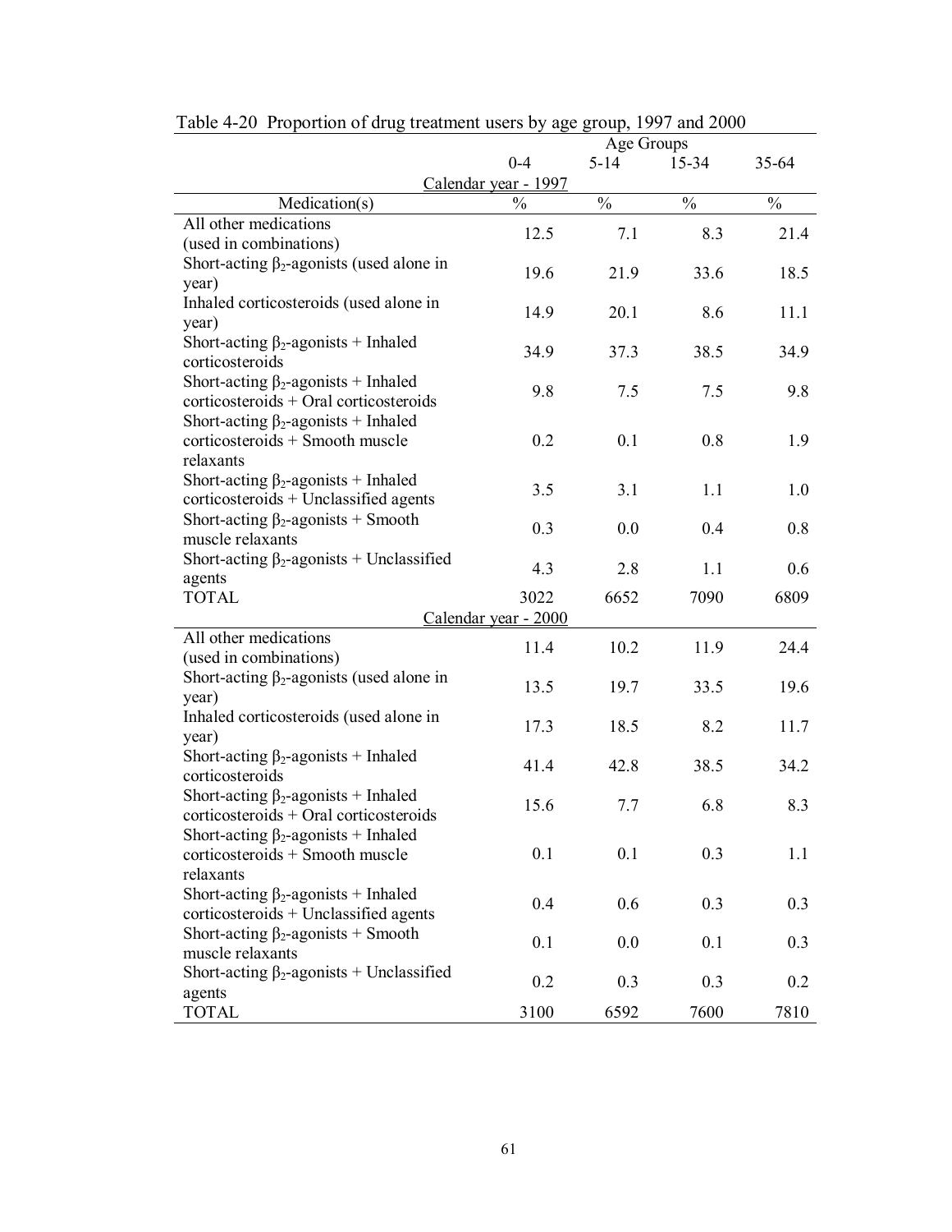Table 4-20 Proportion of drug treatment users by age group, 1997 and 2000

| | Age Groups | | | |
|---|---|---|---|---|
| | 0-4 | 5-14 | 15-34 | 35-64 |
| **Calendar year - 1997** | | | | |
| Medication(s) | % | % | % | % |
| All other medications (used in combinations) | 12.5 | 7.1 | 8.3 | 21.4 |
| Short-acting $\beta_2$-agonists (used alone in year) | 19.6 | 21.9 | 33.6 | 18.5 |
| Inhaled corticosteroids (used alone in year) | 14.9 | 20.1 | 8.6 | 11.1 |
| Short-acting $\beta_2$-agonists + Inhaled corticosteroids | 34.9 | 37.3 | 38.5 | 34.9 |
| Short-acting $\beta_2$-agonists + Inhaled corticosteroids + Oral corticosteroids | 9.8 | 7.5 | 7.5 | 9.8 |
| Short-acting $\beta_2$-agonists + Inhaled corticosteroids + Smooth muscle relaxants | 0.2 | 0.1 | 0.8 | 1.9 |
| Short-acting $\beta_2$-agonists + Inhaled corticosteroids + Unclassified agents | 3.5 | 3.1 | 1.1 | 1.0 |
| Short-acting $\beta_2$-agonists + Smooth muscle relaxants | 0.3 | 0.0 | 0.4 | 0.8 |
| Short-acting $\beta_2$-agonists + Unclassified agents | 4.3 | 2.8 | 1.1 | 0.6 |
| TOTAL | 3022 | 6652 | 7090 | 6809 |
| **Calendar year - 2000** | | | | |
| All other medications (used in combinations) | 11.4 | 10.2 | 11.9 | 24.4 |
| Short-acting $\beta_2$-agonists (used alone in year) | 13.5 | 19.7 | 33.5 | 19.6 |
| Inhaled corticosteroids (used alone in year) | 17.3 | 18.5 | 8.2 | 11.7 |
| Short-acting $\beta_2$-agonists + Inhaled corticosteroids | 41.4 | 42.8 | 38.5 | 34.2 |
| Short-acting $\beta_2$-agonists + Inhaled corticosteroids + Oral corticosteroids | 15.6 | 7.7 | 6.8 | 8.3 |
| Short-acting $\beta_2$-agonists + Inhaled corticosteroids + Smooth muscle relaxants | 0.1 | 0.1 | 0.3 | 1.1 |
| Short-acting $\beta_2$-agonists + Inhaled corticosteroids + Unclassified agents | 0.4 | 0.6 | 0.3 | 0.3 |
| Short-acting $\beta_2$-agonists + Smooth muscle relaxants | 0.1 | 0.0 | 0.1 | 0.3 |
| Short-acting $\beta_2$-agonists + Unclassified agents | 0.2 | 0.3 | 0.3 | 0.2 |
| TOTAL | 3100 | 6592 | 7600 | 7810 |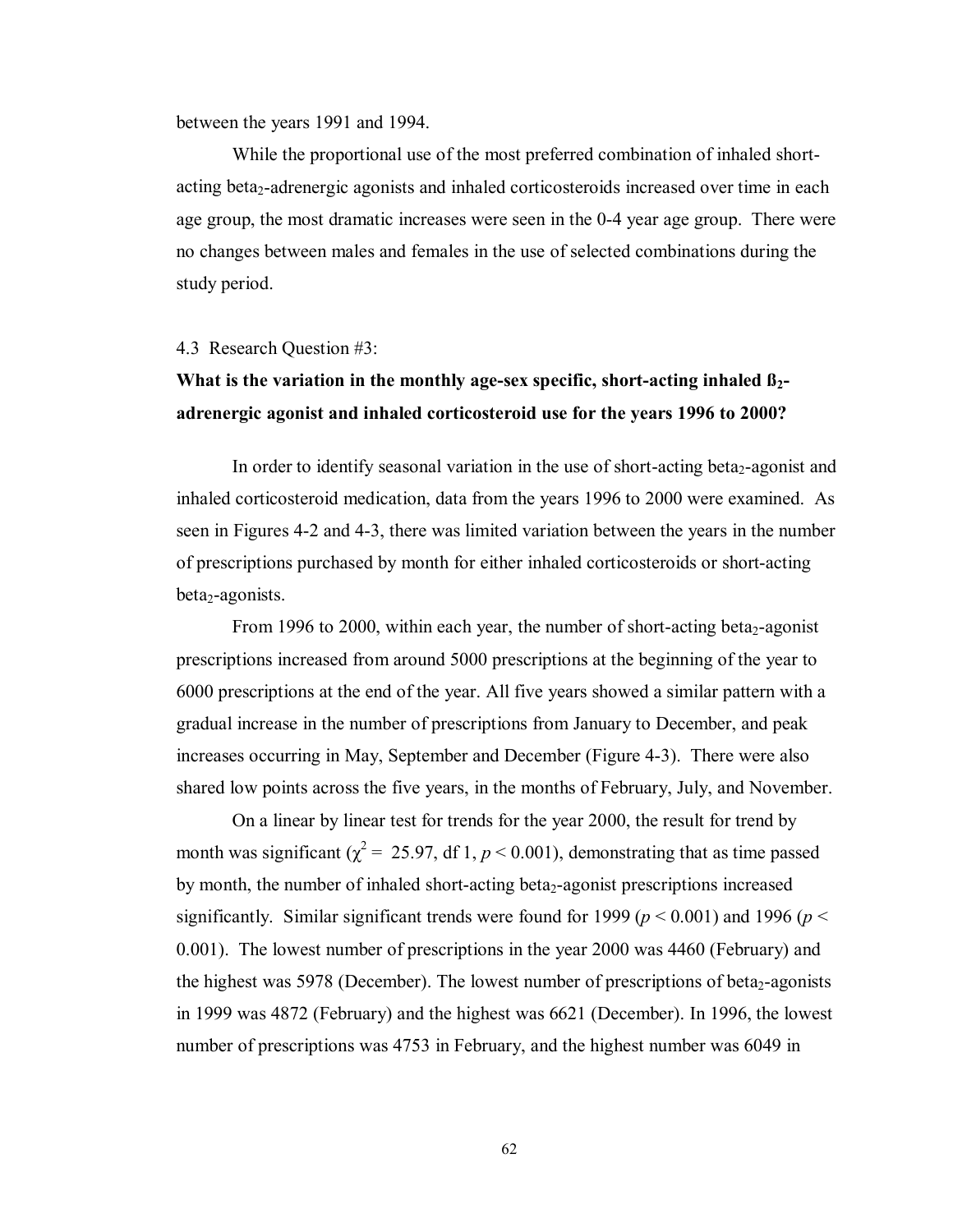between the years 1991 and 1994.

While the proportional use of the most preferred combination of inhaled short-acting beta$_2$-adrenergic agonists and inhaled corticosteroids increased over time in each age group, the most dramatic increases were seen in the 0-4 year age group. There were no changes between males and females in the use of selected combinations during the study period.

### 4.3 Research Question #3:

**What is the variation in the monthly age-sex specific, short-acting inhaled ß$_2$-adrenergic agonist and inhaled corticosteroid use for the years 1996 to 2000?**

In order to identify seasonal variation in the use of short-acting beta$_2$-agonist and inhaled corticosteroid medication, data from the years 1996 to 2000 were examined. As seen in Figures 4-2 and 4-3, there was limited variation between the years in the number of prescriptions purchased by month for either inhaled corticosteroids or short-acting beta$_2$-agonists.

From 1996 to 2000, within each year, the number of short-acting beta$_2$-agonist prescriptions increased from around 5000 prescriptions at the beginning of the year to 6000 prescriptions at the end of the year. All five years showed a similar pattern with a gradual increase in the number of prescriptions from January to December, and peak increases occurring in May, September and December (Figure 4-3). There were also shared low points across the five years, in the months of February, July, and November.

On a linear by linear test for trends for the year 2000, the result for trend by month was significant ($\chi^2 = 25.97$, df 1, $p < 0.001$), demonstrating that as time passed by month, the number of inhaled short-acting beta$_2$-agonist prescriptions increased significantly. Similar significant trends were found for 1999 ($p < 0.001$) and 1996 ($p < 0.001$). The lowest number of prescriptions in the year 2000 was 4460 (February) and the highest was 5978 (December). The lowest number of prescriptions of beta$_2$-agonists in 1999 was 4872 (February) and the highest was 6621 (December). In 1996, the lowest number of prescriptions was 4753 in February, and the highest number was 6049 in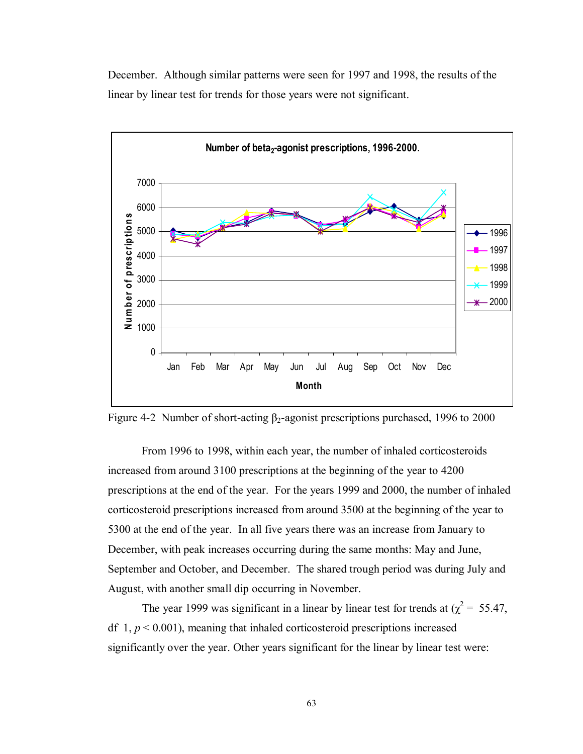December. Although similar patterns were seen for 1997 and 1998, the results of the linear by linear test for trends for those years were not significant.

Number of beta$_2$-agonist prescriptions, 1996-2000.

Number of prescriptions

7000
6000
5000
4000
3000
2000
1000
0

Jan Feb Mar Apr May Jun Jul Aug Sep Oct Nov Dec

Month

1996
1997
1998
1999
2000

Figure 4-2 Number of short-acting $\beta_2$-agonist prescriptions purchased, 1996 to 2000

From 1996 to 1998, within each year, the number of inhaled corticosteroids increased from around 3100 prescriptions at the beginning of the year to 4200 prescriptions at the end of the year. For the years 1999 and 2000, the number of inhaled corticosteroid prescriptions increased from around 3500 at the beginning of the year to 5300 at the end of the year. In all five years there was an increase from January to December, with peak increases occurring during the same months: May and June, September and October, and December. The shared trough period was during July and August, with another small dip occurring in November.

The year 1999 was significant in a linear by linear test for trends at ($\chi^2$ = 55.47, df 1, $p < 0.001$), meaning that inhaled corticosteroid prescriptions increased significantly over the year. Other years significant for the linear by linear test were: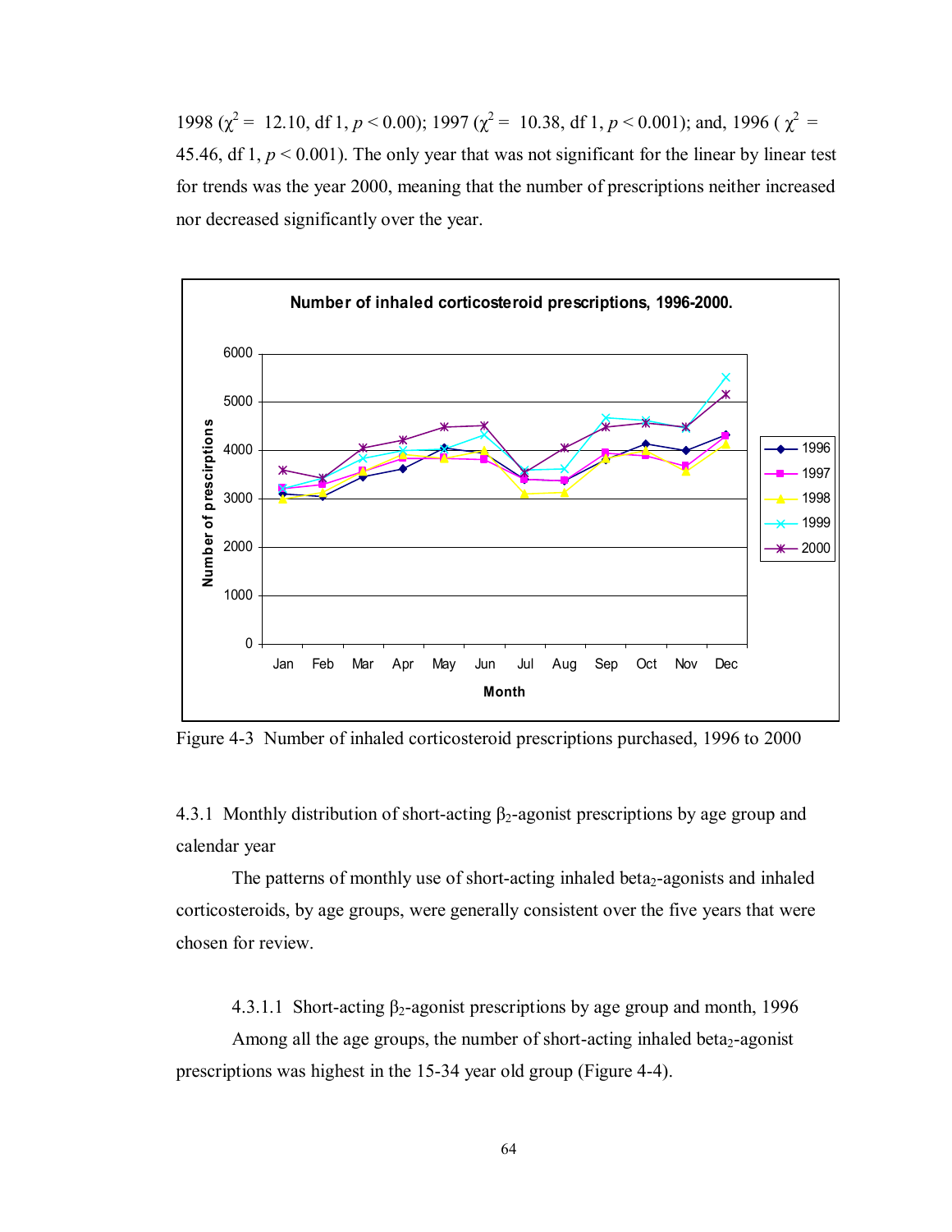1998 ($\chi^2$ = 12.10, df 1, $p < 0.00$); 1997 ($\chi^2$ = 10.38, df 1, $p < 0.001$); and, 1996 ( $\chi^2$ = 45.46, df 1, $p < 0.001$). The only year that was not significant for the linear by linear test for trends was the year 2000, meaning that the number of prescriptions neither increased nor decreased significantly over the year.

Number of inhaled corticosteroid prescriptions, 1996-2000.

Number of prescriptions

6000
5000
4000
3000
2000
1000
0

Jan Feb Mar Apr May Jun Jul Aug Sep Oct Nov Dec

Month

1996
1997
1998
1999
2000

Figure 4-3 Number of inhaled corticosteroid prescriptions purchased, 1996 to 2000

4.3.1 Monthly distribution of short-acting $\beta_2$-agonist prescriptions by age group and calendar year

The patterns of monthly use of short-acting inhaled beta$_2$-agonists and inhaled corticosteroids, by age groups, were generally consistent over the five years that were chosen for review.

4.3.1.1 Short-acting $\beta_2$-agonist prescriptions by age group and month, 1996

Among all the age groups, the number of short-acting inhaled beta$_2$-agonist prescriptions was highest in the 15-34 year old group (Figure 4-4).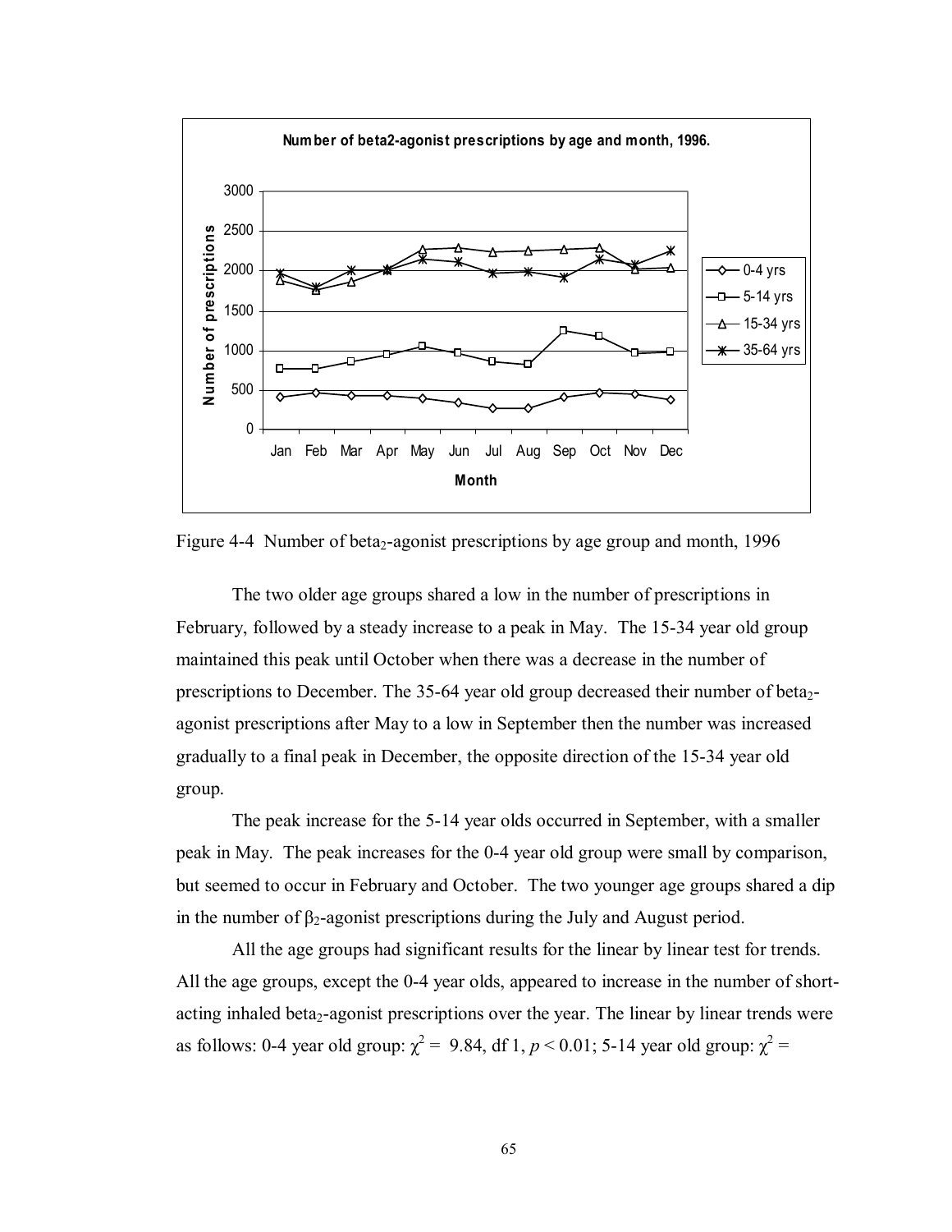Number of beta2-agonist prescriptions by age and month, 1996.

Number of prescriptions

3000
2500
2000
1500
1000
500
0

Jan Feb Mar Apr May Jun Jul Aug Sep Oct Nov Dec

Month

0-4 yrs
5-14 yrs
15-34 yrs
35-64 yrs

Figure 4-4 Number of beta$_2$-agonist prescriptions by age group and month, 1996

The two older age groups shared a low in the number of prescriptions in February, followed by a steady increase to a peak in May. The 15-34 year old group maintained this peak until October when there was a decrease in the number of prescriptions to December. The 35-64 year old group decreased their number of beta$_2$-agonist prescriptions after May to a low in September then the number was increased gradually to a final peak in December, the opposite direction of the 15-34 year old group.

The peak increase for the 5-14 year olds occurred in September, with a smaller peak in May. The peak increases for the 0-4 year old group were small by comparison, but seemed to occur in February and October. The two younger age groups shared a dip in the number of $\beta_2$-agonist prescriptions during the July and August period.

All the age groups had significant results for the linear by linear test for trends. All the age groups, except the 0-4 year olds, appeared to increase in the number of short-acting inhaled beta$_2$-agonist prescriptions over the year. The linear by linear trends were as follows: 0-4 year old group: $\chi^2 = 9.84$, df 1, $p < 0.01$; 5-14 year old group: $\chi^2 =$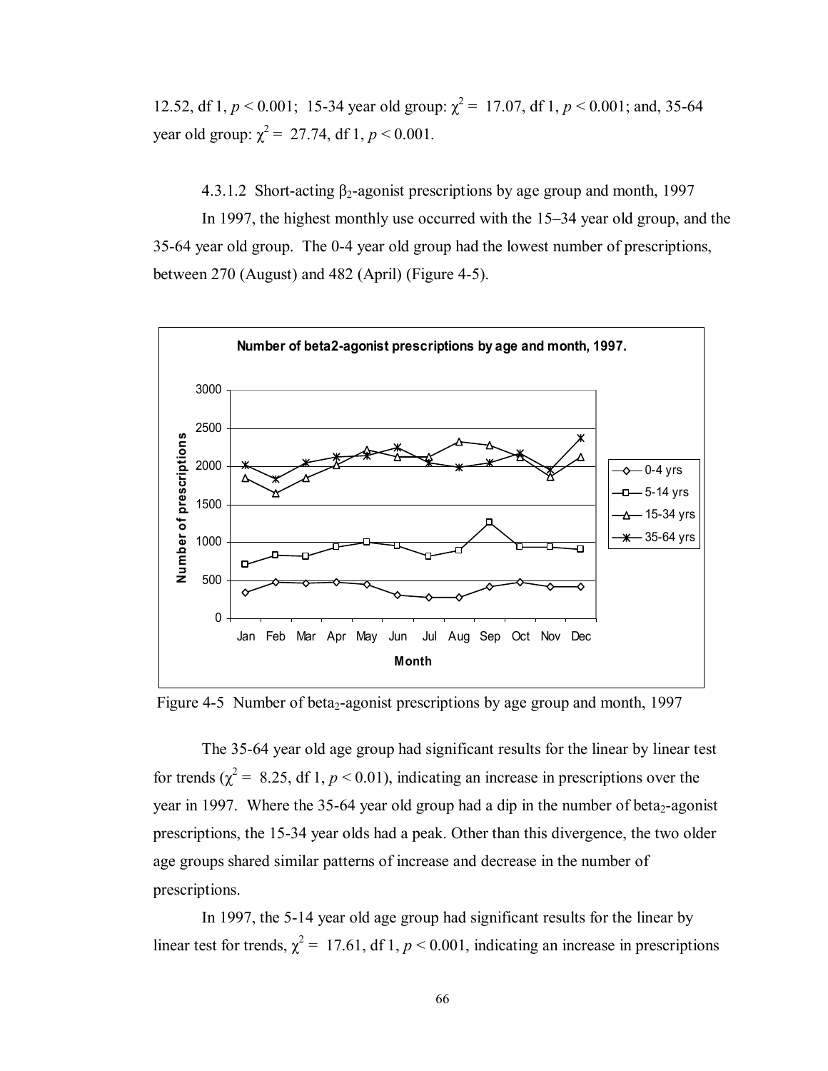12.52, df 1, $p < 0.001$; 15-34 year old group: $\chi^2 = 17.07$, df 1, $p < 0.001$; and, 35-64 year old group: $\chi^2 = 27.74$, df 1, $p < 0.001$.

4.3.1.2 Short-acting $\beta_2$-agonist prescriptions by age group and month, 1997

In 1997, the highest monthly use occurred with the 15–34 year old group, and the 35-64 year old group. The 0-4 year old group had the lowest number of prescriptions, between 270 (August) and 482 (April) (Figure 4-5).

**Number of beta2-agonist prescriptions by age and month, 1997.**

Number of prescriptions

3000
2500
2000
1500
1000
500
0

Jan Feb Mar Apr May Jun Jul Aug Sep Oct Nov Dec

Month

0-4 yrs
5-14 yrs
15-34 yrs
35-64 yrs

Figure 4-5 Number of beta$_2$-agonist prescriptions by age group and month, 1997

The 35-64 year old age group had significant results for the linear by linear test for trends ($\chi^2 = 8.25$, df 1, $p < 0.01$), indicating an increase in prescriptions over the year in 1997. Where the 35-64 year old group had a dip in the number of beta$_2$-agonist prescriptions, the 15-34 year olds had a peak. Other than this divergence, the two older age groups shared similar patterns of increase and decrease in the number of prescriptions.

In 1997, the 5-14 year old age group had significant results for the linear by linear test for trends, $\chi^2 = 17.61$, df 1, $p < 0.001$, indicating an increase in prescriptions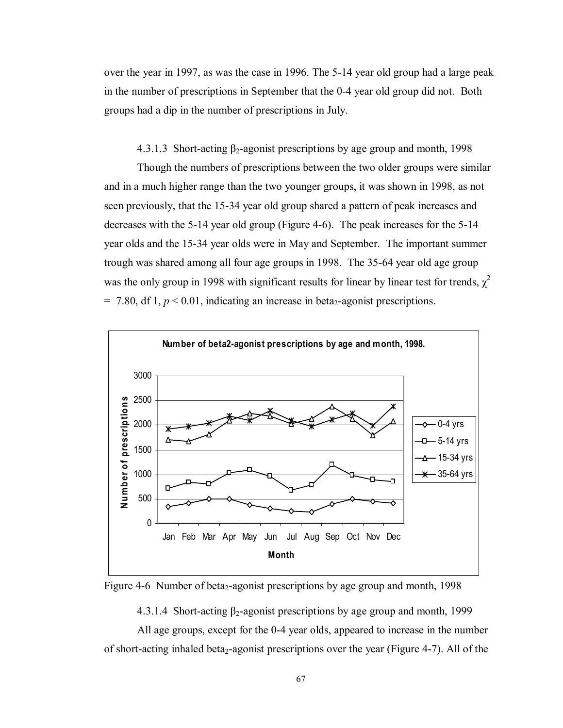over the year in 1997, as was the case in 1996. The 5-14 year old group had a large peak in the number of prescriptions in September that the 0-4 year old group did not. Both groups had a dip in the number of prescriptions in July.

#### 4.3.1.3 Short-acting $\beta_2$-agonist prescriptions by age group and month, 1998

Though the numbers of prescriptions between the two older groups were similar and in a much higher range than the two younger groups, it was shown in 1998, as not seen previously, that the 15-34 year old group shared a pattern of peak increases and decreases with the 5-14 year old group (Figure 4-6). The peak increases for the 5-14 year olds and the 15-34 year olds were in May and September. The important summer trough was shared among all four age groups in 1998. The 35-64 year old age group was the only group in 1998 with significant results for linear by linear test for trends, $\chi^2 = 7.80$, df 1, $p < 0.01$, indicating an increase in beta$_2$-agonist prescriptions.

Number of beta2-agonist prescriptions by age and month, 1998.

Number of prescriptions

3000
2500
2000
1500
1000
500
0

Jan Feb Mar Apr May Jun Jul Aug Sep Oct Nov Dec

Month

0-4 yrs
5-14 yrs
15-34 yrs
35-64 yrs

Figure 4-6 Number of beta$_2$-agonist prescriptions by age group and month, 1998

#### 4.3.1.4 Short-acting $\beta_2$-agonist prescriptions by age group and month, 1999

All age groups, except for the 0-4 year olds, appeared to increase in the number of short-acting inhaled beta$_2$-agonist prescriptions over the year (Figure 4-7). All of the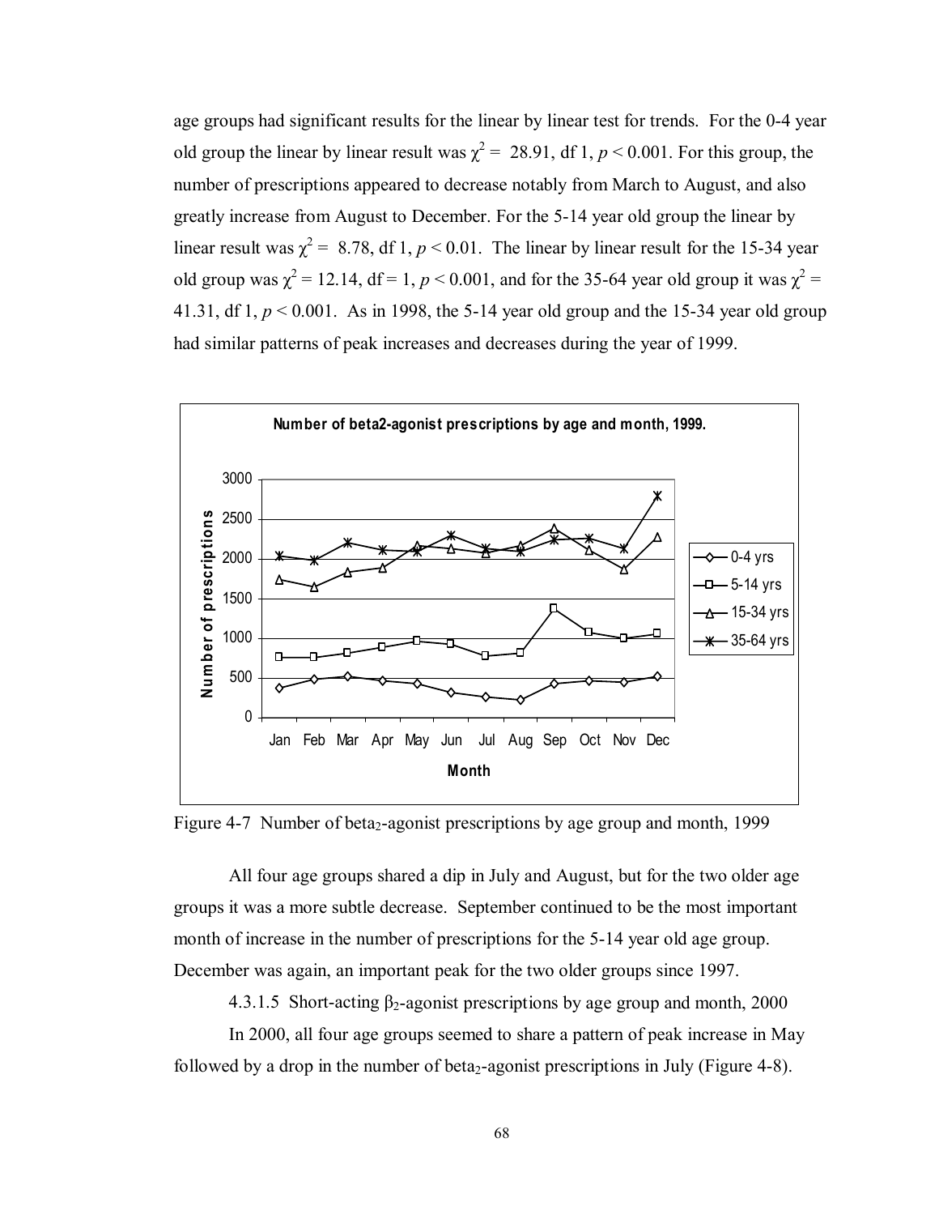age groups had significant results for the linear by linear test for trends. For the 0-4 year old group the linear by linear result was $\chi^2 = 28.91$, df 1, $p < 0.001$. For this group, the number of prescriptions appeared to decrease notably from March to August, and also greatly increase from August to December. For the 5-14 year old group the linear by linear result was $\chi^2 = 8.78$, df 1, $p < 0.01$. The linear by linear result for the 15-34 year old group was $\chi^2 = 12.14$, df = 1, $p < 0.001$, and for the 35-64 year old group it was $\chi^2 = 41.31$, df 1, $p < 0.001$. As in 1998, the 5-14 year old group and the 15-34 year old group had similar patterns of peak increases and decreases during the year of 1999.

Number of beta2-agonist prescriptions by age and month, 1999.

Number of prescriptions

3000
2500
2000
1500
1000
500
0

Jan Feb Mar Apr May Jun Jul Aug Sep Oct Nov Dec

Month

0-4 yrs
5-14 yrs
15-34 yrs
35-64 yrs

Figure 4-7 Number of beta$_2$-agonist prescriptions by age group and month, 1999

All four age groups shared a dip in July and August, but for the two older age groups it was a more subtle decrease. September continued to be the most important month of increase in the number of prescriptions for the 5-14 year old age group. December was again, an important peak for the two older groups since 1997.

4.3.1.5 Short-acting $\beta_2$-agonist prescriptions by age group and month, 2000

In 2000, all four age groups seemed to share a pattern of peak increase in May followed by a drop in the number of beta$_2$-agonist prescriptions in July (Figure 4-8).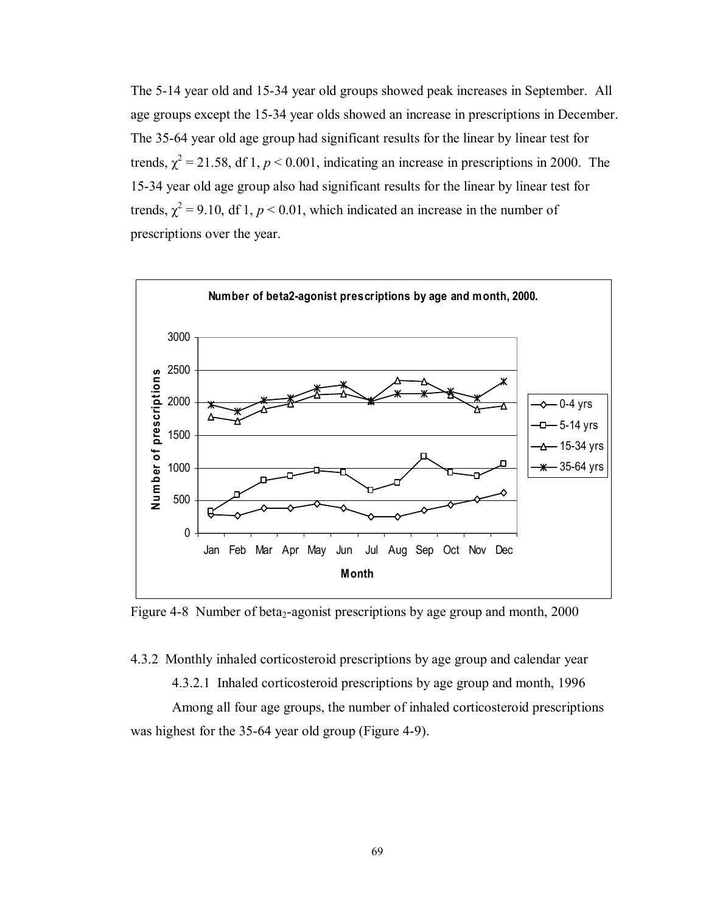The 5-14 year old and 15-34 year old groups showed peak increases in September. All age groups except the 15-34 year olds showed an increase in prescriptions in December. The 35-64 year old age group had significant results for the linear by linear test for trends, $\chi^2 = 21.58$, df 1, $p < 0.001$, indicating an increase in prescriptions in 2000. The 15-34 year old age group also had significant results for the linear by linear test for trends, $\chi^2 = 9.10$, df 1, $p < 0.01$, which indicated an increase in the number of prescriptions over the year.

Figure 4-8 Number of $beta_2$-agonist prescriptions by age group and month, 2000

4.3.2 Monthly inhaled corticosteroid prescriptions by age group and calendar year

4.3.2.1 Inhaled corticosteroid prescriptions by age group and month, 1996

Among all four age groups, the number of inhaled corticosteroid prescriptions was highest for the 35-64 year old group (Figure 4-9).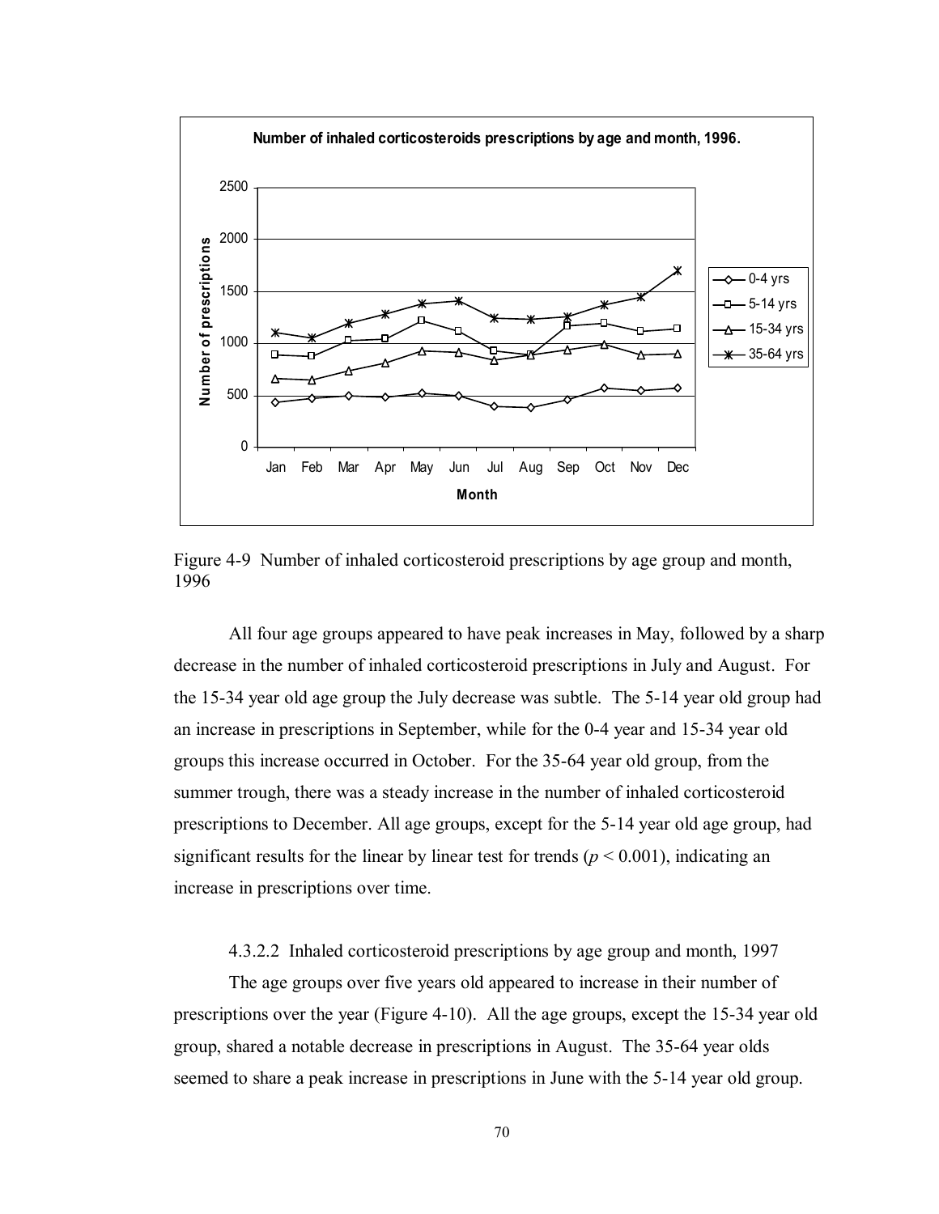Figure 4-9 Number of inhaled corticosteroid prescriptions by age group and month, 1996

All four age groups appeared to have peak increases in May, followed by a sharp decrease in the number of inhaled corticosteroid prescriptions in July and August. For the 15-34 year old age group the July decrease was subtle. The 5-14 year old group had an increase in prescriptions in September, while for the 0-4 year and 15-34 year old groups this increase occurred in October. For the 35-64 year old group, from the summer trough, there was a steady increase in the number of inhaled corticosteroid prescriptions to December. All age groups, except for the 5-14 year old age group, had significant results for the linear by linear test for trends ($p < 0.001$), indicating an increase in prescriptions over time.

4.3.2.2 Inhaled corticosteroid prescriptions by age group and month, 1997

The age groups over five years old appeared to increase in their number of prescriptions over the year (Figure 4-10). All the age groups, except the 15-34 year old group, shared a notable decrease in prescriptions in August. The 35-64 year olds seemed to share a peak increase in prescriptions in June with the 5-14 year old group.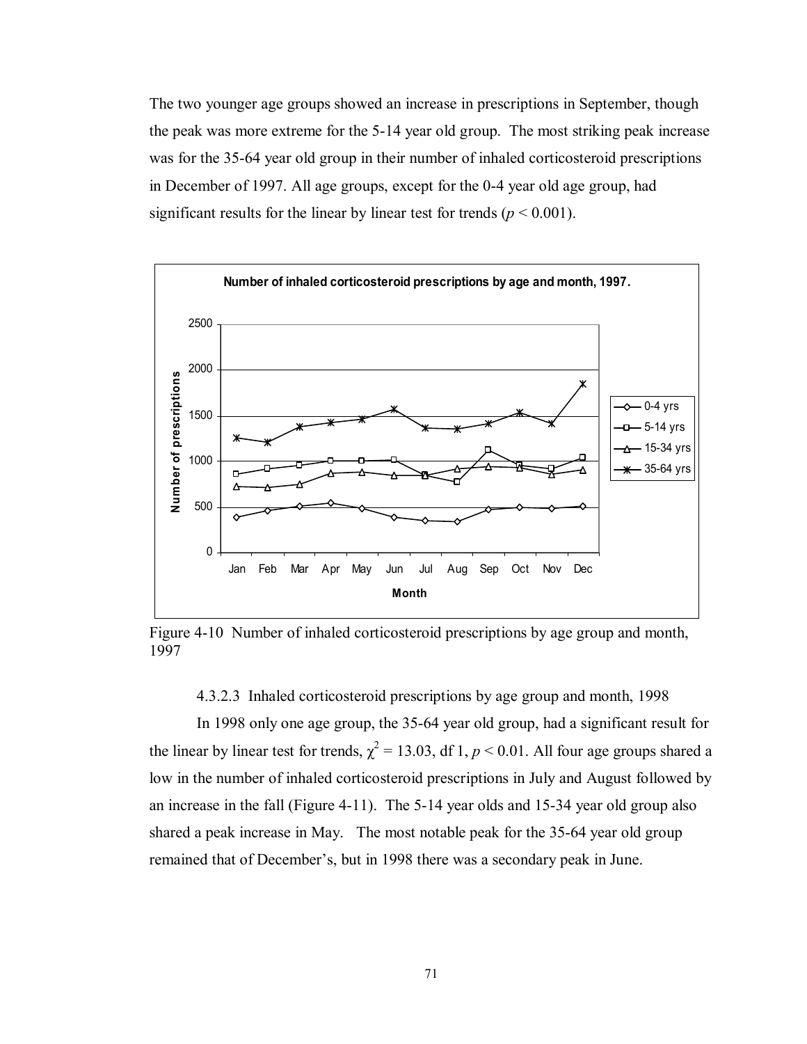The two younger age groups showed an increase in prescriptions in September, though the peak was more extreme for the 5-14 year old group. The most striking peak increase was for the 35-64 year old group in their number of inhaled corticosteroid prescriptions in December of 1997. All age groups, except for the 0-4 year old age group, had significant results for the linear by linear test for trends ($p < 0.001$).

Number of inhaled corticosteroid prescriptions by age and month, 1997.

Number of prescriptions

2500
2000
1500
1000
500
0

Jan Feb Mar Apr May Jun Jul Aug Sep Oct Nov Dec

Month

0-4 yrs
5-14 yrs
15-34 yrs
35-64 yrs

Figure 4-10 Number of inhaled corticosteroid prescriptions by age group and month, 1997

#### 4.3.2.3 Inhaled corticosteroid prescriptions by age group and month, 1998

In 1998 only one age group, the 35-64 year old group, had a significant result for the linear by linear test for trends, $\chi^2 = 13.03$, df 1, $p < 0.01$. All four age groups shared a low in the number of inhaled corticosteroid prescriptions in July and August followed by an increase in the fall (Figure 4-11). The 5-14 year olds and 15-34 year old group also shared a peak increase in May. The most notable peak for the 35-64 year old group remained that of December's, but in 1998 there was a secondary peak in June.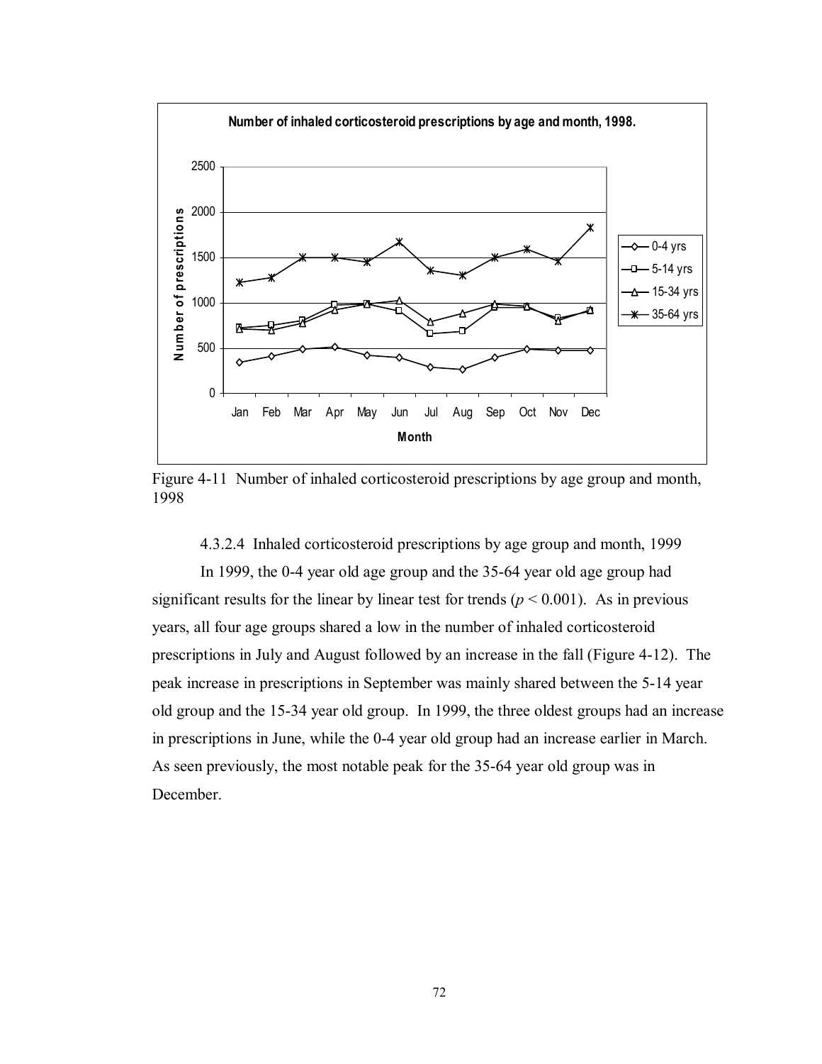Number of inhaled corticosteroid prescriptions by age and month, 1998.

2500
2000
1500
1000
500
0

Number of prescriptions

Jan Feb Mar Apr May Jun Jul Aug Sep Oct Nov Dec

Month

0-4 yrs
5-14 yrs
15-34 yrs
35-64 yrs

Figure 4-11 Number of inhaled corticosteroid prescriptions by age group and month, 1998

4.3.2.4 Inhaled corticosteroid prescriptions by age group and month, 1999

In 1999, the 0-4 year old age group and the 35-64 year old age group had significant results for the linear by linear test for trends ($p < 0.001$). As in previous years, all four age groups shared a low in the number of inhaled corticosteroid prescriptions in July and August followed by an increase in the fall (Figure 4-12). The peak increase in prescriptions in September was mainly shared between the 5-14 year old group and the 15-34 year old group. In 1999, the three oldest groups had an increase in prescriptions in June, while the 0-4 year old group had an increase earlier in March. As seen previously, the most notable peak for the 35-64 year old group was in December.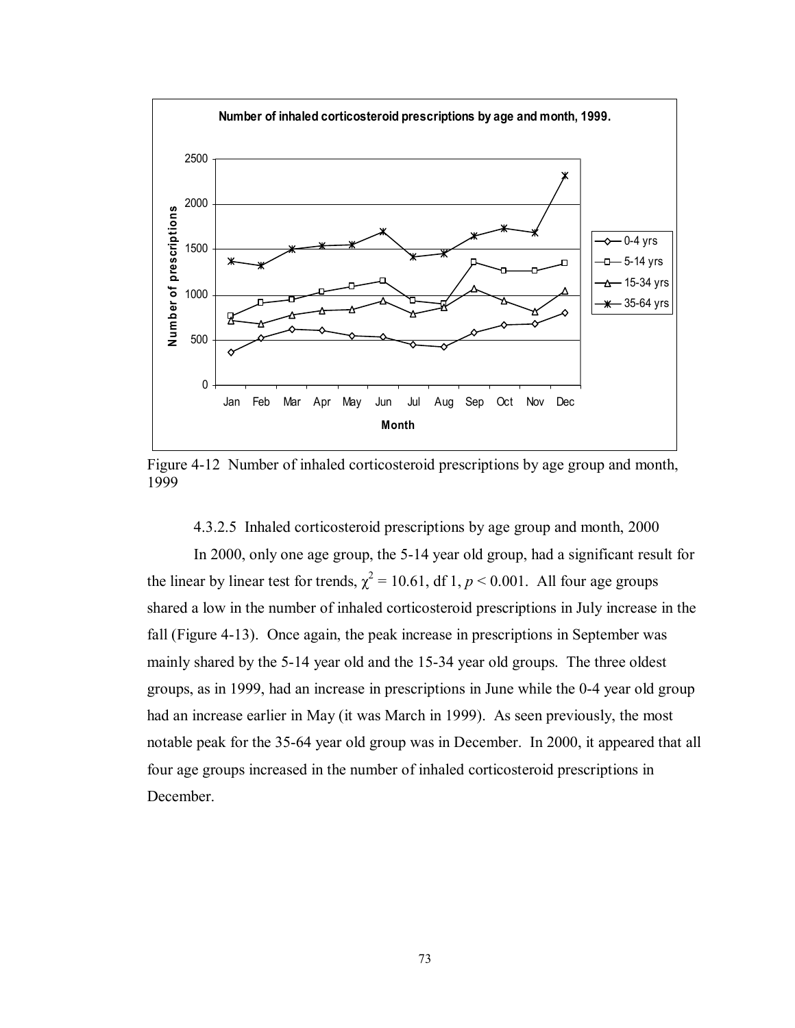Number of inhaled corticosteroid prescriptions by age and month, 1999.

Number of prescriptions

2500
2000
1500
1000
500
0

Jan Feb Mar Apr May Jun Jul Aug Sep Oct Nov Dec

Month

0-4 yrs
5-14 yrs
15-34 yrs
35-64 yrs

Figure 4-12 Number of inhaled corticosteroid prescriptions by age group and month, 1999

#### 4.3.2.5 Inhaled corticosteroid prescriptions by age group and month, 2000

In 2000, only one age group, the 5-14 year old group, had a significant result for the linear by linear test for trends, $\chi^2 = 10.61$, df 1, $p < 0.001$. All four age groups shared a low in the number of inhaled corticosteroid prescriptions in July increase in the fall (Figure 4-13). Once again, the peak increase in prescriptions in September was mainly shared by the 5-14 year old and the 15-34 year old groups. The three oldest groups, as in 1999, had an increase in prescriptions in June while the 0-4 year old group had an increase earlier in May (it was March in 1999). As seen previously, the most notable peak for the 35-64 year old group was in December. In 2000, it appeared that all four age groups increased in the number of inhaled corticosteroid prescriptions in December.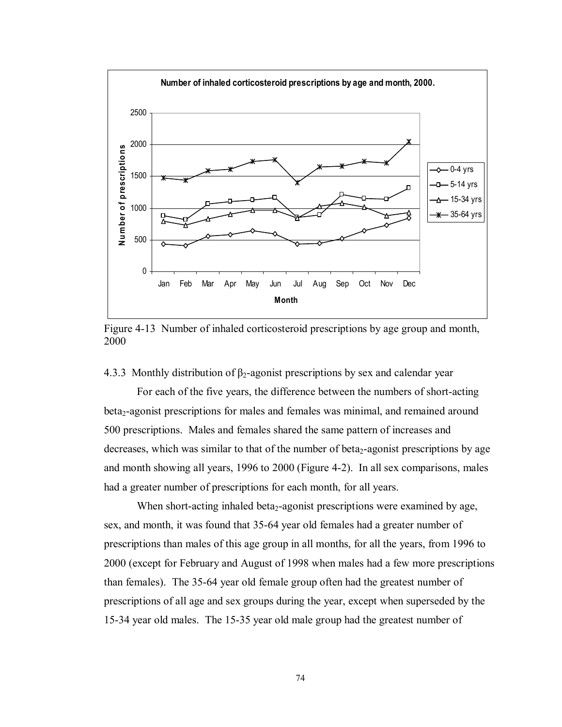Figure 4-13 Number of inhaled corticosteroid prescriptions by age group and month, 2000

### 4.3.3 Monthly distribution of $\beta_2$-agonist prescriptions by sex and calendar year

For each of the five years, the difference between the numbers of short-acting beta$_2$-agonist prescriptions for males and females was minimal, and remained around 500 prescriptions. Males and females shared the same pattern of increases and decreases, which was similar to that of the number of beta$_2$-agonist prescriptions by age and month showing all years, 1996 to 2000 (Figure 4-2). In all sex comparisons, males had a greater number of prescriptions for each month, for all years.

When short-acting inhaled beta$_2$-agonist prescriptions were examined by age, sex, and month, it was found that 35-64 year old females had a greater number of prescriptions than males of this age group in all months, for all the years, from 1996 to 2000 (except for February and August of 1998 when males had a few more prescriptions than females). The 35-64 year old female group often had the greatest number of prescriptions of all age and sex groups during the year, except when superseded by the 15-34 year old males. The 15-35 year old male group had the greatest number of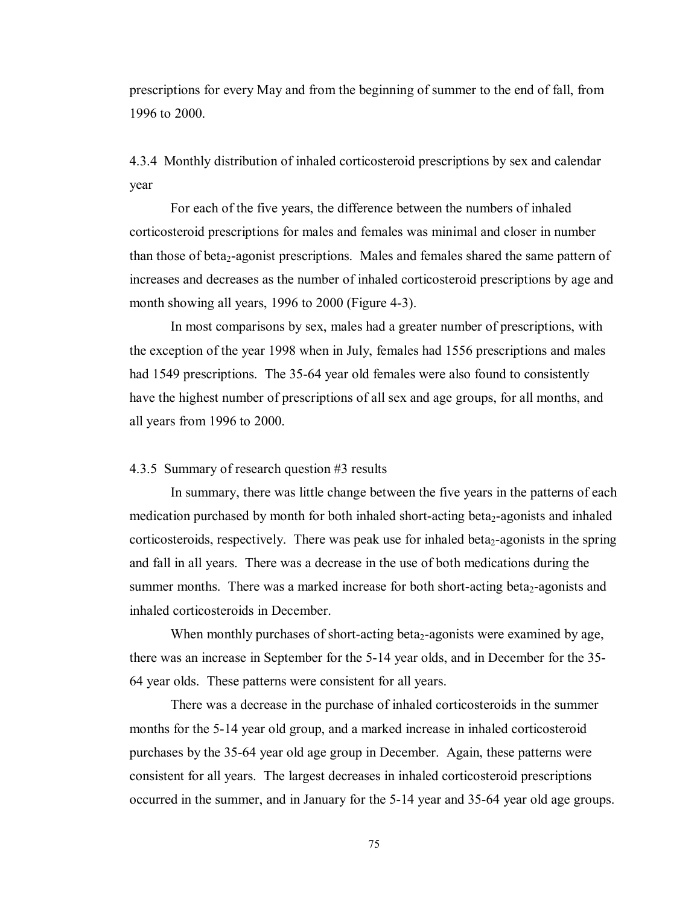prescriptions for every May and from the beginning of summer to the end of fall, from 1996 to 2000.

### 4.3.4 Monthly distribution of inhaled corticosteroid prescriptions by sex and calendar year

For each of the five years, the difference between the numbers of inhaled corticosteroid prescriptions for males and females was minimal and closer in number than those of $beta_2$-agonist prescriptions. Males and females shared the same pattern of increases and decreases as the number of inhaled corticosteroid prescriptions by age and month showing all years, 1996 to 2000 (Figure 4-3).

In most comparisons by sex, males had a greater number of prescriptions, with the exception of the year 1998 when in July, females had 1556 prescriptions and males had 1549 prescriptions. The 35-64 year old females were also found to consistently have the highest number of prescriptions of all sex and age groups, for all months, and all years from 1996 to 2000.

### 4.3.5 Summary of research question #3 results

In summary, there was little change between the five years in the patterns of each medication purchased by month for both inhaled short-acting $beta_2$-agonists and inhaled corticosteroids, respectively. There was peak use for inhaled $beta_2$-agonists in the spring and fall in all years. There was a decrease in the use of both medications during the summer months. There was a marked increase for both short-acting $beta_2$-agonists and inhaled corticosteroids in December.

When monthly purchases of short-acting $beta_2$-agonists were examined by age, there was an increase in September for the 5-14 year olds, and in December for the 35-64 year olds. These patterns were consistent for all years.

There was a decrease in the purchase of inhaled corticosteroids in the summer months for the 5-14 year old group, and a marked increase in inhaled corticosteroid purchases by the 35-64 year old age group in December. Again, these patterns were consistent for all years. The largest decreases in inhaled corticosteroid prescriptions occurred in the summer, and in January for the 5-14 year and 35-64 year old age groups.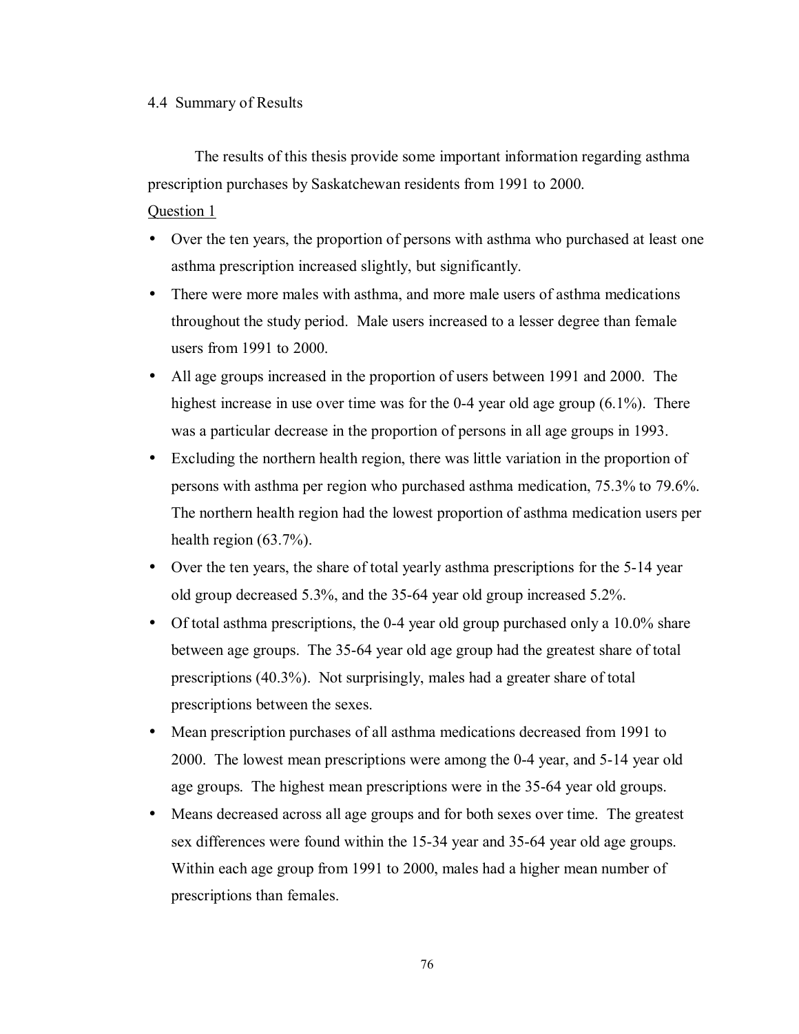## 4.4 Summary of Results

The results of this thesis provide some important information regarding asthma prescription purchases by Saskatchewan residents from 1991 to 2000.

Question 1

- Over the ten years, the proportion of persons with asthma who purchased at least one asthma prescription increased slightly, but significantly.
- There were more males with asthma, and more male users of asthma medications throughout the study period. Male users increased to a lesser degree than female users from 1991 to 2000.
- All age groups increased in the proportion of users between 1991 and 2000. The highest increase in use over time was for the 0-4 year old age group (6.1%). There was a particular decrease in the proportion of persons in all age groups in 1993.
- Excluding the northern health region, there was little variation in the proportion of persons with asthma per region who purchased asthma medication, 75.3% to 79.6%. The northern health region had the lowest proportion of asthma medication users per health region (63.7%).
- Over the ten years, the share of total yearly asthma prescriptions for the 5-14 year old group decreased 5.3%, and the 35-64 year old group increased 5.2%.
- Of total asthma prescriptions, the 0-4 year old group purchased only a 10.0% share between age groups. The 35-64 year old age group had the greatest share of total prescriptions (40.3%). Not surprisingly, males had a greater share of total prescriptions between the sexes.
- Mean prescription purchases of all asthma medications decreased from 1991 to 2000. The lowest mean prescriptions were among the 0-4 year, and 5-14 year old age groups. The highest mean prescriptions were in the 35-64 year old groups.
- Means decreased across all age groups and for both sexes over time. The greatest sex differences were found within the 15-34 year and 35-64 year old age groups. Within each age group from 1991 to 2000, males had a higher mean number of prescriptions than females.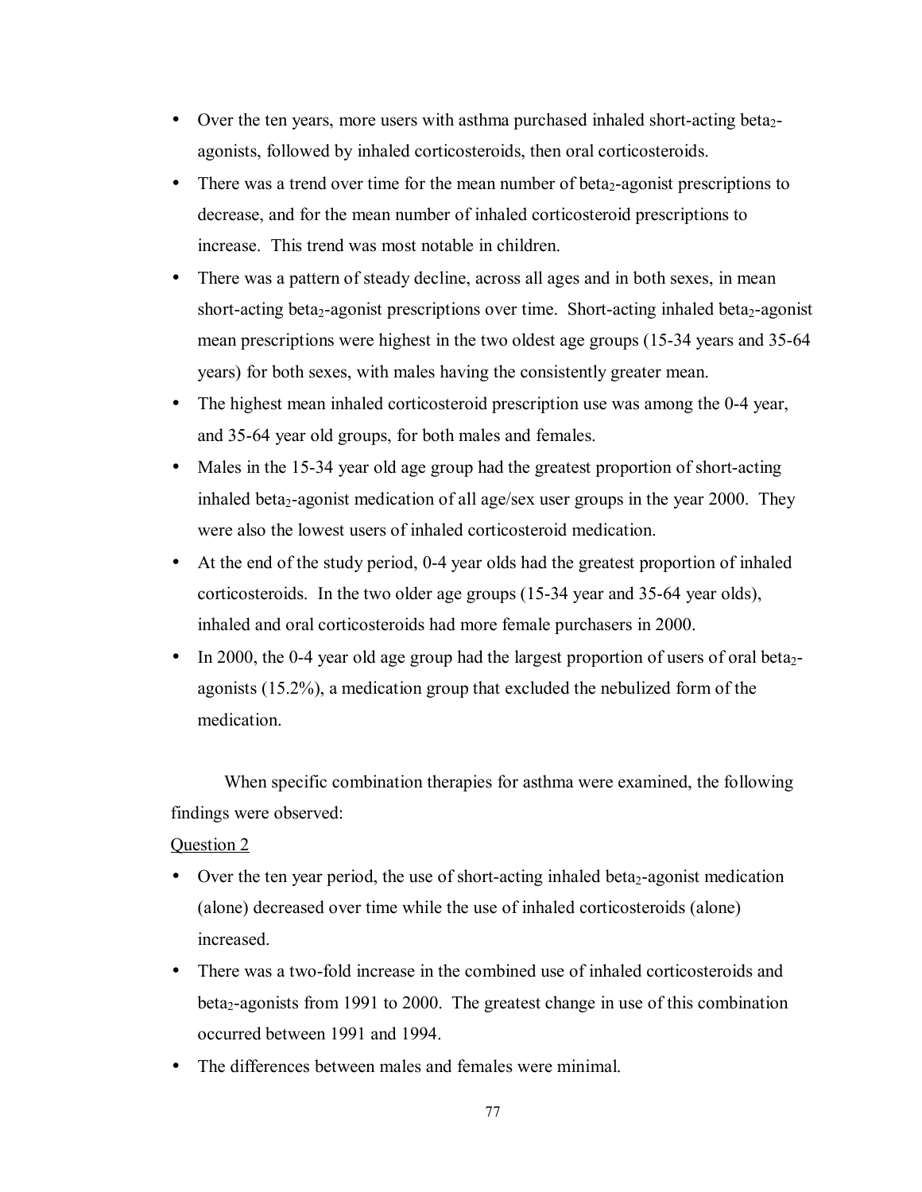- Over the ten years, more users with asthma purchased inhaled short-acting beta$_2$-agonists, followed by inhaled corticosteroids, then oral corticosteroids.
- There was a trend over time for the mean number of beta$_2$-agonist prescriptions to decrease, and for the mean number of inhaled corticosteroid prescriptions to increase. This trend was most notable in children.
- There was a pattern of steady decline, across all ages and in both sexes, in mean short-acting beta$_2$-agonist prescriptions over time. Short-acting inhaled beta$_2$-agonist mean prescriptions were highest in the two oldest age groups (15-34 years and 35-64 years) for both sexes, with males having the consistently greater mean.
- The highest mean inhaled corticosteroid prescription use was among the 0-4 year, and 35-64 year old groups, for both males and females.
- Males in the 15-34 year old age group had the greatest proportion of short-acting inhaled beta$_2$-agonist medication of all age/sex user groups in the year 2000. They were also the lowest users of inhaled corticosteroid medication.
- At the end of the study period, 0-4 year olds had the greatest proportion of inhaled corticosteroids. In the two older age groups (15-34 year and 35-64 year olds), inhaled and oral corticosteroids had more female purchasers in 2000.
- In 2000, the 0-4 year old age group had the largest proportion of users of oral beta$_2$-agonists (15.2%), a medication group that excluded the nebulized form of the medication.

When specific combination therapies for asthma were examined, the following findings were observed:

Question 2

- Over the ten year period, the use of short-acting inhaled beta$_2$-agonist medication (alone) decreased over time while the use of inhaled corticosteroids (alone) increased.
- There was a two-fold increase in the combined use of inhaled corticosteroids and beta$_2$-agonists from 1991 to 2000. The greatest change in use of this combination occurred between 1991 and 1994.
- The differences between males and females were minimal.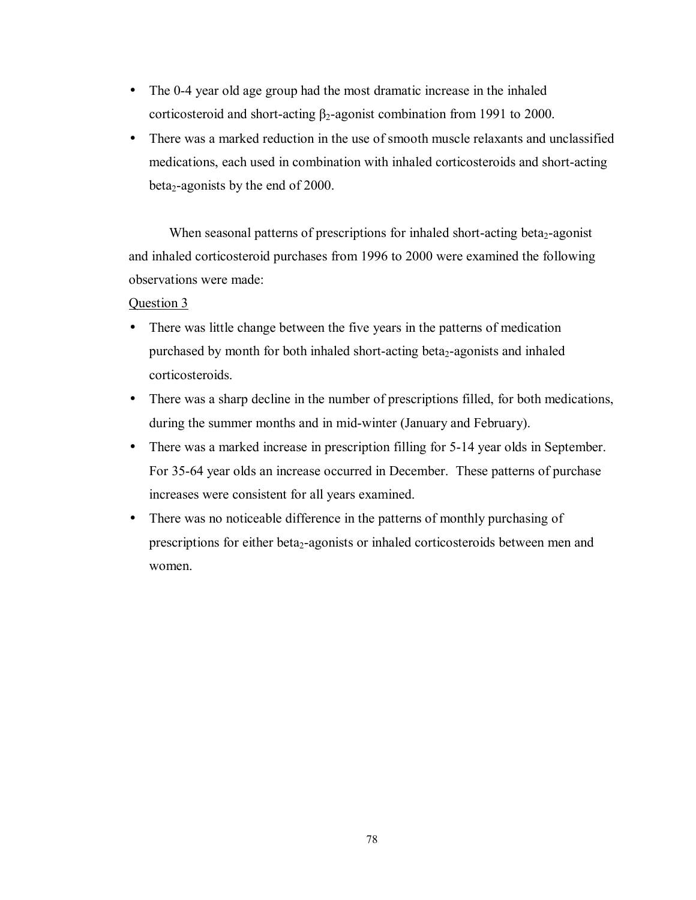- The 0-4 year old age group had the most dramatic increase in the inhaled corticosteroid and short-acting $\beta_2$-agonist combination from 1991 to 2000.
- There was a marked reduction in the use of smooth muscle relaxants and unclassified medications, each used in combination with inhaled corticosteroids and short-acting beta$_2$-agonists by the end of 2000.

When seasonal patterns of prescriptions for inhaled short-acting beta$_2$-agonist and inhaled corticosteroid purchases from 1996 to 2000 were examined the following observations were made:

<u>Question 3</u>

- There was little change between the five years in the patterns of medication purchased by month for both inhaled short-acting beta$_2$-agonists and inhaled corticosteroids.
- There was a sharp decline in the number of prescriptions filled, for both medications, during the summer months and in mid-winter (January and February).
- There was a marked increase in prescription filling for 5-14 year olds in September. For 35-64 year olds an increase occurred in December. These patterns of purchase increases were consistent for all years examined.
- There was no noticeable difference in the patterns of monthly purchasing of prescriptions for either beta$_2$-agonists or inhaled corticosteroids between men and women.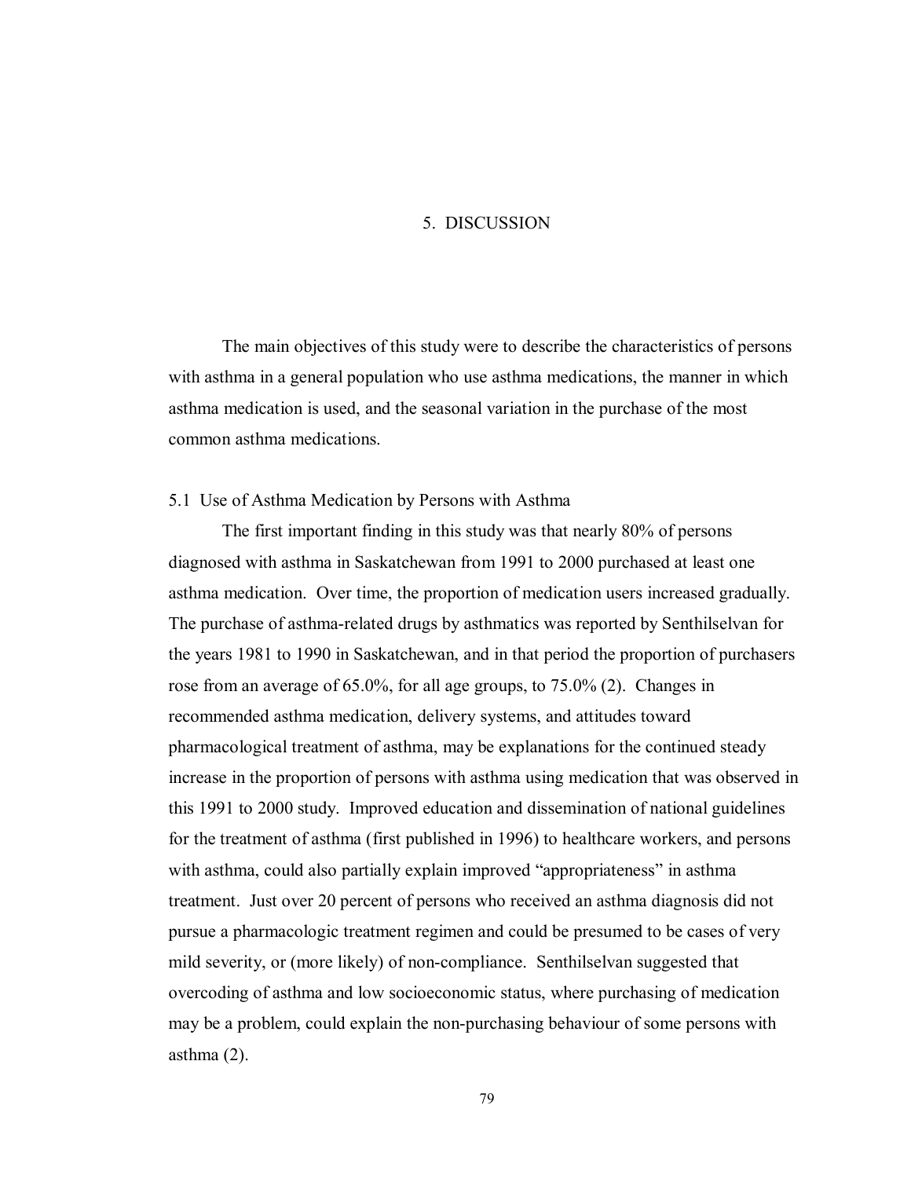# 5. DISCUSSION

The main objectives of this study were to describe the characteristics of persons with asthma in a general population who use asthma medications, the manner in which asthma medication is used, and the seasonal variation in the purchase of the most common asthma medications.

## 5.1 Use of Asthma Medication by Persons with Asthma

The first important finding in this study was that nearly 80% of persons diagnosed with asthma in Saskatchewan from 1991 to 2000 purchased at least one asthma medication. Over time, the proportion of medication users increased gradually. The purchase of asthma-related drugs by asthmatics was reported by Senthilselvan for the years 1981 to 1990 in Saskatchewan, and in that period the proportion of purchasers rose from an average of 65.0%, for all age groups, to 75.0% (2). Changes in recommended asthma medication, delivery systems, and attitudes toward pharmacological treatment of asthma, may be explanations for the continued steady increase in the proportion of persons with asthma using medication that was observed in this 1991 to 2000 study. Improved education and dissemination of national guidelines for the treatment of asthma (first published in 1996) to healthcare workers, and persons with asthma, could also partially explain improved "appropriateness" in asthma treatment. Just over 20 percent of persons who received an asthma diagnosis did not pursue a pharmacologic treatment regimen and could be presumed to be cases of very mild severity, or (more likely) of non-compliance. Senthilselvan suggested that overcoding of asthma and low socioeconomic status, where purchasing of medication may be a problem, could explain the non-purchasing behaviour of some persons with asthma (2).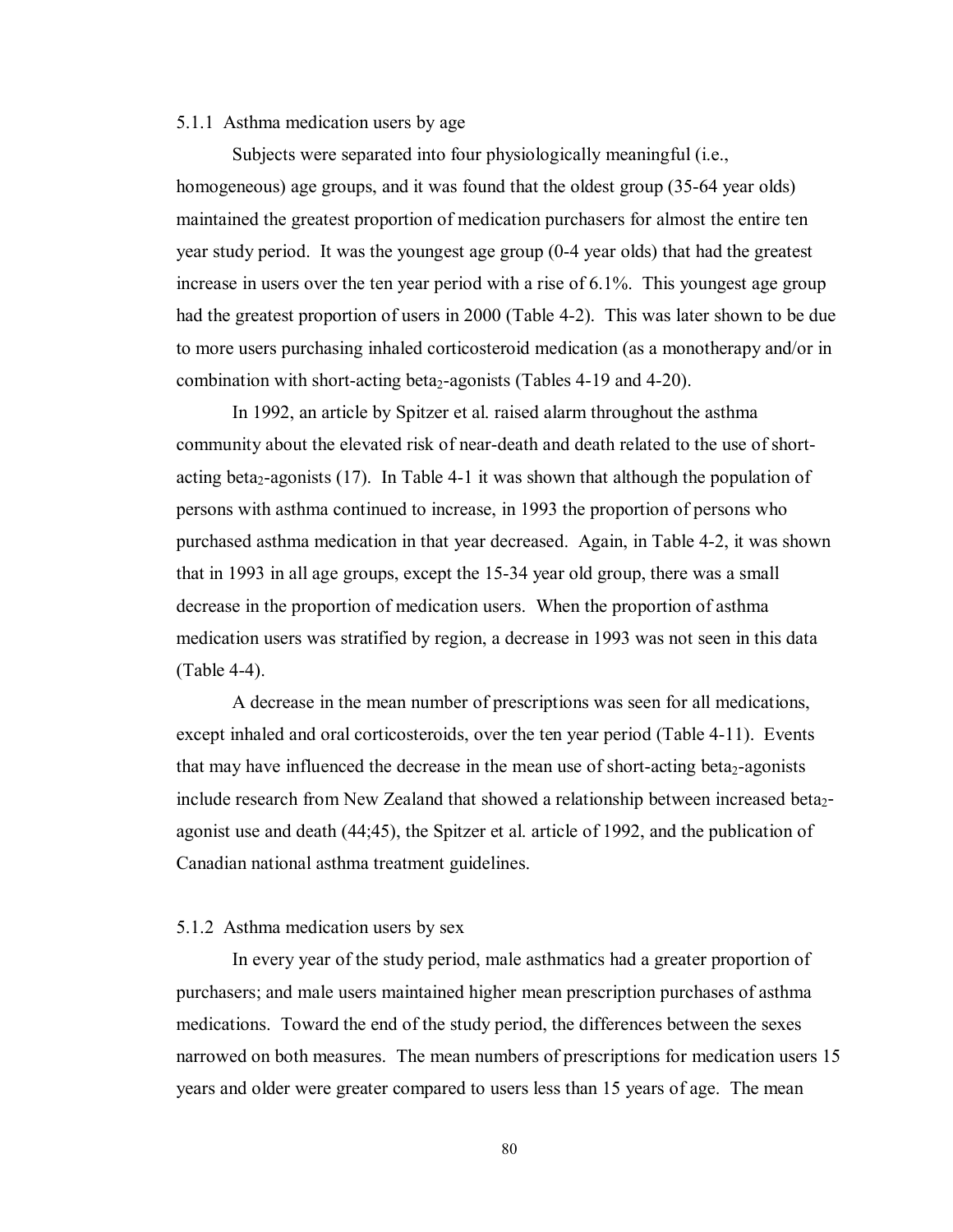### 5.1.1 Asthma medication users by age

Subjects were separated into four physiologically meaningful (i.e., homogeneous) age groups, and it was found that the oldest group (35-64 year olds) maintained the greatest proportion of medication purchasers for almost the entire ten year study period. It was the youngest age group (0-4 year olds) that had the greatest increase in users over the ten year period with a rise of 6.1%. This youngest age group had the greatest proportion of users in 2000 (Table 4-2). This was later shown to be due to more users purchasing inhaled corticosteroid medication (as a monotherapy and/or in combination with short-acting beta$_2$-agonists (Tables 4-19 and 4-20).

In 1992, an article by Spitzer et al. raised alarm throughout the asthma community about the elevated risk of near-death and death related to the use of short-acting beta$_2$-agonists (17). In Table 4-1 it was shown that although the population of persons with asthma continued to increase, in 1993 the proportion of persons who purchased asthma medication in that year decreased. Again, in Table 4-2, it was shown that in 1993 in all age groups, except the 15-34 year old group, there was a small decrease in the proportion of medication users. When the proportion of asthma medication users was stratified by region, a decrease in 1993 was not seen in this data (Table 4-4).

A decrease in the mean number of prescriptions was seen for all medications, except inhaled and oral corticosteroids, over the ten year period (Table 4-11). Events that may have influenced the decrease in the mean use of short-acting beta$_2$-agonists include research from New Zealand that showed a relationship between increased beta$_2$-agonist use and death (44;45), the Spitzer et al. article of 1992, and the publication of Canadian national asthma treatment guidelines.

### 5.1.2 Asthma medication users by sex

In every year of the study period, male asthmatics had a greater proportion of purchasers; and male users maintained higher mean prescription purchases of asthma medications. Toward the end of the study period, the differences between the sexes narrowed on both measures. The mean numbers of prescriptions for medication users 15 years and older were greater compared to users less than 15 years of age. The mean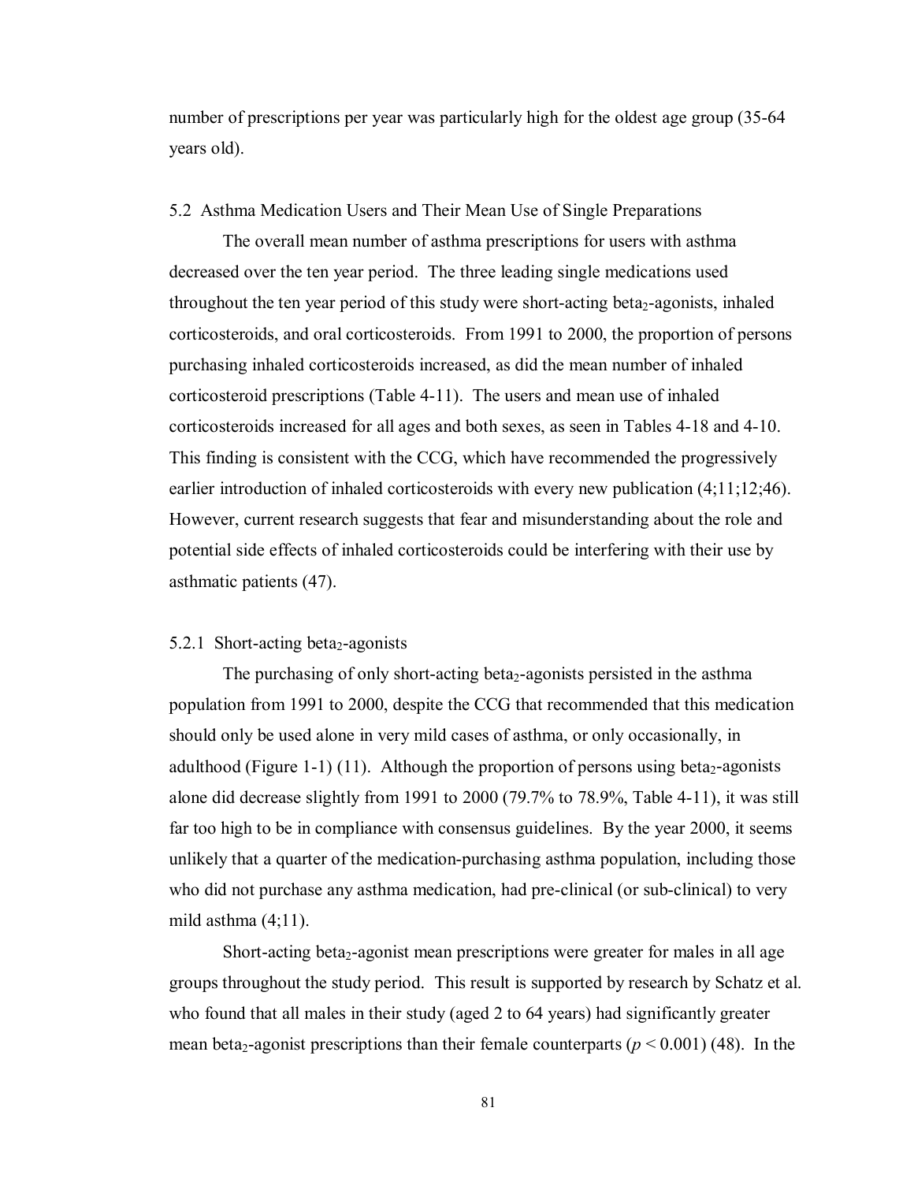number of prescriptions per year was particularly high for the oldest age group (35-64 years old).

## 5.2 Asthma Medication Users and Their Mean Use of Single Preparations

The overall mean number of asthma prescriptions for users with asthma decreased over the ten year period. The three leading single medications used throughout the ten year period of this study were short-acting beta$_2$-agonists, inhaled corticosteroids, and oral corticosteroids. From 1991 to 2000, the proportion of persons purchasing inhaled corticosteroids increased, as did the mean number of inhaled corticosteroid prescriptions (Table 4-11). The users and mean use of inhaled corticosteroids increased for all ages and both sexes, as seen in Tables 4-18 and 4-10. This finding is consistent with the CCG, which have recommended the progressively earlier introduction of inhaled corticosteroids with every new publication (4;11;12;46). However, current research suggests that fear and misunderstanding about the role and potential side effects of inhaled corticosteroids could be interfering with their use by asthmatic patients (47).

### 5.2.1 Short-acting beta$_2$-agonists

The purchasing of only short-acting beta$_2$-agonists persisted in the asthma population from 1991 to 2000, despite the CCG that recommended that this medication should only be used alone in very mild cases of asthma, or only occasionally, in adulthood (Figure 1-1) (11). Although the proportion of persons using beta$_2$-agonists alone did decrease slightly from 1991 to 2000 (79.7% to 78.9%, Table 4-11), it was still far too high to be in compliance with consensus guidelines. By the year 2000, it seems unlikely that a quarter of the medication-purchasing asthma population, including those who did not purchase any asthma medication, had pre-clinical (or sub-clinical) to very mild asthma (4;11).

Short-acting beta$_2$-agonist mean prescriptions were greater for males in all age groups throughout the study period. This result is supported by research by Schatz et al. who found that all males in their study (aged 2 to 64 years) had significantly greater mean beta$_2$-agonist prescriptions than their female counterparts ($p < 0.001$) (48). In the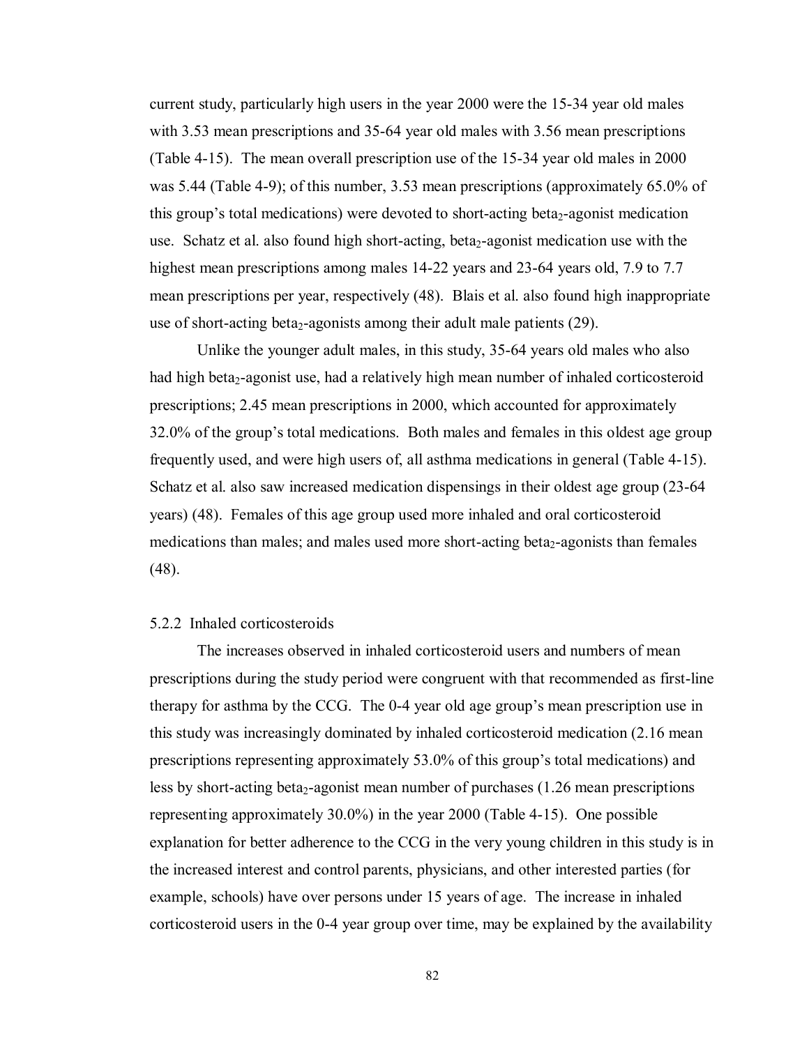current study, particularly high users in the year 2000 were the 15-34 year old males with 3.53 mean prescriptions and 35-64 year old males with 3.56 mean prescriptions (Table 4-15). The mean overall prescription use of the 15-34 year old males in 2000 was 5.44 (Table 4-9); of this number, 3.53 mean prescriptions (approximately 65.0% of this group's total medications) were devoted to short-acting beta$_2$-agonist medication use. Schatz et al. also found high short-acting, beta$_2$-agonist medication use with the highest mean prescriptions among males 14-22 years and 23-64 years old, 7.9 to 7.7 mean prescriptions per year, respectively (48). Blais et al. also found high inappropriate use of short-acting beta$_2$-agonists among their adult male patients (29).

Unlike the younger adult males, in this study, 35-64 years old males who also had high beta$_2$-agonist use, had a relatively high mean number of inhaled corticosteroid prescriptions; 2.45 mean prescriptions in 2000, which accounted for approximately 32.0% of the group's total medications. Both males and females in this oldest age group frequently used, and were high users of, all asthma medications in general (Table 4-15). Schatz et al. also saw increased medication dispensings in their oldest age group (23-64 years) (48). Females of this age group used more inhaled and oral corticosteroid medications than males; and males used more short-acting beta$_2$-agonists than females (48).

### 5.2.2 Inhaled corticosteroids

The increases observed in inhaled corticosteroid users and numbers of mean prescriptions during the study period were congruent with that recommended as first-line therapy for asthma by the CCG. The 0-4 year old age group's mean prescription use in this study was increasingly dominated by inhaled corticosteroid medication (2.16 mean prescriptions representing approximately 53.0% of this group's total medications) and less by short-acting beta$_2$-agonist mean number of purchases (1.26 mean prescriptions representing approximately 30.0%) in the year 2000 (Table 4-15). One possible explanation for better adherence to the CCG in the very young children in this study is in the increased interest and control parents, physicians, and other interested parties (for example, schools) have over persons under 15 years of age. The increase in inhaled corticosteroid users in the 0-4 year group over time, may be explained by the availability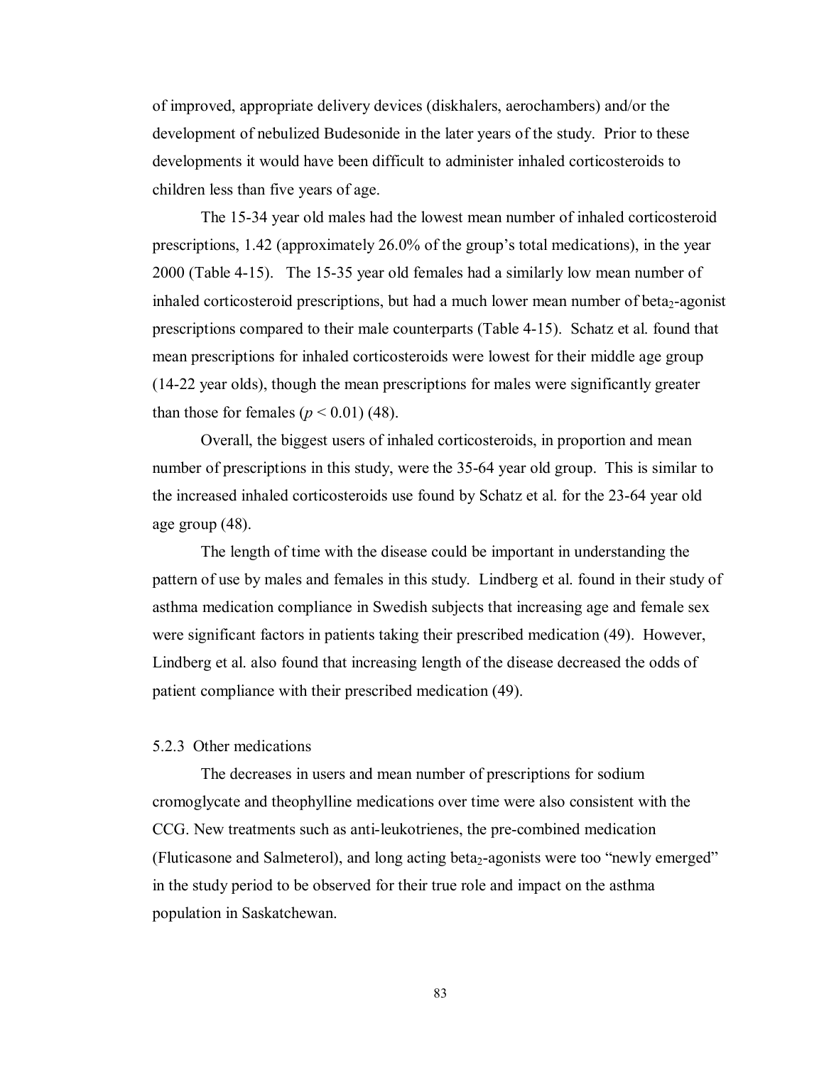of improved, appropriate delivery devices (diskhalers, aerochambers) and/or the development of nebulized Budesonide in the later years of the study. Prior to these developments it would have been difficult to administer inhaled corticosteroids to children less than five years of age.

The 15-34 year old males had the lowest mean number of inhaled corticosteroid prescriptions, 1.42 (approximately 26.0% of the group's total medications), in the year 2000 (Table 4-15). The 15-35 year old females had a similarly low mean number of inhaled corticosteroid prescriptions, but had a much lower mean number of beta$_2$-agonist prescriptions compared to their male counterparts (Table 4-15). Schatz et al. found that mean prescriptions for inhaled corticosteroids were lowest for their middle age group (14-22 year olds), though the mean prescriptions for males were significantly greater than those for females ($p < 0.01$) (48).

Overall, the biggest users of inhaled corticosteroids, in proportion and mean number of prescriptions in this study, were the 35-64 year old group. This is similar to the increased inhaled corticosteroids use found by Schatz et al. for the 23-64 year old age group (48).

The length of time with the disease could be important in understanding the pattern of use by males and females in this study. Lindberg et al. found in their study of asthma medication compliance in Swedish subjects that increasing age and female sex were significant factors in patients taking their prescribed medication (49). However, Lindberg et al. also found that increasing length of the disease decreased the odds of patient compliance with their prescribed medication (49).

### 5.2.3 Other medications

The decreases in users and mean number of prescriptions for sodium cromoglycate and theophylline medications over time were also consistent with the CCG. New treatments such as anti-leukotrienes, the pre-combined medication (Fluticasone and Salmeterol), and long acting beta$_2$-agonists were too "newly emerged" in the study period to be observed for their true role and impact on the asthma population in Saskatchewan.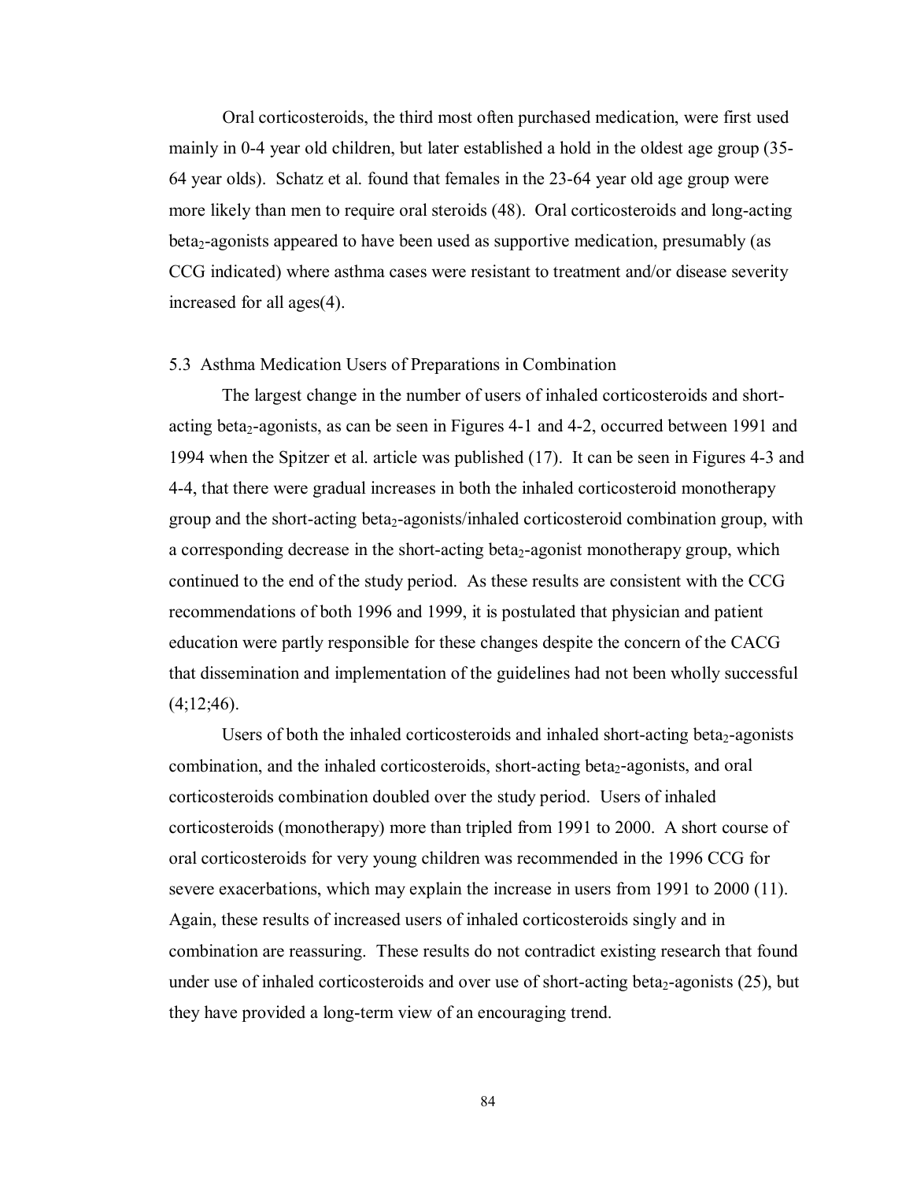Oral corticosteroids, the third most often purchased medication, were first used mainly in 0-4 year old children, but later established a hold in the oldest age group (35-64 year olds). Schatz et al. found that females in the 23-64 year old age group were more likely than men to require oral steroids (48). Oral corticosteroids and long-acting beta$_2$-agonists appeared to have been used as supportive medication, presumably (as CCG indicated) where asthma cases were resistant to treatment and/or disease severity increased for all ages(4).

## 5.3 Asthma Medication Users of Preparations in Combination

The largest change in the number of users of inhaled corticosteroids and short-acting beta$_2$-agonists, as can be seen in Figures 4-1 and 4-2, occurred between 1991 and 1994 when the Spitzer et al. article was published (17). It can be seen in Figures 4-3 and 4-4, that there were gradual increases in both the inhaled corticosteroid monotherapy group and the short-acting beta$_2$-agonists/inhaled corticosteroid combination group, with a corresponding decrease in the short-acting beta$_2$-agonist monotherapy group, which continued to the end of the study period. As these results are consistent with the CCG recommendations of both 1996 and 1999, it is postulated that physician and patient education were partly responsible for these changes despite the concern of the CACG that dissemination and implementation of the guidelines had not been wholly successful (4;12;46).

Users of both the inhaled corticosteroids and inhaled short-acting beta$_2$-agonists combination, and the inhaled corticosteroids, short-acting beta$_2$-agonists, and oral corticosteroids combination doubled over the study period. Users of inhaled corticosteroids (monotherapy) more than tripled from 1991 to 2000. A short course of oral corticosteroids for very young children was recommended in the 1996 CCG for severe exacerbations, which may explain the increase in users from 1991 to 2000 (11). Again, these results of increased users of inhaled corticosteroids singly and in combination are reassuring. These results do not contradict existing research that found under use of inhaled corticosteroids and over use of short-acting beta$_2$-agonists (25), but they have provided a long-term view of an encouraging trend.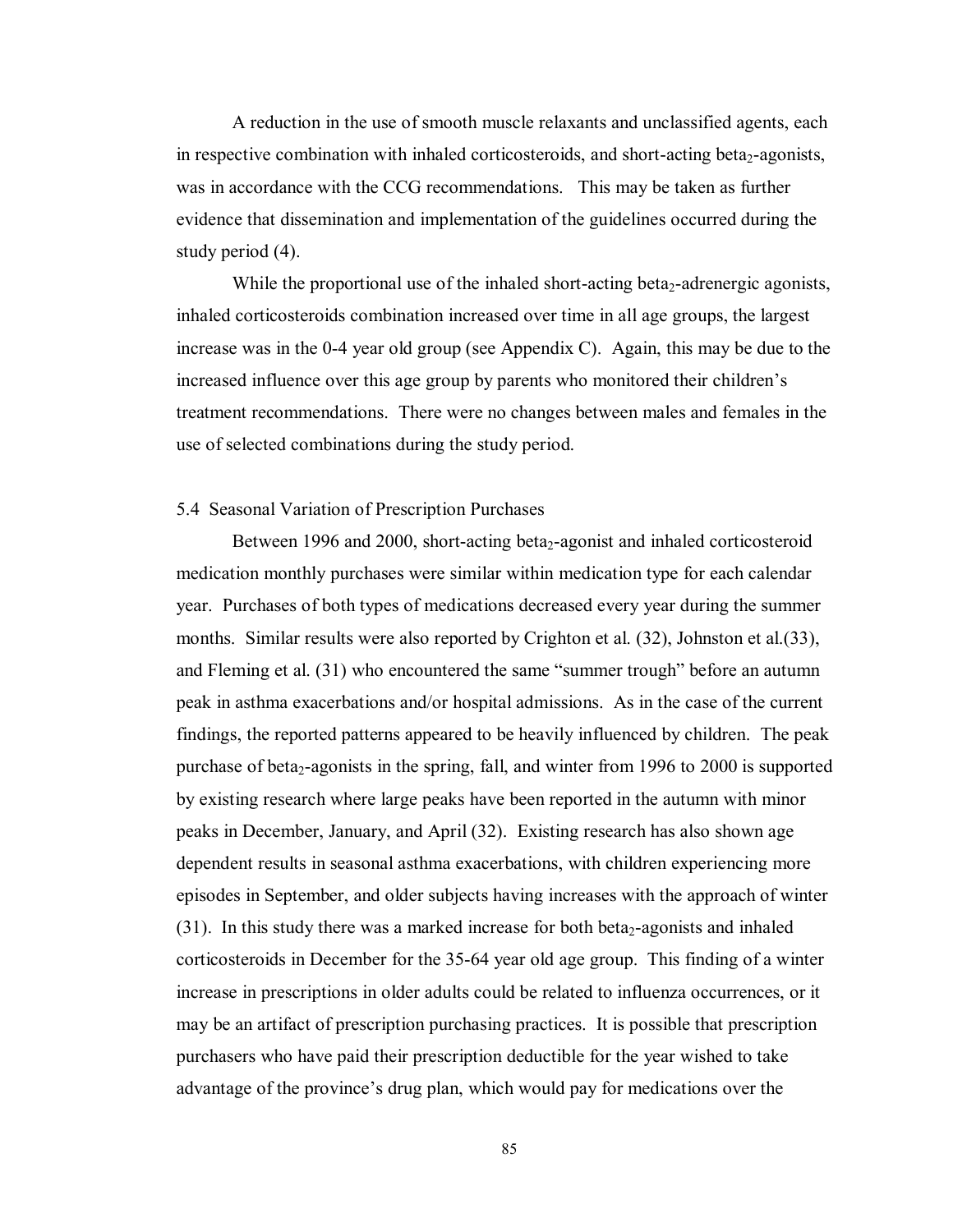A reduction in the use of smooth muscle relaxants and unclassified agents, each in respective combination with inhaled corticosteroids, and short-acting beta$_2$-agonists, was in accordance with the CCG recommendations. This may be taken as further evidence that dissemination and implementation of the guidelines occurred during the study period (4).

While the proportional use of the inhaled short-acting beta$_2$-adrenergic agonists, inhaled corticosteroids combination increased over time in all age groups, the largest increase was in the 0-4 year old group (see Appendix C). Again, this may be due to the increased influence over this age group by parents who monitored their children's treatment recommendations. There were no changes between males and females in the use of selected combinations during the study period.

### 5.4 Seasonal Variation of Prescription Purchases

Between 1996 and 2000, short-acting beta$_2$-agonist and inhaled corticosteroid medication monthly purchases were similar within medication type for each calendar year. Purchases of both types of medications decreased every year during the summer months. Similar results were also reported by Crighton et al. (32), Johnston et al.(33), and Fleming et al. (31) who encountered the same "summer trough" before an autumn peak in asthma exacerbations and/or hospital admissions. As in the case of the current findings, the reported patterns appeared to be heavily influenced by children. The peak purchase of beta$_2$-agonists in the spring, fall, and winter from 1996 to 2000 is supported by existing research where large peaks have been reported in the autumn with minor peaks in December, January, and April (32). Existing research has also shown age dependent results in seasonal asthma exacerbations, with children experiencing more episodes in September, and older subjects having increases with the approach of winter (31). In this study there was a marked increase for both beta$_2$-agonists and inhaled corticosteroids in December for the 35-64 year old age group. This finding of a winter increase in prescriptions in older adults could be related to influenza occurrences, or it may be an artifact of prescription purchasing practices. It is possible that prescription purchasers who have paid their prescription deductible for the year wished to take advantage of the province's drug plan, which would pay for medications over the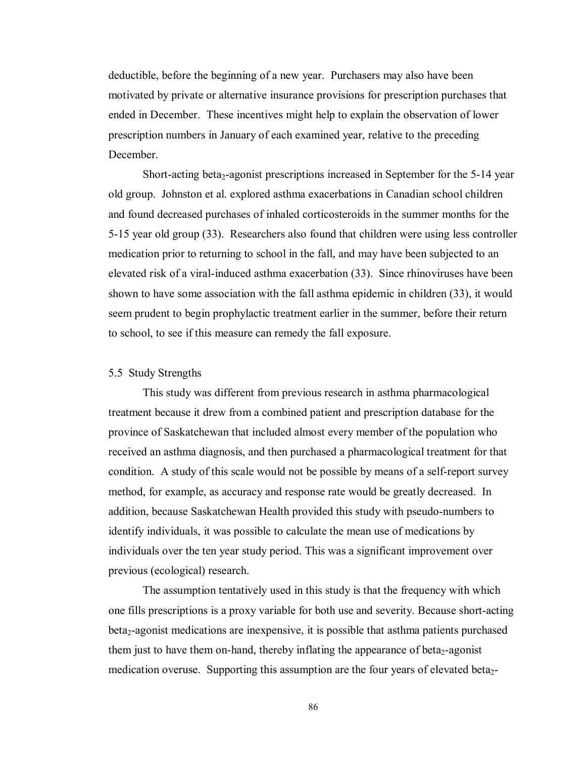deductible, before the beginning of a new year. Purchasers may also have been motivated by private or alternative insurance provisions for prescription purchases that ended in December. These incentives might help to explain the observation of lower prescription numbers in January of each examined year, relative to the preceding December.

Short-acting beta$_2$-agonist prescriptions increased in September for the 5-14 year old group. Johnston et al. explored asthma exacerbations in Canadian school children and found decreased purchases of inhaled corticosteroids in the summer months for the 5-15 year old group (33). Researchers also found that children were using less controller medication prior to returning to school in the fall, and may have been subjected to an elevated risk of a viral-induced asthma exacerbation (33). Since rhinoviruses have been shown to have some association with the fall asthma epidemic in children (33), it would seem prudent to begin prophylactic treatment earlier in the summer, before their return to school, to see if this measure can remedy the fall exposure.

### 5.5 Study Strengths

This study was different from previous research in asthma pharmacological treatment because it drew from a combined patient and prescription database for the province of Saskatchewan that included almost every member of the population who received an asthma diagnosis, and then purchased a pharmacological treatment for that condition. A study of this scale would not be possible by means of a self-report survey method, for example, as accuracy and response rate would be greatly decreased. In addition, because Saskatchewan Health provided this study with pseudo-numbers to identify individuals, it was possible to calculate the mean use of medications by individuals over the ten year study period. This was a significant improvement over previous (ecological) research.

The assumption tentatively used in this study is that the frequency with which one fills prescriptions is a proxy variable for both use and severity. Because short-acting beta$_2$-agonist medications are inexpensive, it is possible that asthma patients purchased them just to have them on-hand, thereby inflating the appearance of beta$_2$-agonist medication overuse. Supporting this assumption are the four years of elevated beta$_2$-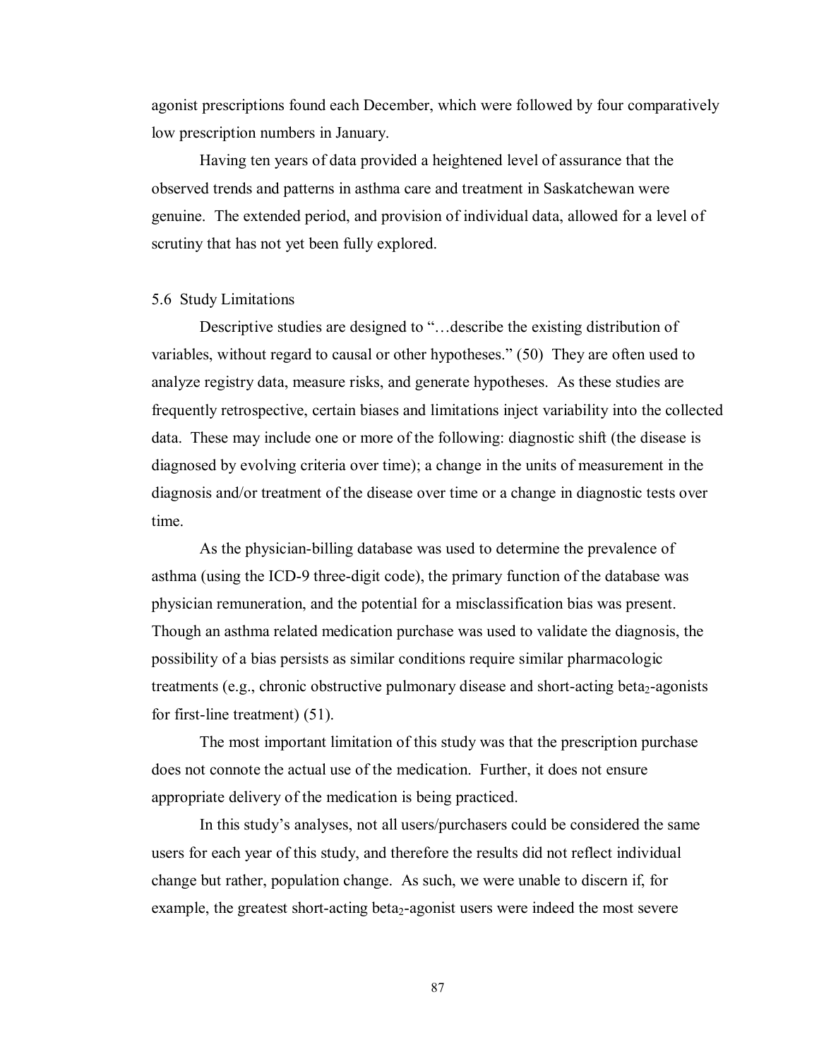agonist prescriptions found each December, which were followed by four comparatively low prescription numbers in January.

Having ten years of data provided a heightened level of assurance that the observed trends and patterns in asthma care and treatment in Saskatchewan were genuine. The extended period, and provision of individual data, allowed for a level of scrutiny that has not yet been fully explored.

## 5.6 Study Limitations

Descriptive studies are designed to "…describe the existing distribution of variables, without regard to causal or other hypotheses." (50) They are often used to analyze registry data, measure risks, and generate hypotheses. As these studies are frequently retrospective, certain biases and limitations inject variability into the collected data. These may include one or more of the following: diagnostic shift (the disease is diagnosed by evolving criteria over time); a change in the units of measurement in the diagnosis and/or treatment of the disease over time or a change in diagnostic tests over time.

As the physician-billing database was used to determine the prevalence of asthma (using the ICD-9 three-digit code), the primary function of the database was physician remuneration, and the potential for a misclassification bias was present. Though an asthma related medication purchase was used to validate the diagnosis, the possibility of a bias persists as similar conditions require similar pharmacologic treatments (e.g., chronic obstructive pulmonary disease and short-acting beta$_2$-agonists for first-line treatment) (51).

The most important limitation of this study was that the prescription purchase does not connote the actual use of the medication. Further, it does not ensure appropriate delivery of the medication is being practiced.

In this study's analyses, not all users/purchasers could be considered the same users for each year of this study, and therefore the results did not reflect individual change but rather, population change. As such, we were unable to discern if, for example, the greatest short-acting beta$_2$-agonist users were indeed the most severe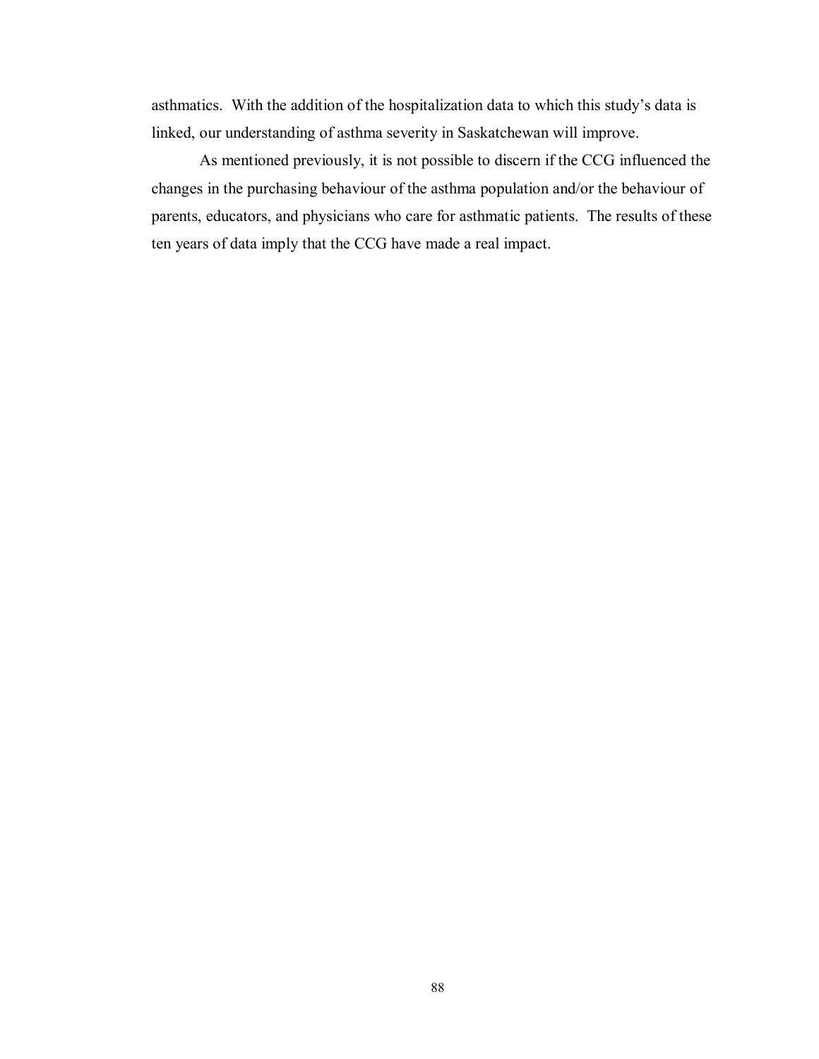asthmatics. With the addition of the hospitalization data to which this study's data is linked, our understanding of asthma severity in Saskatchewan will improve.

As mentioned previously, it is not possible to discern if the CCG influenced the changes in the purchasing behaviour of the asthma population and/or the behaviour of parents, educators, and physicians who care for asthmatic patients. The results of these ten years of data imply that the CCG have made a real impact.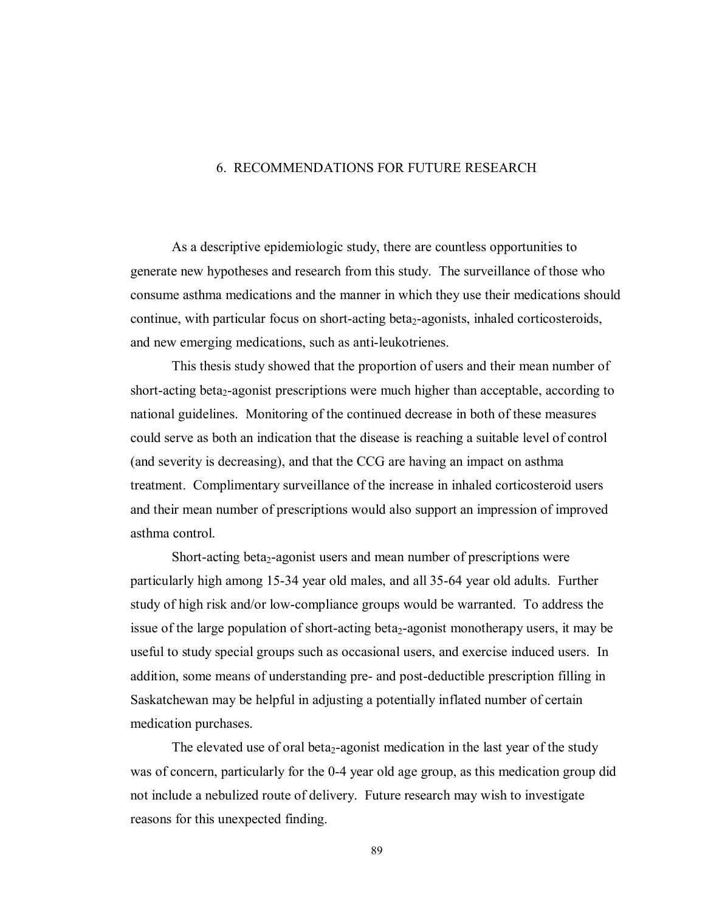# 6. RECOMMENDATIONS FOR FUTURE RESEARCH

As a descriptive epidemiologic study, there are countless opportunities to generate new hypotheses and research from this study. The surveillance of those who consume asthma medications and the manner in which they use their medications should continue, with particular focus on short-acting beta$_2$-agonists, inhaled corticosteroids, and new emerging medications, such as anti-leukotrienes.

This thesis study showed that the proportion of users and their mean number of short-acting beta$_2$-agonist prescriptions were much higher than acceptable, according to national guidelines. Monitoring of the continued decrease in both of these measures could serve as both an indication that the disease is reaching a suitable level of control (and severity is decreasing), and that the CCG are having an impact on asthma treatment. Complimentary surveillance of the increase in inhaled corticosteroid users and their mean number of prescriptions would also support an impression of improved asthma control.

Short-acting beta$_2$-agonist users and mean number of prescriptions were particularly high among 15-34 year old males, and all 35-64 year old adults. Further study of high risk and/or low-compliance groups would be warranted. To address the issue of the large population of short-acting beta$_2$-agonist monotherapy users, it may be useful to study special groups such as occasional users, and exercise induced users. In addition, some means of understanding pre- and post-deductible prescription filling in Saskatchewan may be helpful in adjusting a potentially inflated number of certain medication purchases.

The elevated use of oral beta$_2$-agonist medication in the last year of the study was of concern, particularly for the 0-4 year old age group, as this medication group did not include a nebulized route of delivery. Future research may wish to investigate reasons for this unexpected finding.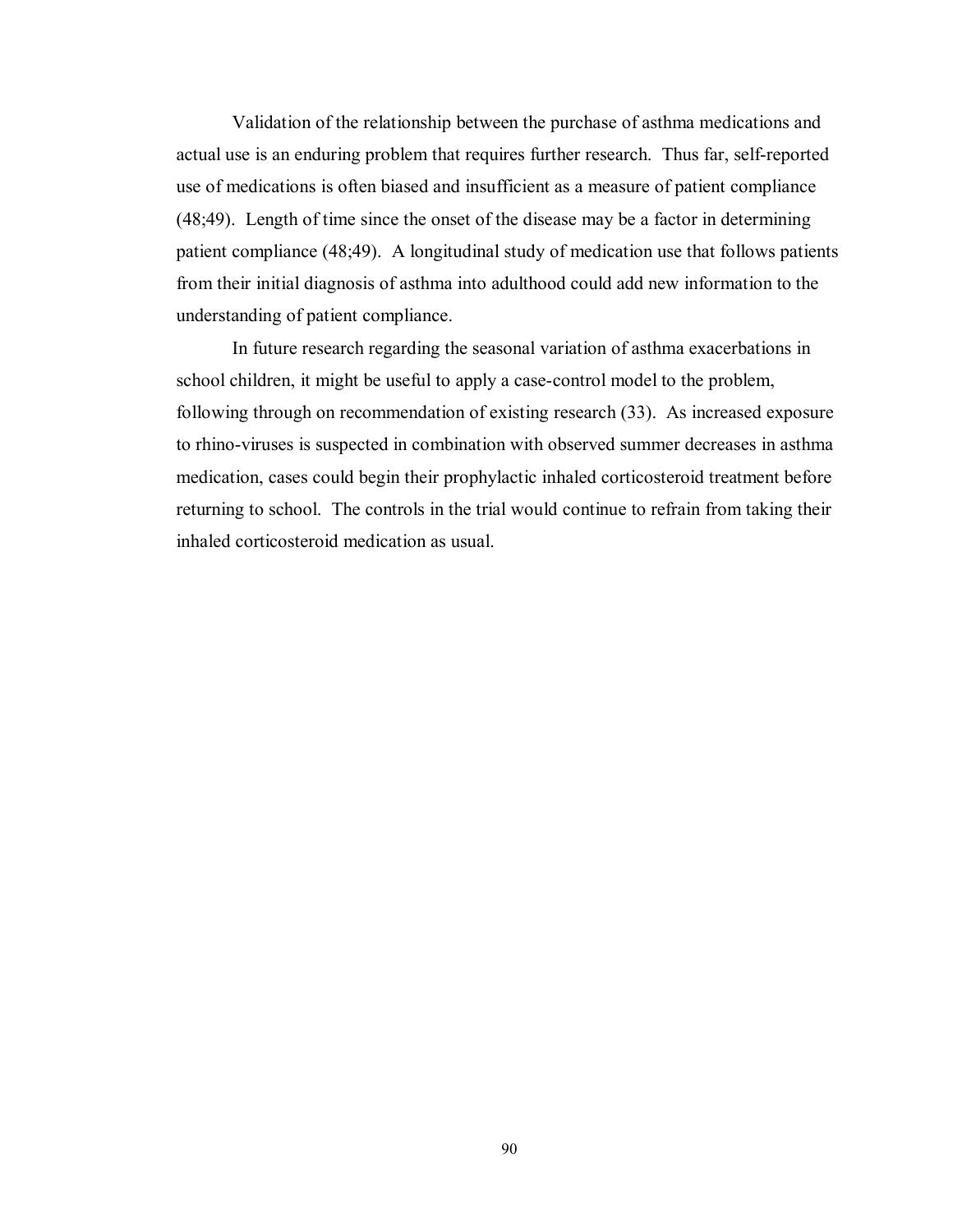Validation of the relationship between the purchase of asthma medications and actual use is an enduring problem that requires further research. Thus far, self-reported use of medications is often biased and insufficient as a measure of patient compliance (48;49). Length of time since the onset of the disease may be a factor in determining patient compliance (48;49). A longitudinal study of medication use that follows patients from their initial diagnosis of asthma into adulthood could add new information to the understanding of patient compliance.

In future research regarding the seasonal variation of asthma exacerbations in school children, it might be useful to apply a case-control model to the problem, following through on recommendation of existing research (33). As increased exposure to rhino-viruses is suspected in combination with observed summer decreases in asthma medication, cases could begin their prophylactic inhaled corticosteroid treatment before returning to school. The controls in the trial would continue to refrain from taking their inhaled corticosteroid medication as usual.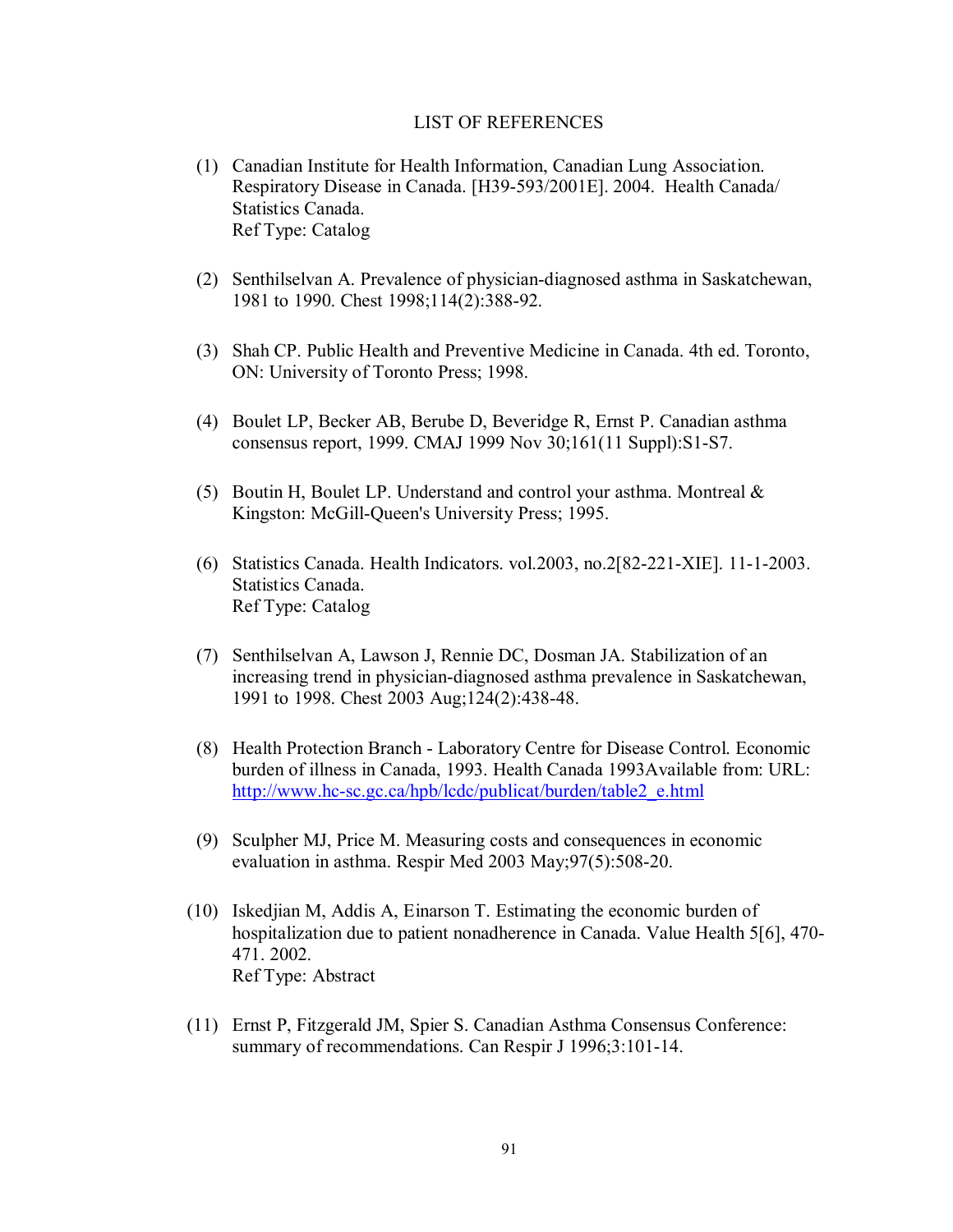# LIST OF REFERENCES

(1) Canadian Institute for Health Information, Canadian Lung Association. Respiratory Disease in Canada. [H39-593/2001E]. 2004. Health Canada/ Statistics Canada.
Ref Type: Catalog

(2) Senthilselvan A. Prevalence of physician-diagnosed asthma in Saskatchewan, 1981 to 1990. Chest 1998;114(2):388-92.

(3) Shah CP. Public Health and Preventive Medicine in Canada. 4th ed. Toronto, ON: University of Toronto Press; 1998.

(4) Boulet LP, Becker AB, Berube D, Beveridge R, Ernst P. Canadian asthma consensus report, 1999. CMAJ 1999 Nov 30;161(11 Suppl):S1-S7.

(5) Boutin H, Boulet LP. Understand and control your asthma. Montreal & Kingston: McGill-Queen's University Press; 1995.

(6) Statistics Canada. Health Indicators. vol.2003, no.2[82-221-XIE]. 11-1-2003. Statistics Canada.
Ref Type: Catalog

(7) Senthilselvan A, Lawson J, Rennie DC, Dosman JA. Stabilization of an increasing trend in physician-diagnosed asthma prevalence in Saskatchewan, 1991 to 1998. Chest 2003 Aug;124(2):438-48.

(8) Health Protection Branch - Laboratory Centre for Disease Control. Economic burden of illness in Canada, 1993. Health Canada 1993Available from: URL: http://www.hc-sc.gc.ca/hpb/lcdc/publicat/burden/table2_e.html

(9) Sculpher MJ, Price M. Measuring costs and consequences in economic evaluation in asthma. Respir Med 2003 May;97(5):508-20.

(10) Iskedjian M, Addis A, Einarson T. Estimating the economic burden of hospitalization due to patient nonadherence in Canada. Value Health 5[6], 470-471. 2002.
Ref Type: Abstract

(11) Ernst P, Fitzgerald JM, Spier S. Canadian Asthma Consensus Conference: summary of recommendations. Can Respir J 1996;3:101-14.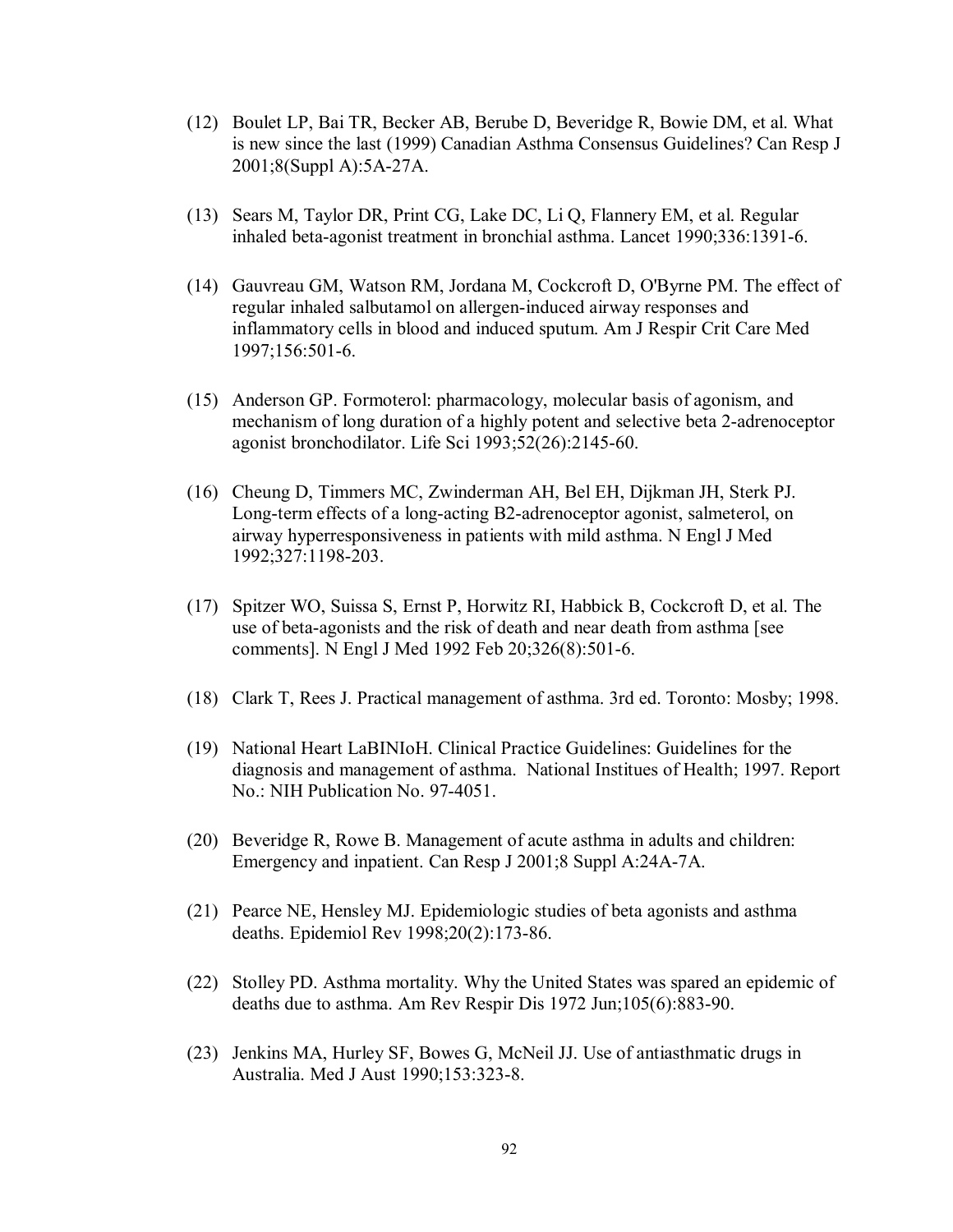(12) Boulet LP, Bai TR, Becker AB, Berube D, Beveridge R, Bowie DM, et al. What is new since the last (1999) Canadian Asthma Consensus Guidelines? Can Resp J 2001;8(Suppl A):5A-27A.

(13) Sears M, Taylor DR, Print CG, Lake DC, Li Q, Flannery EM, et al. Regular inhaled beta-agonist treatment in bronchial asthma. Lancet 1990;336:1391-6.

(14) Gauvreau GM, Watson RM, Jordana M, Cockcroft D, O'Byrne PM. The effect of regular inhaled salbutamol on allergen-induced airway responses and inflammatory cells in blood and induced sputum. Am J Respir Crit Care Med 1997;156:501-6.

(15) Anderson GP. Formoterol: pharmacology, molecular basis of agonism, and mechanism of long duration of a highly potent and selective beta 2-adrenoceptor agonist bronchodilator. Life Sci 1993;52(26):2145-60.

(16) Cheung D, Timmers MC, Zwinderman AH, Bel EH, Dijkman JH, Sterk PJ. Long-term effects of a long-acting B2-adrenoceptor agonist, salmeterol, on airway hyperresponsiveness in patients with mild asthma. N Engl J Med 1992;327:1198-203.

(17) Spitzer WO, Suissa S, Ernst P, Horwitz RI, Habbick B, Cockcroft D, et al. The use of beta-agonists and the risk of death and near death from asthma [see comments]. N Engl J Med 1992 Feb 20;326(8):501-6.

(18) Clark T, Rees J. Practical management of asthma. 3rd ed. Toronto: Mosby; 1998.

(19) National Heart LaBINIoH. Clinical Practice Guidelines: Guidelines for the diagnosis and management of asthma. National Institues of Health; 1997. Report No.: NIH Publication No. 97-4051.

(20) Beveridge R, Rowe B. Management of acute asthma in adults and children: Emergency and inpatient. Can Resp J 2001;8 Suppl A:24A-7A.

(21) Pearce NE, Hensley MJ. Epidemiologic studies of beta agonists and asthma deaths. Epidemiol Rev 1998;20(2):173-86.

(22) Stolley PD. Asthma mortality. Why the United States was spared an epidemic of deaths due to asthma. Am Rev Respir Dis 1972 Jun;105(6):883-90.

(23) Jenkins MA, Hurley SF, Bowes G, McNeil JJ. Use of antiasthmatic drugs in Australia. Med J Aust 1990;153:323-8.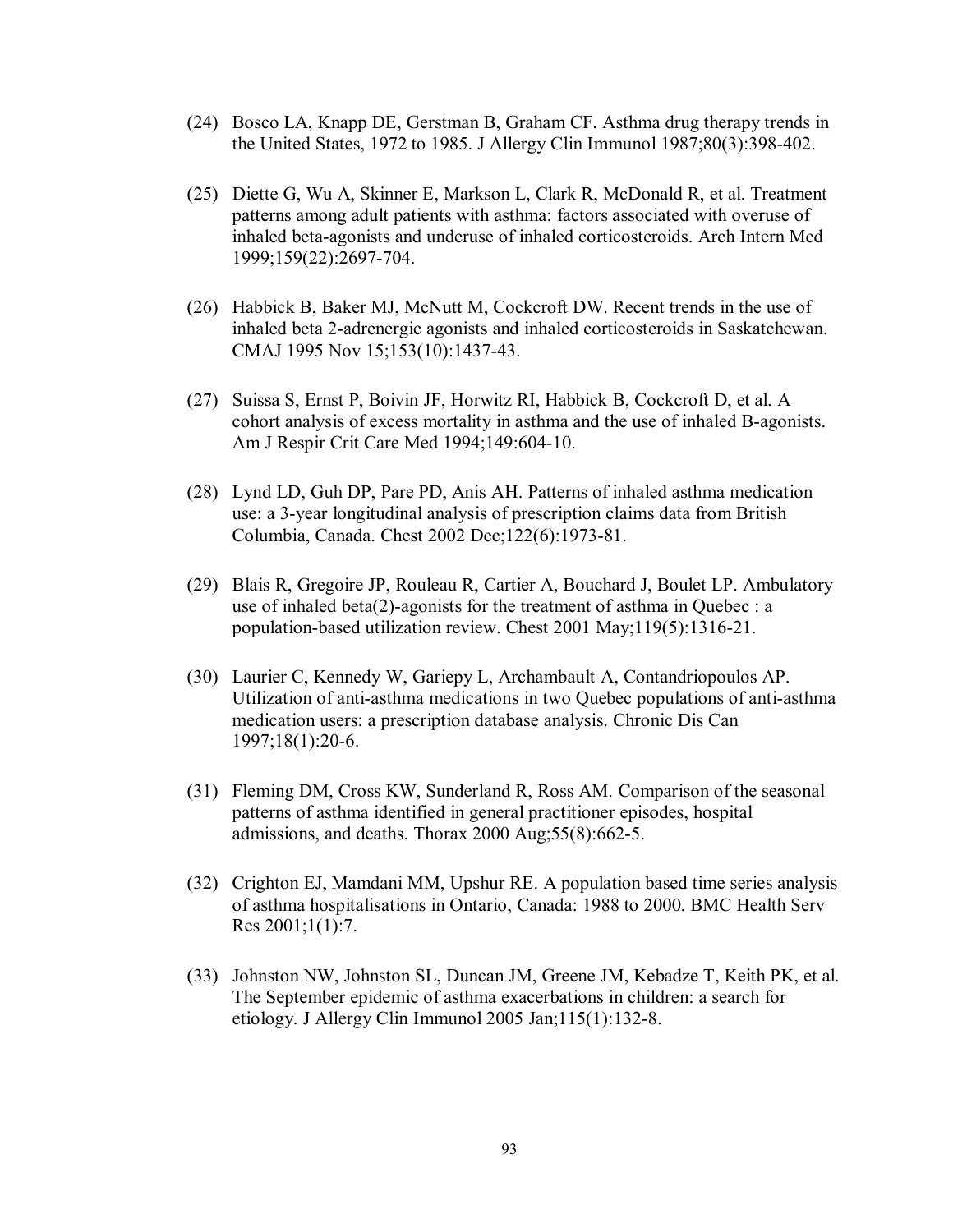(24) Bosco LA, Knapp DE, Gerstman B, Graham CF. Asthma drug therapy trends in the United States, 1972 to 1985. J Allergy Clin Immunol 1987;80(3):398-402.

(25) Diette G, Wu A, Skinner E, Markson L, Clark R, McDonald R, et al. Treatment patterns among adult patients with asthma: factors associated with overuse of inhaled beta-agonists and underuse of inhaled corticosteroids. Arch Intern Med 1999;159(22):2697-704.

(26) Habbick B, Baker MJ, McNutt M, Cockcroft DW. Recent trends in the use of inhaled beta 2-adrenergic agonists and inhaled corticosteroids in Saskatchewan. CMAJ 1995 Nov 15;153(10):1437-43.

(27) Suissa S, Ernst P, Boivin JF, Horwitz RI, Habbick B, Cockcroft D, et al. A cohort analysis of excess mortality in asthma and the use of inhaled B-agonists. Am J Respir Crit Care Med 1994;149:604-10.

(28) Lynd LD, Guh DP, Pare PD, Anis AH. Patterns of inhaled asthma medication use: a 3-year longitudinal analysis of prescription claims data from British Columbia, Canada. Chest 2002 Dec;122(6):1973-81.

(29) Blais R, Gregoire JP, Rouleau R, Cartier A, Bouchard J, Boulet LP. Ambulatory use of inhaled beta(2)-agonists for the treatment of asthma in Quebec : a population-based utilization review. Chest 2001 May;119(5):1316-21.

(30) Laurier C, Kennedy W, Gariepy L, Archambault A, Contandriopoulos AP. Utilization of anti-asthma medications in two Quebec populations of anti-asthma medication users: a prescription database analysis. Chronic Dis Can 1997;18(1):20-6.

(31) Fleming DM, Cross KW, Sunderland R, Ross AM. Comparison of the seasonal patterns of asthma identified in general practitioner episodes, hospital admissions, and deaths. Thorax 2000 Aug;55(8):662-5.

(32) Crighton EJ, Mamdani MM, Upshur RE. A population based time series analysis of asthma hospitalisations in Ontario, Canada: 1988 to 2000. BMC Health Serv Res 2001;1(1):7.

(33) Johnston NW, Johnston SL, Duncan JM, Greene JM, Kebadze T, Keith PK, et al. The September epidemic of asthma exacerbations in children: a search for etiology. J Allergy Clin Immunol 2005 Jan;115(1):132-8.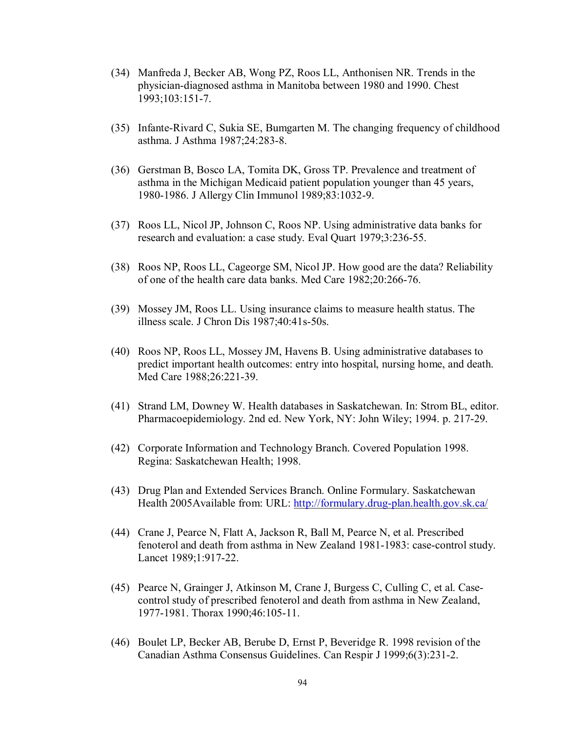(34) Manfreda J, Becker AB, Wong PZ, Roos LL, Anthonisen NR. Trends in the physician-diagnosed asthma in Manitoba between 1980 and 1990. Chest 1993;103:151-7.

(35) Infante-Rivard C, Sukia SE, Bumgarten M. The changing frequency of childhood asthma. J Asthma 1987;24:283-8.

(36) Gerstman B, Bosco LA, Tomita DK, Gross TP. Prevalence and treatment of asthma in the Michigan Medicaid patient population younger than 45 years, 1980-1986. J Allergy Clin Immunol 1989;83:1032-9.

(37) Roos LL, Nicol JP, Johnson C, Roos NP. Using administrative data banks for research and evaluation: a case study. Eval Quart 1979;3:236-55.

(38) Roos NP, Roos LL, Cageorge SM, Nicol JP. How good are the data? Reliability of one of the health care data banks. Med Care 1982;20:266-76.

(39) Mossey JM, Roos LL. Using insurance claims to measure health status. The illness scale. J Chron Dis 1987;40:41s-50s.

(40) Roos NP, Roos LL, Mossey JM, Havens B. Using administrative databases to predict important health outcomes: entry into hospital, nursing home, and death. Med Care 1988;26:221-39.

(41) Strand LM, Downey W. Health databases in Saskatchewan. In: Strom BL, editor. Pharmacoepidemiology. 2nd ed. New York, NY: John Wiley; 1994. p. 217-29.

(42) Corporate Information and Technology Branch. Covered Population 1998. Regina: Saskatchewan Health; 1998.

(43) Drug Plan and Extended Services Branch. Online Formulary. Saskatchewan Health 2005Available from: URL: http://formulary.drug-plan.health.gov.sk.ca/

(44) Crane J, Pearce N, Flatt A, Jackson R, Ball M, Pearce N, et al. Prescribed fenoterol and death from asthma in New Zealand 1981-1983: case-control study. Lancet 1989;1:917-22.

(45) Pearce N, Grainger J, Atkinson M, Crane J, Burgess C, Culling C, et al. Case-control study of prescribed fenoterol and death from asthma in New Zealand, 1977-1981. Thorax 1990;46:105-11.

(46) Boulet LP, Becker AB, Berube D, Ernst P, Beveridge R. 1998 revision of the Canadian Asthma Consensus Guidelines. Can Respir J 1999;6(3):231-2.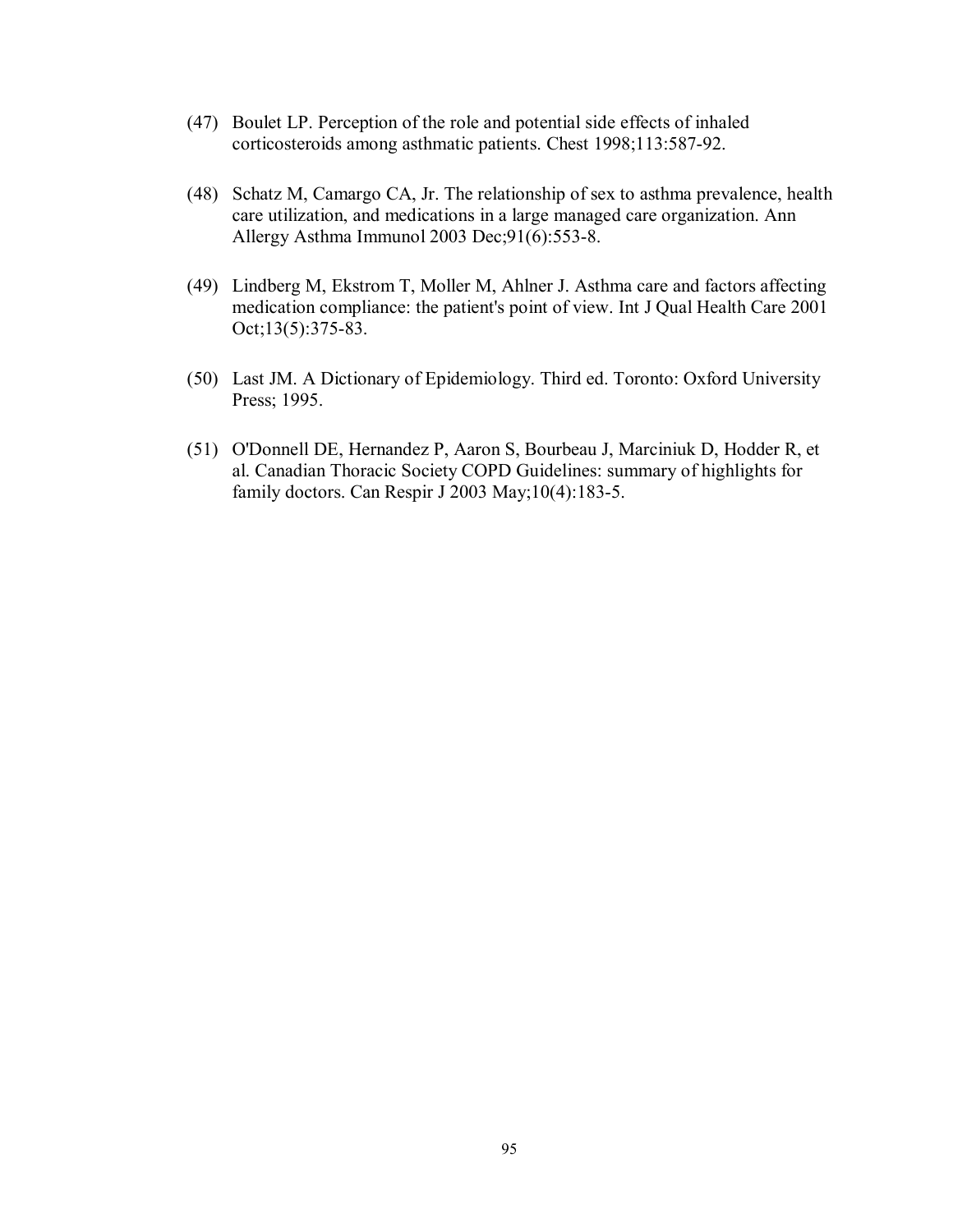(47) Boulet LP. Perception of the role and potential side effects of inhaled corticosteroids among asthmatic patients. Chest 1998;113:587-92.

(48) Schatz M, Camargo CA, Jr. The relationship of sex to asthma prevalence, health care utilization, and medications in a large managed care organization. Ann Allergy Asthma Immunol 2003 Dec;91(6):553-8.

(49) Lindberg M, Ekstrom T, Moller M, Ahlner J. Asthma care and factors affecting medication compliance: the patient's point of view. Int J Qual Health Care 2001 Oct;13(5):375-83.

(50) Last JM. A Dictionary of Epidemiology. Third ed. Toronto: Oxford University Press; 1995.

(51) O'Donnell DE, Hernandez P, Aaron S, Bourbeau J, Marciniuk D, Hodder R, et al. Canadian Thoracic Society COPD Guidelines: summary of highlights for family doctors. Can Respir J 2003 May;10(4):183-5.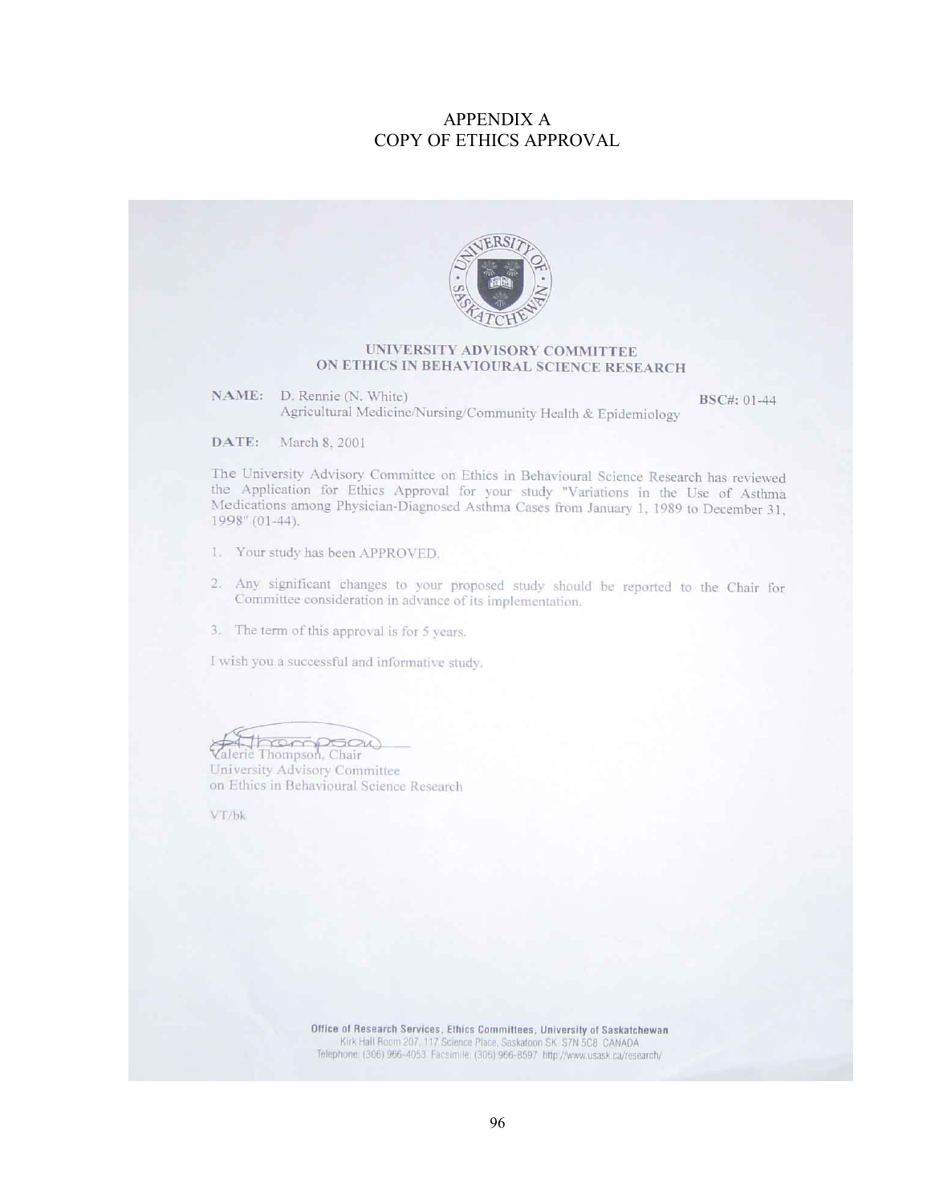# APPENDIX A
# COPY OF ETHICS APPROVAL

**UNIVERSITY ADVISORY COMMITTEE ON ETHICS IN BEHAVIOURAL SCIENCE RESEARCH**

**NAME:** D. Rennie (N. White) **BSC#:** 01-44
Agricultural Medicine/Nursing/Community Health & Epidemiology

**DATE:** March 8, 2001

The University Advisory Committee on Ethics in Behavioural Science Research has reviewed the Application for Ethics Approval for your study "Variations in the Use of Asthma Medications among Physician-Diagnosed Asthma Cases from January 1, 1989 to December 31, 1998" (01-44).

1. Your study has been APPROVED.
2. Any significant changes to your proposed study should be reported to the Chair for Committee consideration in advance of its implementation.
3. The term of this approval is for 5 years.

I wish you a successful and informative study.

Valerie Thompson, Chair
University Advisory Committee
on Ethics in Behavioural Science Research

VT/bk

**Office of Research Services, Ethics Committees, University of Saskatchewan**
Kirk Hall Room 207, 117 Science Place, Saskatoon SK S7N 5C8 CANADA
Telephone: (306) 966-4053 Facsimile: (306) 966-8597 http://www.usask.ca/research/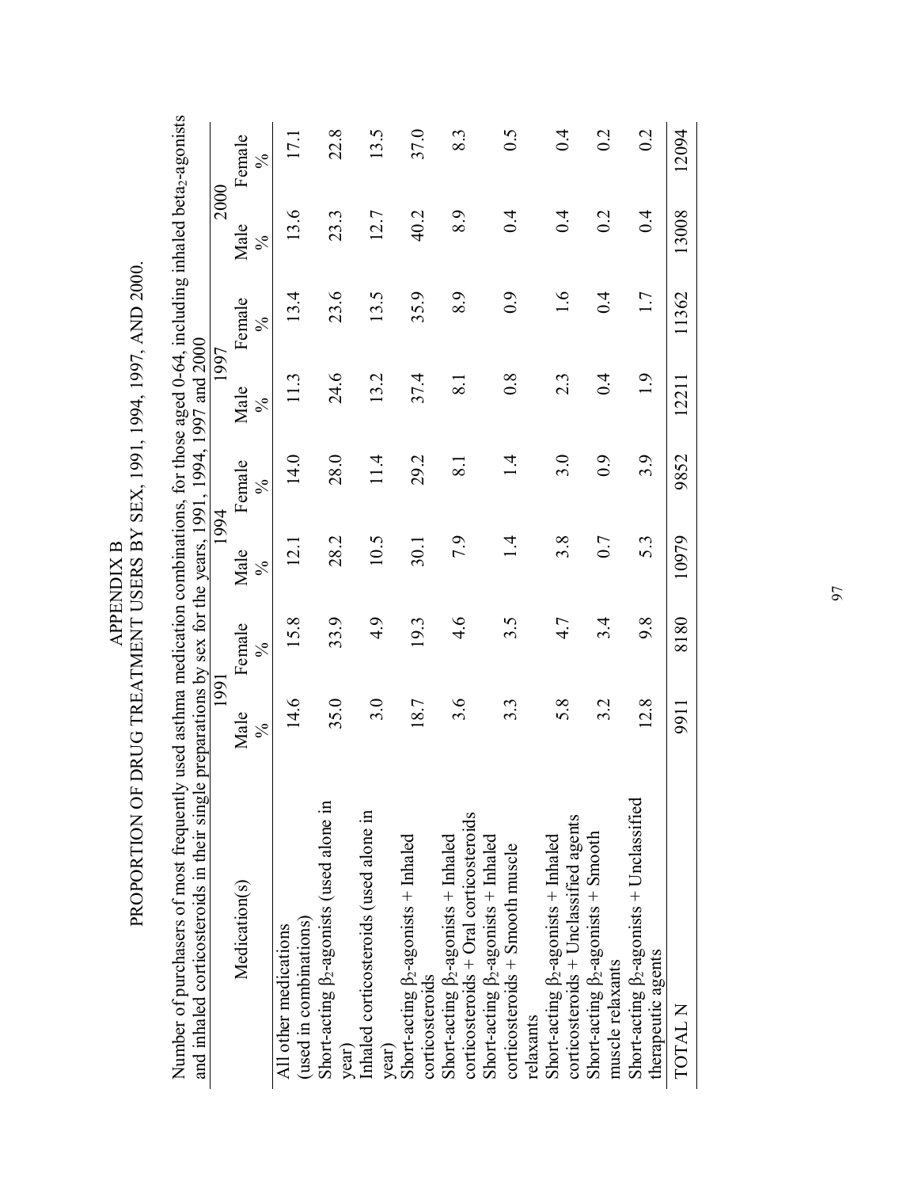# APPENDIX B

## PROPORTION OF DRUG TREATMENT USERS BY SEX, 1991, 1994, 1997, AND 2000.

Number of purchasers of most frequently used asthma medication combinations, for those aged 0-64, including inhaled beta$_2$-agonists and inhaled corticosteroids in their single preparations by sex for the years, 1991, 1994, 1997 and 2000

| Medication(s) | 1991 | | 1994 | | 1997 | | 2000 | |
|---|---|---|---|---|---|---|---|---|
| | Male % | Female % | Male % | Female % | Male % | Female % | Male % | Female % |
| All other medications (used in combinations) | 14.6 | 15.8 | 12.1 | 14.0 | 11.3 | 13.4 | 13.6 | 17.1 |
| Short-acting $\beta_2$-agonists (used alone in year) | 35.0 | 33.9 | 28.2 | 28.0 | 24.6 | 23.6 | 23.3 | 22.8 |
| Inhaled corticosteroids (used alone in year) | 3.0 | 4.9 | 10.5 | 11.4 | 13.2 | 13.5 | 12.7 | 13.5 |
| Short-acting $\beta_2$-agonists + Inhaled corticosteroids | 18.7 | 19.3 | 30.1 | 29.2 | 37.4 | 35.9 | 40.2 | 37.0 |
| Short-acting $\beta_2$-agonists + Inhaled corticosteroids + Oral corticosteroids | 3.6 | 4.6 | 7.9 | 8.1 | 8.1 | 8.9 | 8.9 | 8.3 |
| Short-acting $\beta_2$-agonists + Inhaled corticosteroids + Smooth muscle relaxants | 3.3 | 3.5 | 1.4 | 1.4 | 0.8 | 0.9 | 0.4 | 0.5 |
| Short-acting $\beta_2$-agonists + Inhaled corticosteroids + Unclassified agents | 5.8 | 4.7 | 3.8 | 3.0 | 2.3 | 1.6 | 0.4 | 0.4 |
| Short-acting $\beta_2$-agonists + Smooth muscle relaxants | 3.2 | 3.4 | 0.7 | 0.9 | 0.4 | 0.4 | 0.2 | 0.2 |
| Short-acting $\beta_2$-agonists + Unclassified therapeutic agents | 12.8 | 9.8 | 5.3 | 3.9 | 1.9 | 1.7 | 0.4 | 0.2 |
| TOTAL N | 9911 | 8180 | 10979 | 9852 | 12211 | 11362 | 13008 | 12094 |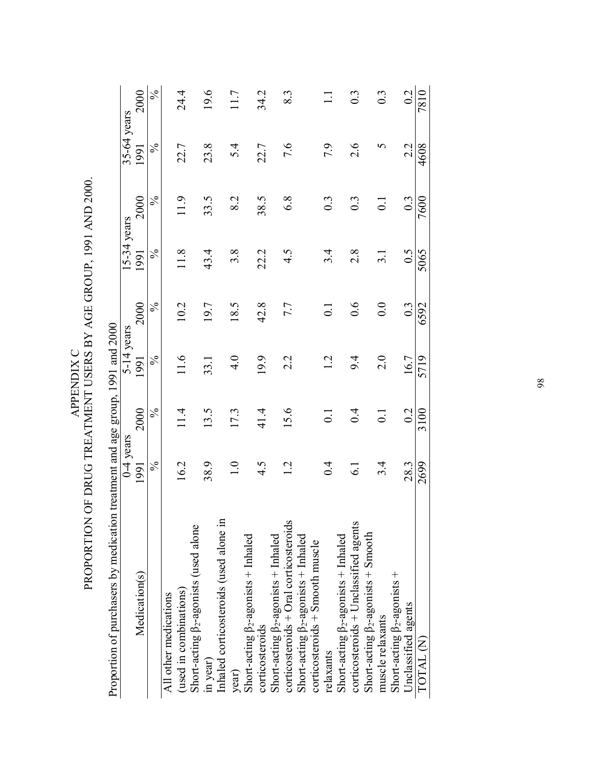# APPENDIX C

## PROPORTION OF DRUG TREATMENT USERS BY AGE GROUP, 1991 AND 2000.

Proportion of purchasers by medication treatment and age group, 1991 and 2000

| Medication(s) | 0-4 years | | 5-14 years | | 15-34 years | | 35-64 years | |
|---|---|---|---|---|---|---|---|---|
| | 1991 | 2000 | 1991 | 2000 | 1991 | 2000 | 1991 | 2000 |
| | % | % | % | % | % | % | % | % |
| All other medications (used in combinations) | 16.2 | 11.4 | 11.6 | 10.2 | 11.8 | 11.9 | 22.7 | 24.4 |
| Short-acting $\beta_2$-agonists (used alone in year) | 38.9 | 13.5 | 33.1 | 19.7 | 43.4 | 33.5 | 23.8 | 19.6 |
| Inhaled corticosteroids (used alone in year) | 1.0 | 17.3 | 4.0 | 18.5 | 3.8 | 8.2 | 5.4 | 11.7 |
| Short-acting $\beta_2$-agonists + Inhaled corticosteroids | 4.5 | 41.4 | 19.9 | 42.8 | 22.2 | 38.5 | 22.7 | 34.2 |
| Short-acting $\beta_2$-agonists + Inhaled corticosteroids + Oral corticosteroids | 1.2 | 15.6 | 2.2 | 7.7 | 4.5 | 6.8 | 7.6 | 8.3 |
| Short-acting $\beta_2$-agonists + Inhaled corticosteroids + Smooth muscle relaxants | 0.4 | 0.1 | 1.2 | 0.1 | 3.4 | 0.3 | 7.9 | 1.1 |
| Short-acting $\beta_2$-agonists + Inhaled corticosteroids + Unclassified agents | 6.1 | 0.4 | 9.4 | 0.6 | 2.8 | 0.3 | 2.6 | 0.3 |
| Short-acting $\beta_2$-agonists + Smooth muscle relaxants | 3.4 | 0.1 | 2.0 | 0.0 | 3.1 | 0.1 | 5 | 0.3 |
| Short-acting $\beta_2$-agonists + Unclassified agents | 28.3 | 0.2 | 16.7 | 0.3 | 0.5 | 0.3 | 2.2 | 0.2 |
| TOTAL (N) | 2699 | 3100 | 5719 | 6592 | 5065 | 7600 | 4608 | 7810 |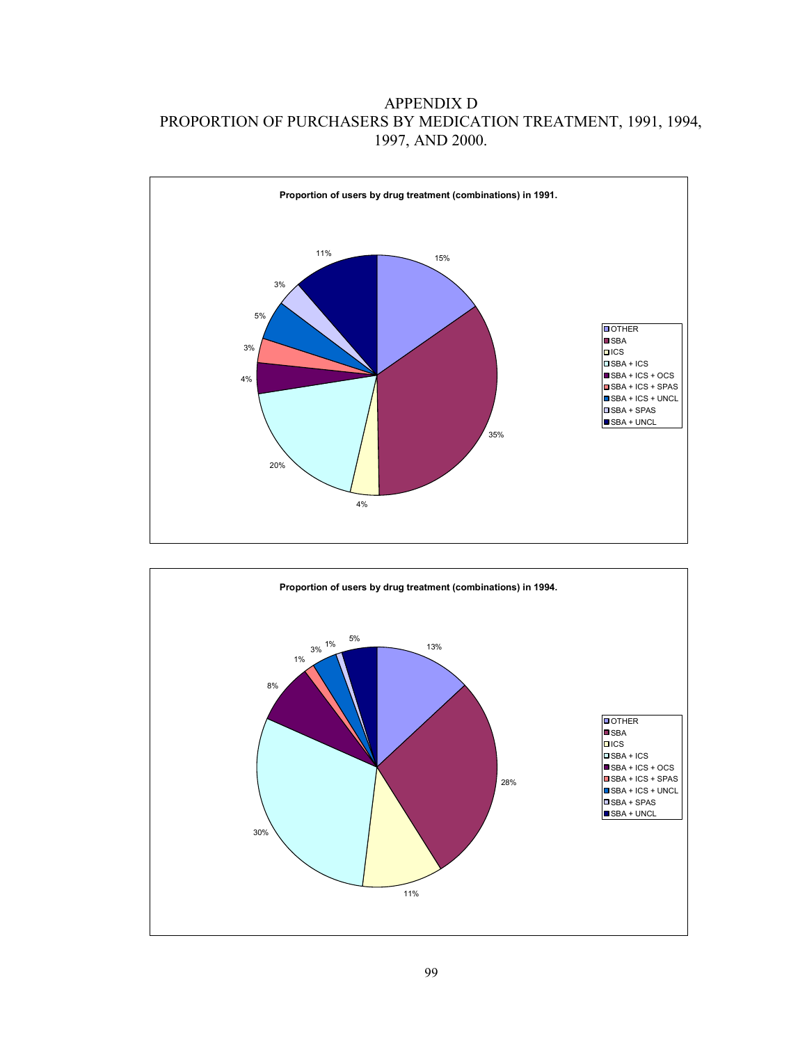# APPENDIX D
# PROPORTION OF PURCHASERS BY MEDICATION TREATMENT, 1991, 1994, 1997, AND 2000.

**Proportion of users by drug treatment (combinations) in 1991.**

15%
35%
4%
20%
4%
3%
5%
3%
11%

OTHER
SBA
ICS
SBA + ICS
SBA + ICS + OCS
SBA + ICS + SPAS
SBA + ICS + UNCL
SBA + SPAS
SBA + UNCL

**Proportion of users by drug treatment (combinations) in 1994.**

13%
28%
11%
30%
8%
1%
3%
1%
5%

OTHER
SBA
ICS
SBA + ICS
SBA + ICS + OCS
SBA + ICS + SPAS
SBA + ICS + UNCL
SBA + SPAS
SBA + UNCL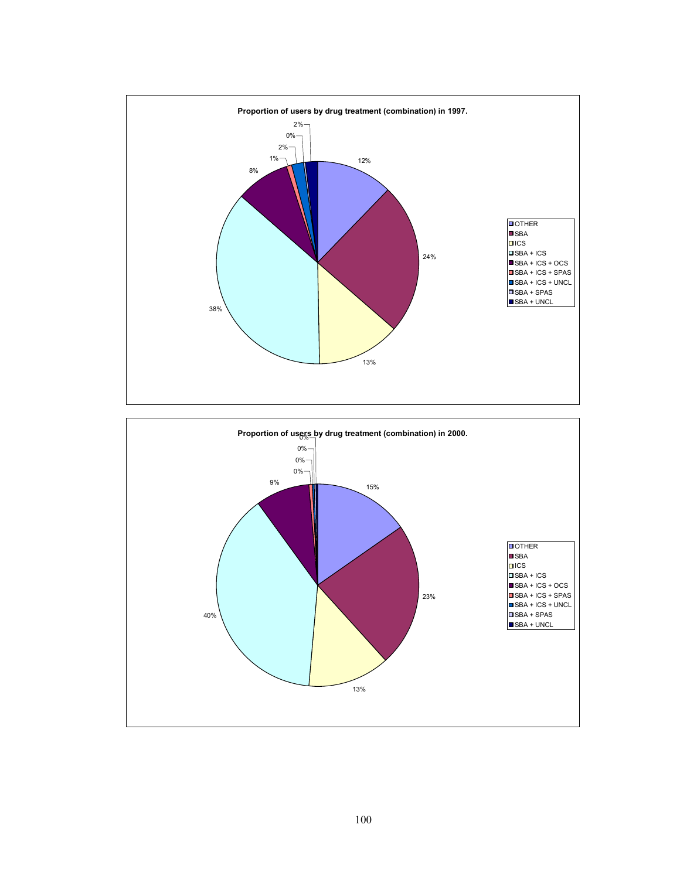**Proportion of users by drug treatment (combination) in 1997.**

2%
0%
2%
1%
8%
12%
24%
38%
13%

OTHER
SBA
ICS
SBA + ICS
SBA + ICS + OCS
SBA + ICS + SPAS
SBA + ICS + UNCL
SBA + SPAS
SBA + UNCL

**Proportion of users by drug treatment (combination) in 2000.**

0%
0%
0%
0%
9%
15%
23%
40%
13%

OTHER
SBA
ICS
SBA + ICS
SBA + ICS + OCS
SBA + ICS + SPAS
SBA + ICS + UNCL
SBA + SPAS
SBA + UNCL